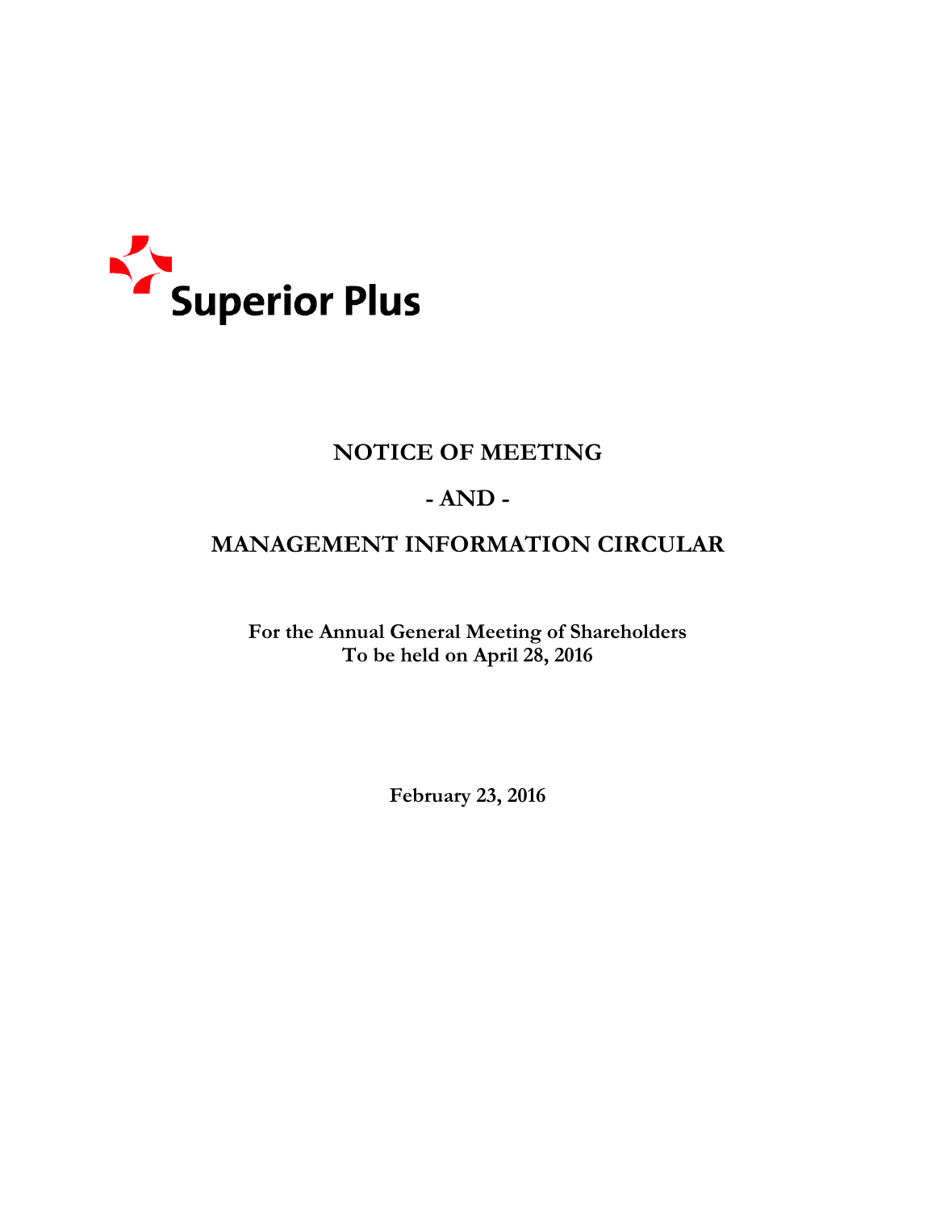Superior Plus

# NOTICE OF MEETING

# - AND -

# MANAGEMENT INFORMATION CIRCULAR

**For the Annual General Meeting of Shareholders**
**To be held on April 28, 2016**

**February 23, 2016**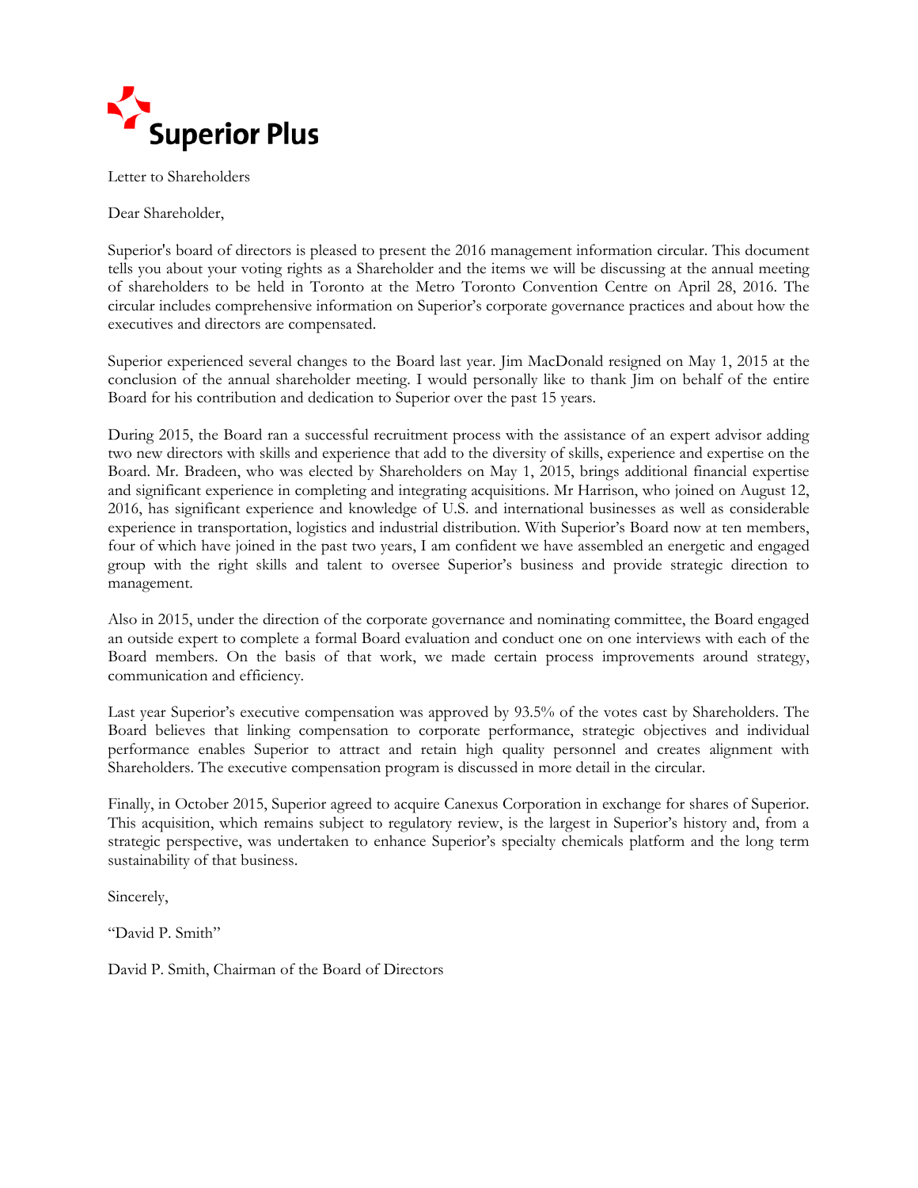Superior Plus

Letter to Shareholders

Dear Shareholder,

Superior's board of directors is pleased to present the 2016 management information circular. This document tells you about your voting rights as a Shareholder and the items we will be discussing at the annual meeting of shareholders to be held in Toronto at the Metro Toronto Convention Centre on April 28, 2016. The circular includes comprehensive information on Superior's corporate governance practices and about how the executives and directors are compensated.

Superior experienced several changes to the Board last year. Jim MacDonald resigned on May 1, 2015 at the conclusion of the annual shareholder meeting. I would personally like to thank Jim on behalf of the entire Board for his contribution and dedication to Superior over the past 15 years.

During 2015, the Board ran a successful recruitment process with the assistance of an expert advisor adding two new directors with skills and experience that add to the diversity of skills, experience and expertise on the Board. Mr. Bradeen, who was elected by Shareholders on May 1, 2015, brings additional financial expertise and significant experience in completing and integrating acquisitions. Mr Harrison, who joined on August 12, 2016, has significant experience and knowledge of U.S. and international businesses as well as considerable experience in transportation, logistics and industrial distribution. With Superior's Board now at ten members, four of which have joined in the past two years, I am confident we have assembled an energetic and engaged group with the right skills and talent to oversee Superior's business and provide strategic direction to management.

Also in 2015, under the direction of the corporate governance and nominating committee, the Board engaged an outside expert to complete a formal Board evaluation and conduct one on one interviews with each of the Board members. On the basis of that work, we made certain process improvements around strategy, communication and efficiency.

Last year Superior's executive compensation was approved by 93.5% of the votes cast by Shareholders. The Board believes that linking compensation to corporate performance, strategic objectives and individual performance enables Superior to attract and retain high quality personnel and creates alignment with Shareholders. The executive compensation program is discussed in more detail in the circular.

Finally, in October 2015, Superior agreed to acquire Canexus Corporation in exchange for shares of Superior. This acquisition, which remains subject to regulatory review, is the largest in Superior's history and, from a strategic perspective, was undertaken to enhance Superior's specialty chemicals platform and the long term sustainability of that business.

Sincerely,

"David P. Smith"

David P. Smith, Chairman of the Board of Directors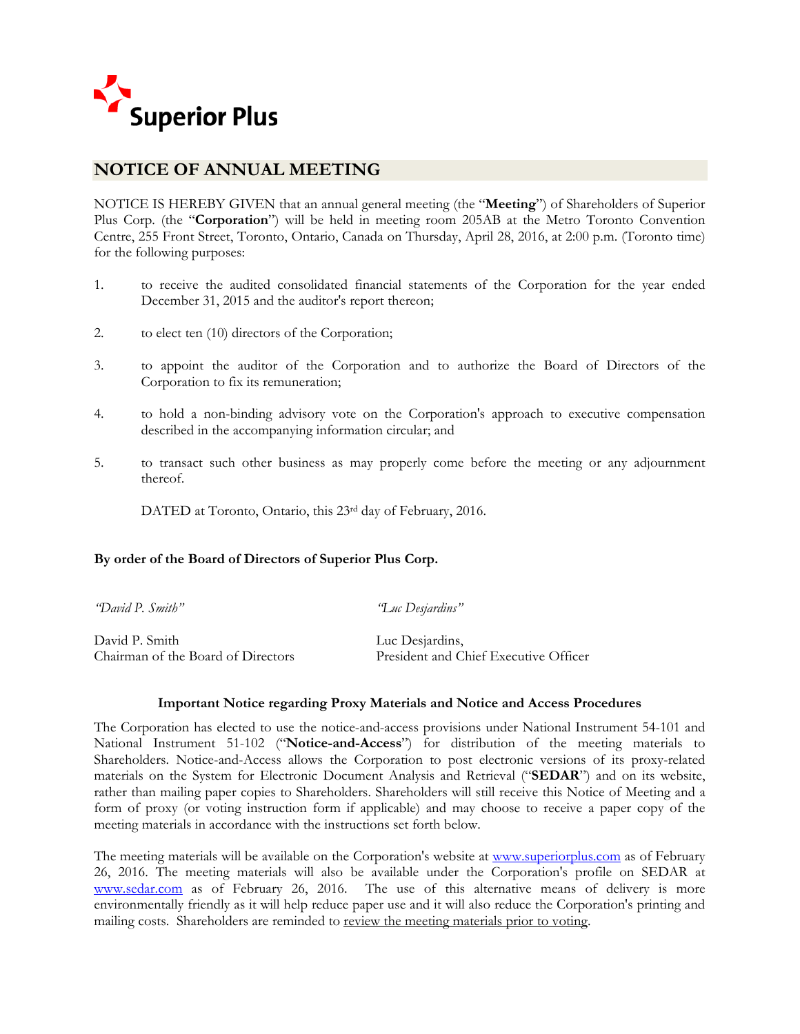Superior Plus

## NOTICE OF ANNUAL MEETING

NOTICE IS HEREBY GIVEN that an annual general meeting (the "**Meeting**") of Shareholders of Superior Plus Corp. (the "**Corporation**") will be held in meeting room 205AB at the Metro Toronto Convention Centre, 255 Front Street, Toronto, Ontario, Canada on Thursday, April 28, 2016, at 2:00 p.m. (Toronto time) for the following purposes:

1. to receive the audited consolidated financial statements of the Corporation for the year ended December 31, 2015 and the auditor's report thereon;
2. to elect ten (10) directors of the Corporation;
3. to appoint the auditor of the Corporation and to authorize the Board of Directors of the Corporation to fix its remuneration;
4. to hold a non-binding advisory vote on the Corporation's approach to executive compensation described in the accompanying information circular; and
5. to transact such other business as may properly come before the meeting or any adjournment thereof.

DATED at Toronto, Ontario, this 23rd day of February, 2016.

**By order of the Board of Directors of Superior Plus Corp.**

| | |
|---|---|
| *"David P. Smith"* | *"Luc Desjardins"* |
| David P. Smith<br>Chairman of the Board of Directors | Luc Desjardins,<br>President and Chief Executive Officer |

**Important Notice regarding Proxy Materials and Notice and Access Procedures**

The Corporation has elected to use the notice-and-access provisions under National Instrument 54-101 and National Instrument 51-102 ("**Notice-and-Access**") for distribution of the meeting materials to Shareholders. Notice-and-Access allows the Corporation to post electronic versions of its proxy-related materials on the System for Electronic Document Analysis and Retrieval ("**SEDAR**") and on its website, rather than mailing paper copies to Shareholders. Shareholders will still receive this Notice of Meeting and a form of proxy (or voting instruction form if applicable) and may choose to receive a paper copy of the meeting materials in accordance with the instructions set forth below.

The meeting materials will be available on the Corporation's website at www.superiorplus.com as of February 26, 2016. The meeting materials will also be available under the Corporation's profile on SEDAR at www.sedar.com as of February 26, 2016. The use of this alternative means of delivery is more environmentally friendly as it will help reduce paper use and it will also reduce the Corporation's printing and mailing costs. Shareholders are reminded to review the meeting materials prior to voting.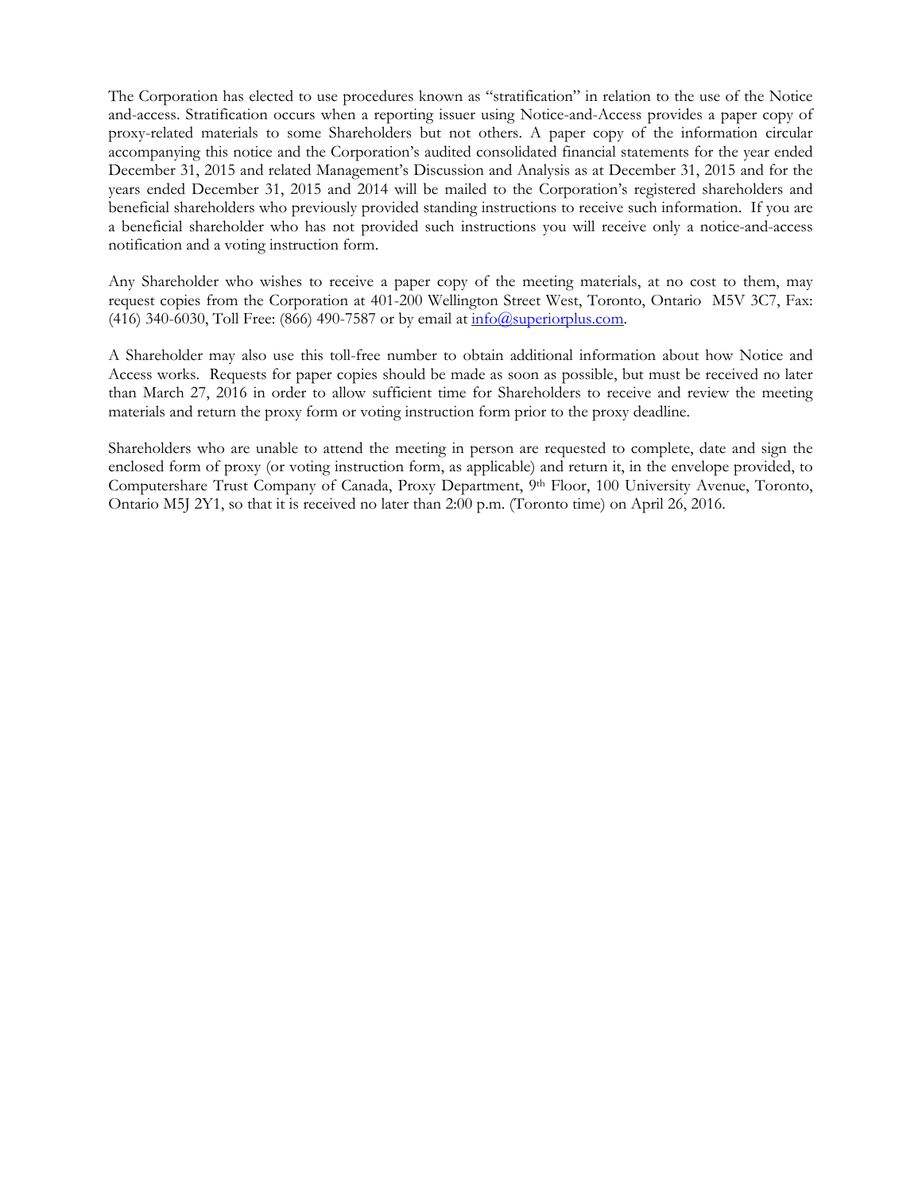The Corporation has elected to use procedures known as "stratification" in relation to the use of the Notice and-access. Stratification occurs when a reporting issuer using Notice-and-Access provides a paper copy of proxy-related materials to some Shareholders but not others. A paper copy of the information circular accompanying this notice and the Corporation's audited consolidated financial statements for the year ended December 31, 2015 and related Management's Discussion and Analysis as at December 31, 2015 and for the years ended December 31, 2015 and 2014 will be mailed to the Corporation's registered shareholders and beneficial shareholders who previously provided standing instructions to receive such information. If you are a beneficial shareholder who has not provided such instructions you will receive only a notice-and-access notification and a voting instruction form.

Any Shareholder who wishes to receive a paper copy of the meeting materials, at no cost to them, may request copies from the Corporation at 401-200 Wellington Street West, Toronto, Ontario M5V 3C7, Fax: (416) 340-6030, Toll Free: (866) 490-7587 or by email at info@superiorplus.com.

A Shareholder may also use this toll-free number to obtain additional information about how Notice and Access works. Requests for paper copies should be made as soon as possible, but must be received no later than March 27, 2016 in order to allow sufficient time for Shareholders to receive and review the meeting materials and return the proxy form or voting instruction form prior to the proxy deadline.

Shareholders who are unable to attend the meeting in person are requested to complete, date and sign the enclosed form of proxy (or voting instruction form, as applicable) and return it, in the envelope provided, to Computershare Trust Company of Canada, Proxy Department, 9th Floor, 100 University Avenue, Toronto, Ontario M5J 2Y1, so that it is received no later than 2:00 p.m. (Toronto time) on April 26, 2016.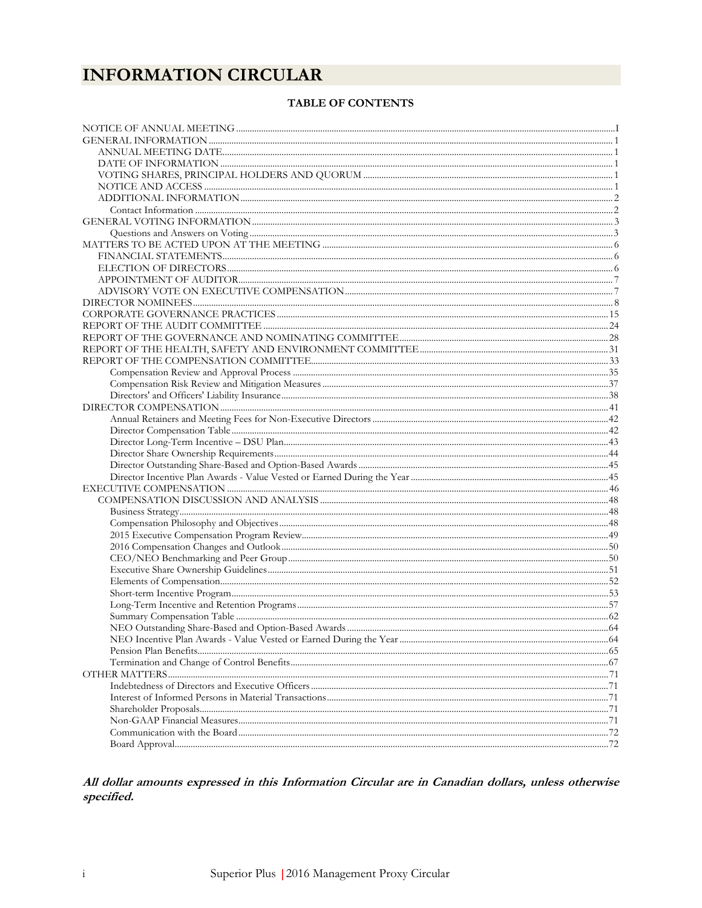# INFORMATION CIRCULAR

**TABLE OF CONTENTS**

NOTICE OF ANNUAL MEETING ..... I
GENERAL INFORMATION ..... 1
- ANNUAL MEETING DATE ..... 1
- DATE OF INFORMATION ..... 1
- VOTING SHARES, PRINCIPAL HOLDERS AND QUORUM ..... 1
- NOTICE AND ACCESS ..... 1
- ADDITIONAL INFORMATION ..... 2
  - Contact Information ..... 2

GENERAL VOTING INFORMATION ..... 3
- Questions and Answers on Voting ..... 3

MATTERS TO BE ACTED UPON AT THE MEETING ..... 6
- FINANCIAL STATEMENTS ..... 6
- ELECTION OF DIRECTORS ..... 6
- APPOINTMENT OF AUDITOR ..... 7
- ADVISORY VOTE ON EXECUTIVE COMPENSATION ..... 7

DIRECTOR NOMINEES ..... 8
CORPORATE GOVERNANCE PRACTICES ..... 15
REPORT OF THE AUDIT COMMITTEE ..... 24
REPORT OF THE GOVERNANCE AND NOMINATING COMMITTEE ..... 28
REPORT OF THE HEALTH, SAFETY AND ENVIRONMENT COMMITTEE ..... 31
REPORT OF THE COMPENSATION COMMITTEE ..... 33
- Compensation Review and Approval Process ..... 35
- Compensation Risk Review and Mitigation Measures ..... 37
- Directors' and Officers' Liability Insurance ..... 38

DIRECTOR COMPENSATION ..... 41
- Annual Retainers and Meeting Fees for Non-Executive Directors ..... 42
- Director Compensation Table ..... 42
- Director Long-Term Incentive – DSU Plan ..... 43
- Director Share Ownership Requirements ..... 44
- Director Outstanding Share-Based and Option-Based Awards ..... 45
- Director Incentive Plan Awards - Value Vested or Earned During the Year ..... 45

EXECUTIVE COMPENSATION ..... 46
- COMPENSATION DISCUSSION AND ANALYSIS ..... 48
  - Business Strategy ..... 48
  - Compensation Philosophy and Objectives ..... 48
  - 2015 Executive Compensation Program Review ..... 49
  - 2016 Compensation Changes and Outlook ..... 50
  - CEO/NEO Benchmarking and Peer Group ..... 50
  - Executive Share Ownership Guidelines ..... 51
  - Elements of Compensation ..... 52
  - Short-term Incentive Program ..... 53
  - Long-Term Incentive and Retention Programs ..... 57
  - Summary Compensation Table ..... 62
  - NEO Outstanding Share-Based and Option-Based Awards ..... 64
  - NEO Incentive Plan Awards - Value Vested or Earned During the Year ..... 64
  - Pension Plan Benefits ..... 65
  - Termination and Change of Control Benefits ..... 67

OTHER MATTERS ..... 71
- Indebtedness of Directors and Executive Officers ..... 71
- Interest of Informed Persons in Material Transactions ..... 71
- Shareholder Proposals ..... 71
- Non-GAAP Financial Measures ..... 71
- Communication with the Board ..... 72
- Board Approval ..... 72

***All dollar amounts expressed in this Information Circular are in Canadian dollars, unless otherwise specified.***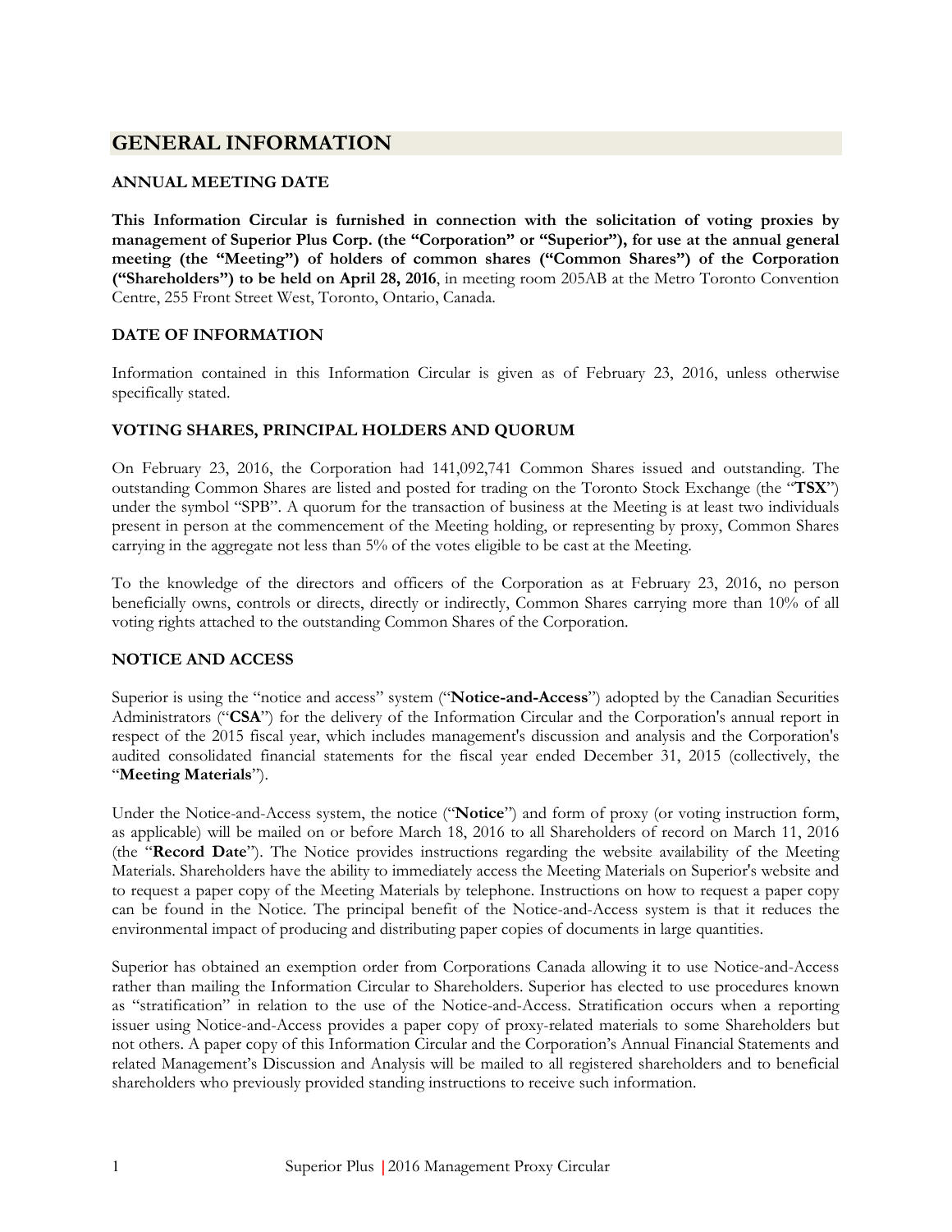# GENERAL INFORMATION

## ANNUAL MEETING DATE

**This Information Circular is furnished in connection with the solicitation of voting proxies by management of Superior Plus Corp. (the "Corporation" or "Superior"), for use at the annual general meeting (the "Meeting") of holders of common shares ("Common Shares") of the Corporation ("Shareholders") to be held on April 28, 2016**, in meeting room 205AB at the Metro Toronto Convention Centre, 255 Front Street West, Toronto, Ontario, Canada.

## DATE OF INFORMATION

Information contained in this Information Circular is given as of February 23, 2016, unless otherwise specifically stated.

## VOTING SHARES, PRINCIPAL HOLDERS AND QUORUM

On February 23, 2016, the Corporation had 141,092,741 Common Shares issued and outstanding. The outstanding Common Shares are listed and posted for trading on the Toronto Stock Exchange (the "**TSX**") under the symbol "SPB". A quorum for the transaction of business at the Meeting is at least two individuals present in person at the commencement of the Meeting holding, or representing by proxy, Common Shares carrying in the aggregate not less than 5% of the votes eligible to be cast at the Meeting.

To the knowledge of the directors and officers of the Corporation as at February 23, 2016, no person beneficially owns, controls or directs, directly or indirectly, Common Shares carrying more than 10% of all voting rights attached to the outstanding Common Shares of the Corporation.

## NOTICE AND ACCESS

Superior is using the "notice and access" system ("**Notice-and-Access**") adopted by the Canadian Securities Administrators ("**CSA**") for the delivery of the Information Circular and the Corporation's annual report in respect of the 2015 fiscal year, which includes management's discussion and analysis and the Corporation's audited consolidated financial statements for the fiscal year ended December 31, 2015 (collectively, the "**Meeting Materials**").

Under the Notice-and-Access system, the notice ("**Notice**") and form of proxy (or voting instruction form, as applicable) will be mailed on or before March 18, 2016 to all Shareholders of record on March 11, 2016 (the "**Record Date**"). The Notice provides instructions regarding the website availability of the Meeting Materials. Shareholders have the ability to immediately access the Meeting Materials on Superior's website and to request a paper copy of the Meeting Materials by telephone. Instructions on how to request a paper copy can be found in the Notice. The principal benefit of the Notice-and-Access system is that it reduces the environmental impact of producing and distributing paper copies of documents in large quantities.

Superior has obtained an exemption order from Corporations Canada allowing it to use Notice-and-Access rather than mailing the Information Circular to Shareholders. Superior has elected to use procedures known as "stratification" in relation to the use of the Notice-and-Access. Stratification occurs when a reporting issuer using Notice-and-Access provides a paper copy of proxy-related materials to some Shareholders but not others. A paper copy of this Information Circular and the Corporation's Annual Financial Statements and related Management's Discussion and Analysis will be mailed to all registered shareholders and to beneficial shareholders who previously provided standing instructions to receive such information.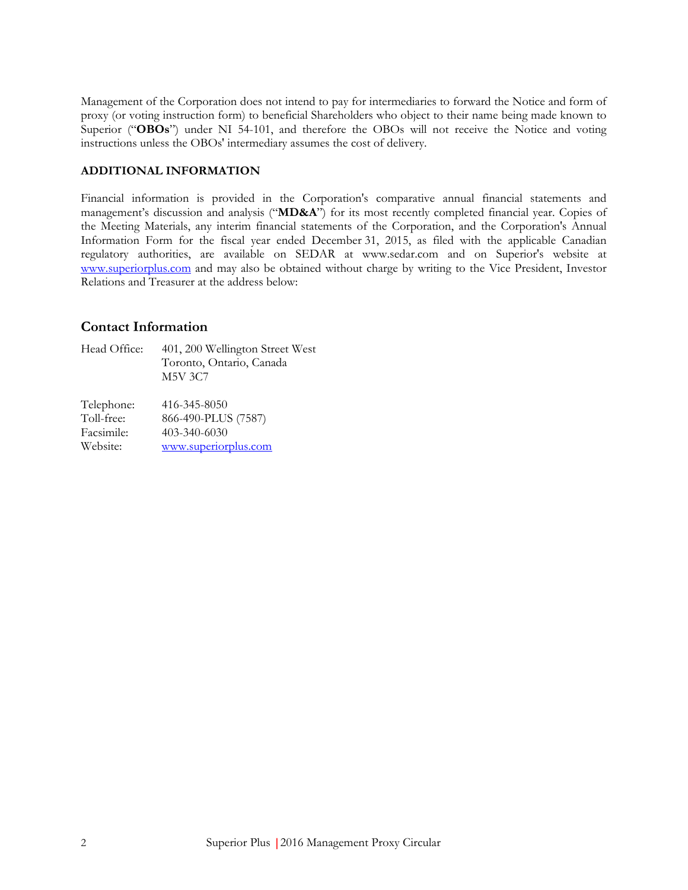Management of the Corporation does not intend to pay for intermediaries to forward the Notice and form of proxy (or voting instruction form) to beneficial Shareholders who object to their name being made known to Superior ("**OBOs**") under NI 54-101, and therefore the OBOs will not receive the Notice and voting instructions unless the OBOs' intermediary assumes the cost of delivery.

**ADDITIONAL INFORMATION**

Financial information is provided in the Corporation's comparative annual financial statements and management's discussion and analysis ("**MD&A**") for its most recently completed financial year. Copies of the Meeting Materials, any interim financial statements of the Corporation, and the Corporation's Annual Information Form for the fiscal year ended December 31, 2015, as filed with the applicable Canadian regulatory authorities, are available on SEDAR at www.sedar.com and on Superior's website at www.superiorplus.com and may also be obtained without charge by writing to the Vice President, Investor Relations and Treasurer at the address below:

## Contact Information

Head Office: 401, 200 Wellington Street West
Toronto, Ontario, Canada
M5V 3C7

Telephone: 416-345-8050
Toll-free: 866-490-PLUS (7587)
Facsimile: 403-340-6030
Website: www.superiorplus.com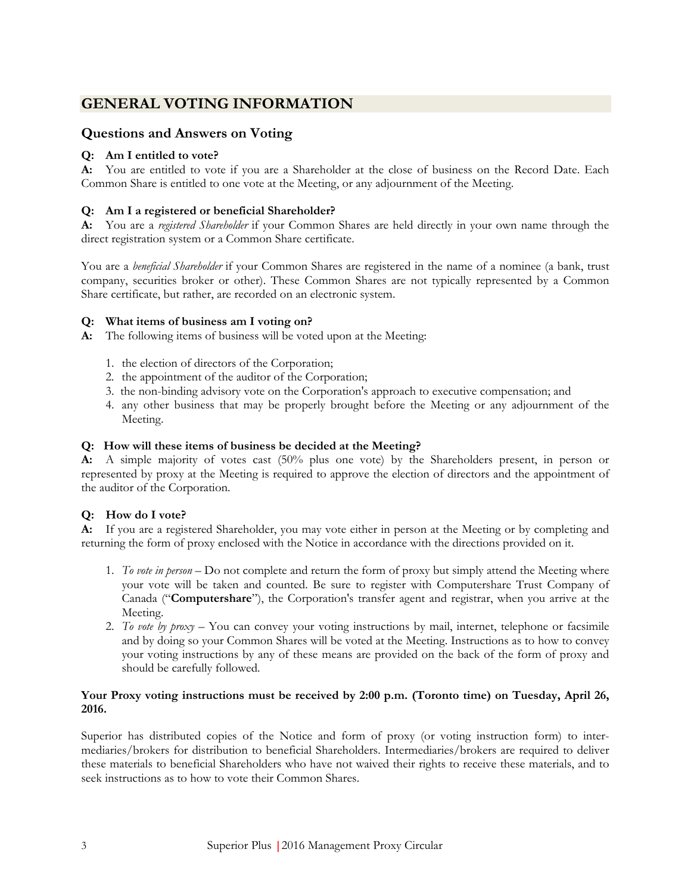## GENERAL VOTING INFORMATION

### Questions and Answers on Voting

**Q: Am I entitled to vote?**

**A:** You are entitled to vote if you are a Shareholder at the close of business on the Record Date. Each Common Share is entitled to one vote at the Meeting, or any adjournment of the Meeting.

**Q: Am I a registered or beneficial Shareholder?**

**A:** You are a *registered Shareholder* if your Common Shares are held directly in your own name through the direct registration system or a Common Share certificate.

You are a *beneficial Shareholder* if your Common Shares are registered in the name of a nominee (a bank, trust company, securities broker or other). These Common Shares are not typically represented by a Common Share certificate, but rather, are recorded on an electronic system.

**Q: What items of business am I voting on?**

**A:** The following items of business will be voted upon at the Meeting:

1. the election of directors of the Corporation;
2. the appointment of the auditor of the Corporation;
3. the non-binding advisory vote on the Corporation's approach to executive compensation; and
4. any other business that may be properly brought before the Meeting or any adjournment of the Meeting.

**Q: How will these items of business be decided at the Meeting?**

**A:** A simple majority of votes cast (50% plus one vote) by the Shareholders present, in person or represented by proxy at the Meeting is required to approve the election of directors and the appointment of the auditor of the Corporation.

**Q: How do I vote?**

**A:** If you are a registered Shareholder, you may vote either in person at the Meeting or by completing and returning the form of proxy enclosed with the Notice in accordance with the directions provided on it.

1. *To vote in person* – Do not complete and return the form of proxy but simply attend the Meeting where your vote will be taken and counted. Be sure to register with Computershare Trust Company of Canada ("**Computershare**"), the Corporation's transfer agent and registrar, when you arrive at the Meeting.
2. *To vote by proxy* – You can convey your voting instructions by mail, internet, telephone or facsimile and by doing so your Common Shares will be voted at the Meeting. Instructions as to how to convey your voting instructions by any of these means are provided on the back of the form of proxy and should be carefully followed.

**Your Proxy voting instructions must be received by 2:00 p.m. (Toronto time) on Tuesday, April 26, 2016.**

Superior has distributed copies of the Notice and form of proxy (or voting instruction form) to intermediaries/brokers for distribution to beneficial Shareholders. Intermediaries/brokers are required to deliver these materials to beneficial Shareholders who have not waived their rights to receive these materials, and to seek instructions as to how to vote their Common Shares.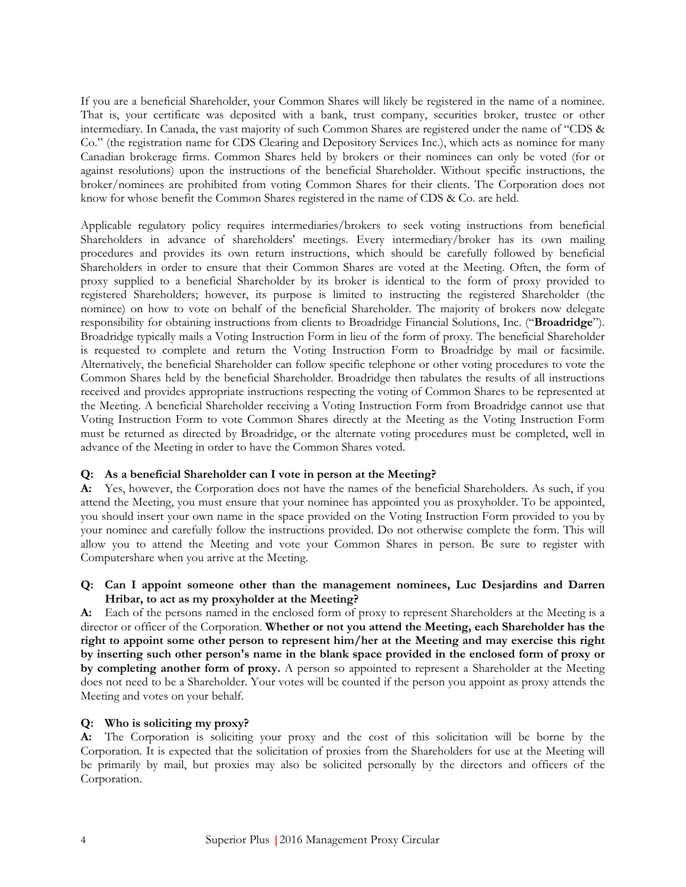If you are a beneficial Shareholder, your Common Shares will likely be registered in the name of a nominee. That is, your certificate was deposited with a bank, trust company, securities broker, trustee or other intermediary. In Canada, the vast majority of such Common Shares are registered under the name of "CDS & Co." (the registration name for CDS Clearing and Depository Services Inc.), which acts as nominee for many Canadian brokerage firms. Common Shares held by brokers or their nominees can only be voted (for or against resolutions) upon the instructions of the beneficial Shareholder. Without specific instructions, the broker/nominees are prohibited from voting Common Shares for their clients. The Corporation does not know for whose benefit the Common Shares registered in the name of CDS & Co. are held.

Applicable regulatory policy requires intermediaries/brokers to seek voting instructions from beneficial Shareholders in advance of shareholders' meetings. Every intermediary/broker has its own mailing procedures and provides its own return instructions, which should be carefully followed by beneficial Shareholders in order to ensure that their Common Shares are voted at the Meeting. Often, the form of proxy supplied to a beneficial Shareholder by its broker is identical to the form of proxy provided to registered Shareholders; however, its purpose is limited to instructing the registered Shareholder (the nominee) on how to vote on behalf of the beneficial Shareholder. The majority of brokers now delegate responsibility for obtaining instructions from clients to Broadridge Financial Solutions, Inc. ("**Broadridge**"). Broadridge typically mails a Voting Instruction Form in lieu of the form of proxy. The beneficial Shareholder is requested to complete and return the Voting Instruction Form to Broadridge by mail or facsimile. Alternatively, the beneficial Shareholder can follow specific telephone or other voting procedures to vote the Common Shares held by the beneficial Shareholder. Broadridge then tabulates the results of all instructions received and provides appropriate instructions respecting the voting of Common Shares to be represented at the Meeting. A beneficial Shareholder receiving a Voting Instruction Form from Broadridge cannot use that Voting Instruction Form to vote Common Shares directly at the Meeting as the Voting Instruction Form must be returned as directed by Broadridge, or the alternate voting procedures must be completed, well in advance of the Meeting in order to have the Common Shares voted.

**Q: As a beneficial Shareholder can I vote in person at the Meeting?**

**A:** Yes, however, the Corporation does not have the names of the beneficial Shareholders. As such, if you attend the Meeting, you must ensure that your nominee has appointed you as proxyholder. To be appointed, you should insert your own name in the space provided on the Voting Instruction Form provided to you by your nominee and carefully follow the instructions provided. Do not otherwise complete the form. This will allow you to attend the Meeting and vote your Common Shares in person. Be sure to register with Computershare when you arrive at the Meeting.

**Q: Can I appoint someone other than the management nominees, Luc Desjardins and Darren Hribar, to act as my proxyholder at the Meeting?**

**A:** Each of the persons named in the enclosed form of proxy to represent Shareholders at the Meeting is a director or officer of the Corporation. **Whether or not you attend the Meeting, each Shareholder has the right to appoint some other person to represent him/her at the Meeting and may exercise this right by inserting such other person's name in the blank space provided in the enclosed form of proxy or by completing another form of proxy.** A person so appointed to represent a Shareholder at the Meeting does not need to be a Shareholder. Your votes will be counted if the person you appoint as proxy attends the Meeting and votes on your behalf.

**Q: Who is soliciting my proxy?**

**A:** The Corporation is soliciting your proxy and the cost of this solicitation will be borne by the Corporation. It is expected that the solicitation of proxies from the Shareholders for use at the Meeting will be primarily by mail, but proxies may also be solicited personally by the directors and officers of the Corporation.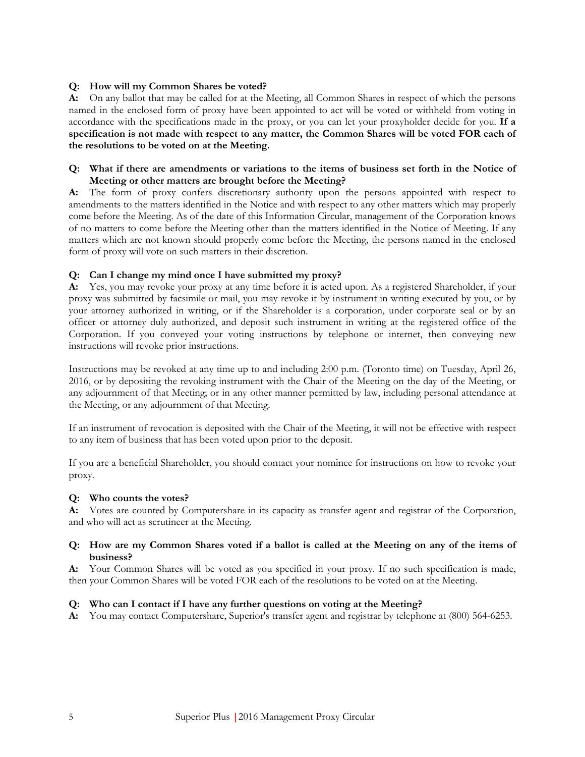**Q: How will my Common Shares be voted?**

**A:** On any ballot that may be called for at the Meeting, all Common Shares in respect of which the persons named in the enclosed form of proxy have been appointed to act will be voted or withheld from voting in accordance with the specifications made in the proxy, or you can let your proxyholder decide for you. **If a specification is not made with respect to any matter, the Common Shares will be voted FOR each of the resolutions to be voted on at the Meeting.**

**Q: What if there are amendments or variations to the items of business set forth in the Notice of Meeting or other matters are brought before the Meeting?**

**A:** The form of proxy confers discretionary authority upon the persons appointed with respect to amendments to the matters identified in the Notice and with respect to any other matters which may properly come before the Meeting. As of the date of this Information Circular, management of the Corporation knows of no matters to come before the Meeting other than the matters identified in the Notice of Meeting. If any matters which are not known should properly come before the Meeting, the persons named in the enclosed form of proxy will vote on such matters in their discretion.

**Q: Can I change my mind once I have submitted my proxy?**

**A:** Yes, you may revoke your proxy at any time before it is acted upon. As a registered Shareholder, if your proxy was submitted by facsimile or mail, you may revoke it by instrument in writing executed by you, or by your attorney authorized in writing, or if the Shareholder is a corporation, under corporate seal or by an officer or attorney duly authorized, and deposit such instrument in writing at the registered office of the Corporation. If you conveyed your voting instructions by telephone or internet, then conveying new instructions will revoke prior instructions.

Instructions may be revoked at any time up to and including 2:00 p.m. (Toronto time) on Tuesday, April 26, 2016, or by depositing the revoking instrument with the Chair of the Meeting on the day of the Meeting, or any adjournment of that Meeting; or in any other manner permitted by law, including personal attendance at the Meeting, or any adjournment of that Meeting.

If an instrument of revocation is deposited with the Chair of the Meeting, it will not be effective with respect to any item of business that has been voted upon prior to the deposit.

If you are a beneficial Shareholder, you should contact your nominee for instructions on how to revoke your proxy.

**Q: Who counts the votes?**

**A:** Votes are counted by Computershare in its capacity as transfer agent and registrar of the Corporation, and who will act as scrutineer at the Meeting.

**Q: How are my Common Shares voted if a ballot is called at the Meeting on any of the items of business?**

**A:** Your Common Shares will be voted as you specified in your proxy. If no such specification is made, then your Common Shares will be voted FOR each of the resolutions to be voted on at the Meeting.

**Q: Who can I contact if I have any further questions on voting at the Meeting?**

**A:** You may contact Computershare, Superior's transfer agent and registrar by telephone at (800) 564-6253.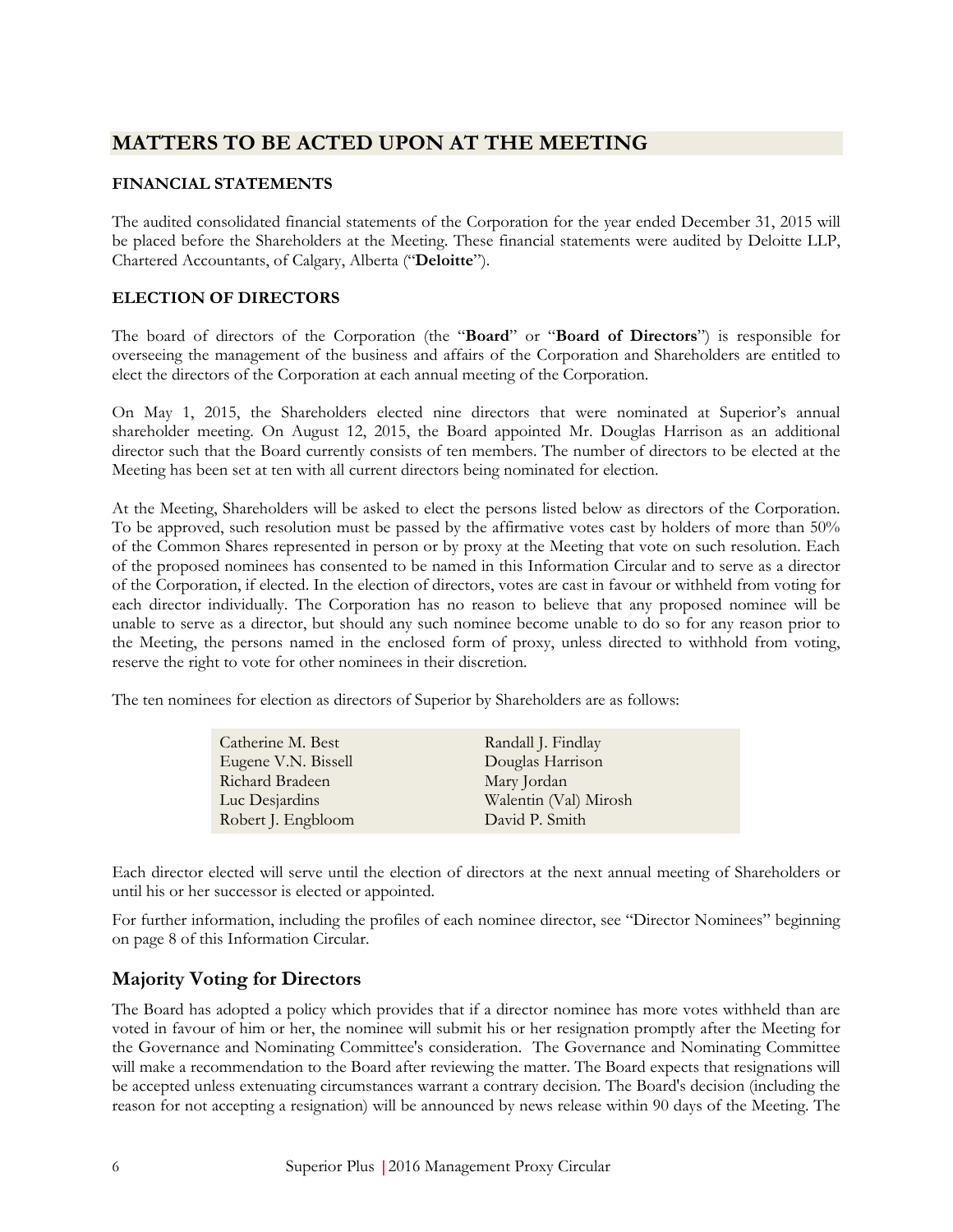## MATTERS TO BE ACTED UPON AT THE MEETING

### FINANCIAL STATEMENTS

The audited consolidated financial statements of the Corporation for the year ended December 31, 2015 will be placed before the Shareholders at the Meeting. These financial statements were audited by Deloitte LLP, Chartered Accountants, of Calgary, Alberta ("**Deloitte**").

### ELECTION OF DIRECTORS

The board of directors of the Corporation (the "**Board**" or "**Board of Directors**") is responsible for overseeing the management of the business and affairs of the Corporation and Shareholders are entitled to elect the directors of the Corporation at each annual meeting of the Corporation.

On May 1, 2015, the Shareholders elected nine directors that were nominated at Superior's annual shareholder meeting. On August 12, 2015, the Board appointed Mr. Douglas Harrison as an additional director such that the Board currently consists of ten members. The number of directors to be elected at the Meeting has been set at ten with all current directors being nominated for election.

At the Meeting, Shareholders will be asked to elect the persons listed below as directors of the Corporation. To be approved, such resolution must be passed by the affirmative votes cast by holders of more than 50% of the Common Shares represented in person or by proxy at the Meeting that vote on such resolution. Each of the proposed nominees has consented to be named in this Information Circular and to serve as a director of the Corporation, if elected. In the election of directors, votes are cast in favour or withheld from voting for each director individually. The Corporation has no reason to believe that any proposed nominee will be unable to serve as a director, but should any such nominee become unable to do so for any reason prior to the Meeting, the persons named in the enclosed form of proxy, unless directed to withhold from voting, reserve the right to vote for other nominees in their discretion.

The ten nominees for election as directors of Superior by Shareholders are as follows:

| | |
|---|---|
| Catherine M. Best | Randall J. Findlay |
| Eugene V.N. Bissell | Douglas Harrison |
| Richard Bradeen | Mary Jordan |
| Luc Desjardins | Walentin (Val) Mirosh |
| Robert J. Engbloom | David P. Smith |

Each director elected will serve until the election of directors at the next annual meeting of Shareholders or until his or her successor is elected or appointed.

For further information, including the profiles of each nominee director, see "Director Nominees" beginning on page 8 of this Information Circular.

## Majority Voting for Directors

The Board has adopted a policy which provides that if a director nominee has more votes withheld than are voted in favour of him or her, the nominee will submit his or her resignation promptly after the Meeting for the Governance and Nominating Committee's consideration. The Governance and Nominating Committee will make a recommendation to the Board after reviewing the matter. The Board expects that resignations will be accepted unless extenuating circumstances warrant a contrary decision. The Board's decision (including the reason for not accepting a resignation) will be announced by news release within 90 days of the Meeting. The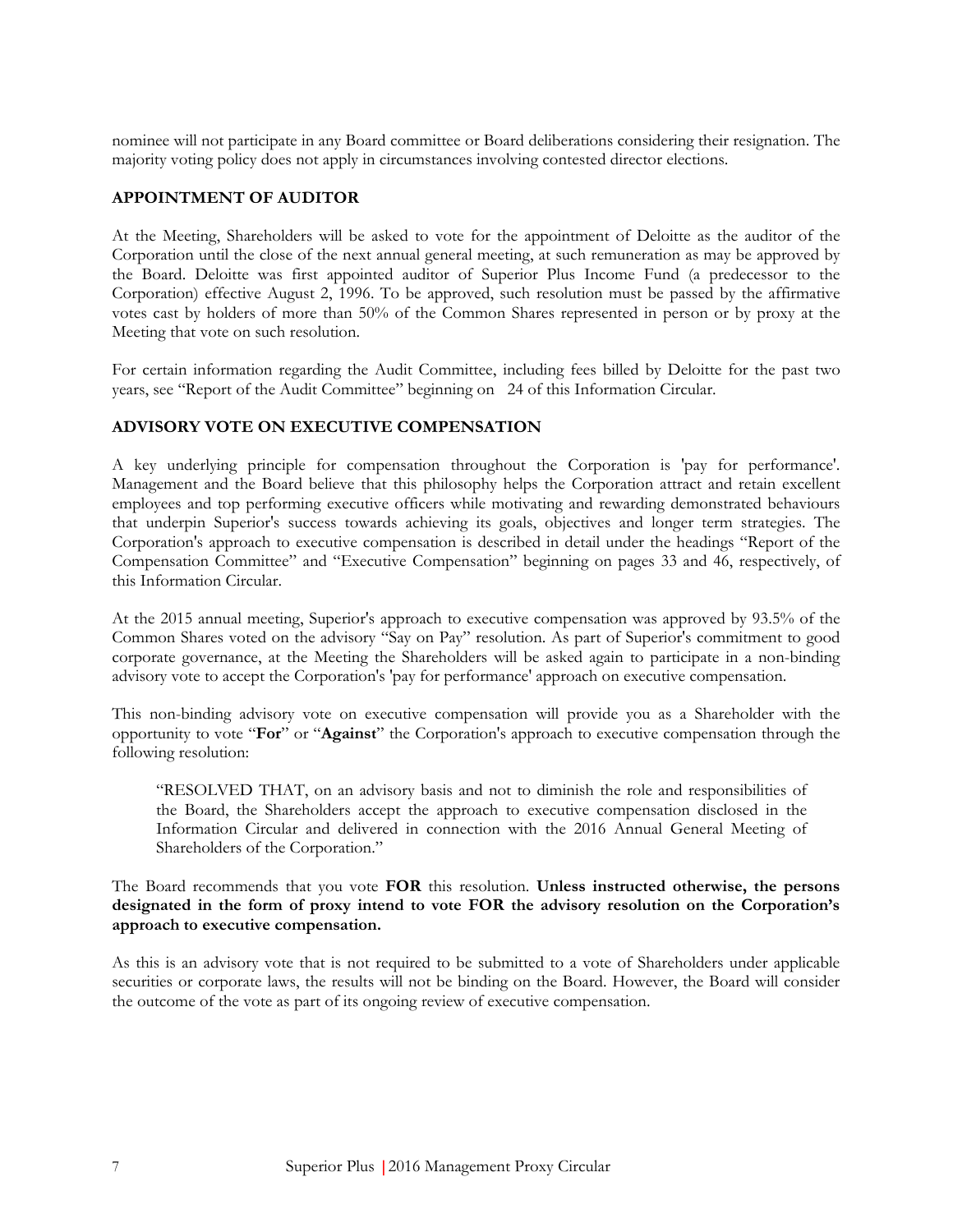nominee will not participate in any Board committee or Board deliberations considering their resignation. The majority voting policy does not apply in circumstances involving contested director elections.

## APPOINTMENT OF AUDITOR

At the Meeting, Shareholders will be asked to vote for the appointment of Deloitte as the auditor of the Corporation until the close of the next annual general meeting, at such remuneration as may be approved by the Board. Deloitte was first appointed auditor of Superior Plus Income Fund (a predecessor to the Corporation) effective August 2, 1996. To be approved, such resolution must be passed by the affirmative votes cast by holders of more than 50% of the Common Shares represented in person or by proxy at the Meeting that vote on such resolution.

For certain information regarding the Audit Committee, including fees billed by Deloitte for the past two years, see "Report of the Audit Committee" beginning on 24 of this Information Circular.

## ADVISORY VOTE ON EXECUTIVE COMPENSATION

A key underlying principle for compensation throughout the Corporation is 'pay for performance'. Management and the Board believe that this philosophy helps the Corporation attract and retain excellent employees and top performing executive officers while motivating and rewarding demonstrated behaviours that underpin Superior's success towards achieving its goals, objectives and longer term strategies. The Corporation's approach to executive compensation is described in detail under the headings "Report of the Compensation Committee" and "Executive Compensation" beginning on pages 33 and 46, respectively, of this Information Circular.

At the 2015 annual meeting, Superior's approach to executive compensation was approved by 93.5% of the Common Shares voted on the advisory "Say on Pay" resolution. As part of Superior's commitment to good corporate governance, at the Meeting the Shareholders will be asked again to participate in a non-binding advisory vote to accept the Corporation's 'pay for performance' approach on executive compensation.

This non-binding advisory vote on executive compensation will provide you as a Shareholder with the opportunity to vote "**For**" or "**Against**" the Corporation's approach to executive compensation through the following resolution:

> "RESOLVED THAT, on an advisory basis and not to diminish the role and responsibilities of the Board, the Shareholders accept the approach to executive compensation disclosed in the Information Circular and delivered in connection with the 2016 Annual General Meeting of Shareholders of the Corporation."

The Board recommends that you vote **FOR** this resolution. **Unless instructed otherwise, the persons designated in the form of proxy intend to vote FOR the advisory resolution on the Corporation's approach to executive compensation.**

As this is an advisory vote that is not required to be submitted to a vote of Shareholders under applicable securities or corporate laws, the results will not be binding on the Board. However, the Board will consider the outcome of the vote as part of its ongoing review of executive compensation.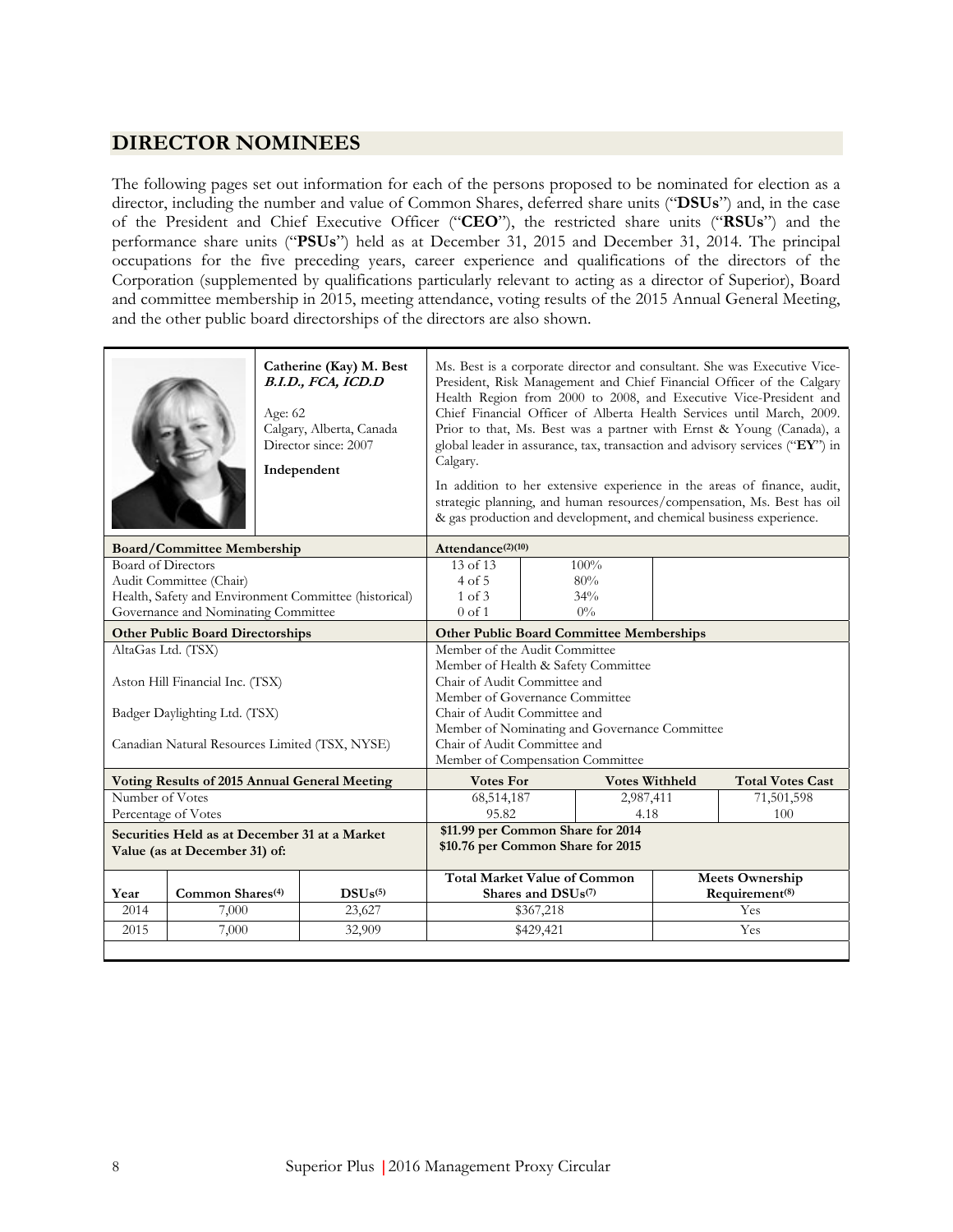## DIRECTOR NOMINEES

The following pages set out information for each of the persons proposed to be nominated for election as a director, including the number and value of Common Shares, deferred share units ("**DSUs**") and, in the case of the President and Chief Executive Officer ("**CEO**"), the restricted share units ("**RSUs**") and the performance share units ("**PSUs**") held as at December 31, 2015 and December 31, 2014. The principal occupations for the five preceding years, career experience and qualifications of the directors of the Corporation (supplemented by qualifications particularly relevant to acting as a director of Superior), Board and committee membership in 2015, meeting attendance, voting results of the 2015 Annual General Meeting, and the other public board directorships of the directors are also shown.

**Catherine (Kay) M. Best**
***B.I.D., FCA, ICD.D***

Age: 62
Calgary, Alberta, Canada
Director since: 2007

**Independent**

Ms. Best is a corporate director and consultant. She was Executive Vice-President, Risk Management and Chief Financial Officer of the Calgary Health Region from 2000 to 2008, and Executive Vice-President and Chief Financial Officer of Alberta Health Services until March, 2009. Prior to that, Ms. Best was a partner with Ernst & Young (Canada), a global leader in assurance, tax, transaction and advisory services ("**EY**") in Calgary.

In addition to her extensive experience in the areas of finance, audit, strategic planning, and human resources/compensation, Ms. Best has oil & gas production and development, and chemical business experience.

| Board/Committee Membership | Attendance[(2)(10)] | |
|---|---|---|
| Board of Directors | 13 of 13 | 100% |
| Audit Committee (Chair) | 4 of 5 | 80% |
| Health, Safety and Environment Committee (historical) | 1 of 3 | 34% |
| Governance and Nominating Committee | 0 of 1 | 0% |

| Other Public Board Directorships | Other Public Board Committee Memberships |
|---|---|
| AltaGas Ltd. (TSX) | Member of the Audit Committee<br>Member of Health & Safety Committee |
| Aston Hill Financial Inc. (TSX) | Chair of Audit Committee and<br>Member of Governance Committee |
| Badger Daylighting Ltd. (TSX) | Chair of Audit Committee and<br>Member of Nominating and Governance Committee |
| Canadian Natural Resources Limited (TSX, NYSE) | Chair of Audit Committee and<br>Member of Compensation Committee |

| Voting Results of 2015 Annual General Meeting | Votes For | Votes Withheld | Total Votes Cast |
|---|---|---|---|
| Number of Votes | 68,514,187 | 2,987,411 | 71,501,598 |
| Percentage of Votes | 95.82 | 4.18 | 100 |

**Securities Held as at December 31 at a Market Value (as at December 31) of:** **$11.99 per Common Share for 2014; $10.76 per Common Share for 2015**

| Year | Common Shares[(4)] | DSUs[(5)] | Total Market Value of Common Shares and DSUs[(7)] | Meets Ownership Requirement[(8)] |
|---|---|---|---|---|
| 2014 | 7,000 | 23,627 | $367,218 | Yes |
| 2015 | 7,000 | 32,909 | $429,421 | Yes |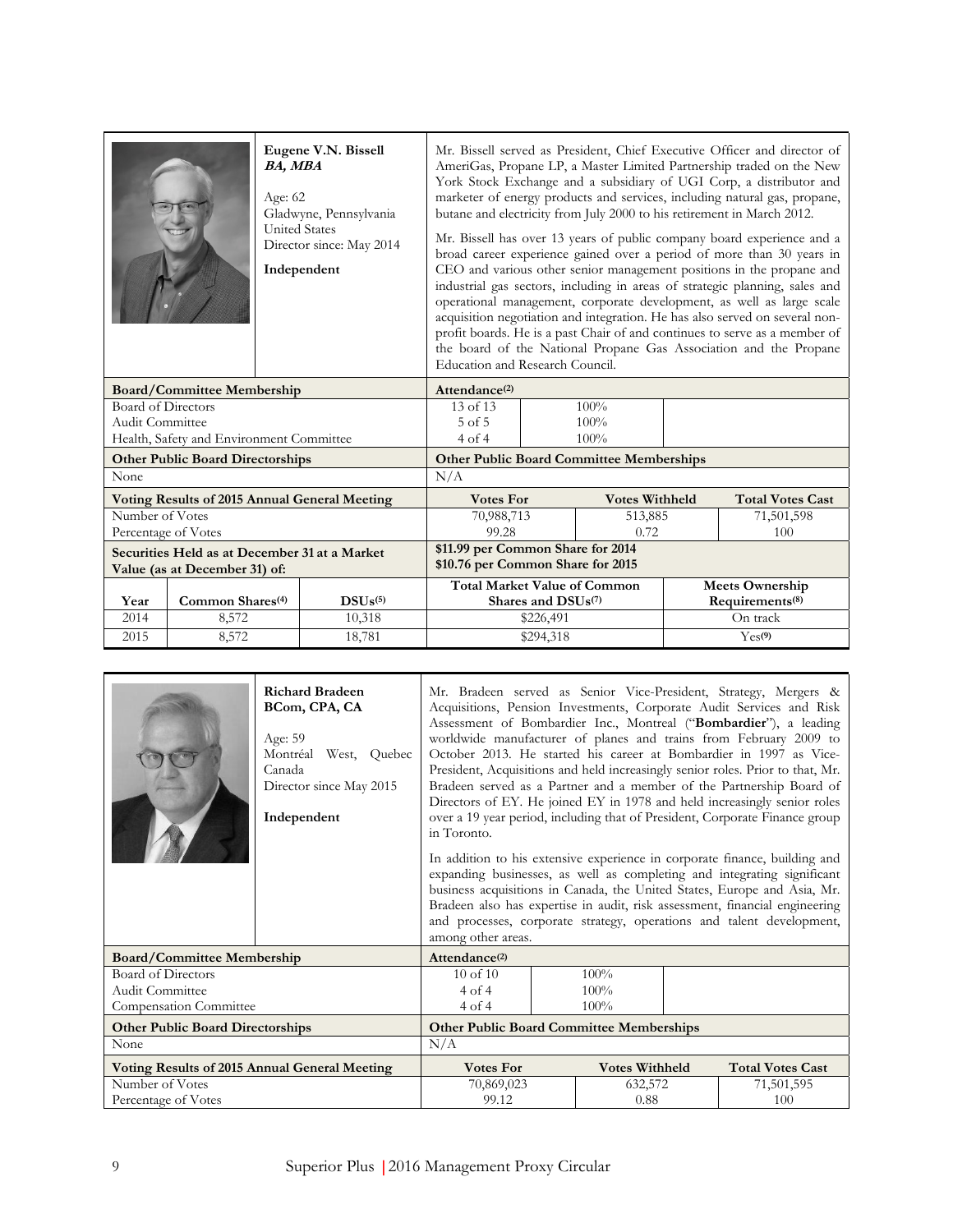**Eugene V.N. Bissell**
***BA, MBA***

Age: 62
Gladwyne, Pennsylvania
United States
Director since: May 2014

**Independent**

Mr. Bissell served as President, Chief Executive Officer and director of AmeriGas, Propane LP, a Master Limited Partnership traded on the New York Stock Exchange and a subsidiary of UGI Corp, a distributor and marketer of energy products and services, including natural gas, propane, butane and electricity from July 2000 to his retirement in March 2012.

Mr. Bissell has over 13 years of public company board experience and a broad career experience gained over a period of more than 30 years in CEO and various other senior management positions in the propane and industrial gas sectors, including in areas of strategic planning, sales and operational management, corporate development, as well as large scale acquisition negotiation and integration. He has also served on several non-profit boards. He is a past Chair of and continues to serve as a member of the board of the National Propane Gas Association and the Propane Education and Research Council.

| **Board/Committee Membership** | **Attendance[2]** | |
|---|---|---|
| Board of Directors | 13 of 13 | 100% |
| Audit Committee | 5 of 5 | 100% |
| Health, Safety and Environment Committee | 4 of 4 | 100% |

| **Other Public Board Directorships** | **Other Public Board Committee Memberships** |
|---|---|
| None | N/A |

| **Voting Results of 2015 Annual General Meeting** | **Votes For** | **Votes Withheld** | **Total Votes Cast** |
|---|---|---|---|
| Number of Votes | 70,988,713 | 513,885 | 71,501,598 |
| Percentage of Votes | 99.28 | 0.72 | 100 |

**Securities Held as at December 31 at a Market Value (as at December 31) of:**
**$11.99 per Common Share for 2014**
**$10.76 per Common Share for 2015**

| **Year** | **Common Shares[4]** | **DSUs[5]** | **Total Market Value of Common Shares and DSUs[7]** | **Meets Ownership Requirements[8]** |
|---|---|---|---|---|
| 2014 | 8,572 | 10,318 | $226,491 | On track |
| 2015 | 8,572 | 18,781 | $294,318 | Yes[9] |

**Richard Bradeen**
**BCom, CPA, CA**

Age: 59
Montréal West, Quebec
Canada
Director since May 2015

**Independent**

Mr. Bradeen served as Senior Vice-President, Strategy, Mergers & Acquisitions, Pension Investments, Corporate Audit Services and Risk Assessment of Bombardier Inc., Montreal ("**Bombardier**"), a leading worldwide manufacturer of planes and trains from February 2009 to October 2013. He started his career at Bombardier in 1997 as Vice-President, Acquisitions and held increasingly senior roles. Prior to that, Mr. Bradeen served as a Partner and a member of the Partnership Board of Directors of EY. He joined EY in 1978 and held increasingly senior roles over a 19 year period, including that of President, Corporate Finance group in Toronto.

In addition to his extensive experience in corporate finance, building and expanding businesses, as well as completing and integrating significant business acquisitions in Canada, the United States, Europe and Asia, Mr. Bradeen also has expertise in audit, risk assessment, financial engineering and processes, corporate strategy, operations and talent development, among other areas.

| **Board/Committee Membership** | **Attendance[2]** | |
|---|---|---|
| Board of Directors | 10 of 10 | 100% |
| Audit Committee | 4 of 4 | 100% |
| Compensation Committee | 4 of 4 | 100% |

| **Other Public Board Directorships** | **Other Public Board Committee Memberships** |
|---|---|
| None | N/A |

| **Voting Results of 2015 Annual General Meeting** | **Votes For** | **Votes Withheld** | **Total Votes Cast** |
|---|---|---|---|
| Number of Votes | 70,869,023 | 632,572 | 71,501,595 |
| Percentage of Votes | 99.12 | 0.88 | 100 |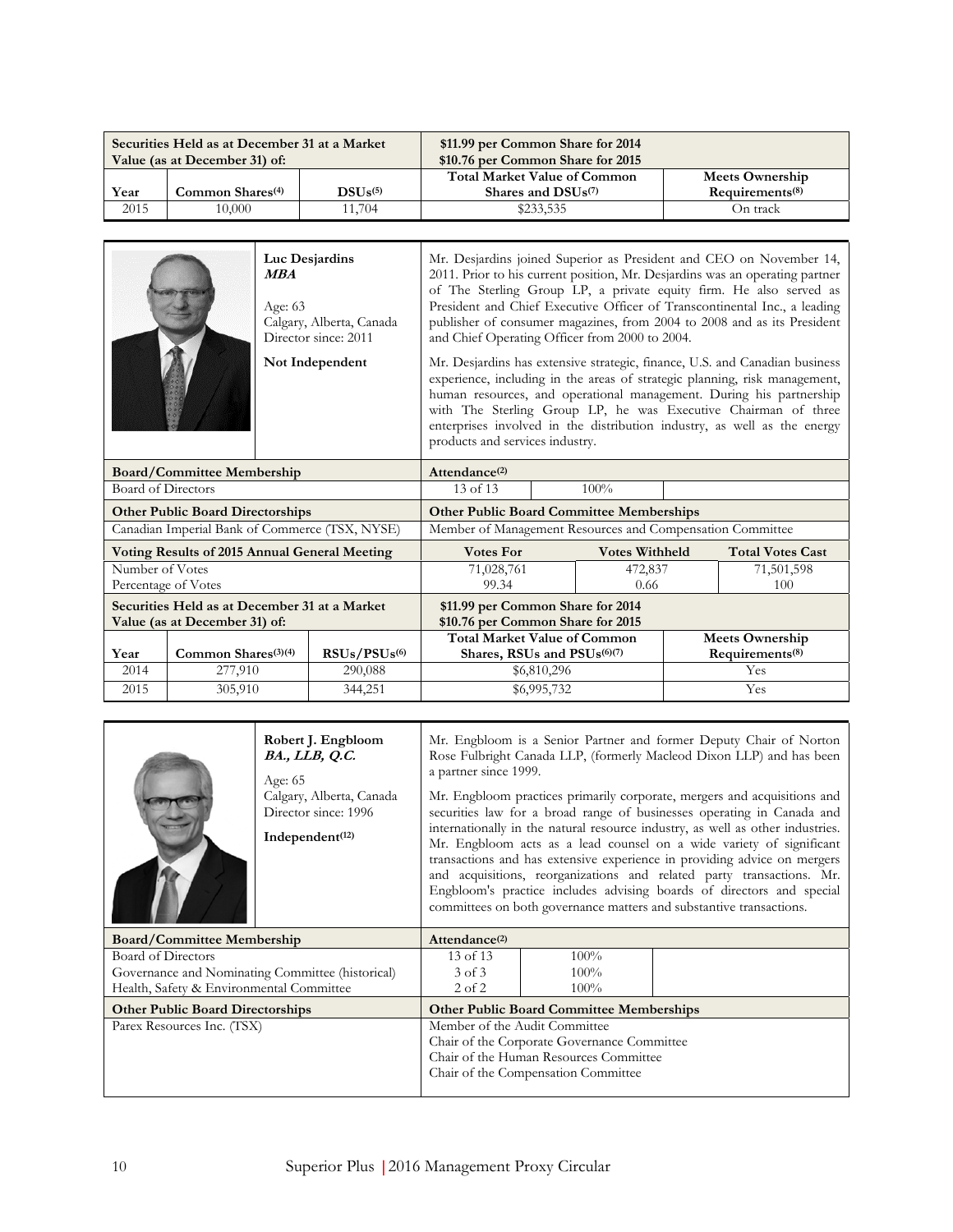| Securities Held as at December 31 at a Market Value (as at December 31) of: | | | $11.99 per Common Share for 2014<br>$10.76 per Common Share for 2015 | |
|---|---|---|---|---|
| Year | Common Shares(4) | DSUs(5) | Total Market Value of Common Shares and DSUs(7) | Meets Ownership Requirements(8) |
| 2015 | 10,000 | 11,704 | $233,535 | On track |

**Luc Desjardins**
***MBA***

Age: 63
Calgary, Alberta, Canada
Director since: 2011

**Not Independent**

Mr. Desjardins joined Superior as President and CEO on November 14, 2011. Prior to his current position, Mr. Desjardins was an operating partner of The Sterling Group LP, a private equity firm. He also served as President and Chief Executive Officer of Transcontinental Inc., a leading publisher of consumer magazines, from 2004 to 2008 and as its President and Chief Operating Officer from 2000 to 2004.

Mr. Desjardins has extensive strategic, finance, U.S. and Canadian business experience, including in the areas of strategic planning, risk management, human resources, and operational management. During his partnership with The Sterling Group LP, he was Executive Chairman of three enterprises involved in the distribution industry, as well as the energy products and services industry.

| Board/Committee Membership | Attendance(2) | |
|---|---|---|
| Board of Directors | 13 of 13 | 100% |

| Other Public Board Directorships | Other Public Board Committee Memberships |
|---|---|
| Canadian Imperial Bank of Commerce (TSX, NYSE) | Member of Management Resources and Compensation Committee |

| Voting Results of 2015 Annual General Meeting | Votes For | Votes Withheld | Total Votes Cast |
|---|---|---|---|
| Number of Votes | 71,028,761 | 472,837 | 71,501,598 |
| Percentage of Votes | 99.34 | 0.66 | 100 |

| Securities Held as at December 31 at a Market Value (as at December 31) of: | | | $11.99 per Common Share for 2014<br>$10.76 per Common Share for 2015 | |
|---|---|---|---|---|
| Year | Common Shares(3)(4) | RSUs/PSUs(6) | Total Market Value of Common Shares, RSUs and PSUs(6)(7) | Meets Ownership Requirements(8) |
| 2014 | 277,910 | 290,088 | $6,810,296 | Yes |
| 2015 | 305,910 | 344,251 | $6,995,732 | Yes |

**Robert J. Engbloom**
***BA., LLB, Q.C.***

Age: 65
Calgary, Alberta, Canada
Director since: 1996

**Independent(12)**

Mr. Engbloom is a Senior Partner and former Deputy Chair of Norton Rose Fulbright Canada LLP, (formerly Macleod Dixon LLP) and has been a partner since 1999.

Mr. Engbloom practices primarily corporate, mergers and acquisitions and securities law for a broad range of businesses operating in Canada and internationally in the natural resource industry, as well as other industries. Mr. Engbloom acts as a lead counsel on a wide variety of significant transactions and has extensive experience in providing advice on mergers and acquisitions, reorganizations and related party transactions. Mr. Engbloom's practice includes advising boards of directors and special committees on both governance matters and substantive transactions.

| Board/Committee Membership | Attendance(2) | |
|---|---|---|
| Board of Directors | 13 of 13 | 100% |
| Governance and Nominating Committee (historical) | 3 of 3 | 100% |
| Health, Safety & Environmental Committee | 2 of 2 | 100% |

| Other Public Board Directorships | Other Public Board Committee Memberships |
|---|---|
| Parex Resources Inc. (TSX) | Member of the Audit Committee<br>Chair of the Corporate Governance Committee<br>Chair of the Human Resources Committee<br>Chair of the Compensation Committee |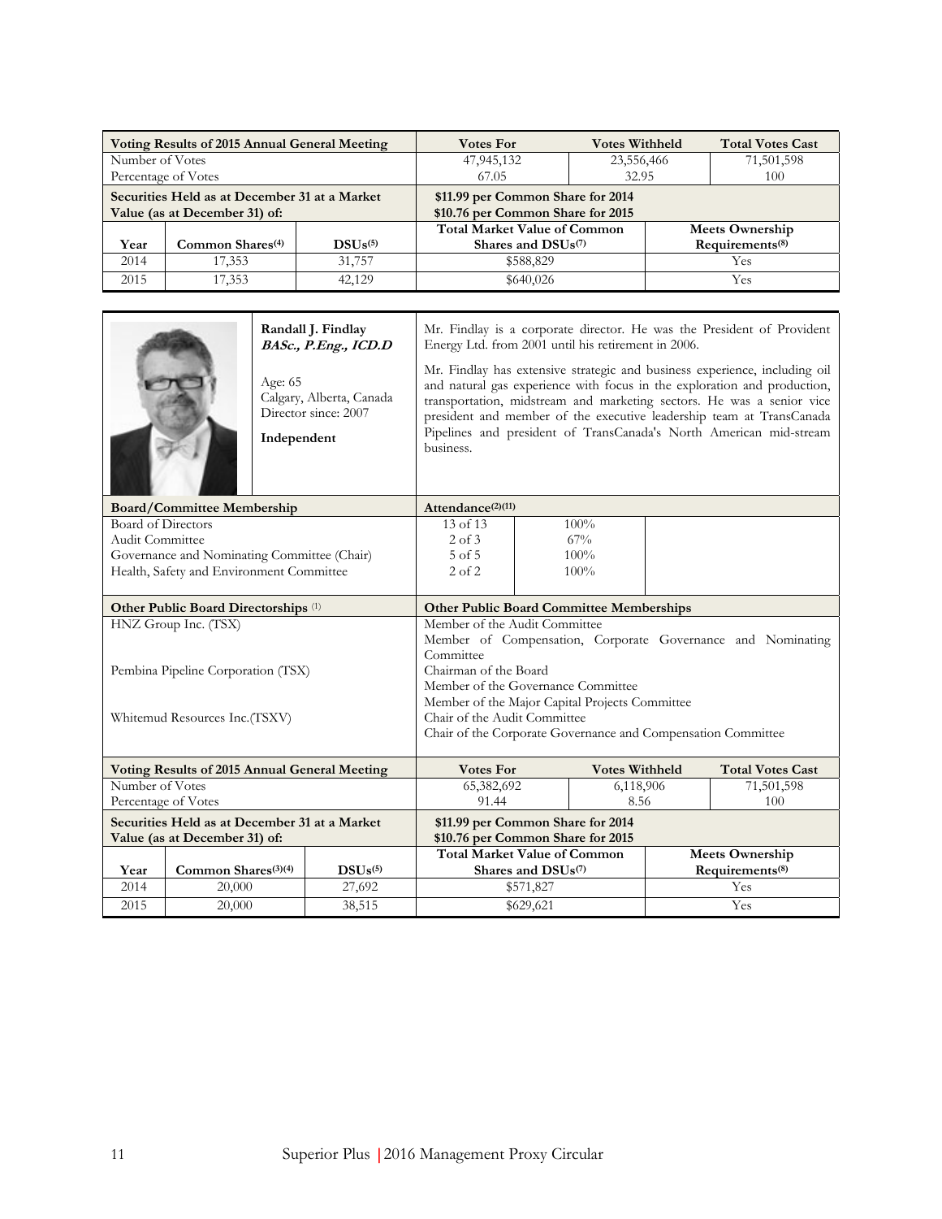| Voting Results of 2015 Annual General Meeting | Votes For | Votes Withheld | Total Votes Cast |
|---|---|---|---|
| Number of Votes | 47,945,132 | 23,556,466 | 71,501,598 |
| Percentage of Votes | 67.05 | 32.95 | 100 |

| Securities Held as at December 31 at a Market Value (as at December 31) of: | | | $11.99 per Common Share for 2014<br>$10.76 per Common Share for 2015 | |
|---|---|---|---|---|
| Year | Common Shares[(4)] | DSUs[(5)] | Total Market Value of Common Shares and DSUs[(7)] | Meets Ownership Requirements[(8)] |
| 2014 | 17,353 | 31,757 | $588,829 | Yes |
| 2015 | 17,353 | 42,129 | $640,026 | Yes |

**Randall J. Findlay**
***BASc., P.Eng., ICD.D***

Age: 65
Calgary, Alberta, Canada
Director since: 2007

**Independent**

Mr. Findlay is a corporate director. He was the President of Provident Energy Ltd. from 2001 until his retirement in 2006.

Mr. Findlay has extensive strategic and business experience, including oil and natural gas experience with focus in the exploration and production, transportation, midstream and marketing sectors. He was a senior vice president and member of the executive leadership team at TransCanada Pipelines and president of TransCanada's North American mid-stream business.

| Board/Committee Membership | Attendance[(2)(11)] | |
|---|---|---|
| Board of Directors | 13 of 13 | 100% |
| Audit Committee | 2 of 3 | 67% |
| Governance and Nominating Committee (Chair) | 5 of 5 | 100% |
| Health, Safety and Environment Committee | 2 of 2 | 100% |

| Other Public Board Directorships [(1)] | Other Public Board Committee Memberships |
|---|---|
| HNZ Group Inc. (TSX) | Member of the Audit Committee<br>Member of Compensation, Corporate Governance and Nominating Committee |
| Pembina Pipeline Corporation (TSX) | Chairman of the Board<br>Member of the Governance Committee<br>Member of the Major Capital Projects Committee |
| Whitemud Resources Inc.(TSXV) | Chair of the Audit Committee<br>Chair of the Corporate Governance and Compensation Committee |

| Voting Results of 2015 Annual General Meeting | Votes For | Votes Withheld | Total Votes Cast |
|---|---|---|---|
| Number of Votes | 65,382,692 | 6,118,906 | 71,501,598 |
| Percentage of Votes | 91.44 | 8.56 | 100 |

| Securities Held as at December 31 at a Market Value (as at December 31) of: | | | $11.99 per Common Share for 2014<br>$10.76 per Common Share for 2015 | |
|---|---|---|---|---|
| Year | Common Shares[(3)(4)] | DSUs[(5)] | Total Market Value of Common Shares and DSUs[(7)] | Meets Ownership Requirements[(8)] |
| 2014 | 20,000 | 27,692 | $571,827 | Yes |
| 2015 | 20,000 | 38,515 | $629,621 | Yes |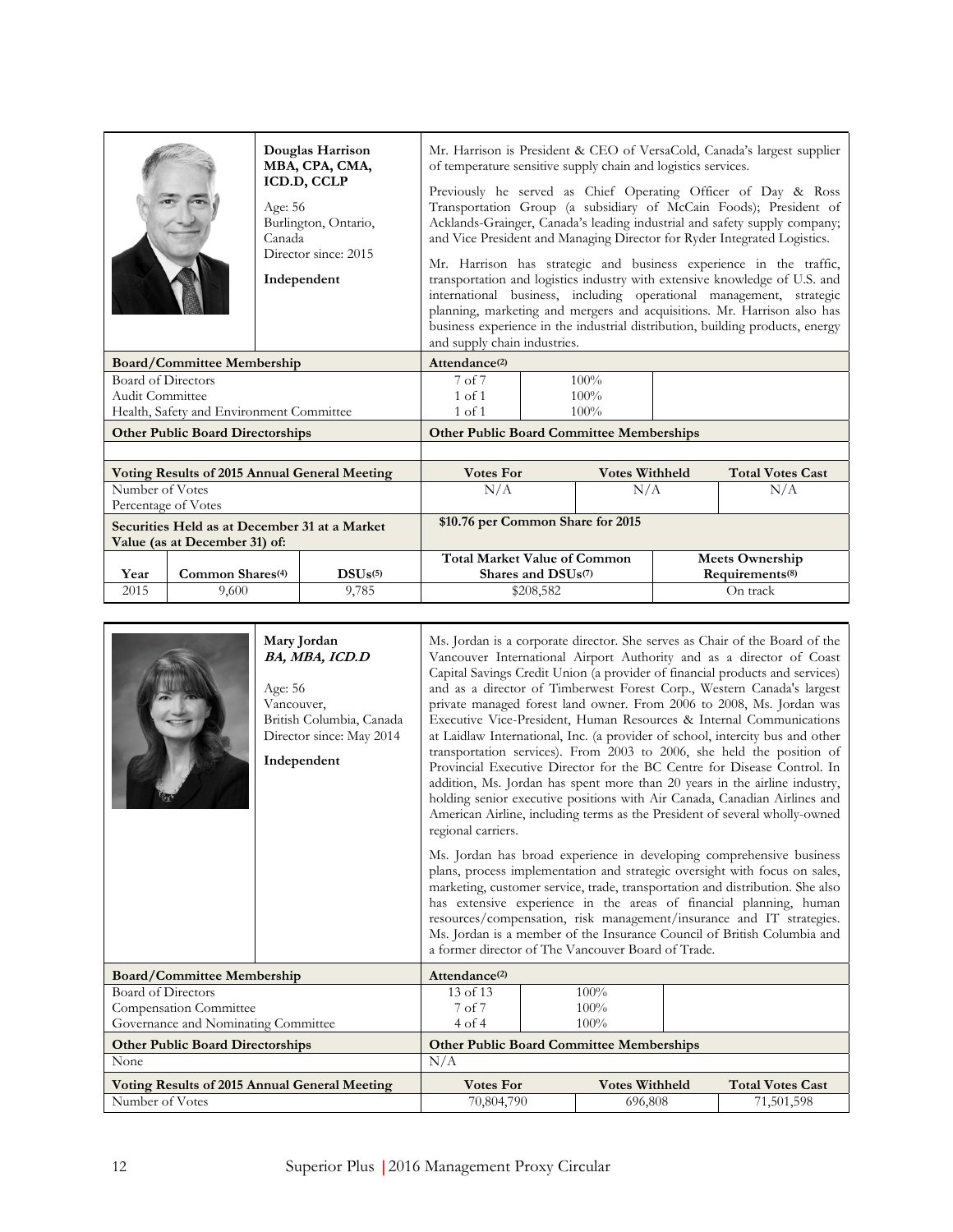| | Douglas Harrison<br>MBA, CPA, CMA, ICD.D, CCLP<br><br>Age: 56<br>Burlington, Ontario, Canada<br>Director since: 2015<br><br>**Independent** | | Mr. Harrison is President & CEO of VersaCold, Canada's largest supplier of temperature sensitive supply chain and logistics services.<br><br>Previously he served as Chief Operating Officer of Day & Ross Transportation Group (a subsidiary of McCain Foods); President of Acklands-Grainger, Canada's leading industrial and safety supply company; and Vice President and Managing Director for Ryder Integrated Logistics.<br><br>Mr. Harrison has strategic and business experience in the traffic, transportation and logistics industry with extensive knowledge of U.S. and international business, including operational management, strategic planning, marketing and mergers and acquisitions. Mr. Harrison also has business experience in the industrial distribution, building products, energy and supply chain industries. | | |
|---|---|---|---|---|---|
| **Board/Committee Membership** | | | **Attendance[2]** | | |
| Board of Directors | | | 7 of 7 | 100% | |
| Audit Committee | | | 1 of 1 | 100% | |
| Health, Safety and Environment Committee | | | 1 of 1 | 100% | |
| **Other Public Board Directorships** | | | **Other Public Board Committee Memberships** | | |
| | | | | | |
| **Voting Results of 2015 Annual General Meeting** | | | **Votes For** | **Votes Withheld** | **Total Votes Cast** |
| Number of Votes<br>Percentage of Votes | | | N/A | N/A | N/A |
| **Securities Held as at December 31 at a Market Value (as at December 31) of:** | | | **$10.76 per Common Share for 2015** | | |
| **Year** | **Common Shares[4]** | **DSUs[5]** | **Total Market Value of Common Shares and DSUs[7]** | | **Meets Ownership Requirements[8]** |
| 2015 | 9,600 | 9,785 | $208,582 | | On track |

| | Mary Jordan<br>*BA, MBA, ICD.D*<br><br>Age: 56<br>Vancouver, British Columbia, Canada<br>Director since: May 2014<br><br>**Independent** | Ms. Jordan is a corporate director. She serves as Chair of the Board of the Vancouver International Airport Authority and as a director of Coast Capital Savings Credit Union (a provider of financial products and services) and as a director of Timberwest Forest Corp., Western Canada's largest private managed forest land owner. From 2006 to 2008, Ms. Jordan was Executive Vice-President, Human Resources & Internal Communications at Laidlaw International, Inc. (a provider of school, intercity bus and other transportation services). From 2003 to 2006, she held the position of Provincial Executive Director for the BC Centre for Disease Control. In addition, Ms. Jordan has spent more than 20 years in the airline industry, holding senior executive positions with Air Canada, Canadian Airlines and American Airline, including terms as the President of several wholly-owned regional carriers.<br><br>Ms. Jordan has broad experience in developing comprehensive business plans, process implementation and strategic oversight with focus on sales, marketing, customer service, trade, transportation and distribution. She also has extensive experience in the areas of financial planning, human resources/compensation, risk management/insurance and IT strategies. Ms. Jordan is a member of the Insurance Council of British Columbia and a former director of The Vancouver Board of Trade. | | |
|---|---|---|---|---|
| **Board/Committee Membership** | | **Attendance[2]** | | |
| Board of Directors | | 13 of 13 | 100% | |
| Compensation Committee | | 7 of 7 | 100% | |
| Governance and Nominating Committee | | 4 of 4 | 100% | |
| **Other Public Board Directorships** | | **Other Public Board Committee Memberships** | | |
| None | | N/A | | |
| **Voting Results of 2015 Annual General Meeting** | | **Votes For** | **Votes Withheld** | **Total Votes Cast** |
| Number of Votes | | 70,804,790 | 696,808 | 71,501,598 |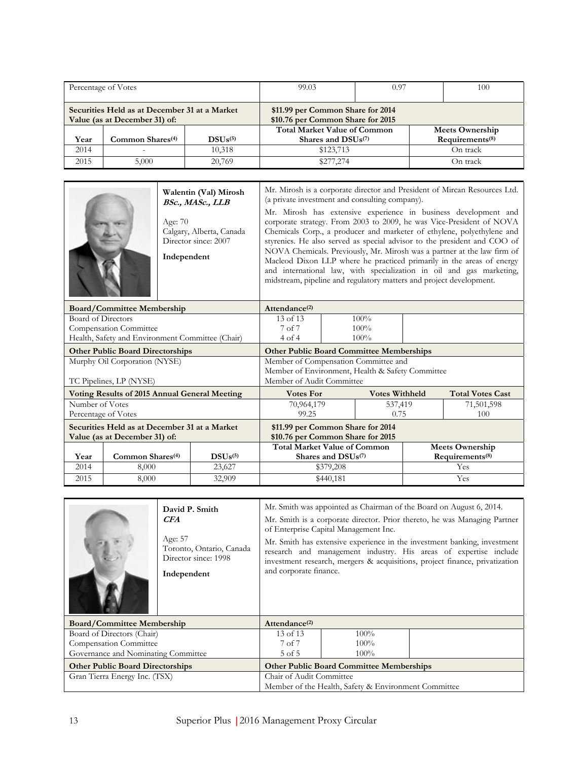| Percentage of Votes | | | 99.03 | 0.97 | 100 |
|---|---|---|---|---|---|

| Securities Held as at December 31 at a Market Value (as at December 31) of: | | | $11.99 per Common Share for 2014<br>$10.76 per Common Share for 2015 | |
|---|---|---|---|---|
| **Year** | **Common Shares(4)** | **DSUs(5)** | **Total Market Value of Common Shares and DSUs(7)** | **Meets Ownership Requirements(8)** |
| 2014 | - | 10,318 | $123,713 | On track |
| 2015 | 5,000 | 20,769 | $277,274 | On track |

**Walentin (Val) Mirosh**
***BSc., MASc., LLB***

Age: 70
Calgary, Alberta, Canada
Director since: 2007

**Independent**

Mr. Mirosh is a corporate director and President of Mircan Resources Ltd. (a private investment and consulting company).

Mr. Mirosh has extensive experience in business development and corporate strategy. From 2003 to 2009, he was Vice-President of NOVA Chemicals Corp., a producer and marketer of ethylene, polyethylene and styrenics. He also served as special advisor to the president and COO of NOVA Chemicals. Previously, Mr. Mirosh was a partner at the law firm of Macleod Dixon LLP where he practiced primarily in the areas of energy and international law, with specialization in oil and gas marketing, midstream, pipeline and regulatory matters and project development.

| Board/Committee Membership | Attendance(2) | |
|---|---|---|
| Board of Directors | 13 of 13 | 100% |
| Compensation Committee | 7 of 7 | 100% |
| Health, Safety and Environment Committee (Chair) | 4 of 4 | 100% |

| Other Public Board Directorships | Other Public Board Committee Memberships |
|---|---|
| Murphy Oil Corporation (NYSE) | Member of Compensation Committee and Member of Environment, Health & Safety Committee |
| TC Pipelines, LP (NYSE) | Member of Audit Committee |

| Voting Results of 2015 Annual General Meeting | Votes For | Votes Withheld | Total Votes Cast |
|---|---|---|---|
| Number of Votes | 70,964,179 | 537,419 | 71,501,598 |
| Percentage of Votes | 99.25 | 0.75 | 100 |

| Securities Held as at December 31 at a Market Value (as at December 31) of: | | | $11.99 per Common Share for 2014<br>$10.76 per Common Share for 2015 | |
|---|---|---|---|---|
| **Year** | **Common Shares(4)** | **DSUs(5)** | **Total Market Value of Common Shares and DSUs(7)** | **Meets Ownership Requirements(8)** |
| 2014 | 8,000 | 23,627 | $379,208 | Yes |
| 2015 | 8,000 | 32,909 | $440,181 | Yes |

**David P. Smith**
***CFA***

Age: 57
Toronto, Ontario, Canada
Director since: 1998

**Independent**

Mr. Smith was appointed as Chairman of the Board on August 6, 2014.

Mr. Smith is a corporate director. Prior thereto, he was Managing Partner of Enterprise Capital Management Inc.

Mr. Smith has extensive experience in the investment banking, investment research and management industry. His areas of expertise include investment research, mergers & acquisitions, project finance, privatization and corporate finance.

| Board/Committee Membership | Attendance(2) | |
|---|---|---|
| Board of Directors (Chair) | 13 of 13 | 100% |
| Compensation Committee | 7 of 7 | 100% |
| Governance and Nominating Committee | 5 of 5 | 100% |

| Other Public Board Directorships | Other Public Board Committee Memberships |
|---|---|
| Gran Tierra Energy Inc. (TSX) | Chair of Audit Committee<br>Member of the Health, Safety & Environment Committee |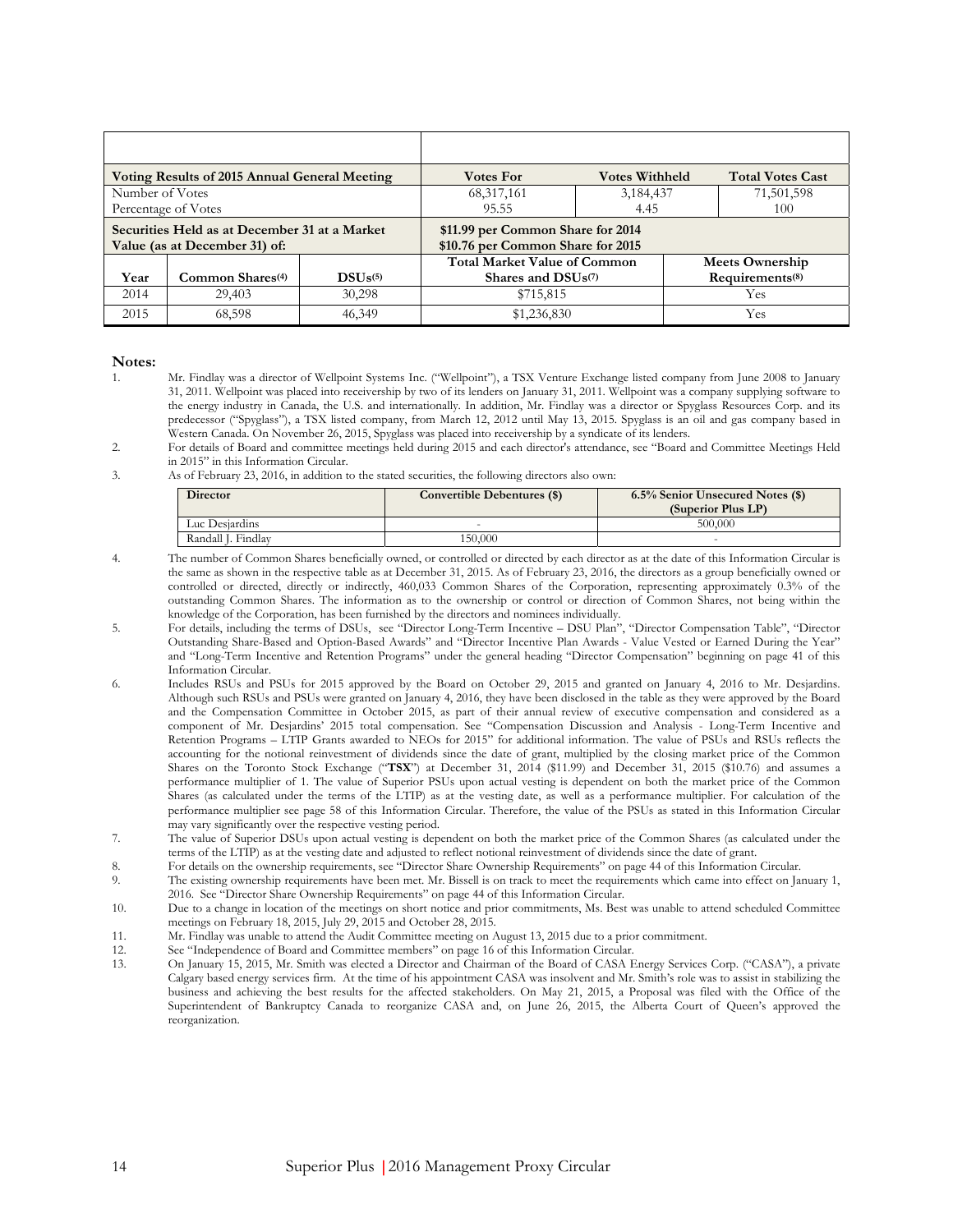| Voting Results of 2015 Annual General Meeting | | | Votes For | Votes Withheld | Total Votes Cast |
|---|---|---|---|---|---|
| Number of Votes | | | 68,317,161 | 3,184,437 | 71,501,598 |
| Percentage of Votes | | | 95.55 | 4.45 | 100 |
| **Securities Held as at December 31 at a Market Value (as at December 31) of:** | | | **$11.99 per Common Share for 2014**<br>**$10.76 per Common Share for 2015** | | |
| **Year** | **Common Shares(4)** | **DSUs(5)** | **Total Market Value of Common Shares and DSUs(7)** | | **Meets Ownership Requirements(8)** |
| 2014 | 29,403 | 30,298 | $715,815 | | Yes |
| 2015 | 68,598 | 46,349 | $1,236,830 | | Yes |

**Notes:**

1. Mr. Findlay was a director of Wellpoint Systems Inc. ("Wellpoint"), a TSX Venture Exchange listed company from June 2008 to January 31, 2011. Wellpoint was placed into receivership by two of its lenders on January 31, 2011. Wellpoint was a company supplying software to the energy industry in Canada, the U.S. and internationally. In addition, Mr. Findlay was a director or Spyglass Resources Corp. and its predecessor ("Spyglass"), a TSX listed company, from March 12, 2012 until May 13, 2015. Spyglass is an oil and gas company based in Western Canada. On November 26, 2015, Spyglass was placed into receivership by a syndicate of its lenders.
2. For details of Board and committee meetings held during 2015 and each director's attendance, see "Board and Committee Meetings Held in 2015" in this Information Circular.
3. As of February 23, 2016, in addition to the stated securities, the following directors also own:

| Director | Convertible Debentures ($) | 6.5% Senior Unsecured Notes ($) (Superior Plus LP) |
|---|---|---|
| Luc Desjardins | - | 500,000 |
| Randall J. Findlay | 150,000 | - |

4. The number of Common Shares beneficially owned, or controlled or directed by each director as at the date of this Information Circular is the same as shown in the respective table as at December 31, 2015. As of February 23, 2016, the directors as a group beneficially owned or controlled or directed, directly or indirectly, 460,033 Common Shares of the Corporation, representing approximately 0.3% of the outstanding Common Shares. The information as to the ownership or control or direction of Common Shares, not being within the knowledge of the Corporation, has been furnished by the directors and nominees individually.
5. For details, including the terms of DSUs, see "Director Long-Term Incentive – DSU Plan", "Director Compensation Table", "Director Outstanding Share-Based and Option-Based Awards" and "Director Incentive Plan Awards - Value Vested or Earned During the Year" and "Long-Term Incentive and Retention Programs" under the general heading "Director Compensation" beginning on page 41 of this Information Circular.
6. Includes RSUs and PSUs for 2015 approved by the Board on October 29, 2015 and granted on January 4, 2016 to Mr. Desjardins. Although such RSUs and PSUs were granted on January 4, 2016, they have been disclosed in the table as they were approved by the Board and the Compensation Committee in October 2015, as part of their annual review of executive compensation and considered as a component of Mr. Desjardins' 2015 total compensation. See "Compensation Discussion and Analysis - Long-Term Incentive and Retention Programs – LTIP Grants awarded to NEOs for 2015" for additional information. The value of PSUs and RSUs reflects the accounting for the notional reinvestment of dividends since the date of grant, multiplied by the closing market price of the Common Shares on the Toronto Stock Exchange ("**TSX**") at December 31, 2014 ($11.99) and December 31, 2015 ($10.76) and assumes a performance multiplier of 1. The value of Superior PSUs upon actual vesting is dependent on both the market price of the Common Shares (as calculated under the terms of the LTIP) as at the vesting date, as well as a performance multiplier. For calculation of the performance multiplier see page 58 of this Information Circular. Therefore, the value of the PSUs as stated in this Information Circular may vary significantly over the respective vesting period.
7. The value of Superior DSUs upon actual vesting is dependent on both the market price of the Common Shares (as calculated under the terms of the LTIP) as at the vesting date and adjusted to reflect notional reinvestment of dividends since the date of grant.
8. For details on the ownership requirements, see "Director Share Ownership Requirements" on page 44 of this Information Circular.
9. The existing ownership requirements have been met. Mr. Bissell is on track to meet the requirements which came into effect on January 1, 2016. See "Director Share Ownership Requirements" on page 44 of this Information Circular.
10. Due to a change in location of the meetings on short notice and prior commitments, Ms. Best was unable to attend scheduled Committee meetings on February 18, 2015, July 29, 2015 and October 28, 2015.
11. Mr. Findlay was unable to attend the Audit Committee meeting on August 13, 2015 due to a prior commitment.
12. See "Independence of Board and Committee members" on page 16 of this Information Circular.
13. On January 15, 2015, Mr. Smith was elected a Director and Chairman of the Board of CASA Energy Services Corp. ("CASA"), a private Calgary based energy services firm. At the time of his appointment CASA was insolvent and Mr. Smith's role was to assist in stabilizing the business and achieving the best results for the affected stakeholders. On May 21, 2015, a Proposal was filed with the Office of the Superintendent of Bankruptcy Canada to reorganize CASA and, on June 26, 2015, the Alberta Court of Queen's approved the reorganization.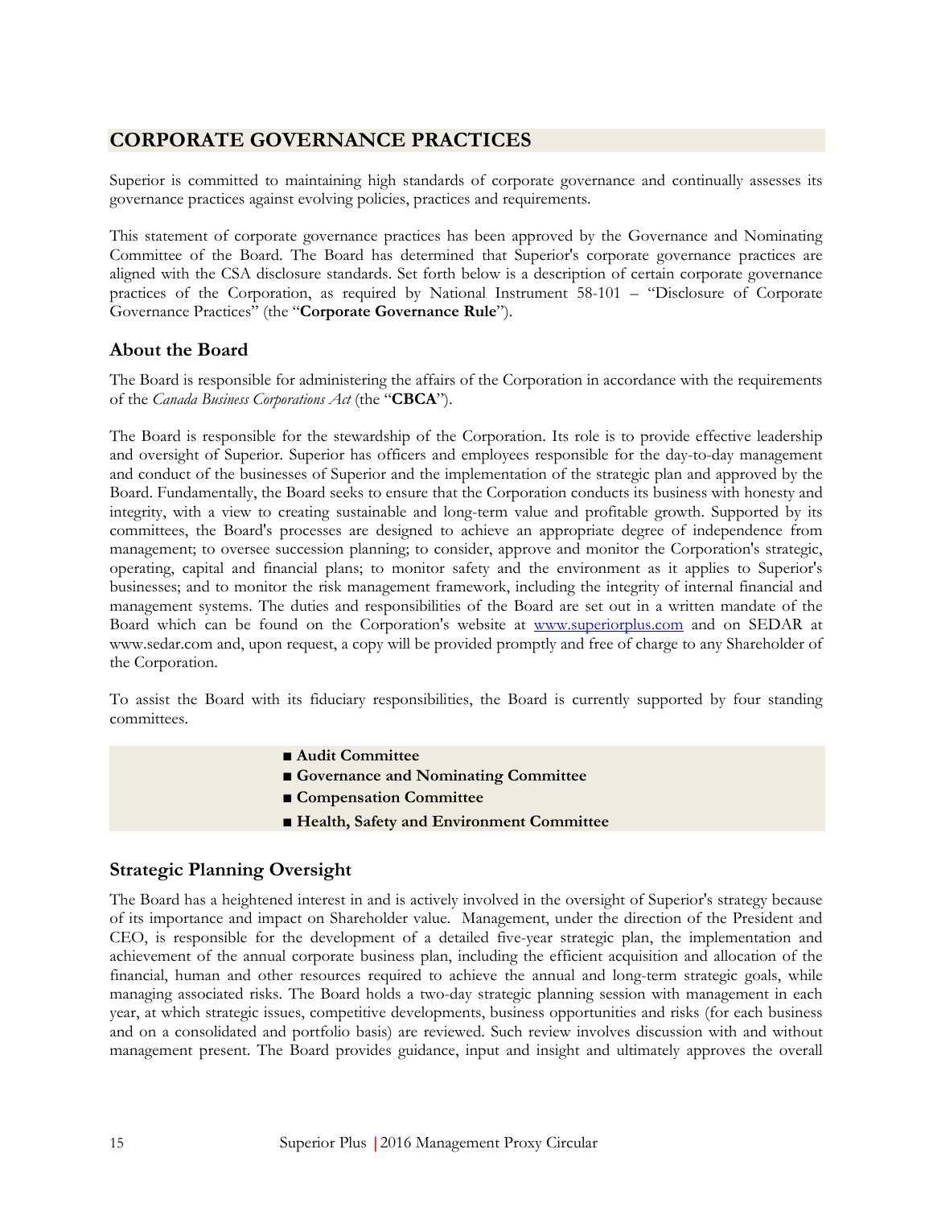# CORPORATE GOVERNANCE PRACTICES

Superior is committed to maintaining high standards of corporate governance and continually assesses its governance practices against evolving policies, practices and requirements.

This statement of corporate governance practices has been approved by the Governance and Nominating Committee of the Board. The Board has determined that Superior's corporate governance practices are aligned with the CSA disclosure standards. Set forth below is a description of certain corporate governance practices of the Corporation, as required by National Instrument 58-101 – "Disclosure of Corporate Governance Practices" (the "**Corporate Governance Rule**").

## About the Board

The Board is responsible for administering the affairs of the Corporation in accordance with the requirements of the *Canada Business Corporations Act* (the "**CBCA**").

The Board is responsible for the stewardship of the Corporation. Its role is to provide effective leadership and oversight of Superior. Superior has officers and employees responsible for the day-to-day management and conduct of the businesses of Superior and the implementation of the strategic plan and approved by the Board. Fundamentally, the Board seeks to ensure that the Corporation conducts its business with honesty and integrity, with a view to creating sustainable and long-term value and profitable growth. Supported by its committees, the Board's processes are designed to achieve an appropriate degree of independence from management; to oversee succession planning; to consider, approve and monitor the Corporation's strategic, operating, capital and financial plans; to monitor safety and the environment as it applies to Superior's businesses; and to monitor the risk management framework, including the integrity of internal financial and management systems. The duties and responsibilities of the Board are set out in a written mandate of the Board which can be found on the Corporation's website at www.superiorplus.com and on SEDAR at www.sedar.com and, upon request, a copy will be provided promptly and free of charge to any Shareholder of the Corporation.

To assist the Board with its fiduciary responsibilities, the Board is currently supported by four standing committees.

- **Audit Committee**
- **Governance and Nominating Committee**
- **Compensation Committee**
- **Health, Safety and Environment Committee**

## Strategic Planning Oversight

The Board has a heightened interest in and is actively involved in the oversight of Superior's strategy because of its importance and impact on Shareholder value. Management, under the direction of the President and CEO, is responsible for the development of a detailed five-year strategic plan, the implementation and achievement of the annual corporate business plan, including the efficient acquisition and allocation of the financial, human and other resources required to achieve the annual and long-term strategic goals, while managing associated risks. The Board holds a two-day strategic planning session with management in each year, at which strategic issues, competitive developments, business opportunities and risks (for each business and on a consolidated and portfolio basis) are reviewed. Such review involves discussion with and without management present. The Board provides guidance, input and insight and ultimately approves the overall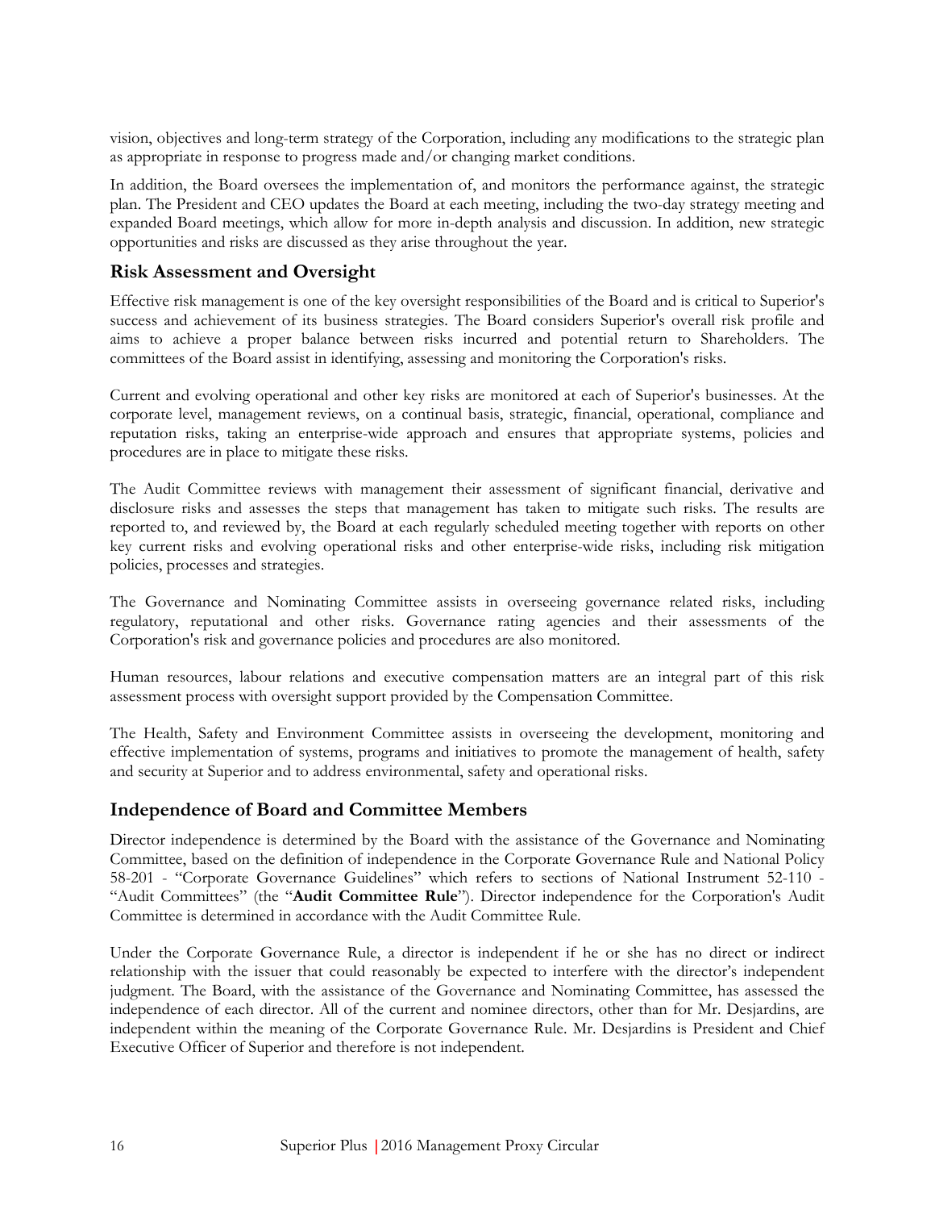vision, objectives and long-term strategy of the Corporation, including any modifications to the strategic plan as appropriate in response to progress made and/or changing market conditions.

In addition, the Board oversees the implementation of, and monitors the performance against, the strategic plan. The President and CEO updates the Board at each meeting, including the two-day strategy meeting and expanded Board meetings, which allow for more in-depth analysis and discussion. In addition, new strategic opportunities and risks are discussed as they arise throughout the year.

## Risk Assessment and Oversight

Effective risk management is one of the key oversight responsibilities of the Board and is critical to Superior's success and achievement of its business strategies. The Board considers Superior's overall risk profile and aims to achieve a proper balance between risks incurred and potential return to Shareholders. The committees of the Board assist in identifying, assessing and monitoring the Corporation's risks.

Current and evolving operational and other key risks are monitored at each of Superior's businesses. At the corporate level, management reviews, on a continual basis, strategic, financial, operational, compliance and reputation risks, taking an enterprise-wide approach and ensures that appropriate systems, policies and procedures are in place to mitigate these risks.

The Audit Committee reviews with management their assessment of significant financial, derivative and disclosure risks and assesses the steps that management has taken to mitigate such risks. The results are reported to, and reviewed by, the Board at each regularly scheduled meeting together with reports on other key current risks and evolving operational risks and other enterprise-wide risks, including risk mitigation policies, processes and strategies.

The Governance and Nominating Committee assists in overseeing governance related risks, including regulatory, reputational and other risks. Governance rating agencies and their assessments of the Corporation's risk and governance policies and procedures are also monitored.

Human resources, labour relations and executive compensation matters are an integral part of this risk assessment process with oversight support provided by the Compensation Committee.

The Health, Safety and Environment Committee assists in overseeing the development, monitoring and effective implementation of systems, programs and initiatives to promote the management of health, safety and security at Superior and to address environmental, safety and operational risks.

## Independence of Board and Committee Members

Director independence is determined by the Board with the assistance of the Governance and Nominating Committee, based on the definition of independence in the Corporate Governance Rule and National Policy 58-201 - "Corporate Governance Guidelines" which refers to sections of National Instrument 52-110 - "Audit Committees" (the "**Audit Committee Rule**"). Director independence for the Corporation's Audit Committee is determined in accordance with the Audit Committee Rule.

Under the Corporate Governance Rule, a director is independent if he or she has no direct or indirect relationship with the issuer that could reasonably be expected to interfere with the director's independent judgment. The Board, with the assistance of the Governance and Nominating Committee, has assessed the independence of each director. All of the current and nominee directors, other than for Mr. Desjardins, are independent within the meaning of the Corporate Governance Rule. Mr. Desjardins is President and Chief Executive Officer of Superior and therefore is not independent.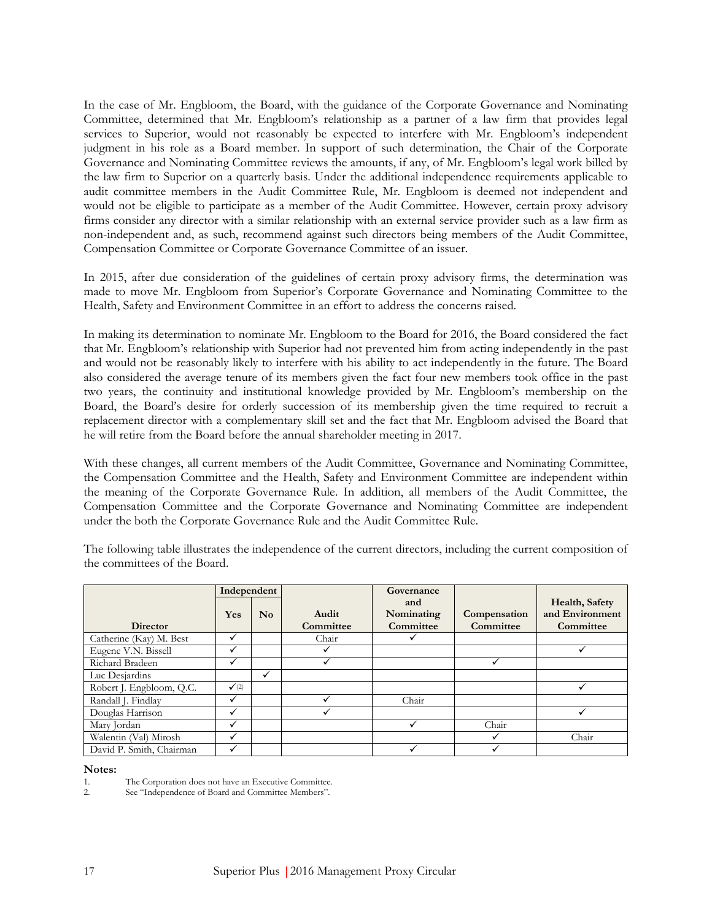In the case of Mr. Engbloom, the Board, with the guidance of the Corporate Governance and Nominating Committee, determined that Mr. Engbloom's relationship as a partner of a law firm that provides legal services to Superior, would not reasonably be expected to interfere with Mr. Engbloom's independent judgment in his role as a Board member. In support of such determination, the Chair of the Corporate Governance and Nominating Committee reviews the amounts, if any, of Mr. Engbloom's legal work billed by the law firm to Superior on a quarterly basis. Under the additional independence requirements applicable to audit committee members in the Audit Committee Rule, Mr. Engbloom is deemed not independent and would not be eligible to participate as a member of the Audit Committee. However, certain proxy advisory firms consider any director with a similar relationship with an external service provider such as a law firm as non-independent and, as such, recommend against such directors being members of the Audit Committee, Compensation Committee or Corporate Governance Committee of an issuer.

In 2015, after due consideration of the guidelines of certain proxy advisory firms, the determination was made to move Mr. Engbloom from Superior's Corporate Governance and Nominating Committee to the Health, Safety and Environment Committee in an effort to address the concerns raised.

In making its determination to nominate Mr. Engbloom to the Board for 2016, the Board considered the fact that Mr. Engbloom's relationship with Superior had not prevented him from acting independently in the past and would not be reasonably likely to interfere with his ability to act independently in the future. The Board also considered the average tenure of its members given the fact four new members took office in the past two years, the continuity and institutional knowledge provided by Mr. Engbloom's membership on the Board, the Board's desire for orderly succession of its membership given the time required to recruit a replacement director with a complementary skill set and the fact that Mr. Engbloom advised the Board that he will retire from the Board before the annual shareholder meeting in 2017.

With these changes, all current members of the Audit Committee, Governance and Nominating Committee, the Compensation Committee and the Health, Safety and Environment Committee are independent within the meaning of the Corporate Governance Rule. In addition, all members of the Audit Committee, the Compensation Committee and the Corporate Governance and Nominating Committee are independent under the both the Corporate Governance Rule and the Audit Committee Rule.

The following table illustrates the independence of the current directors, including the current composition of the committees of the Board.

| Director | Independent | | Audit Committee | Governance and Nominating Committee | Compensation Committee | Health, Safety and Environment Committee |
|---|---|---|---|---|---|---|
| | Yes | No | | | | |
| Catherine (Kay) M. Best | ✓ | | Chair | ✓ | | |
| Eugene V.N. Bissell | ✓ | | ✓ | | | ✓ |
| Richard Bradeen | ✓ | | ✓ | | ✓ | |
| Luc Desjardins | | ✓ | | | | |
| Robert J. Engbloom, Q.C. | ✓[(2)] | | | | | ✓ |
| Randall J. Findlay | ✓ | | ✓ | Chair | | |
| Douglas Harrison | ✓ | | ✓ | | | ✓ |
| Mary Jordan | ✓ | | | ✓ | Chair | |
| Walentin (Val) Mirosh | ✓ | | | | ✓ | Chair |
| David P. Smith, Chairman | ✓ | | | ✓ | ✓ | |

**Notes:**

1. The Corporation does not have an Executive Committee.
2. See "Independence of Board and Committee Members".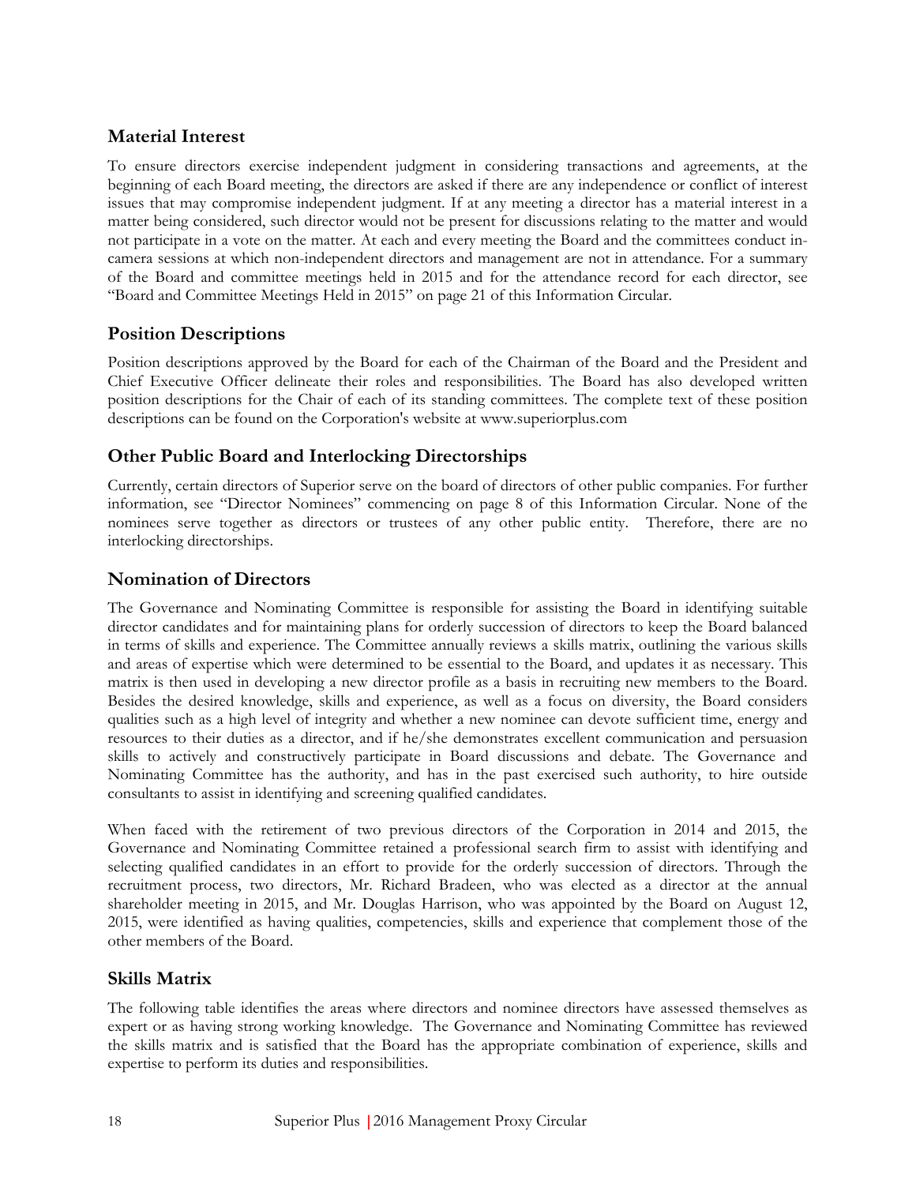## Material Interest

To ensure directors exercise independent judgment in considering transactions and agreements, at the beginning of each Board meeting, the directors are asked if there are any independence or conflict of interest issues that may compromise independent judgment. If at any meeting a director has a material interest in a matter being considered, such director would not be present for discussions relating to the matter and would not participate in a vote on the matter. At each and every meeting the Board and the committees conduct in-camera sessions at which non-independent directors and management are not in attendance. For a summary of the Board and committee meetings held in 2015 and for the attendance record for each director, see "Board and Committee Meetings Held in 2015" on page 21 of this Information Circular.

## Position Descriptions

Position descriptions approved by the Board for each of the Chairman of the Board and the President and Chief Executive Officer delineate their roles and responsibilities. The Board has also developed written position descriptions for the Chair of each of its standing committees. The complete text of these position descriptions can be found on the Corporation's website at www.superiorplus.com

## Other Public Board and Interlocking Directorships

Currently, certain directors of Superior serve on the board of directors of other public companies. For further information, see "Director Nominees" commencing on page 8 of this Information Circular. None of the nominees serve together as directors or trustees of any other public entity. Therefore, there are no interlocking directorships.

## Nomination of Directors

The Governance and Nominating Committee is responsible for assisting the Board in identifying suitable director candidates and for maintaining plans for orderly succession of directors to keep the Board balanced in terms of skills and experience. The Committee annually reviews a skills matrix, outlining the various skills and areas of expertise which were determined to be essential to the Board, and updates it as necessary. This matrix is then used in developing a new director profile as a basis in recruiting new members to the Board. Besides the desired knowledge, skills and experience, as well as a focus on diversity, the Board considers qualities such as a high level of integrity and whether a new nominee can devote sufficient time, energy and resources to their duties as a director, and if he/she demonstrates excellent communication and persuasion skills to actively and constructively participate in Board discussions and debate. The Governance and Nominating Committee has the authority, and has in the past exercised such authority, to hire outside consultants to assist in identifying and screening qualified candidates.

When faced with the retirement of two previous directors of the Corporation in 2014 and 2015, the Governance and Nominating Committee retained a professional search firm to assist with identifying and selecting qualified candidates in an effort to provide for the orderly succession of directors. Through the recruitment process, two directors, Mr. Richard Bradeen, who was elected as a director at the annual shareholder meeting in 2015, and Mr. Douglas Harrison, who was appointed by the Board on August 12, 2015, were identified as having qualities, competencies, skills and experience that complement those of the other members of the Board.

## Skills Matrix

The following table identifies the areas where directors and nominee directors have assessed themselves as expert or as having strong working knowledge. The Governance and Nominating Committee has reviewed the skills matrix and is satisfied that the Board has the appropriate combination of experience, skills and expertise to perform its duties and responsibilities.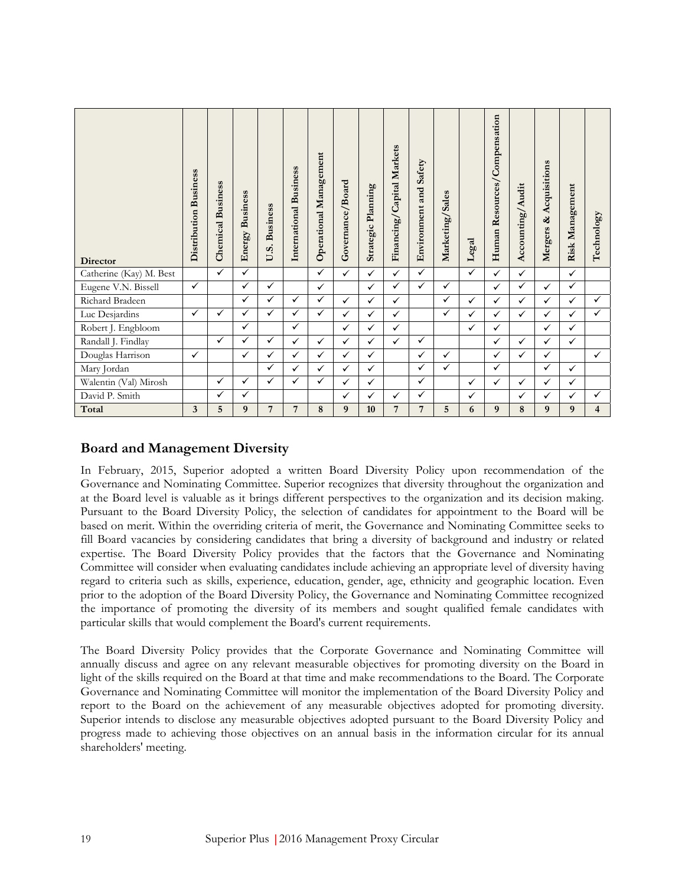| Director | Distribution Business | Chemical Business | Energy Business | U.S. Business | International Business | Operational Management | Governance/Board | Strategic Planning | Financing/Capital Markets | Environment and Safety | Marketing/Sales | Legal | Human Resources/Compensation | Accounting/Audit | Mergers & Acquisitions | Risk Management | Technology |
|---|---|---|---|---|---|---|---|---|---|---|---|---|---|---|---|---|---|
| Catherine (Kay) M. Best | | ✓ | ✓ | | | ✓ | ✓ | ✓ | ✓ | ✓ | | ✓ | ✓ | ✓ | | ✓ | |
| Eugene V.N. Bissell | ✓ | | ✓ | ✓ | | ✓ | | ✓ | ✓ | ✓ | ✓ | | ✓ | ✓ | ✓ | ✓ | |
| Richard Bradeen | | | ✓ | ✓ | ✓ | ✓ | ✓ | ✓ | ✓ | | ✓ | ✓ | ✓ | ✓ | ✓ | ✓ | ✓ |
| Luc Desjardins | ✓ | ✓ | ✓ | ✓ | ✓ | ✓ | ✓ | ✓ | ✓ | | ✓ | ✓ | ✓ | ✓ | ✓ | ✓ | ✓ |
| Robert J. Engbloom | | | ✓ | | ✓ | | ✓ | ✓ | ✓ | | | ✓ | ✓ | | ✓ | ✓ | |
| Randall J. Findlay | | ✓ | ✓ | ✓ | ✓ | ✓ | ✓ | ✓ | ✓ | ✓ | | | ✓ | ✓ | ✓ | ✓ | |
| Douglas Harrison | ✓ | | ✓ | ✓ | ✓ | ✓ | ✓ | ✓ | | ✓ | ✓ | | ✓ | ✓ | ✓ | | ✓ |
| Mary Jordan | | | | ✓ | ✓ | ✓ | ✓ | ✓ | | ✓ | ✓ | | ✓ | | ✓ | ✓ | |
| Walentin (Val) Mirosh | | ✓ | ✓ | ✓ | ✓ | ✓ | ✓ | ✓ | | ✓ | | ✓ | ✓ | ✓ | ✓ | ✓ | |
| David P. Smith | | ✓ | ✓ | | | | ✓ | ✓ | ✓ | ✓ | | ✓ | | ✓ | ✓ | ✓ | ✓ |
| **Total** | **3** | **5** | **9** | **7** | **7** | **8** | **9** | **10** | **7** | **7** | **5** | **6** | **9** | **8** | **9** | **9** | **4** |

## Board and Management Diversity

In February, 2015, Superior adopted a written Board Diversity Policy upon recommendation of the Governance and Nominating Committee. Superior recognizes that diversity throughout the organization and at the Board level is valuable as it brings different perspectives to the organization and its decision making. Pursuant to the Board Diversity Policy, the selection of candidates for appointment to the Board will be based on merit. Within the overriding criteria of merit, the Governance and Nominating Committee seeks to fill Board vacancies by considering candidates that bring a diversity of background and industry or related expertise. The Board Diversity Policy provides that the factors that the Governance and Nominating Committee will consider when evaluating candidates include achieving an appropriate level of diversity having regard to criteria such as skills, experience, education, gender, age, ethnicity and geographic location. Even prior to the adoption of the Board Diversity Policy, the Governance and Nominating Committee recognized the importance of promoting the diversity of its members and sought qualified female candidates with particular skills that would complement the Board's current requirements.

The Board Diversity Policy provides that the Corporate Governance and Nominating Committee will annually discuss and agree on any relevant measurable objectives for promoting diversity on the Board in light of the skills required on the Board at that time and make recommendations to the Board. The Corporate Governance and Nominating Committee will monitor the implementation of the Board Diversity Policy and report to the Board on the achievement of any measurable objectives adopted for promoting diversity. Superior intends to disclose any measurable objectives adopted pursuant to the Board Diversity Policy and progress made to achieving those objectives on an annual basis in the information circular for its annual shareholders' meeting.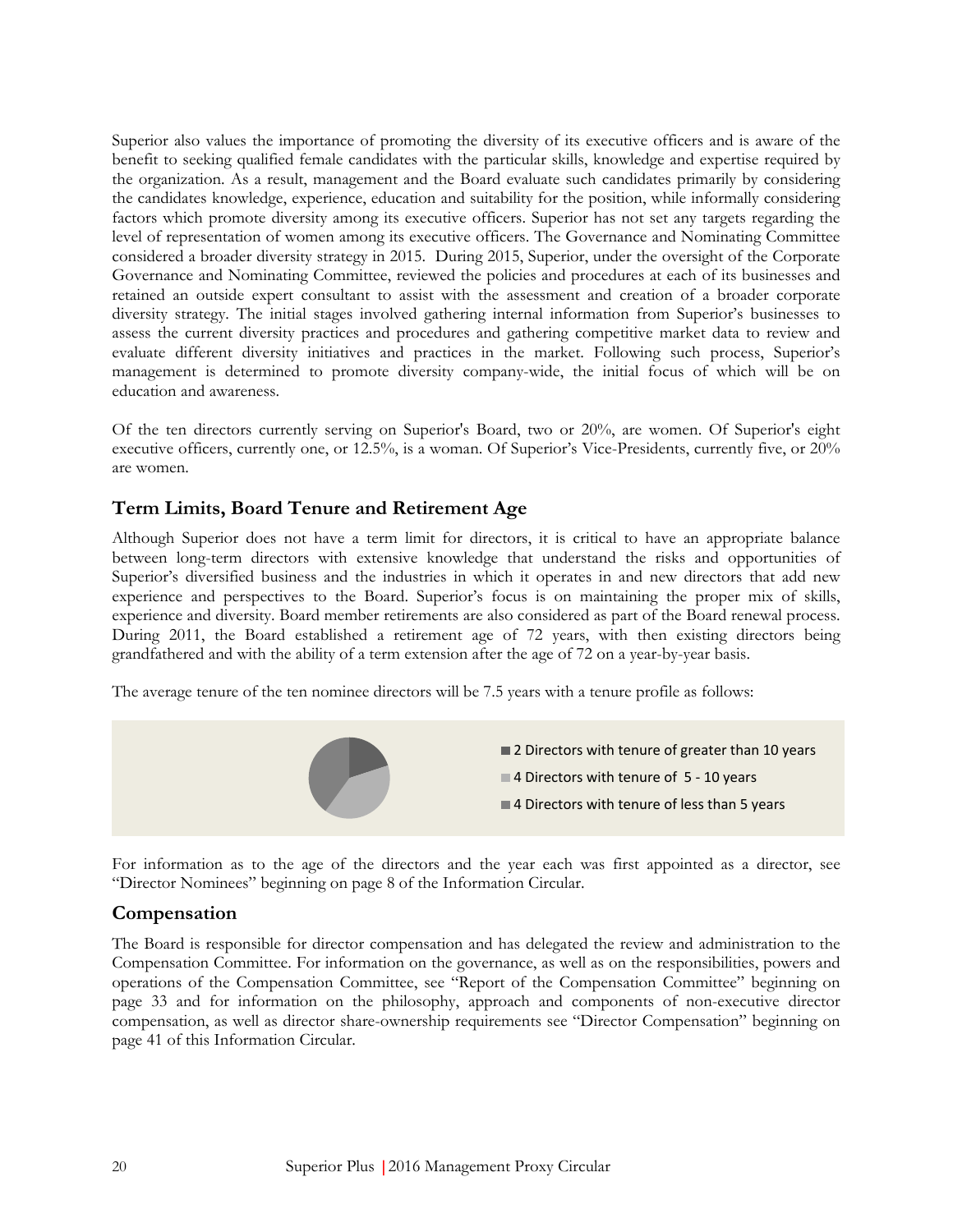Superior also values the importance of promoting the diversity of its executive officers and is aware of the benefit to seeking qualified female candidates with the particular skills, knowledge and expertise required by the organization. As a result, management and the Board evaluate such candidates primarily by considering the candidates knowledge, experience, education and suitability for the position, while informally considering factors which promote diversity among its executive officers. Superior has not set any targets regarding the level of representation of women among its executive officers. The Governance and Nominating Committee considered a broader diversity strategy in 2015. During 2015, Superior, under the oversight of the Corporate Governance and Nominating Committee, reviewed the policies and procedures at each of its businesses and retained an outside expert consultant to assist with the assessment and creation of a broader corporate diversity strategy. The initial stages involved gathering internal information from Superior's businesses to assess the current diversity practices and procedures and gathering competitive market data to review and evaluate different diversity initiatives and practices in the market. Following such process, Superior's management is determined to promote diversity company-wide, the initial focus of which will be on education and awareness.

Of the ten directors currently serving on Superior's Board, two or 20%, are women. Of Superior's eight executive officers, currently one, or 12.5%, is a woman. Of Superior's Vice-Presidents, currently five, or 20% are women.

## Term Limits, Board Tenure and Retirement Age

Although Superior does not have a term limit for directors, it is critical to have an appropriate balance between long-term directors with extensive knowledge that understand the risks and opportunities of Superior's diversified business and the industries in which it operates in and new directors that add new experience and perspectives to the Board. Superior's focus is on maintaining the proper mix of skills, experience and diversity. Board member retirements are also considered as part of the Board renewal process. During 2011, the Board established a retirement age of 72 years, with then existing directors being grandfathered and with the ability of a term extension after the age of 72 on a year-by-year basis.

The average tenure of the ten nominee directors will be 7.5 years with a tenure profile as follows:

- 2 Directors with tenure of greater than 10 years
- 4 Directors with tenure of 5 - 10 years
- 4 Directors with tenure of less than 5 years

For information as to the age of the directors and the year each was first appointed as a director, see "Director Nominees" beginning on page 8 of the Information Circular.

## Compensation

The Board is responsible for director compensation and has delegated the review and administration to the Compensation Committee. For information on the governance, as well as on the responsibilities, powers and operations of the Compensation Committee, see "Report of the Compensation Committee" beginning on page 33 and for information on the philosophy, approach and components of non-executive director compensation, as well as director share-ownership requirements see "Director Compensation" beginning on page 41 of this Information Circular.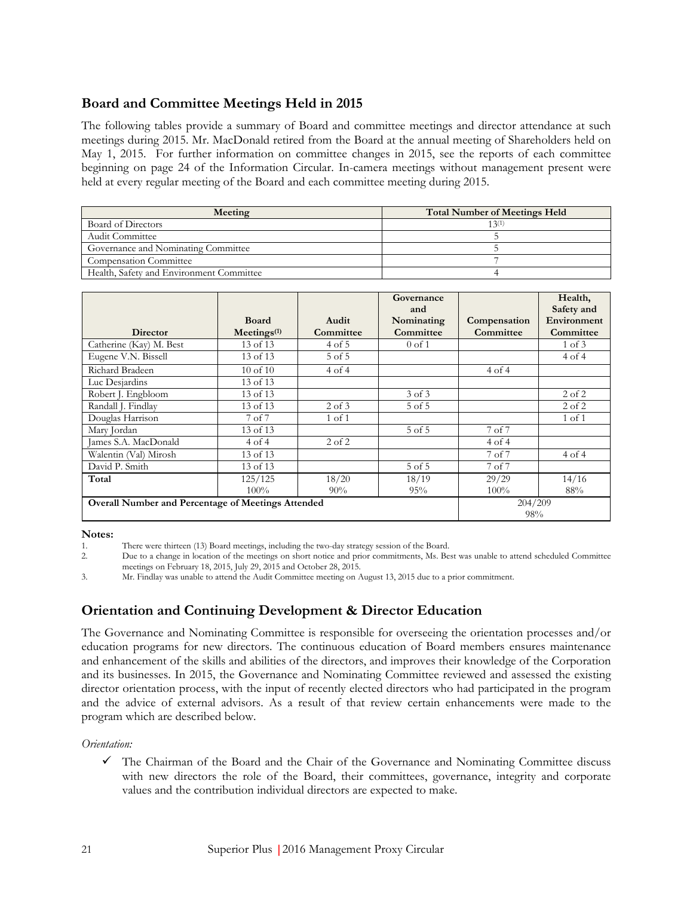## Board and Committee Meetings Held in 2015

The following tables provide a summary of Board and committee meetings and director attendance at such meetings during 2015. Mr. MacDonald retired from the Board at the annual meeting of Shareholders held on May 1, 2015. For further information on committee changes in 2015, see the reports of each committee beginning on page 24 of the Information Circular. In-camera meetings without management present were held at every regular meeting of the Board and each committee meeting during 2015.

| Meeting | Total Number of Meetings Held |
|---|---|
| Board of Directors | 13[(1)] |
| Audit Committee | 5 |
| Governance and Nominating Committee | 5 |
| Compensation Committee | 7 |
| Health, Safety and Environment Committee | 4 |

| Director | Board Meetings[(1)] | Audit Committee | Governance and Nominating Committee | Compensation Committee | Health, Safety and Environment Committee |
|---|---|---|---|---|---|
| Catherine (Kay) M. Best | 13 of 13 | 4 of 5 | 0 of 1 | | 1 of 3 |
| Eugene V.N. Bissell | 13 of 13 | 5 of 5 | | | 4 of 4 |
| Richard Bradeen | 10 of 10 | 4 of 4 | | 4 of 4 | |
| Luc Desjardins | 13 of 13 | | | | |
| Robert J. Engbloom | 13 of 13 | | 3 of 3 | | 2 of 2 |
| Randall J. Findlay | 13 of 13 | 2 of 3 | 5 of 5 | | 2 of 2 |
| Douglas Harrison | 7 of 7 | 1 of 1 | | | 1 of 1 |
| Mary Jordan | 13 of 13 | | 5 of 5 | 7 of 7 | |
| James S.A. MacDonald | 4 of 4 | 2 of 2 | | 4 of 4 | |
| Walentin (Val) Mirosh | 13 of 13 | | | 7 of 7 | 4 of 4 |
| David P. Smith | 13 of 13 | | 5 of 5 | 7 of 7 | |
| **Total** | 125/125<br>100% | 18/20<br>90% | 18/19<br>95% | 29/29<br>100% | 14/16<br>88% |
| **Overall Number and Percentage of Meetings Attended** | | | | 204/209<br>98% | |

**Notes:**

1. There were thirteen (13) Board meetings, including the two-day strategy session of the Board.
2. Due to a change in location of the meetings on short notice and prior commitments, Ms. Best was unable to attend scheduled Committee meetings on February 18, 2015, July 29, 2015 and October 28, 2015.
3. Mr. Findlay was unable to attend the Audit Committee meeting on August 13, 2015 due to a prior commitment.

## Orientation and Continuing Development & Director Education

The Governance and Nominating Committee is responsible for overseeing the orientation processes and/or education programs for new directors. The continuous education of Board members ensures maintenance and enhancement of the skills and abilities of the directors, and improves their knowledge of the Corporation and its businesses. In 2015, the Governance and Nominating Committee reviewed and assessed the existing director orientation process, with the input of recently elected directors who had participated in the program and the advice of external advisors. As a result of that review certain enhancements were made to the program which are described below.

*Orientation:*

- ✓ The Chairman of the Board and the Chair of the Governance and Nominating Committee discuss with new directors the role of the Board, their committees, governance, integrity and corporate values and the contribution individual directors are expected to make.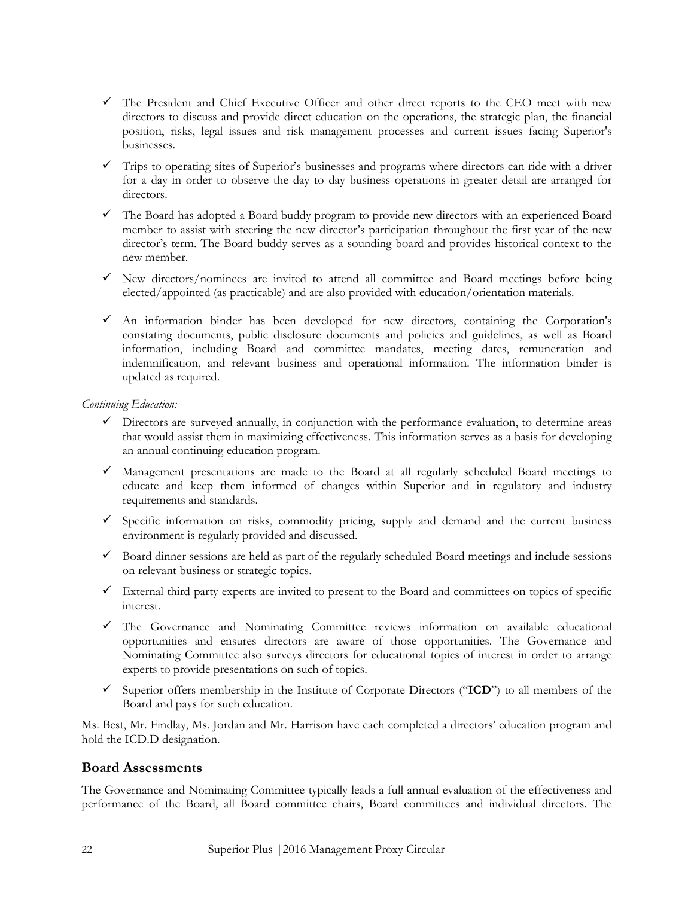- ✓ The President and Chief Executive Officer and other direct reports to the CEO meet with new directors to discuss and provide direct education on the operations, the strategic plan, the financial position, risks, legal issues and risk management processes and current issues facing Superior's businesses.
- ✓ Trips to operating sites of Superior's businesses and programs where directors can ride with a driver for a day in order to observe the day to day business operations in greater detail are arranged for directors.
- ✓ The Board has adopted a Board buddy program to provide new directors with an experienced Board member to assist with steering the new director's participation throughout the first year of the new director's term. The Board buddy serves as a sounding board and provides historical context to the new member.
- ✓ New directors/nominees are invited to attend all committee and Board meetings before being elected/appointed (as practicable) and are also provided with education/orientation materials.
- ✓ An information binder has been developed for new directors, containing the Corporation's constating documents, public disclosure documents and policies and guidelines, as well as Board information, including Board and committee mandates, meeting dates, remuneration and indemnification, and relevant business and operational information. The information binder is updated as required.

*Continuing Education:*

- ✓ Directors are surveyed annually, in conjunction with the performance evaluation, to determine areas that would assist them in maximizing effectiveness. This information serves as a basis for developing an annual continuing education program.
- ✓ Management presentations are made to the Board at all regularly scheduled Board meetings to educate and keep them informed of changes within Superior and in regulatory and industry requirements and standards.
- ✓ Specific information on risks, commodity pricing, supply and demand and the current business environment is regularly provided and discussed.
- ✓ Board dinner sessions are held as part of the regularly scheduled Board meetings and include sessions on relevant business or strategic topics.
- ✓ External third party experts are invited to present to the Board and committees on topics of specific interest.
- ✓ The Governance and Nominating Committee reviews information on available educational opportunities and ensures directors are aware of those opportunities. The Governance and Nominating Committee also surveys directors for educational topics of interest in order to arrange experts to provide presentations on such of topics.
- ✓ Superior offers membership in the Institute of Corporate Directors ("**ICD**") to all members of the Board and pays for such education.

Ms. Best, Mr. Findlay, Ms. Jordan and Mr. Harrison have each completed a directors' education program and hold the ICD.D designation.

## Board Assessments

The Governance and Nominating Committee typically leads a full annual evaluation of the effectiveness and performance of the Board, all Board committee chairs, Board committees and individual directors. The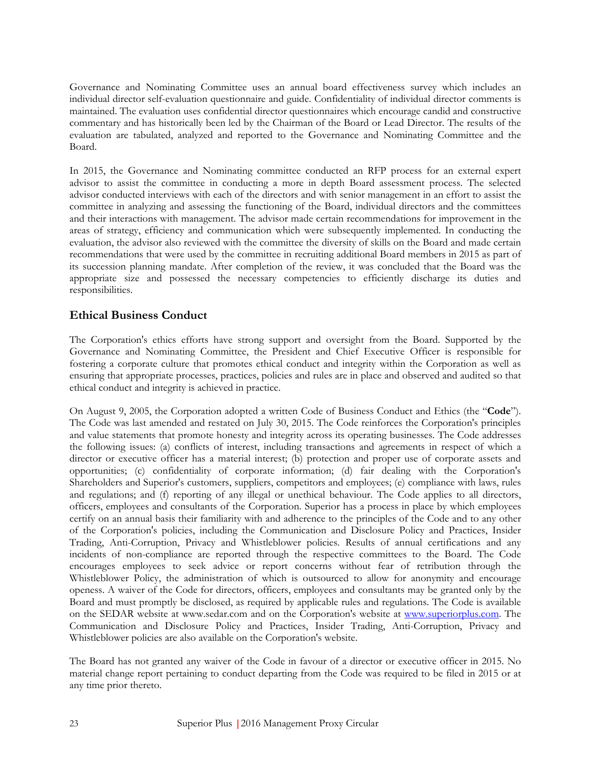Governance and Nominating Committee uses an annual board effectiveness survey which includes an individual director self-evaluation questionnaire and guide. Confidentiality of individual director comments is maintained. The evaluation uses confidential director questionnaires which encourage candid and constructive commentary and has historically been led by the Chairman of the Board or Lead Director. The results of the evaluation are tabulated, analyzed and reported to the Governance and Nominating Committee and the Board.

In 2015, the Governance and Nominating committee conducted an RFP process for an external expert advisor to assist the committee in conducting a more in depth Board assessment process. The selected advisor conducted interviews with each of the directors and with senior management in an effort to assist the committee in analyzing and assessing the functioning of the Board, individual directors and the committees and their interactions with management. The advisor made certain recommendations for improvement in the areas of strategy, efficiency and communication which were subsequently implemented. In conducting the evaluation, the advisor also reviewed with the committee the diversity of skills on the Board and made certain recommendations that were used by the committee in recruiting additional Board members in 2015 as part of its succession planning mandate. After completion of the review, it was concluded that the Board was the appropriate size and possessed the necessary competencies to efficiently discharge its duties and responsibilities.

## Ethical Business Conduct

The Corporation's ethics efforts have strong support and oversight from the Board. Supported by the Governance and Nominating Committee, the President and Chief Executive Officer is responsible for fostering a corporate culture that promotes ethical conduct and integrity within the Corporation as well as ensuring that appropriate processes, practices, policies and rules are in place and observed and audited so that ethical conduct and integrity is achieved in practice.

On August 9, 2005, the Corporation adopted a written Code of Business Conduct and Ethics (the "**Code**"). The Code was last amended and restated on July 30, 2015. The Code reinforces the Corporation's principles and value statements that promote honesty and integrity across its operating businesses. The Code addresses the following issues: (a) conflicts of interest, including transactions and agreements in respect of which a director or executive officer has a material interest; (b) protection and proper use of corporate assets and opportunities; (c) confidentiality of corporate information; (d) fair dealing with the Corporation's Shareholders and Superior's customers, suppliers, competitors and employees; (e) compliance with laws, rules and regulations; and (f) reporting of any illegal or unethical behaviour. The Code applies to all directors, officers, employees and consultants of the Corporation. Superior has a process in place by which employees certify on an annual basis their familiarity with and adherence to the principles of the Code and to any other of the Corporation's policies, including the Communication and Disclosure Policy and Practices, Insider Trading, Anti-Corruption, Privacy and Whistleblower policies. Results of annual certifications and any incidents of non-compliance are reported through the respective committees to the Board. The Code encourages employees to seek advice or report concerns without fear of retribution through the Whistleblower Policy, the administration of which is outsourced to allow for anonymity and encourage openess. A waiver of the Code for directors, officers, employees and consultants may be granted only by the Board and must promptly be disclosed, as required by applicable rules and regulations. The Code is available on the SEDAR website at www.sedar.com and on the Corporation's website at www.superiorplus.com. The Communication and Disclosure Policy and Practices, Insider Trading, Anti-Corruption, Privacy and Whistleblower policies are also available on the Corporation's website.

The Board has not granted any waiver of the Code in favour of a director or executive officer in 2015. No material change report pertaining to conduct departing from the Code was required to be filed in 2015 or at any time prior thereto.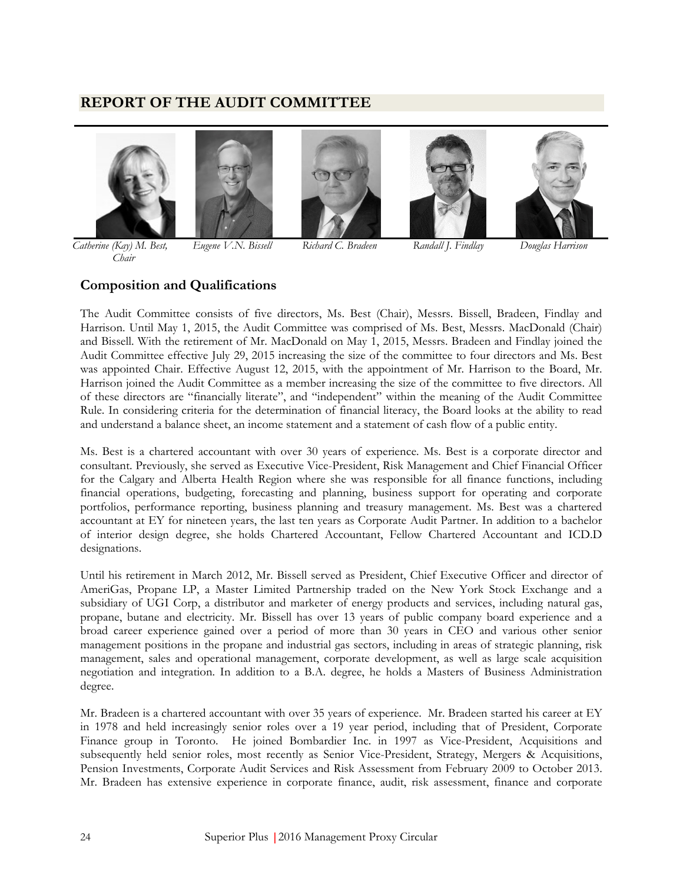## REPORT OF THE AUDIT COMMITTEE

*Catherine (Kay) M. Best, Chair* *Eugene V.N. Bissell* *Richard C. Bradeen* *Randall J. Findlay* *Douglas Harrison*

### Composition and Qualifications

The Audit Committee consists of five directors, Ms. Best (Chair), Messrs. Bissell, Bradeen, Findlay and Harrison. Until May 1, 2015, the Audit Committee was comprised of Ms. Best, Messrs. MacDonald (Chair) and Bissell. With the retirement of Mr. MacDonald on May 1, 2015, Messrs. Bradeen and Findlay joined the Audit Committee effective July 29, 2015 increasing the size of the committee to four directors and Ms. Best was appointed Chair. Effective August 12, 2015, with the appointment of Mr. Harrison to the Board, Mr. Harrison joined the Audit Committee as a member increasing the size of the committee to five directors. All of these directors are "financially literate", and "independent" within the meaning of the Audit Committee Rule. In considering criteria for the determination of financial literacy, the Board looks at the ability to read and understand a balance sheet, an income statement and a statement of cash flow of a public entity.

Ms. Best is a chartered accountant with over 30 years of experience. Ms. Best is a corporate director and consultant. Previously, she served as Executive Vice-President, Risk Management and Chief Financial Officer for the Calgary and Alberta Health Region where she was responsible for all finance functions, including financial operations, budgeting, forecasting and planning, business support for operating and corporate portfolios, performance reporting, business planning and treasury management. Ms. Best was a chartered accountant at EY for nineteen years, the last ten years as Corporate Audit Partner. In addition to a bachelor of interior design degree, she holds Chartered Accountant, Fellow Chartered Accountant and ICD.D designations.

Until his retirement in March 2012, Mr. Bissell served as President, Chief Executive Officer and director of AmeriGas, Propane LP, a Master Limited Partnership traded on the New York Stock Exchange and a subsidiary of UGI Corp, a distributor and marketer of energy products and services, including natural gas, propane, butane and electricity. Mr. Bissell has over 13 years of public company board experience and a broad career experience gained over a period of more than 30 years in CEO and various other senior management positions in the propane and industrial gas sectors, including in areas of strategic planning, risk management, sales and operational management, corporate development, as well as large scale acquisition negotiation and integration. In addition to a B.A. degree, he holds a Masters of Business Administration degree.

Mr. Bradeen is a chartered accountant with over 35 years of experience. Mr. Bradeen started his career at EY in 1978 and held increasingly senior roles over a 19 year period, including that of President, Corporate Finance group in Toronto. He joined Bombardier Inc. in 1997 as Vice-President, Acquisitions and subsequently held senior roles, most recently as Senior Vice-President, Strategy, Mergers & Acquisitions, Pension Investments, Corporate Audit Services and Risk Assessment from February 2009 to October 2013. Mr. Bradeen has extensive experience in corporate finance, audit, risk assessment, finance and corporate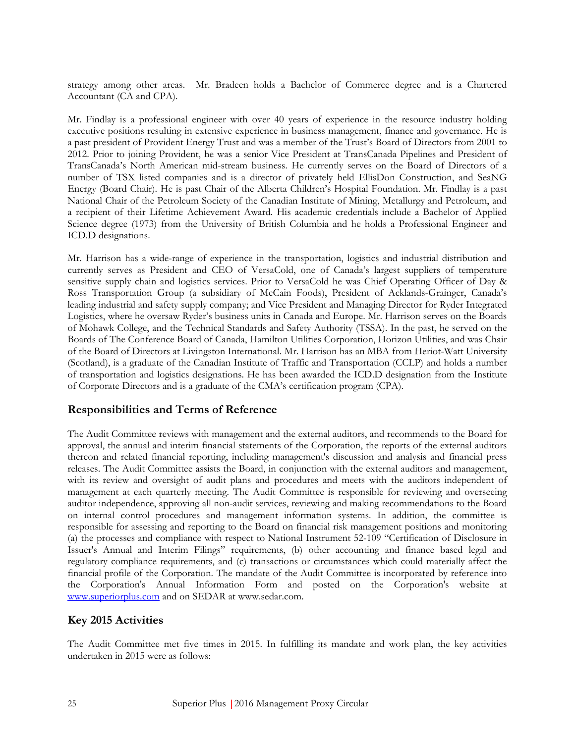strategy among other areas. Mr. Bradeen holds a Bachelor of Commerce degree and is a Chartered Accountant (CA and CPA).

Mr. Findlay is a professional engineer with over 40 years of experience in the resource industry holding executive positions resulting in extensive experience in business management, finance and governance. He is a past president of Provident Energy Trust and was a member of the Trust's Board of Directors from 2001 to 2012. Prior to joining Provident, he was a senior Vice President at TransCanada Pipelines and President of TransCanada's North American mid-stream business. He currently serves on the Board of Directors of a number of TSX listed companies and is a director of privately held EllisDon Construction, and SeaNG Energy (Board Chair). He is past Chair of the Alberta Children's Hospital Foundation. Mr. Findlay is a past National Chair of the Petroleum Society of the Canadian Institute of Mining, Metallurgy and Petroleum, and a recipient of their Lifetime Achievement Award. His academic credentials include a Bachelor of Applied Science degree (1973) from the University of British Columbia and he holds a Professional Engineer and ICD.D designations.

Mr. Harrison has a wide-range of experience in the transportation, logistics and industrial distribution and currently serves as President and CEO of VersaCold, one of Canada's largest suppliers of temperature sensitive supply chain and logistics services. Prior to VersaCold he was Chief Operating Officer of Day & Ross Transportation Group (a subsidiary of McCain Foods), President of Acklands-Grainger, Canada's leading industrial and safety supply company; and Vice President and Managing Director for Ryder Integrated Logistics, where he oversaw Ryder's business units in Canada and Europe. Mr. Harrison serves on the Boards of Mohawk College, and the Technical Standards and Safety Authority (TSSA). In the past, he served on the Boards of The Conference Board of Canada, Hamilton Utilities Corporation, Horizon Utilities, and was Chair of the Board of Directors at Livingston International. Mr. Harrison has an MBA from Heriot-Watt University (Scotland), is a graduate of the Canadian Institute of Traffic and Transportation (CCLP) and holds a number of transportation and logistics designations. He has been awarded the ICD.D designation from the Institute of Corporate Directors and is a graduate of the CMA's certification program (CPA).

## Responsibilities and Terms of Reference

The Audit Committee reviews with management and the external auditors, and recommends to the Board for approval, the annual and interim financial statements of the Corporation, the reports of the external auditors thereon and related financial reporting, including management's discussion and analysis and financial press releases. The Audit Committee assists the Board, in conjunction with the external auditors and management, with its review and oversight of audit plans and procedures and meets with the auditors independent of management at each quarterly meeting. The Audit Committee is responsible for reviewing and overseeing auditor independence, approving all non-audit services, reviewing and making recommendations to the Board on internal control procedures and management information systems. In addition, the committee is responsible for assessing and reporting to the Board on financial risk management positions and monitoring (a) the processes and compliance with respect to National Instrument 52-109 "Certification of Disclosure in Issuer's Annual and Interim Filings" requirements, (b) other accounting and finance based legal and regulatory compliance requirements, and (c) transactions or circumstances which could materially affect the financial profile of the Corporation. The mandate of the Audit Committee is incorporated by reference into the Corporation's Annual Information Form and posted on the Corporation's website at www.superiorplus.com and on SEDAR at www.sedar.com.

## Key 2015 Activities

The Audit Committee met five times in 2015. In fulfilling its mandate and work plan, the key activities undertaken in 2015 were as follows: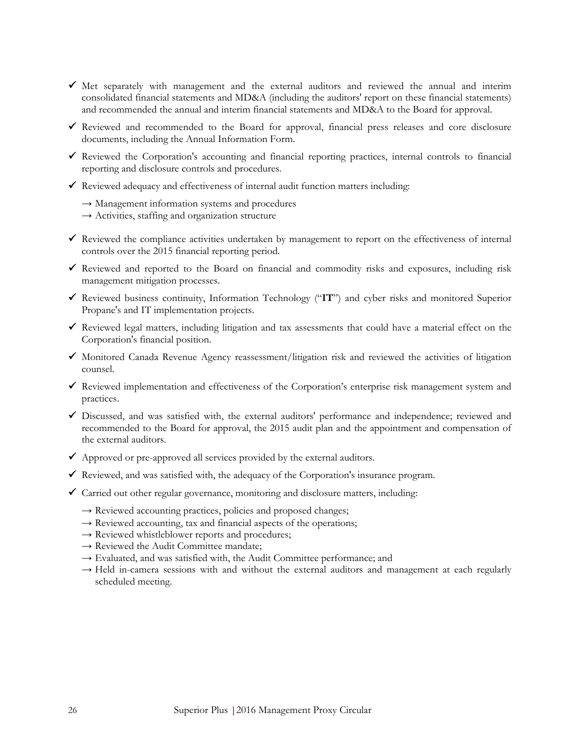- ✓ Met separately with management and the external auditors and reviewed the annual and interim consolidated financial statements and MD&A (including the auditors' report on these financial statements) and recommended the annual and interim financial statements and MD&A to the Board for approval.
- ✓ Reviewed and recommended to the Board for approval, financial press releases and core disclosure documents, including the Annual Information Form.
- ✓ Reviewed the Corporation's accounting and financial reporting practices, internal controls to financial reporting and disclosure controls and procedures.
- ✓ Reviewed adequacy and effectiveness of internal audit function matters including:
  - → Management information systems and procedures
  - → Activities, staffing and organization structure
- ✓ Reviewed the compliance activities undertaken by management to report on the effectiveness of internal controls over the 2015 financial reporting period.
- ✓ Reviewed and reported to the Board on financial and commodity risks and exposures, including risk management mitigation processes.
- ✓ Reviewed business continuity, Information Technology ("**IT**") and cyber risks and monitored Superior Propane's and IT implementation projects.
- ✓ Reviewed legal matters, including litigation and tax assessments that could have a material effect on the Corporation's financial position.
- ✓ Monitored Canada Revenue Agency reassessment/litigation risk and reviewed the activities of litigation counsel.
- ✓ Reviewed implementation and effectiveness of the Corporation's enterprise risk management system and practices.
- ✓ Discussed, and was satisfied with, the external auditors' performance and independence; reviewed and recommended to the Board for approval, the 2015 audit plan and the appointment and compensation of the external auditors.
- ✓ Approved or pre-approved all services provided by the external auditors.
- ✓ Reviewed, and was satisfied with, the adequacy of the Corporation's insurance program.
- ✓ Carried out other regular governance, monitoring and disclosure matters, including:
  - → Reviewed accounting practices, policies and proposed changes;
  - → Reviewed accounting, tax and financial aspects of the operations;
  - → Reviewed whistleblower reports and procedures;
  - → Reviewed the Audit Committee mandate;
  - → Evaluated, and was satisfied with, the Audit Committee performance; and
  - → Held in-camera sessions with and without the external auditors and management at each regularly scheduled meeting.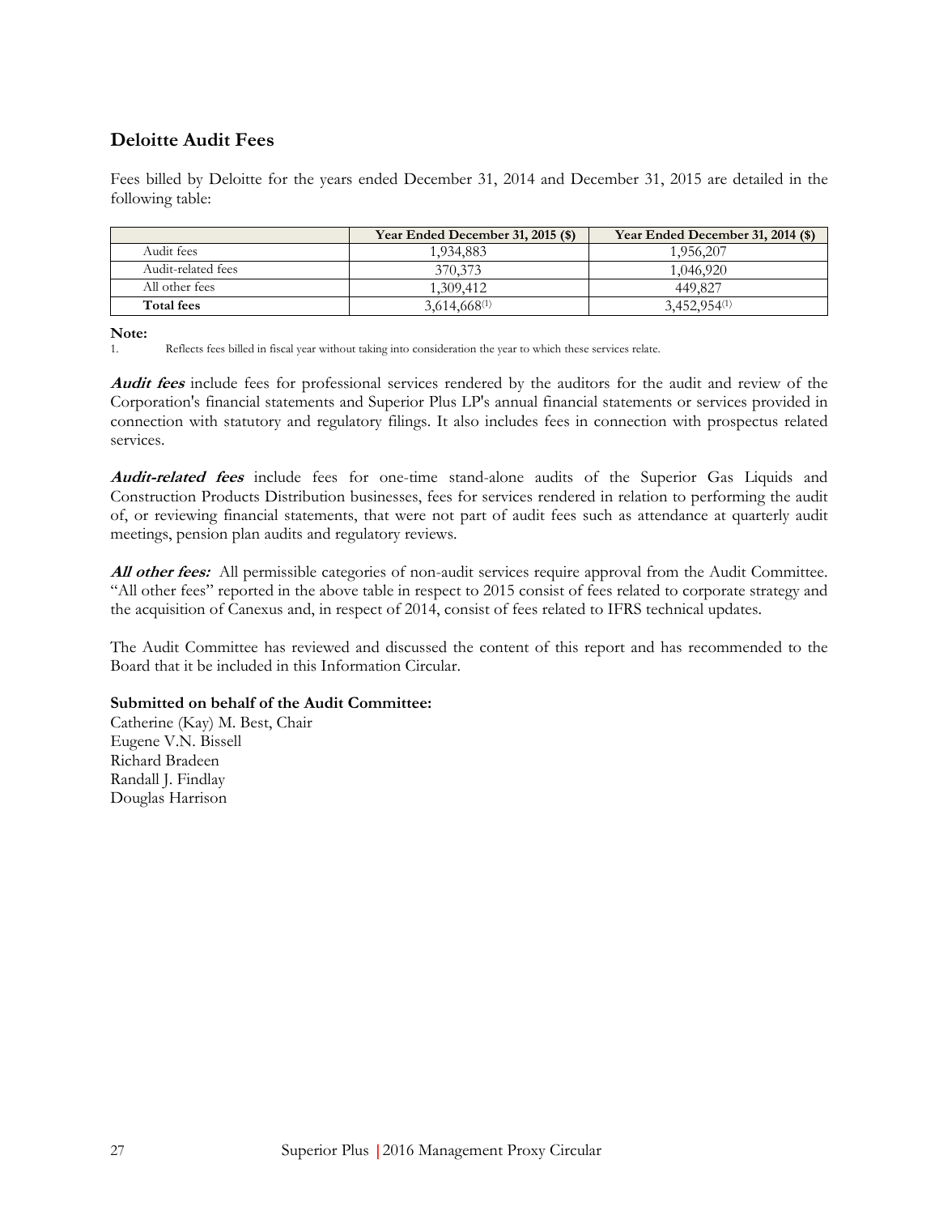## Deloitte Audit Fees

Fees billed by Deloitte for the years ended December 31, 2014 and December 31, 2015 are detailed in the following table:

| | Year Ended December 31, 2015 ($) | Year Ended December 31, 2014 ($) |
|---|---|---|
| Audit fees | 1,934,883 | 1,956,207 |
| Audit-related fees | 370,373 | 1,046,920 |
| All other fees | 1,309,412 | 449,827 |
| **Total fees** | 3,614,668[(1)] | 3,452,954[(1)] |

**Note:**

1. Reflects fees billed in fiscal year without taking into consideration the year to which these services relate.

***Audit fees*** include fees for professional services rendered by the auditors for the audit and review of the Corporation's financial statements and Superior Plus LP's annual financial statements or services provided in connection with statutory and regulatory filings. It also includes fees in connection with prospectus related services.

***Audit-related fees*** include fees for one-time stand-alone audits of the Superior Gas Liquids and Construction Products Distribution businesses, fees for services rendered in relation to performing the audit of, or reviewing financial statements, that were not part of audit fees such as attendance at quarterly audit meetings, pension plan audits and regulatory reviews.

***All other fees:*** All permissible categories of non-audit services require approval from the Audit Committee. "All other fees" reported in the above table in respect to 2015 consist of fees related to corporate strategy and the acquisition of Canexus and, in respect of 2014, consist of fees related to IFRS technical updates.

The Audit Committee has reviewed and discussed the content of this report and has recommended to the Board that it be included in this Information Circular.

**Submitted on behalf of the Audit Committee:**

Catherine (Kay) M. Best, Chair
Eugene V.N. Bissell
Richard Bradeen
Randall J. Findlay
Douglas Harrison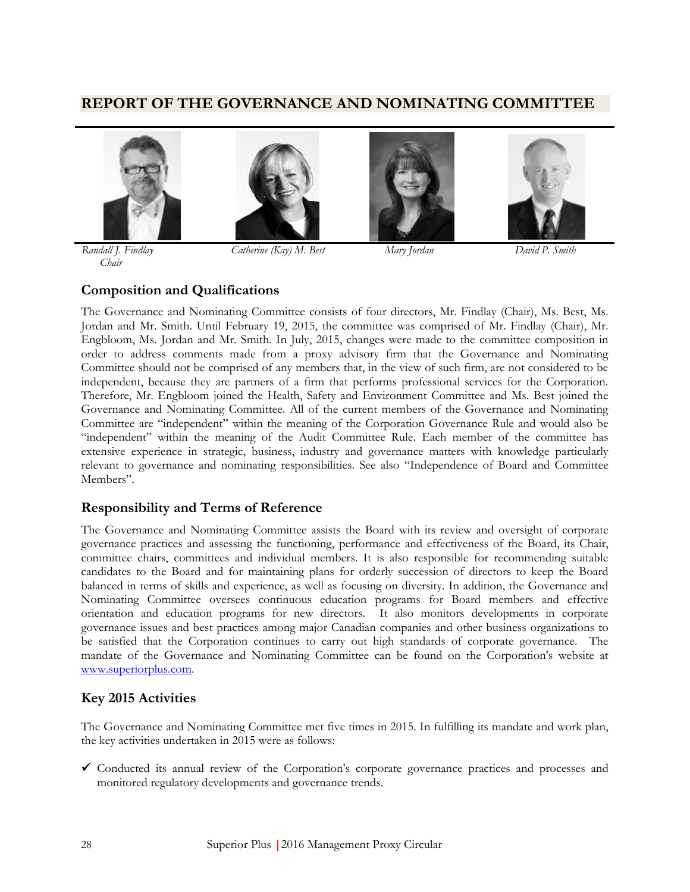# REPORT OF THE GOVERNANCE AND NOMINATING COMMITTEE

*Randall J. Findlay*
*Chair*

*Catherine (Kay) M. Best*

*Mary Jordan*

*David P. Smith*

## Composition and Qualifications

The Governance and Nominating Committee consists of four directors, Mr. Findlay (Chair), Ms. Best, Ms. Jordan and Mr. Smith. Until February 19, 2015, the committee was comprised of Mr. Findlay (Chair), Mr. Engbloom, Ms. Jordan and Mr. Smith. In July, 2015, changes were made to the committee composition in order to address comments made from a proxy advisory firm that the Governance and Nominating Committee should not be comprised of any members that, in the view of such firm, are not considered to be independent, because they are partners of a firm that performs professional services for the Corporation. Therefore, Mr. Engbloom joined the Health, Safety and Environment Committee and Ms. Best joined the Governance and Nominating Committee. All of the current members of the Governance and Nominating Committee are "independent" within the meaning of the Corporation Governance Rule and would also be "independent" within the meaning of the Audit Committee Rule. Each member of the committee has extensive experience in strategic, business, industry and governance matters with knowledge particularly relevant to governance and nominating responsibilities. See also "Independence of Board and Committee Members".

## Responsibility and Terms of Reference

The Governance and Nominating Committee assists the Board with its review and oversight of corporate governance practices and assessing the functioning, performance and effectiveness of the Board, its Chair, committee chairs, committees and individual members. It is also responsible for recommending suitable candidates to the Board and for maintaining plans for orderly succession of directors to keep the Board balanced in terms of skills and experience, as well as focusing on diversity. In addition, the Governance and Nominating Committee oversees continuous education programs for Board members and effective orientation and education programs for new directors. It also monitors developments in corporate governance issues and best practices among major Canadian companies and other business organizations to be satisfied that the Corporation continues to carry out high standards of corporate governance. The mandate of the Governance and Nominating Committee can be found on the Corporation's website at www.superiorplus.com.

## Key 2015 Activities

The Governance and Nominating Committee met five times in 2015. In fulfilling its mandate and work plan, the key activities undertaken in 2015 were as follows:

- ✓ Conducted its annual review of the Corporation's corporate governance practices and processes and monitored regulatory developments and governance trends.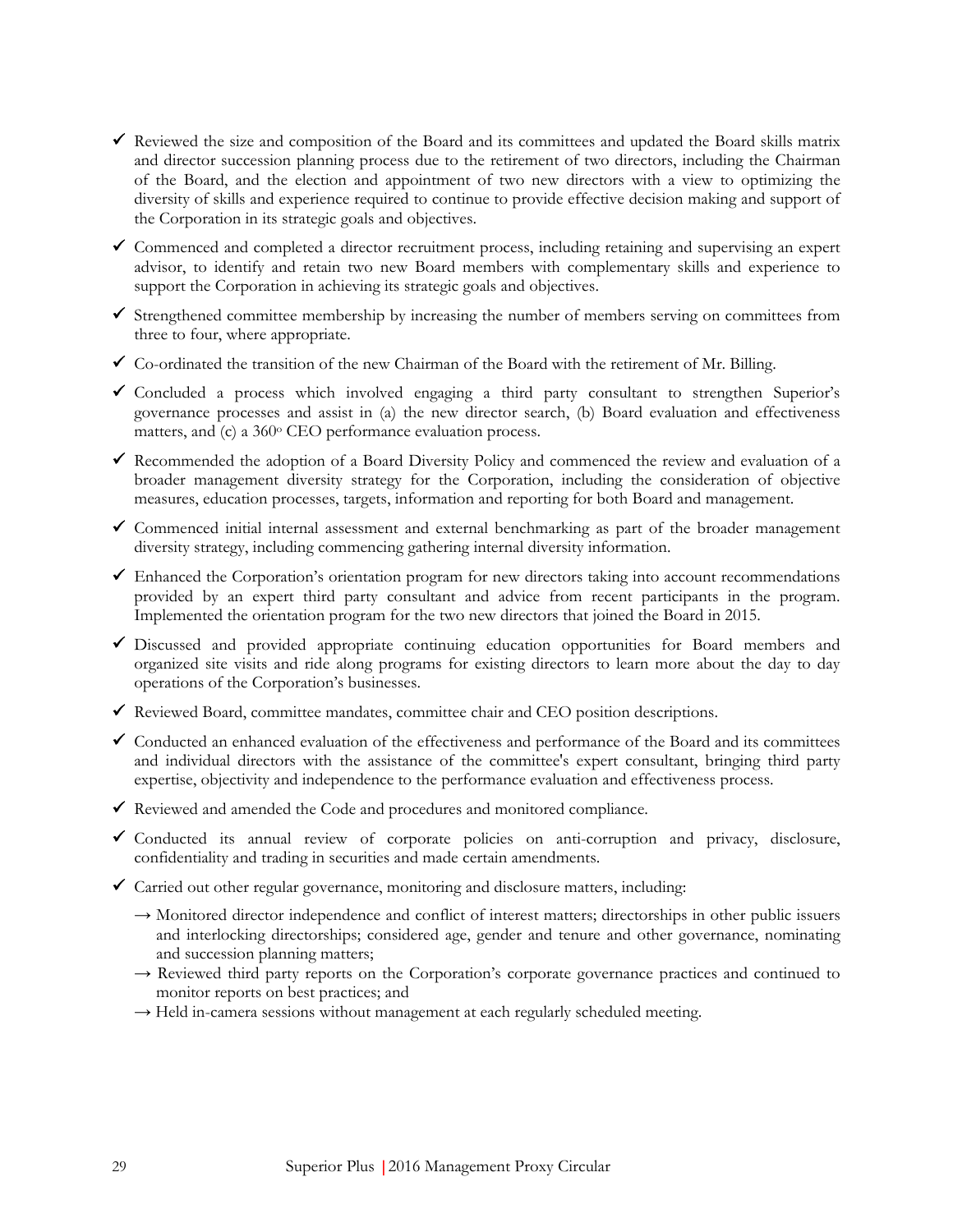- ✓ Reviewed the size and composition of the Board and its committees and updated the Board skills matrix and director succession planning process due to the retirement of two directors, including the Chairman of the Board, and the election and appointment of two new directors with a view to optimizing the diversity of skills and experience required to continue to provide effective decision making and support of the Corporation in its strategic goals and objectives.
- ✓ Commenced and completed a director recruitment process, including retaining and supervising an expert advisor, to identify and retain two new Board members with complementary skills and experience to support the Corporation in achieving its strategic goals and objectives.
- ✓ Strengthened committee membership by increasing the number of members serving on committees from three to four, where appropriate.
- ✓ Co-ordinated the transition of the new Chairman of the Board with the retirement of Mr. Billing.
- ✓ Concluded a process which involved engaging a third party consultant to strengthen Superior's governance processes and assist in (a) the new director search, (b) Board evaluation and effectiveness matters, and (c) a 360° CEO performance evaluation process.
- ✓ Recommended the adoption of a Board Diversity Policy and commenced the review and evaluation of a broader management diversity strategy for the Corporation, including the consideration of objective measures, education processes, targets, information and reporting for both Board and management.
- ✓ Commenced initial internal assessment and external benchmarking as part of the broader management diversity strategy, including commencing gathering internal diversity information.
- ✓ Enhanced the Corporation's orientation program for new directors taking into account recommendations provided by an expert third party consultant and advice from recent participants in the program. Implemented the orientation program for the two new directors that joined the Board in 2015.
- ✓ Discussed and provided appropriate continuing education opportunities for Board members and organized site visits and ride along programs for existing directors to learn more about the day to day operations of the Corporation's businesses.
- ✓ Reviewed Board, committee mandates, committee chair and CEO position descriptions.
- ✓ Conducted an enhanced evaluation of the effectiveness and performance of the Board and its committees and individual directors with the assistance of the committee's expert consultant, bringing third party expertise, objectivity and independence to the performance evaluation and effectiveness process.
- ✓ Reviewed and amended the Code and procedures and monitored compliance.
- ✓ Conducted its annual review of corporate policies on anti-corruption and privacy, disclosure, confidentiality and trading in securities and made certain amendments.
- ✓ Carried out other regular governance, monitoring and disclosure matters, including:
  - → Monitored director independence and conflict of interest matters; directorships in other public issuers and interlocking directorships; considered age, gender and tenure and other governance, nominating and succession planning matters;
  - → Reviewed third party reports on the Corporation's corporate governance practices and continued to monitor reports on best practices; and
  - → Held in-camera sessions without management at each regularly scheduled meeting.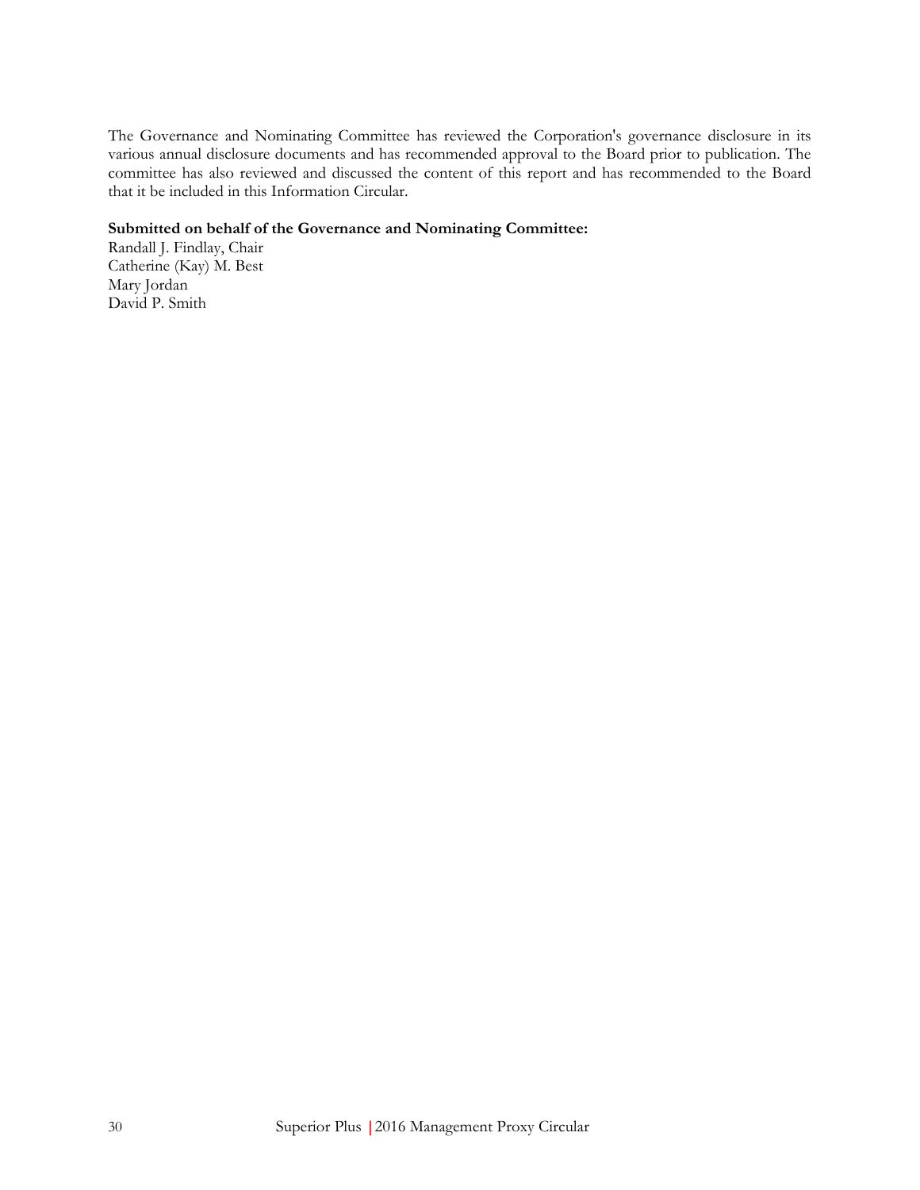The Governance and Nominating Committee has reviewed the Corporation's governance disclosure in its various annual disclosure documents and has recommended approval to the Board prior to publication. The committee has also reviewed and discussed the content of this report and has recommended to the Board that it be included in this Information Circular.

**Submitted on behalf of the Governance and Nominating Committee:**
Randall J. Findlay, Chair
Catherine (Kay) M. Best
Mary Jordan
David P. Smith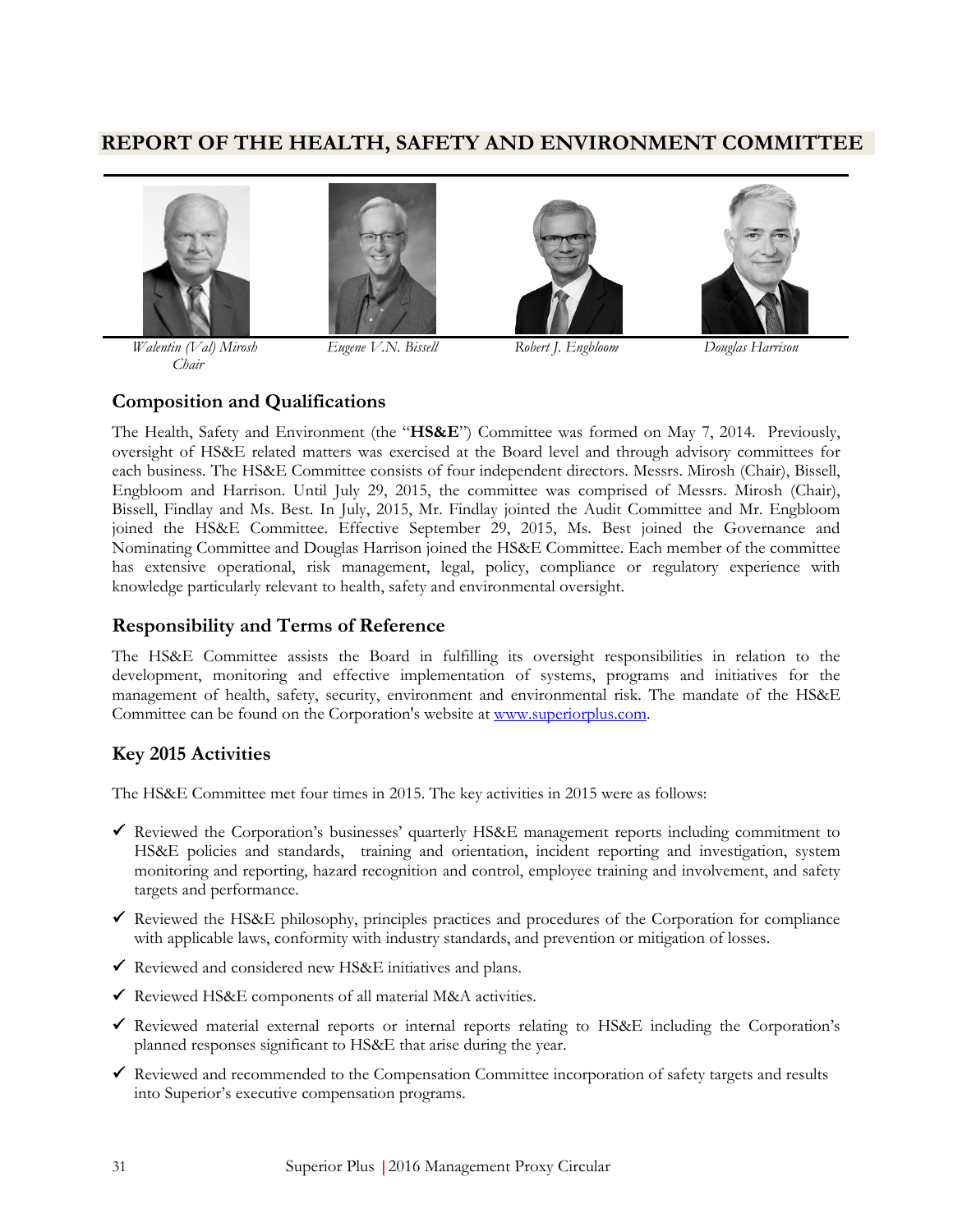# REPORT OF THE HEALTH, SAFETY AND ENVIRONMENT COMMITTEE

*Walentin (Val) Mirosh*
*Chair*

*Eugene V.N. Bissell*

*Robert J. Engbloom*

*Douglas Harrison*

## Composition and Qualifications

The Health, Safety and Environment (the "**HS&E**") Committee was formed on May 7, 2014. Previously, oversight of HS&E related matters was exercised at the Board level and through advisory committees for each business. The HS&E Committee consists of four independent directors. Messrs. Mirosh (Chair), Bissell, Engbloom and Harrison. Until July 29, 2015, the committee was comprised of Messrs. Mirosh (Chair), Bissell, Findlay and Ms. Best. In July, 2015, Mr. Findlay jointed the Audit Committee and Mr. Engbloom joined the HS&E Committee. Effective September 29, 2015, Ms. Best joined the Governance and Nominating Committee and Douglas Harrison joined the HS&E Committee. Each member of the committee has extensive operational, risk management, legal, policy, compliance or regulatory experience with knowledge particularly relevant to health, safety and environmental oversight.

## Responsibility and Terms of Reference

The HS&E Committee assists the Board in fulfilling its oversight responsibilities in relation to the development, monitoring and effective implementation of systems, programs and initiatives for the management of health, safety, security, environment and environmental risk. The mandate of the HS&E Committee can be found on the Corporation's website at www.superiorplus.com.

## Key 2015 Activities

The HS&E Committee met four times in 2015. The key activities in 2015 were as follows:

- ✓ Reviewed the Corporation's businesses' quarterly HS&E management reports including commitment to HS&E policies and standards, training and orientation, incident reporting and investigation, system monitoring and reporting, hazard recognition and control, employee training and involvement, and safety targets and performance.
- ✓ Reviewed the HS&E philosophy, principles practices and procedures of the Corporation for compliance with applicable laws, conformity with industry standards, and prevention or mitigation of losses.
- ✓ Reviewed and considered new HS&E initiatives and plans.
- ✓ Reviewed HS&E components of all material M&A activities.
- ✓ Reviewed material external reports or internal reports relating to HS&E including the Corporation's planned responses significant to HS&E that arise during the year.
- ✓ Reviewed and recommended to the Compensation Committee incorporation of safety targets and results into Superior's executive compensation programs.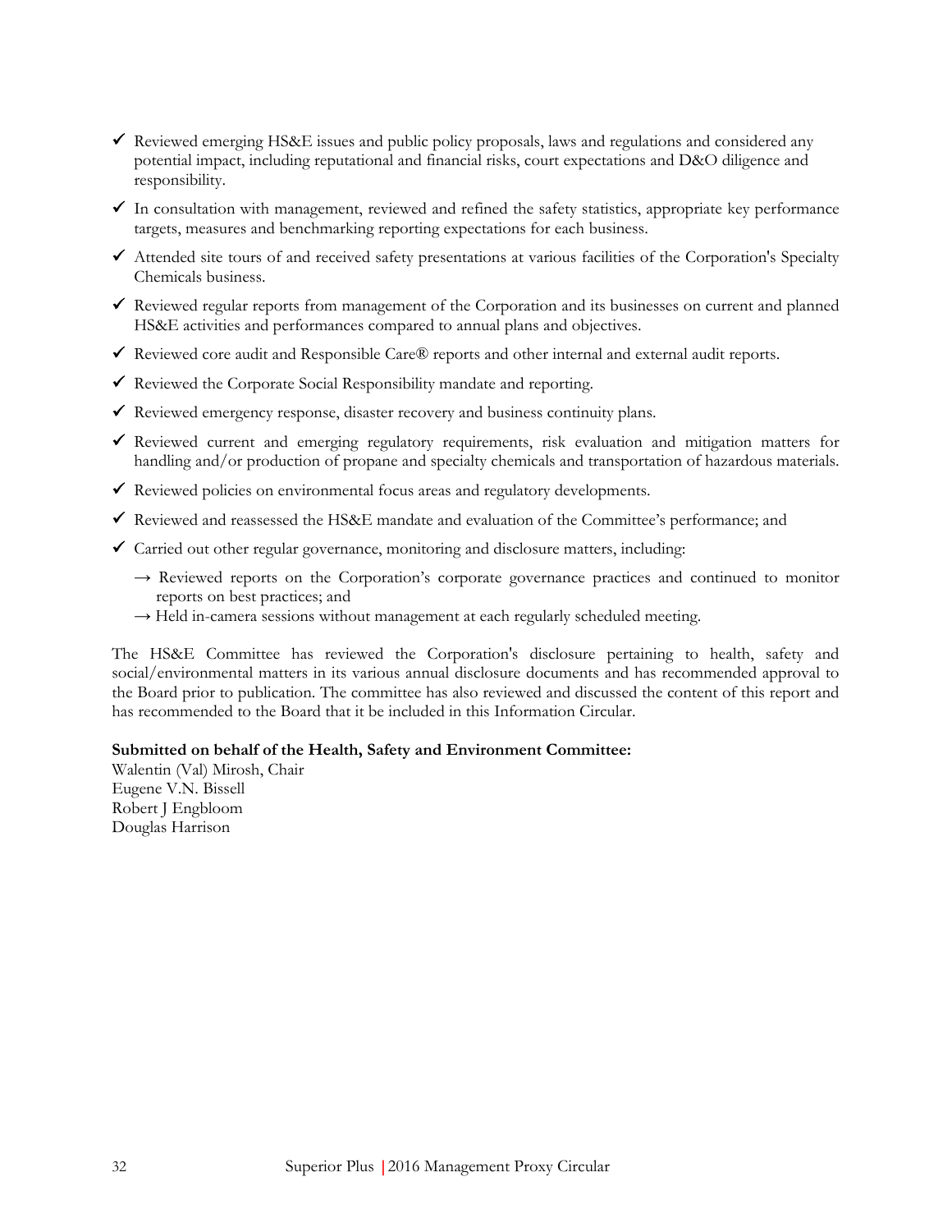- ✓ Reviewed emerging HS&E issues and public policy proposals, laws and regulations and considered any potential impact, including reputational and financial risks, court expectations and D&O diligence and responsibility.
- ✓ In consultation with management, reviewed and refined the safety statistics, appropriate key performance targets, measures and benchmarking reporting expectations for each business.
- ✓ Attended site tours of and received safety presentations at various facilities of the Corporation's Specialty Chemicals business.
- ✓ Reviewed regular reports from management of the Corporation and its businesses on current and planned HS&E activities and performances compared to annual plans and objectives.
- ✓ Reviewed core audit and Responsible Care® reports and other internal and external audit reports.
- ✓ Reviewed the Corporate Social Responsibility mandate and reporting.
- ✓ Reviewed emergency response, disaster recovery and business continuity plans.
- ✓ Reviewed current and emerging regulatory requirements, risk evaluation and mitigation matters for handling and/or production of propane and specialty chemicals and transportation of hazardous materials.
- ✓ Reviewed policies on environmental focus areas and regulatory developments.
- ✓ Reviewed and reassessed the HS&E mandate and evaluation of the Committee's performance; and
- ✓ Carried out other regular governance, monitoring and disclosure matters, including:
  - → Reviewed reports on the Corporation's corporate governance practices and continued to monitor reports on best practices; and
  - → Held in-camera sessions without management at each regularly scheduled meeting.

The HS&E Committee has reviewed the Corporation's disclosure pertaining to health, safety and social/environmental matters in its various annual disclosure documents and has recommended approval to the Board prior to publication. The committee has also reviewed and discussed the content of this report and has recommended to the Board that it be included in this Information Circular.

**Submitted on behalf of the Health, Safety and Environment Committee:**
Walentin (Val) Mirosh, Chair
Eugene V.N. Bissell
Robert J Engbloom
Douglas Harrison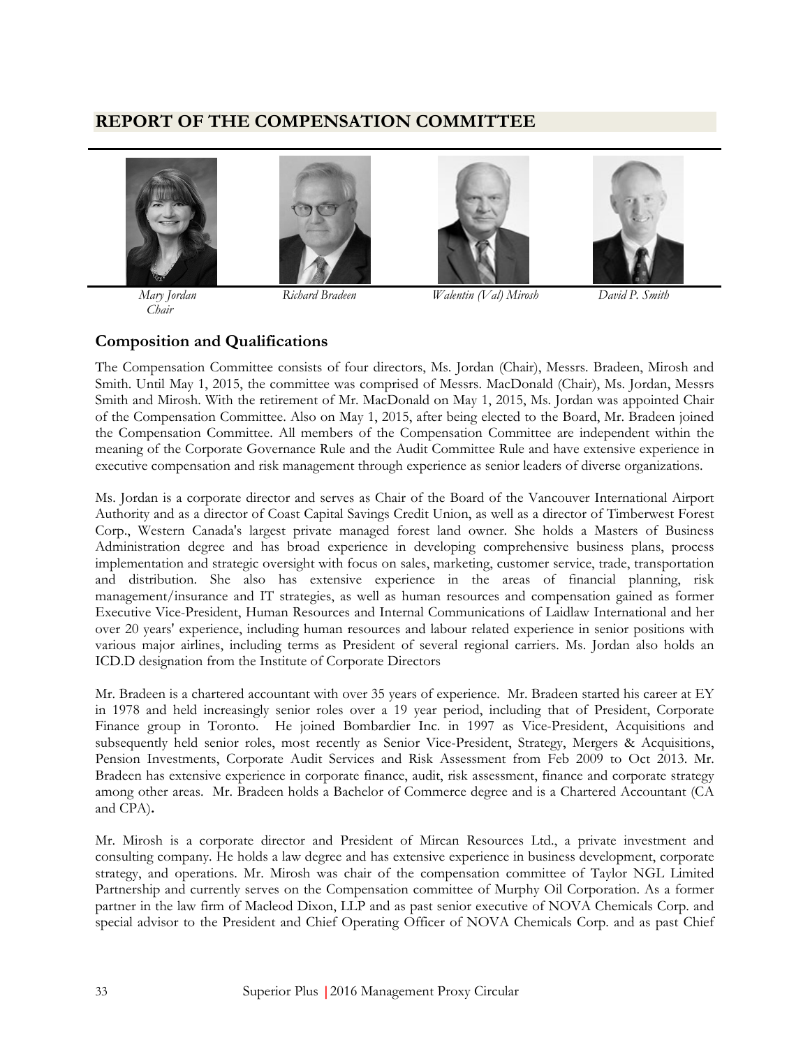# REPORT OF THE COMPENSATION COMMITTEE

*Mary Jordan*
*Chair*

*Richard Bradeen*

*Walentin (Val) Mirosh*

*David P. Smith*

## Composition and Qualifications

The Compensation Committee consists of four directors, Ms. Jordan (Chair), Messrs. Bradeen, Mirosh and Smith. Until May 1, 2015, the committee was comprised of Messrs. MacDonald (Chair), Ms. Jordan, Messrs Smith and Mirosh. With the retirement of Mr. MacDonald on May 1, 2015, Ms. Jordan was appointed Chair of the Compensation Committee. Also on May 1, 2015, after being elected to the Board, Mr. Bradeen joined the Compensation Committee. All members of the Compensation Committee are independent within the meaning of the Corporate Governance Rule and the Audit Committee Rule and have extensive experience in executive compensation and risk management through experience as senior leaders of diverse organizations.

Ms. Jordan is a corporate director and serves as Chair of the Board of the Vancouver International Airport Authority and as a director of Coast Capital Savings Credit Union, as well as a director of Timberwest Forest Corp., Western Canada's largest private managed forest land owner. She holds a Masters of Business Administration degree and has broad experience in developing comprehensive business plans, process implementation and strategic oversight with focus on sales, marketing, customer service, trade, transportation and distribution. She also has extensive experience in the areas of financial planning, risk management/insurance and IT strategies, as well as human resources and compensation gained as former Executive Vice-President, Human Resources and Internal Communications of Laidlaw International and her over 20 years' experience, including human resources and labour related experience in senior positions with various major airlines, including terms as President of several regional carriers. Ms. Jordan also holds an ICD.D designation from the Institute of Corporate Directors

Mr. Bradeen is a chartered accountant with over 35 years of experience. Mr. Bradeen started his career at EY in 1978 and held increasingly senior roles over a 19 year period, including that of President, Corporate Finance group in Toronto. He joined Bombardier Inc. in 1997 as Vice-President, Acquisitions and subsequently held senior roles, most recently as Senior Vice-President, Strategy, Mergers & Acquisitions, Pension Investments, Corporate Audit Services and Risk Assessment from Feb 2009 to Oct 2013. Mr. Bradeen has extensive experience in corporate finance, audit, risk assessment, finance and corporate strategy among other areas. Mr. Bradeen holds a Bachelor of Commerce degree and is a Chartered Accountant (CA and CPA).

Mr. Mirosh is a corporate director and President of Mircan Resources Ltd., a private investment and consulting company. He holds a law degree and has extensive experience in business development, corporate strategy, and operations. Mr. Mirosh was chair of the compensation committee of Taylor NGL Limited Partnership and currently serves on the Compensation committee of Murphy Oil Corporation. As a former partner in the law firm of Macleod Dixon, LLP and as past senior executive of NOVA Chemicals Corp. and special advisor to the President and Chief Operating Officer of NOVA Chemicals Corp. and as past Chief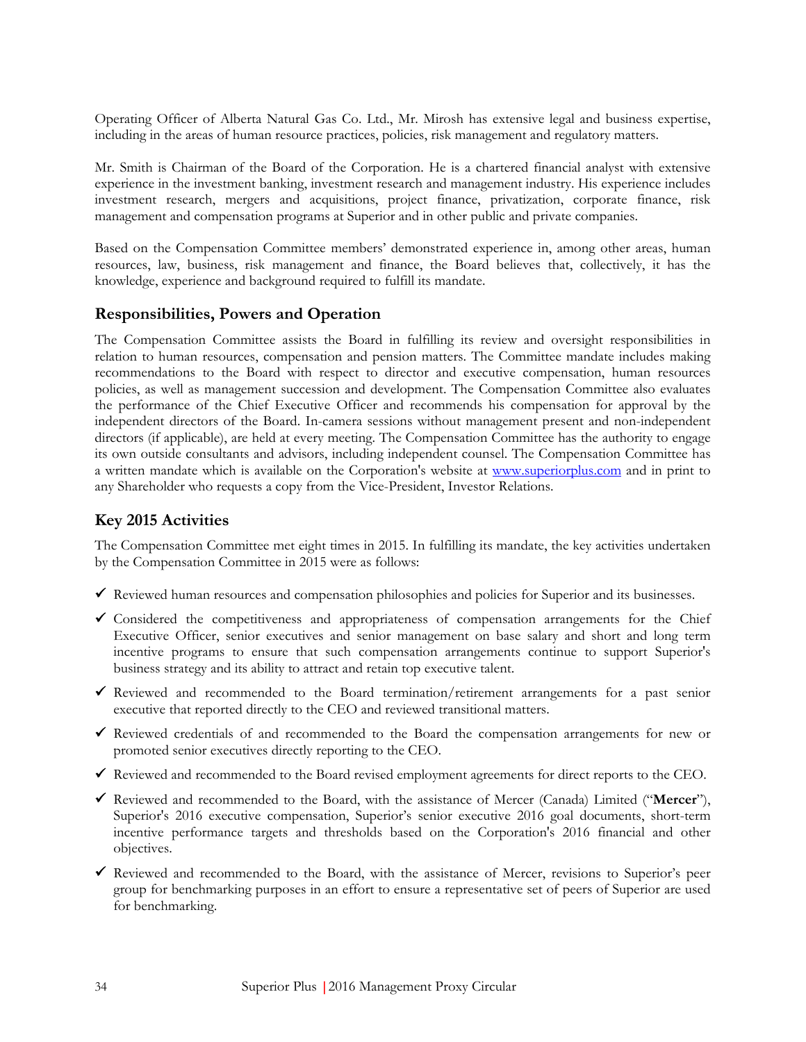Operating Officer of Alberta Natural Gas Co. Ltd., Mr. Mirosh has extensive legal and business expertise, including in the areas of human resource practices, policies, risk management and regulatory matters.

Mr. Smith is Chairman of the Board of the Corporation. He is a chartered financial analyst with extensive experience in the investment banking, investment research and management industry. His experience includes investment research, mergers and acquisitions, project finance, privatization, corporate finance, risk management and compensation programs at Superior and in other public and private companies.

Based on the Compensation Committee members' demonstrated experience in, among other areas, human resources, law, business, risk management and finance, the Board believes that, collectively, it has the knowledge, experience and background required to fulfill its mandate.

## Responsibilities, Powers and Operation

The Compensation Committee assists the Board in fulfilling its review and oversight responsibilities in relation to human resources, compensation and pension matters. The Committee mandate includes making recommendations to the Board with respect to director and executive compensation, human resources policies, as well as management succession and development. The Compensation Committee also evaluates the performance of the Chief Executive Officer and recommends his compensation for approval by the independent directors of the Board. In-camera sessions without management present and non-independent directors (if applicable), are held at every meeting. The Compensation Committee has the authority to engage its own outside consultants and advisors, including independent counsel. The Compensation Committee has a written mandate which is available on the Corporation's website at www.superiorplus.com and in print to any Shareholder who requests a copy from the Vice-President, Investor Relations.

## Key 2015 Activities

The Compensation Committee met eight times in 2015. In fulfilling its mandate, the key activities undertaken by the Compensation Committee in 2015 were as follows:

- ✓ Reviewed human resources and compensation philosophies and policies for Superior and its businesses.
- ✓ Considered the competitiveness and appropriateness of compensation arrangements for the Chief Executive Officer, senior executives and senior management on base salary and short and long term incentive programs to ensure that such compensation arrangements continue to support Superior's business strategy and its ability to attract and retain top executive talent.
- ✓ Reviewed and recommended to the Board termination/retirement arrangements for a past senior executive that reported directly to the CEO and reviewed transitional matters.
- ✓ Reviewed credentials of and recommended to the Board the compensation arrangements for new or promoted senior executives directly reporting to the CEO.
- ✓ Reviewed and recommended to the Board revised employment agreements for direct reports to the CEO.
- ✓ Reviewed and recommended to the Board, with the assistance of Mercer (Canada) Limited ("**Mercer**"), Superior's 2016 executive compensation, Superior's senior executive 2016 goal documents, short-term incentive performance targets and thresholds based on the Corporation's 2016 financial and other objectives.
- ✓ Reviewed and recommended to the Board, with the assistance of Mercer, revisions to Superior's peer group for benchmarking purposes in an effort to ensure a representative set of peers of Superior are used for benchmarking.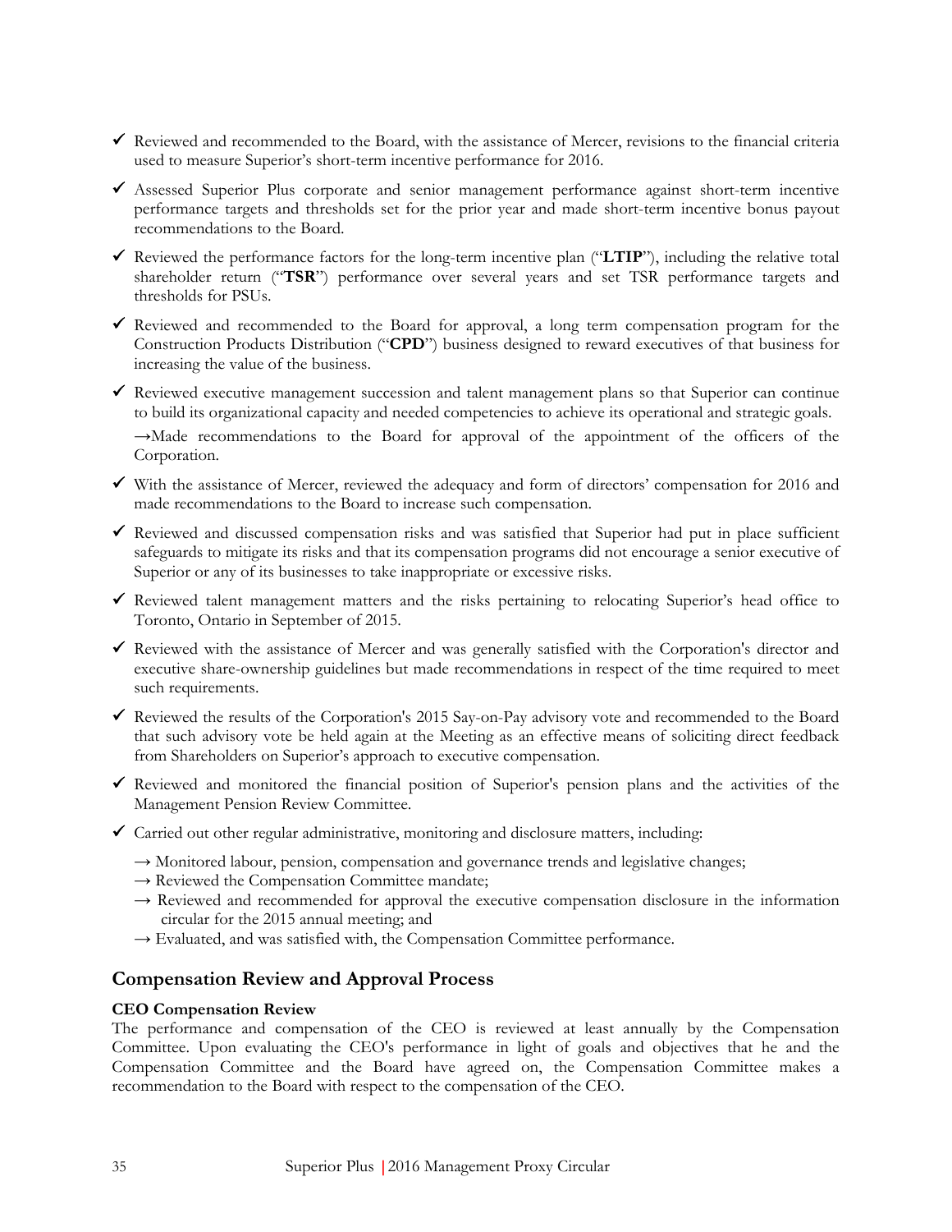- ✓ Reviewed and recommended to the Board, with the assistance of Mercer, revisions to the financial criteria used to measure Superior's short-term incentive performance for 2016.
- ✓ Assessed Superior Plus corporate and senior management performance against short-term incentive performance targets and thresholds set for the prior year and made short-term incentive bonus payout recommendations to the Board.
- ✓ Reviewed the performance factors for the long-term incentive plan ("**LTIP**"), including the relative total shareholder return ("**TSR**") performance over several years and set TSR performance targets and thresholds for PSUs.
- ✓ Reviewed and recommended to the Board for approval, a long term compensation program for the Construction Products Distribution ("**CPD**") business designed to reward executives of that business for increasing the value of the business.
- ✓ Reviewed executive management succession and talent management plans so that Superior can continue to build its organizational capacity and needed competencies to achieve its operational and strategic goals.

  →Made recommendations to the Board for approval of the appointment of the officers of the Corporation.
- ✓ With the assistance of Mercer, reviewed the adequacy and form of directors' compensation for 2016 and made recommendations to the Board to increase such compensation.
- ✓ Reviewed and discussed compensation risks and was satisfied that Superior had put in place sufficient safeguards to mitigate its risks and that its compensation programs did not encourage a senior executive of Superior or any of its businesses to take inappropriate or excessive risks.
- ✓ Reviewed talent management matters and the risks pertaining to relocating Superior's head office to Toronto, Ontario in September of 2015.
- ✓ Reviewed with the assistance of Mercer and was generally satisfied with the Corporation's director and executive share-ownership guidelines but made recommendations in respect of the time required to meet such requirements.
- ✓ Reviewed the results of the Corporation's 2015 Say-on-Pay advisory vote and recommended to the Board that such advisory vote be held again at the Meeting as an effective means of soliciting direct feedback from Shareholders on Superior's approach to executive compensation.
- ✓ Reviewed and monitored the financial position of Superior's pension plans and the activities of the Management Pension Review Committee.
- ✓ Carried out other regular administrative, monitoring and disclosure matters, including:

  → Monitored labour, pension, compensation and governance trends and legislative changes;
  → Reviewed the Compensation Committee mandate;
  → Reviewed and recommended for approval the executive compensation disclosure in the information circular for the 2015 annual meeting; and
  → Evaluated, and was satisfied with, the Compensation Committee performance.

## Compensation Review and Approval Process

**CEO Compensation Review**

The performance and compensation of the CEO is reviewed at least annually by the Compensation Committee. Upon evaluating the CEO's performance in light of goals and objectives that he and the Compensation Committee and the Board have agreed on, the Compensation Committee makes a recommendation to the Board with respect to the compensation of the CEO.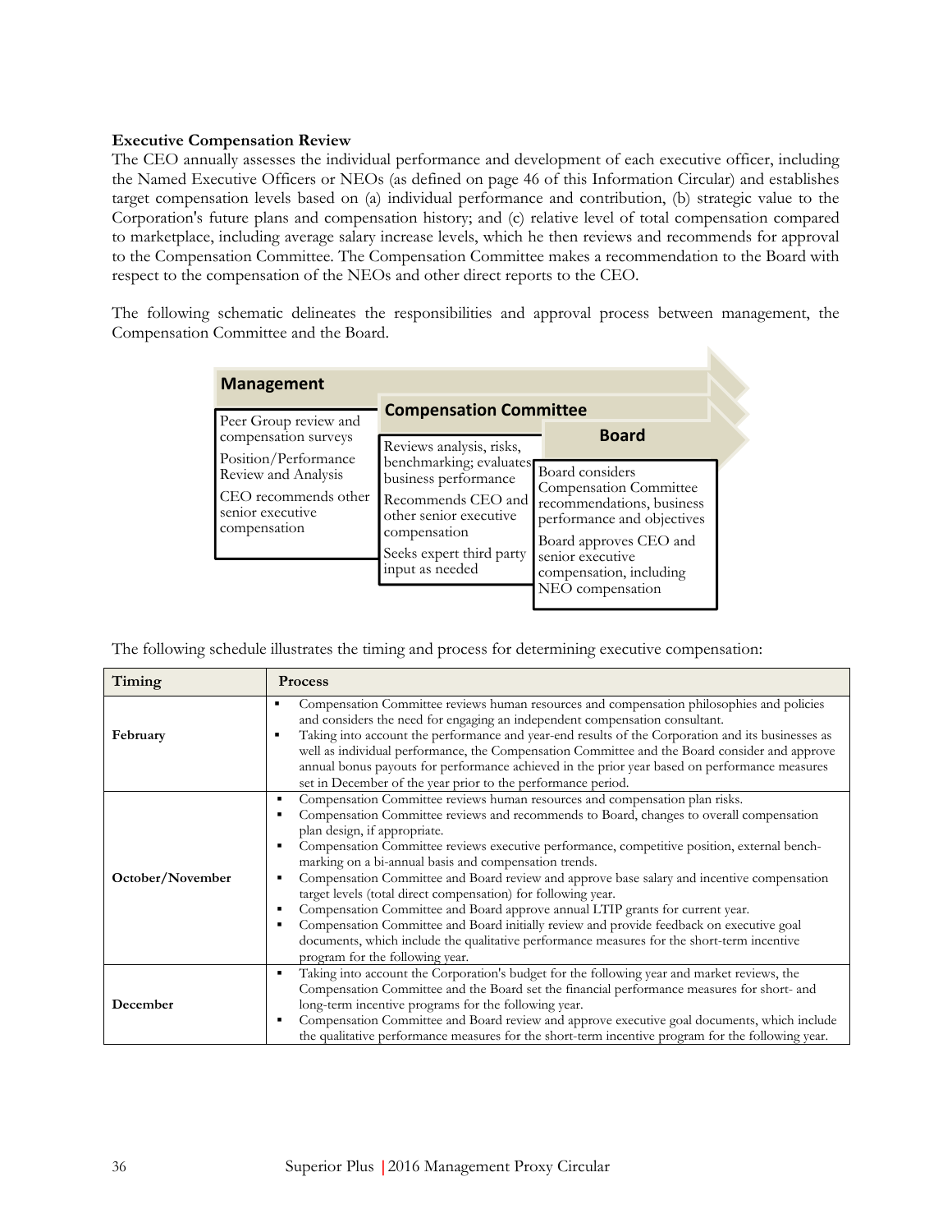**Executive Compensation Review**

The CEO annually assesses the individual performance and development of each executive officer, including the Named Executive Officers or NEOs (as defined on page 46 of this Information Circular) and establishes target compensation levels based on (a) individual performance and contribution, (b) strategic value to the Corporation's future plans and compensation history; and (c) relative level of total compensation compared to marketplace, including average salary increase levels, which he then reviews and recommends for approval to the Compensation Committee. The Compensation Committee makes a recommendation to the Board with respect to the compensation of the NEOs and other direct reports to the CEO.

The following schematic delineates the responsibilities and approval process between management, the Compensation Committee and the Board.

| Management | Compensation Committee | Board |
|---|---|---|
| Peer Group review and compensation surveys<br>Position/Performance Review and Analysis<br>CEO recommends other senior executive compensation | Reviews analysis, risks, benchmarking; evaluates business performance<br>Recommends CEO and other senior executive compensation<br>Seeks expert third party input as needed | Board considers Compensation Committee recommendations, business performance and objectives<br>Board approves CEO and senior executive compensation, including NEO compensation |

The following schedule illustrates the timing and process for determining executive compensation:

| Timing | Process |
|---|---|
| February | ▪ Compensation Committee reviews human resources and compensation philosophies and policies and considers the need for engaging an independent compensation consultant.<br>▪ Taking into account the performance and year-end results of the Corporation and its businesses as well as individual performance, the Compensation Committee and the Board consider and approve annual bonus payouts for performance achieved in the prior year based on performance measures set in December of the year prior to the performance period. |
| October/November | ▪ Compensation Committee reviews human resources and compensation plan risks.<br>▪ Compensation Committee reviews and recommends to Board, changes to overall compensation plan design, if appropriate.<br>▪ Compensation Committee reviews executive performance, competitive position, external bench-marking on a bi-annual basis and compensation trends.<br>▪ Compensation Committee and Board review and approve base salary and incentive compensation target levels (total direct compensation) for following year.<br>▪ Compensation Committee and Board approve annual LTIP grants for current year.<br>▪ Compensation Committee and Board initially review and provide feedback on executive goal documents, which include the qualitative performance measures for the short-term incentive program for the following year. |
| December | ▪ Taking into account the Corporation's budget for the following year and market reviews, the Compensation Committee and the Board set the financial performance measures for short- and long-term incentive programs for the following year.<br>▪ Compensation Committee and Board review and approve executive goal documents, which include the qualitative performance measures for the short-term incentive program for the following year. |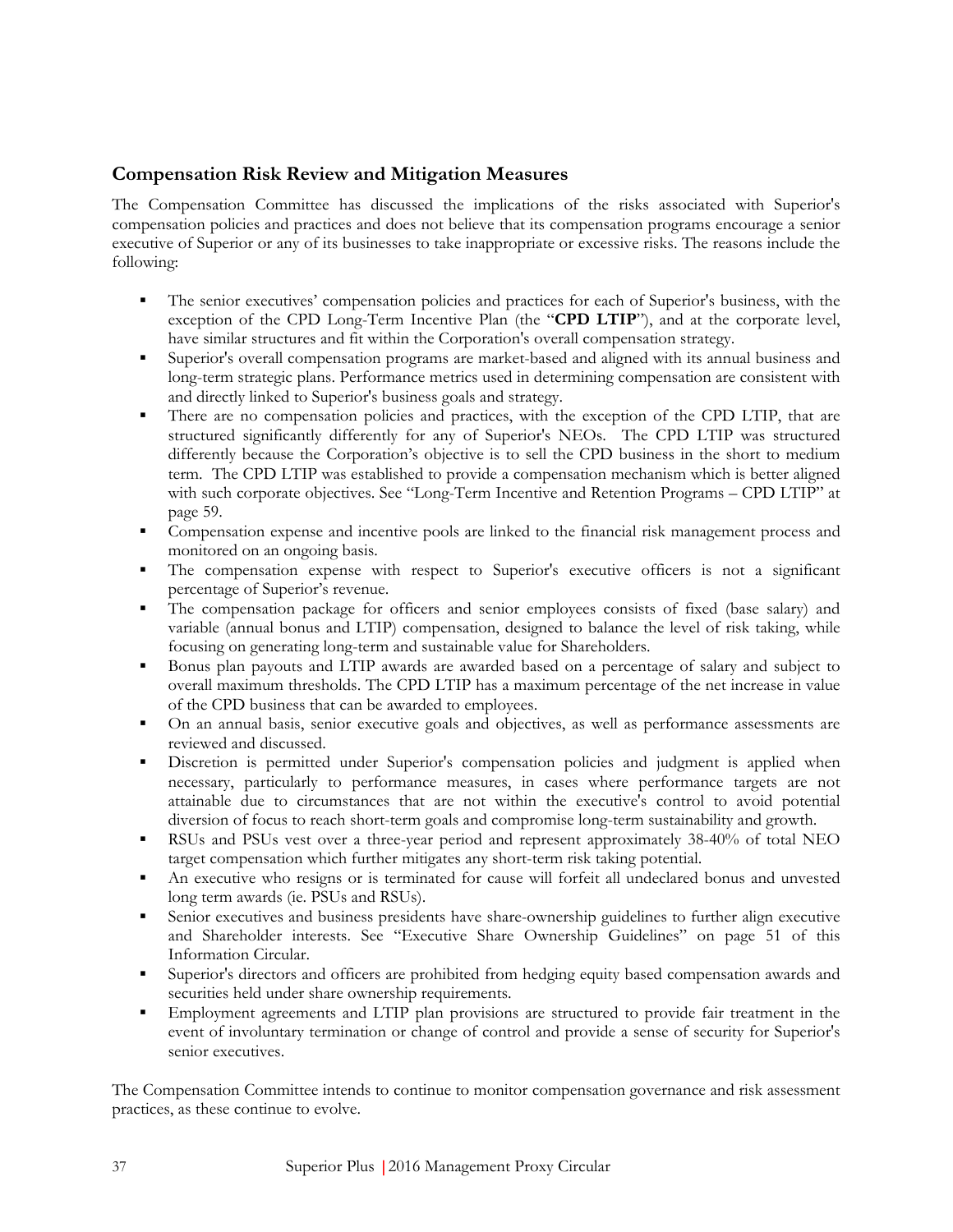## Compensation Risk Review and Mitigation Measures

The Compensation Committee has discussed the implications of the risks associated with Superior's compensation policies and practices and does not believe that its compensation programs encourage a senior executive of Superior or any of its businesses to take inappropriate or excessive risks. The reasons include the following:

- The senior executives' compensation policies and practices for each of Superior's business, with the exception of the CPD Long-Term Incentive Plan (the "**CPD LTIP**"), and at the corporate level, have similar structures and fit within the Corporation's overall compensation strategy.
- Superior's overall compensation programs are market-based and aligned with its annual business and long-term strategic plans. Performance metrics used in determining compensation are consistent with and directly linked to Superior's business goals and strategy.
- There are no compensation policies and practices, with the exception of the CPD LTIP, that are structured significantly differently for any of Superior's NEOs. The CPD LTIP was structured differently because the Corporation's objective is to sell the CPD business in the short to medium term. The CPD LTIP was established to provide a compensation mechanism which is better aligned with such corporate objectives. See "Long-Term Incentive and Retention Programs – CPD LTIP" at page 59.
- Compensation expense and incentive pools are linked to the financial risk management process and monitored on an ongoing basis.
- The compensation expense with respect to Superior's executive officers is not a significant percentage of Superior's revenue.
- The compensation package for officers and senior employees consists of fixed (base salary) and variable (annual bonus and LTIP) compensation, designed to balance the level of risk taking, while focusing on generating long-term and sustainable value for Shareholders.
- Bonus plan payouts and LTIP awards are awarded based on a percentage of salary and subject to overall maximum thresholds. The CPD LTIP has a maximum percentage of the net increase in value of the CPD business that can be awarded to employees.
- On an annual basis, senior executive goals and objectives, as well as performance assessments are reviewed and discussed.
- Discretion is permitted under Superior's compensation policies and judgment is applied when necessary, particularly to performance measures, in cases where performance targets are not attainable due to circumstances that are not within the executive's control to avoid potential diversion of focus to reach short-term goals and compromise long-term sustainability and growth.
- RSUs and PSUs vest over a three-year period and represent approximately 38-40% of total NEO target compensation which further mitigates any short-term risk taking potential.
- An executive who resigns or is terminated for cause will forfeit all undeclared bonus and unvested long term awards (ie. PSUs and RSUs).
- Senior executives and business presidents have share-ownership guidelines to further align executive and Shareholder interests. See "Executive Share Ownership Guidelines" on page 51 of this Information Circular.
- Superior's directors and officers are prohibited from hedging equity based compensation awards and securities held under share ownership requirements.
- Employment agreements and LTIP plan provisions are structured to provide fair treatment in the event of involuntary termination or change of control and provide a sense of security for Superior's senior executives.

The Compensation Committee intends to continue to monitor compensation governance and risk assessment practices, as these continue to evolve.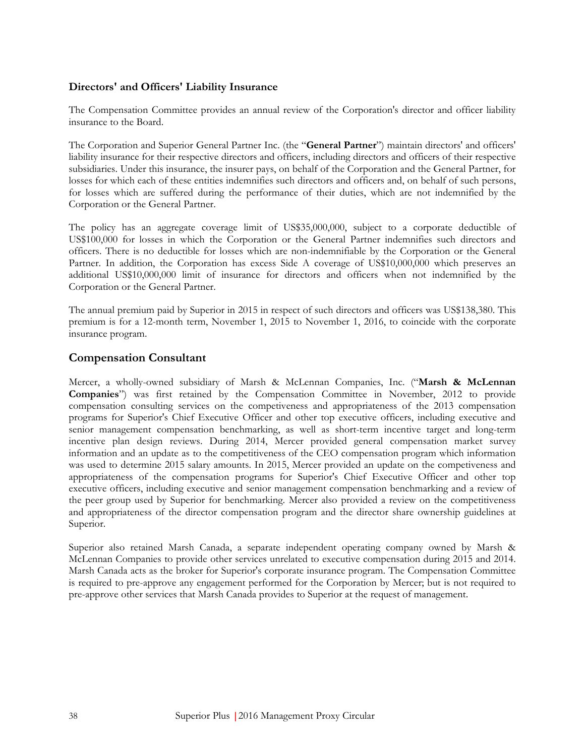### Directors' and Officers' Liability Insurance

The Compensation Committee provides an annual review of the Corporation's director and officer liability insurance to the Board.

The Corporation and Superior General Partner Inc. (the "**General Partner**") maintain directors' and officers' liability insurance for their respective directors and officers, including directors and officers of their respective subsidiaries. Under this insurance, the insurer pays, on behalf of the Corporation and the General Partner, for losses for which each of these entities indemnifies such directors and officers and, on behalf of such persons, for losses which are suffered during the performance of their duties, which are not indemnified by the Corporation or the General Partner.

The policy has an aggregate coverage limit of US$35,000,000, subject to a corporate deductible of US$100,000 for losses in which the Corporation or the General Partner indemnifies such directors and officers. There is no deductible for losses which are non-indemnifiable by the Corporation or the General Partner. In addition, the Corporation has excess Side A coverage of US$10,000,000 which preserves an additional US$10,000,000 limit of insurance for directors and officers when not indemnified by the Corporation or the General Partner.

The annual premium paid by Superior in 2015 in respect of such directors and officers was US$138,380. This premium is for a 12-month term, November 1, 2015 to November 1, 2016, to coincide with the corporate insurance program.

## Compensation Consultant

Mercer, a wholly-owned subsidiary of Marsh & McLennan Companies, Inc. ("**Marsh & McLennan Companies**") was first retained by the Compensation Committee in November, 2012 to provide compensation consulting services on the competiveness and appropriateness of the 2013 compensation programs for Superior's Chief Executive Officer and other top executive officers, including executive and senior management compensation benchmarking, as well as short-term incentive target and long-term incentive plan design reviews. During 2014, Mercer provided general compensation market survey information and an update as to the competitiveness of the CEO compensation program which information was used to determine 2015 salary amounts. In 2015, Mercer provided an update on the competiveness and appropriateness of the compensation programs for Superior's Chief Executive Officer and other top executive officers, including executive and senior management compensation benchmarking and a review of the peer group used by Superior for benchmarking. Mercer also provided a review on the competitiveness and appropriateness of the director compensation program and the director share ownership guidelines at Superior.

Superior also retained Marsh Canada, a separate independent operating company owned by Marsh & McLennan Companies to provide other services unrelated to executive compensation during 2015 and 2014. Marsh Canada acts as the broker for Superior's corporate insurance program. The Compensation Committee is required to pre-approve any engagement performed for the Corporation by Mercer; but is not required to pre-approve other services that Marsh Canada provides to Superior at the request of management.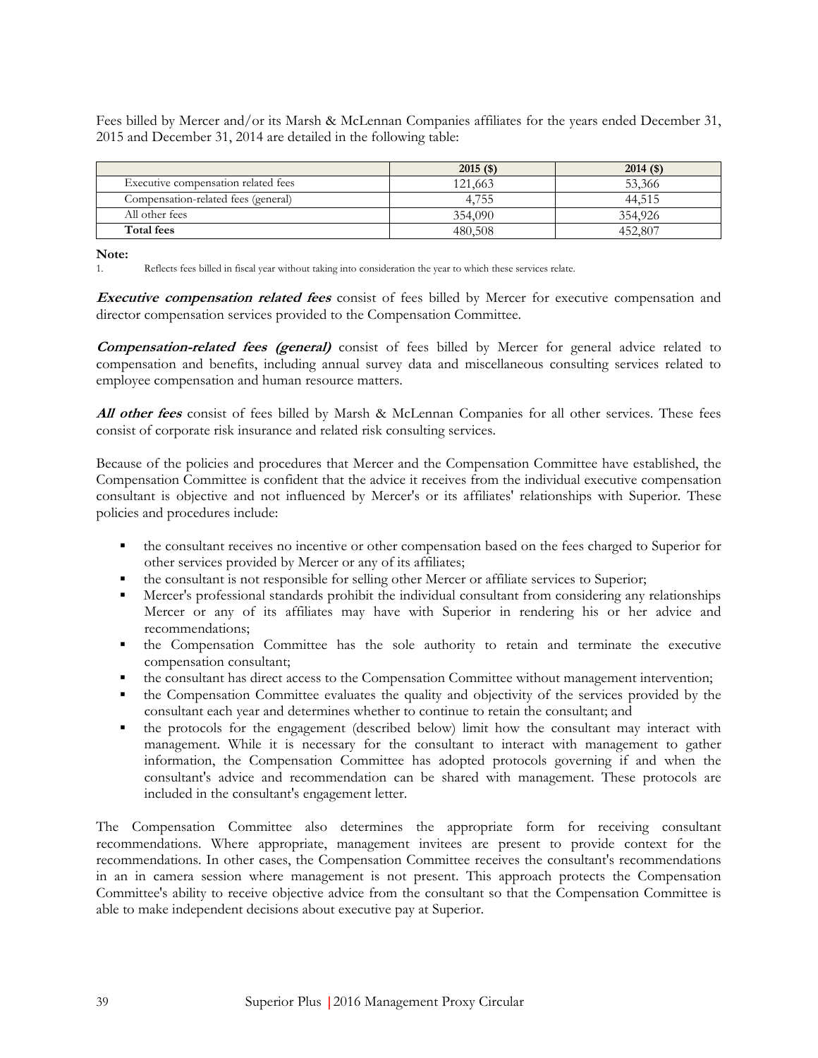Fees billed by Mercer and/or its Marsh & McLennan Companies affiliates for the years ended December 31, 2015 and December 31, 2014 are detailed in the following table:

| | 2015 ($) | 2014 ($) |
|---|---|---|
| Executive compensation related fees | 121,663 | 53,366 |
| Compensation-related fees (general) | 4,755 | 44,515 |
| All other fees | 354,090 | 354,926 |
| **Total fees** | 480,508 | 452,807 |

**Note:**

1. Reflects fees billed in fiscal year without taking into consideration the year to which these services relate.

***Executive compensation related fees*** consist of fees billed by Mercer for executive compensation and director compensation services provided to the Compensation Committee.

***Compensation-related fees (general)*** consist of fees billed by Mercer for general advice related to compensation and benefits, including annual survey data and miscellaneous consulting services related to employee compensation and human resource matters.

***All other fees*** consist of fees billed by Marsh & McLennan Companies for all other services. These fees consist of corporate risk insurance and related risk consulting services.

Because of the policies and procedures that Mercer and the Compensation Committee have established, the Compensation Committee is confident that the advice it receives from the individual executive compensation consultant is objective and not influenced by Mercer's or its affiliates' relationships with Superior. These policies and procedures include:

- the consultant receives no incentive or other compensation based on the fees charged to Superior for other services provided by Mercer or any of its affiliates;
- the consultant is not responsible for selling other Mercer or affiliate services to Superior;
- Mercer's professional standards prohibit the individual consultant from considering any relationships Mercer or any of its affiliates may have with Superior in rendering his or her advice and recommendations;
- the Compensation Committee has the sole authority to retain and terminate the executive compensation consultant;
- the consultant has direct access to the Compensation Committee without management intervention;
- the Compensation Committee evaluates the quality and objectivity of the services provided by the consultant each year and determines whether to continue to retain the consultant; and
- the protocols for the engagement (described below) limit how the consultant may interact with management. While it is necessary for the consultant to interact with management to gather information, the Compensation Committee has adopted protocols governing if and when the consultant's advice and recommendation can be shared with management. These protocols are included in the consultant's engagement letter.

The Compensation Committee also determines the appropriate form for receiving consultant recommendations. Where appropriate, management invitees are present to provide context for the recommendations. In other cases, the Compensation Committee receives the consultant's recommendations in an in camera session where management is not present. This approach protects the Compensation Committee's ability to receive objective advice from the consultant so that the Compensation Committee is able to make independent decisions about executive pay at Superior.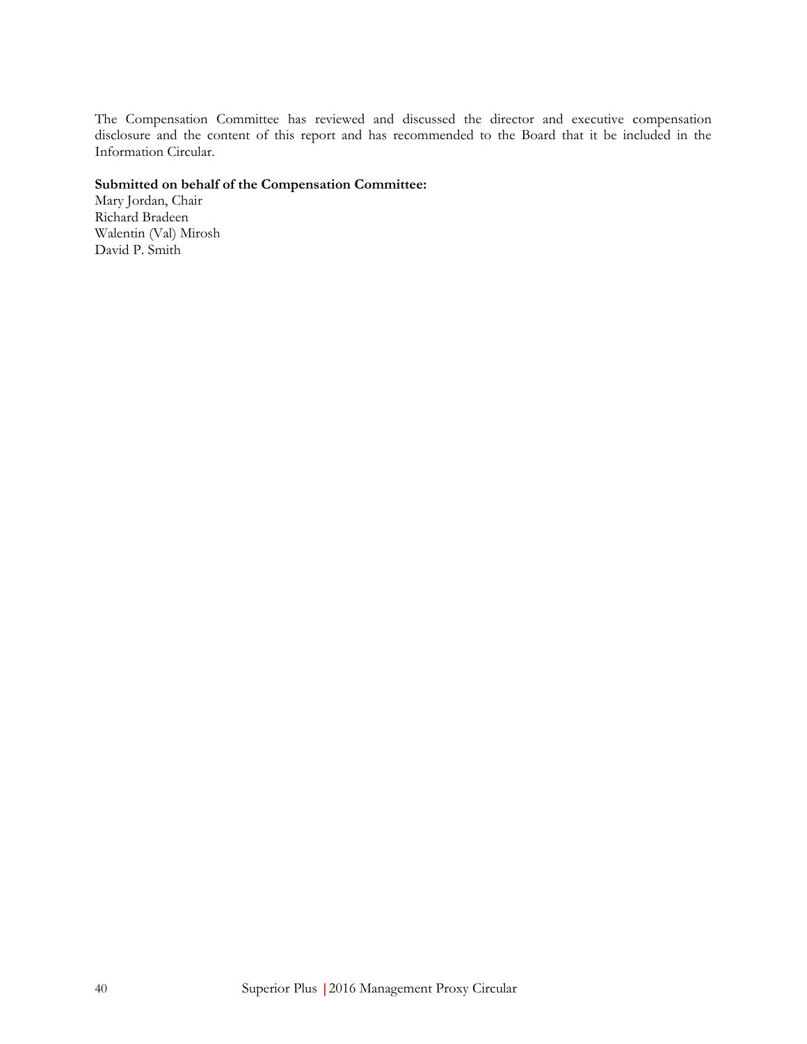The Compensation Committee has reviewed and discussed the director and executive compensation disclosure and the content of this report and has recommended to the Board that it be included in the Information Circular.

**Submitted on behalf of the Compensation Committee:**

Mary Jordan, Chair
Richard Bradeen
Walentin (Val) Mirosh
David P. Smith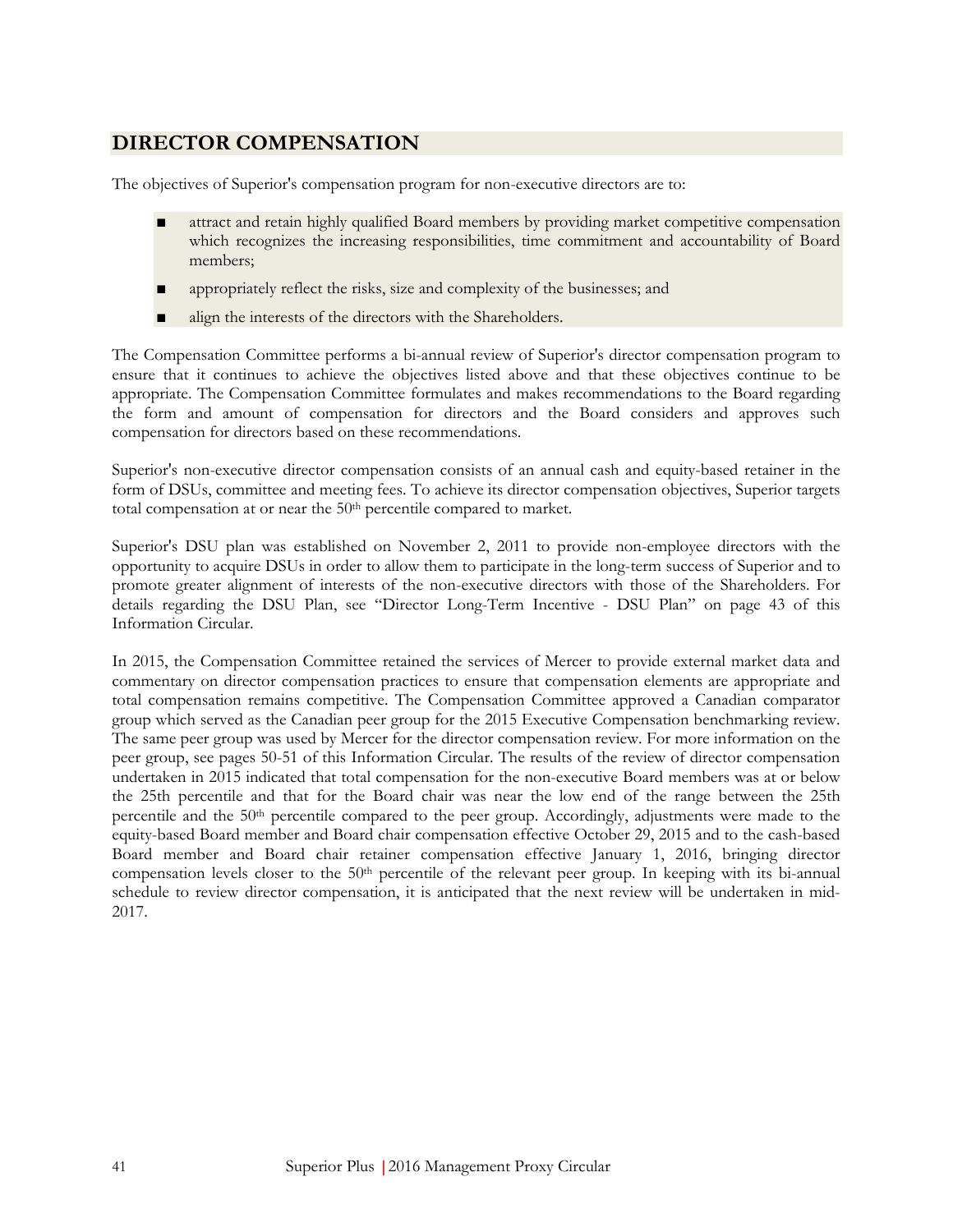## DIRECTOR COMPENSATION

The objectives of Superior's compensation program for non-executive directors are to:

- attract and retain highly qualified Board members by providing market competitive compensation which recognizes the increasing responsibilities, time commitment and accountability of Board members;
- appropriately reflect the risks, size and complexity of the businesses; and
- align the interests of the directors with the Shareholders.

The Compensation Committee performs a bi-annual review of Superior's director compensation program to ensure that it continues to achieve the objectives listed above and that these objectives continue to be appropriate. The Compensation Committee formulates and makes recommendations to the Board regarding the form and amount of compensation for directors and the Board considers and approves such compensation for directors based on these recommendations.

Superior's non-executive director compensation consists of an annual cash and equity-based retainer in the form of DSUs, committee and meeting fees. To achieve its director compensation objectives, Superior targets total compensation at or near the 50th percentile compared to market.

Superior's DSU plan was established on November 2, 2011 to provide non-employee directors with the opportunity to acquire DSUs in order to allow them to participate in the long-term success of Superior and to promote greater alignment of interests of the non-executive directors with those of the Shareholders. For details regarding the DSU Plan, see "Director Long-Term Incentive - DSU Plan" on page 43 of this Information Circular.

In 2015, the Compensation Committee retained the services of Mercer to provide external market data and commentary on director compensation practices to ensure that compensation elements are appropriate and total compensation remains competitive. The Compensation Committee approved a Canadian comparator group which served as the Canadian peer group for the 2015 Executive Compensation benchmarking review. The same peer group was used by Mercer for the director compensation review. For more information on the peer group, see pages 50-51 of this Information Circular. The results of the review of director compensation undertaken in 2015 indicated that total compensation for the non-executive Board members was at or below the 25th percentile and that for the Board chair was near the low end of the range between the 25th percentile and the 50th percentile compared to the peer group. Accordingly, adjustments were made to the equity-based Board member and Board chair compensation effective October 29, 2015 and to the cash-based Board member and Board chair retainer compensation effective January 1, 2016, bringing director compensation levels closer to the 50th percentile of the relevant peer group. In keeping with its bi-annual schedule to review director compensation, it is anticipated that the next review will be undertaken in mid-2017.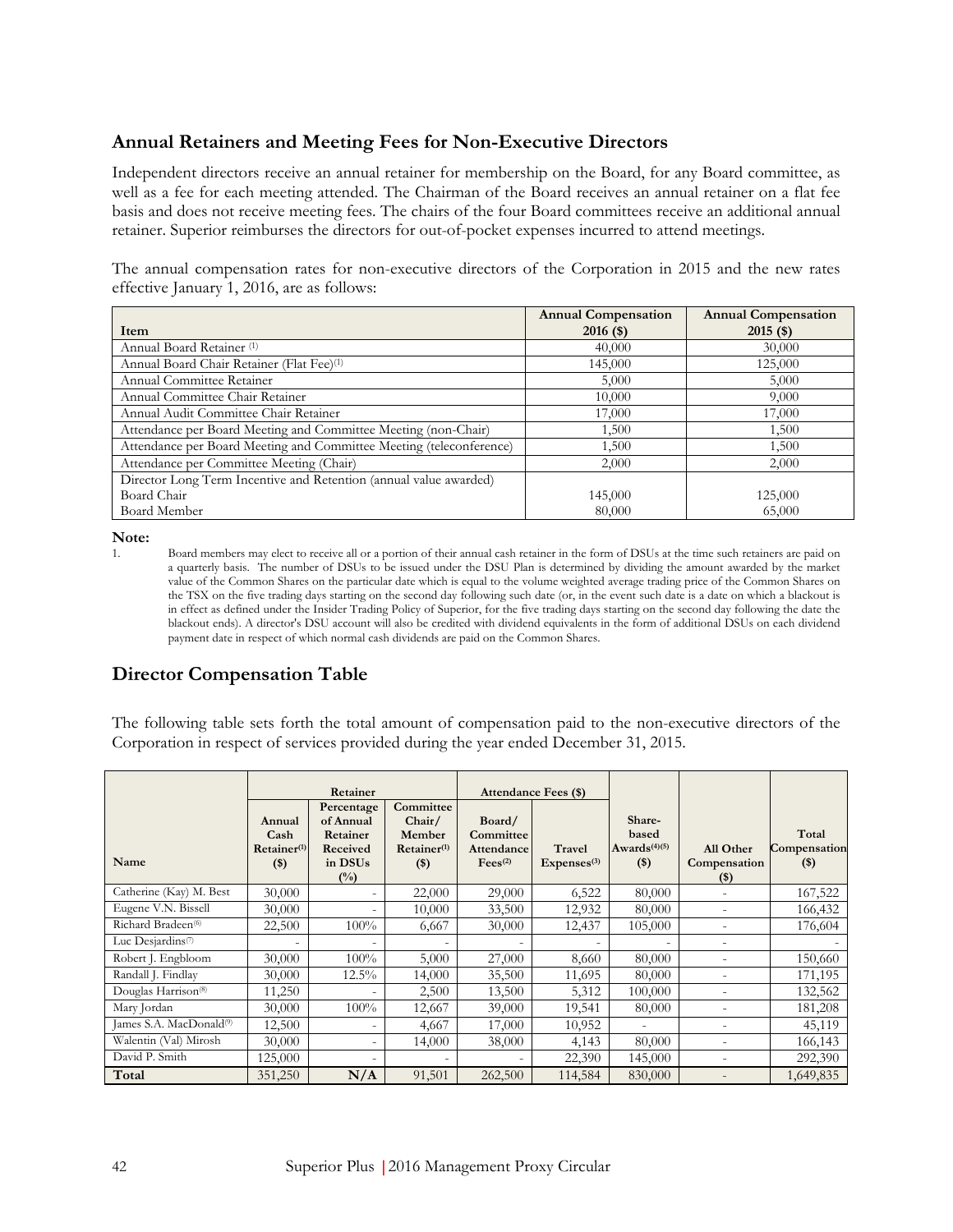## Annual Retainers and Meeting Fees for Non-Executive Directors

Independent directors receive an annual retainer for membership on the Board, for any Board committee, as well as a fee for each meeting attended. The Chairman of the Board receives an annual retainer on a flat fee basis and does not receive meeting fees. The chairs of the four Board committees receive an additional annual retainer. Superior reimburses the directors for out-of-pocket expenses incurred to attend meetings.

The annual compensation rates for non-executive directors of the Corporation in 2015 and the new rates effective January 1, 2016, are as follows:

| Item | Annual Compensation 2016 ($) | Annual Compensation 2015 ($) |
|---|---|---|
| Annual Board Retainer [(1)] | 40,000 | 30,000 |
| Annual Board Chair Retainer (Flat Fee)[(1)] | 145,000 | 125,000 |
| Annual Committee Retainer | 5,000 | 5,000 |
| Annual Committee Chair Retainer | 10,000 | 9,000 |
| Annual Audit Committee Chair Retainer | 17,000 | 17,000 |
| Attendance per Board Meeting and Committee Meeting (non-Chair) | 1,500 | 1,500 |
| Attendance per Board Meeting and Committee Meeting (teleconference) | 1,500 | 1,500 |
| Attendance per Committee Meeting (Chair) | 2,000 | 2,000 |
| Director Long Term Incentive and Retention (annual value awarded) | | |
| Board Chair | 145,000 | 125,000 |
| Board Member | 80,000 | 65,000 |

**Note:**

1. Board members may elect to receive all or a portion of their annual cash retainer in the form of DSUs at the time such retainers are paid on a quarterly basis. The number of DSUs to be issued under the DSU Plan is determined by dividing the amount awarded by the market value of the Common Shares on the particular date which is equal to the volume weighted average trading price of the Common Shares on the TSX on the five trading days starting on the second day following such date (or, in the event such date is a date on which a blackout is in effect as defined under the Insider Trading Policy of Superior, for the five trading days starting on the second day following the date the blackout ends). A director's DSU account will also be credited with dividend equivalents in the form of additional DSUs on each dividend payment date in respect of which normal cash dividends are paid on the Common Shares.

## Director Compensation Table

The following table sets forth the total amount of compensation paid to the non-executive directors of the Corporation in respect of services provided during the year ended December 31, 2015.

| Name | Retainer | | | Attendance Fees ($) | | Share-based Awards[(4)(5)] ($) | All Other Compensation ($) | Total Compensation ($) |
|---|---|---|---|---|---|---|---|---|
| | Annual Cash Retainer[(1)] ($) | Percentage of Annual Retainer Received in DSUs (%) | Committee Chair/ Member Retainer[(1)] ($) | Board/ Committee Attendance Fees[(2)] | Travel Expenses[(3)] | | | |
| Catherine (Kay) M. Best | 30,000 | - | 22,000 | 29,000 | 6,522 | 80,000 | - | 167,522 |
| Eugene V.N. Bissell | 30,000 | - | 10,000 | 33,500 | 12,932 | 80,000 | - | 166,432 |
| Richard Bradeen[(6)] | 22,500 | 100% | 6,667 | 30,000 | 12,437 | 105,000 | - | 176,604 |
| Luc Desjardins[(7)] | - | - | - | - | - | - | - | - |
| Robert J. Engbloom | 30,000 | 100% | 5,000 | 27,000 | 8,660 | 80,000 | - | 150,660 |
| Randall J. Findlay | 30,000 | 12.5% | 14,000 | 35,500 | 11,695 | 80,000 | - | 171,195 |
| Douglas Harrison[(8)] | 11,250 | - | 2,500 | 13,500 | 5,312 | 100,000 | - | 132,562 |
| Mary Jordan | 30,000 | 100% | 12,667 | 39,000 | 19,541 | 80,000 | - | 181,208 |
| James S.A. MacDonald[(9)] | 12,500 | - | 4,667 | 17,000 | 10,952 | - | - | 45,119 |
| Walentin (Val) Mirosh | 30,000 | - | 14,000 | 38,000 | 4,143 | 80,000 | - | 166,143 |
| David P. Smith | 125,000 | - | - | - | 22,390 | 145,000 | - | 292,390 |
| **Total** | 351,250 | **N/A** | 91,501 | 262,500 | 114,584 | 830,000 | - | 1,649,835 |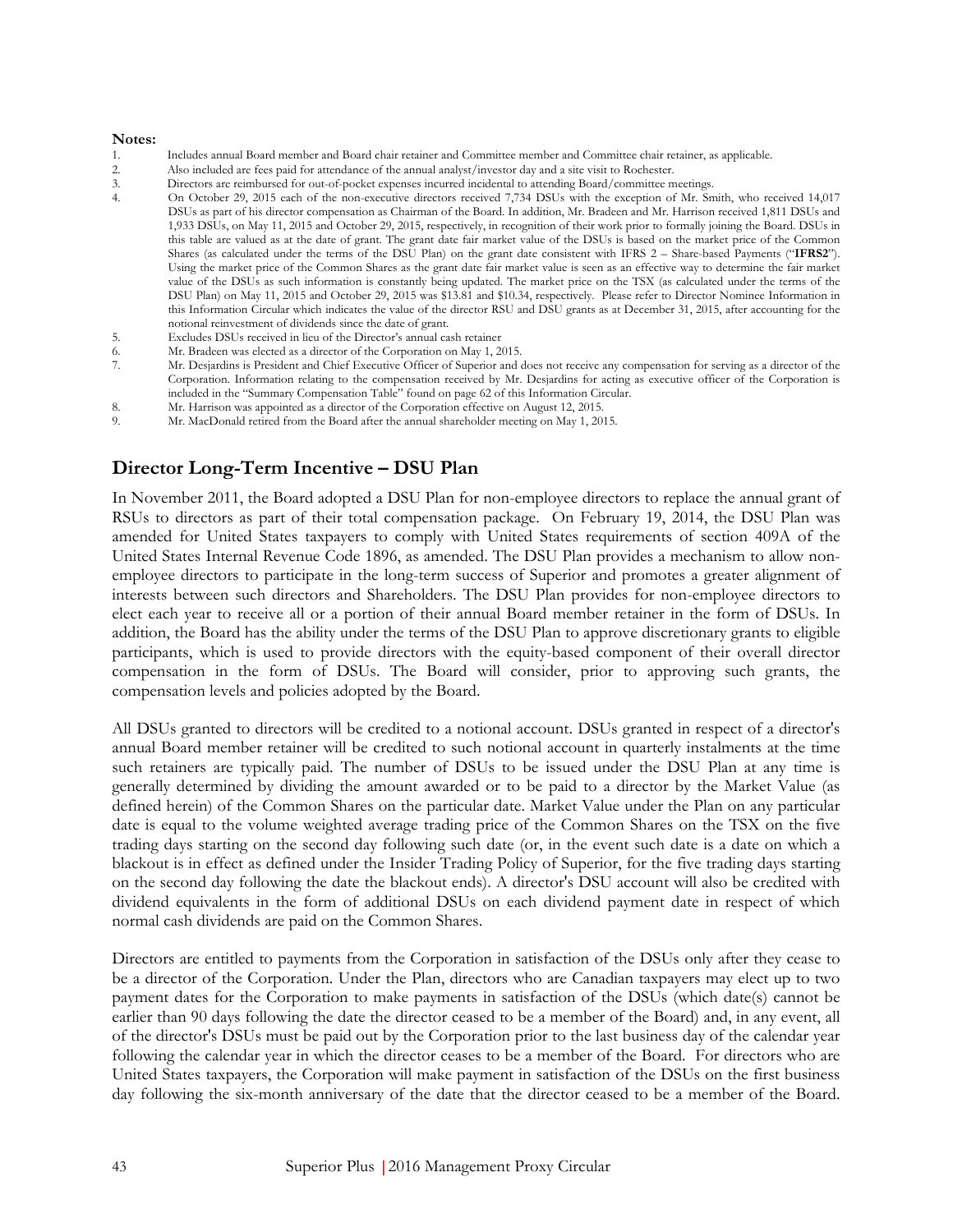**Notes:**

1. Includes annual Board member and Board chair retainer and Committee member and Committee chair retainer, as applicable.
2. Also included are fees paid for attendance of the annual analyst/investor day and a site visit to Rochester.
3. Directors are reimbursed for out-of-pocket expenses incurred incidental to attending Board/committee meetings.
4. On October 29, 2015 each of the non-executive directors received 7,734 DSUs with the exception of Mr. Smith, who received 14,017 DSUs as part of his director compensation as Chairman of the Board. In addition, Mr. Bradeen and Mr. Harrison received 1,811 DSUs and 1,933 DSUs, on May 11, 2015 and October 29, 2015, respectively, in recognition of their work prior to formally joining the Board. DSUs in this table are valued as at the date of grant. The grant date fair market value of the DSUs is based on the market price of the Common Shares (as calculated under the terms of the DSU Plan) on the grant date consistent with IFRS 2 – Share-based Payments ("**IFRS2**"). Using the market price of the Common Shares as the grant date fair market value is seen as an effective way to determine the fair market value of the DSUs as such information is constantly being updated. The market price on the TSX (as calculated under the terms of the DSU Plan) on May 11, 2015 and October 29, 2015 was $13.81 and $10.34, respectively. Please refer to Director Nominee Information in this Information Circular which indicates the value of the director RSU and DSU grants as at December 31, 2015, after accounting for the notional reinvestment of dividends since the date of grant.
5. Excludes DSUs received in lieu of the Director's annual cash retainer
6. Mr. Bradeen was elected as a director of the Corporation on May 1, 2015.
7. Mr. Desjardins is President and Chief Executive Officer of Superior and does not receive any compensation for serving as a director of the Corporation. Information relating to the compensation received by Mr. Desjardins for acting as executive officer of the Corporation is included in the "Summary Compensation Table" found on page 62 of this Information Circular.
8. Mr. Harrison was appointed as a director of the Corporation effective on August 12, 2015.
9. Mr. MacDonald retired from the Board after the annual shareholder meeting on May 1, 2015.

## Director Long-Term Incentive – DSU Plan

In November 2011, the Board adopted a DSU Plan for non-employee directors to replace the annual grant of RSUs to directors as part of their total compensation package. On February 19, 2014, the DSU Plan was amended for United States taxpayers to comply with United States requirements of section 409A of the United States Internal Revenue Code 1896, as amended. The DSU Plan provides a mechanism to allow non-employee directors to participate in the long-term success of Superior and promotes a greater alignment of interests between such directors and Shareholders. The DSU Plan provides for non-employee directors to elect each year to receive all or a portion of their annual Board member retainer in the form of DSUs. In addition, the Board has the ability under the terms of the DSU Plan to approve discretionary grants to eligible participants, which is used to provide directors with the equity-based component of their overall director compensation in the form of DSUs. The Board will consider, prior to approving such grants, the compensation levels and policies adopted by the Board.

All DSUs granted to directors will be credited to a notional account. DSUs granted in respect of a director's annual Board member retainer will be credited to such notional account in quarterly instalments at the time such retainers are typically paid. The number of DSUs to be issued under the DSU Plan at any time is generally determined by dividing the amount awarded or to be paid to a director by the Market Value (as defined herein) of the Common Shares on the particular date. Market Value under the Plan on any particular date is equal to the volume weighted average trading price of the Common Shares on the TSX on the five trading days starting on the second day following such date (or, in the event such date is a date on which a blackout is in effect as defined under the Insider Trading Policy of Superior, for the five trading days starting on the second day following the date the blackout ends). A director's DSU account will also be credited with dividend equivalents in the form of additional DSUs on each dividend payment date in respect of which normal cash dividends are paid on the Common Shares.

Directors are entitled to payments from the Corporation in satisfaction of the DSUs only after they cease to be a director of the Corporation. Under the Plan, directors who are Canadian taxpayers may elect up to two payment dates for the Corporation to make payments in satisfaction of the DSUs (which date(s) cannot be earlier than 90 days following the date the director ceased to be a member of the Board) and, in any event, all of the director's DSUs must be paid out by the Corporation prior to the last business day of the calendar year following the calendar year in which the director ceases to be a member of the Board. For directors who are United States taxpayers, the Corporation will make payment in satisfaction of the DSUs on the first business day following the six-month anniversary of the date that the director ceased to be a member of the Board.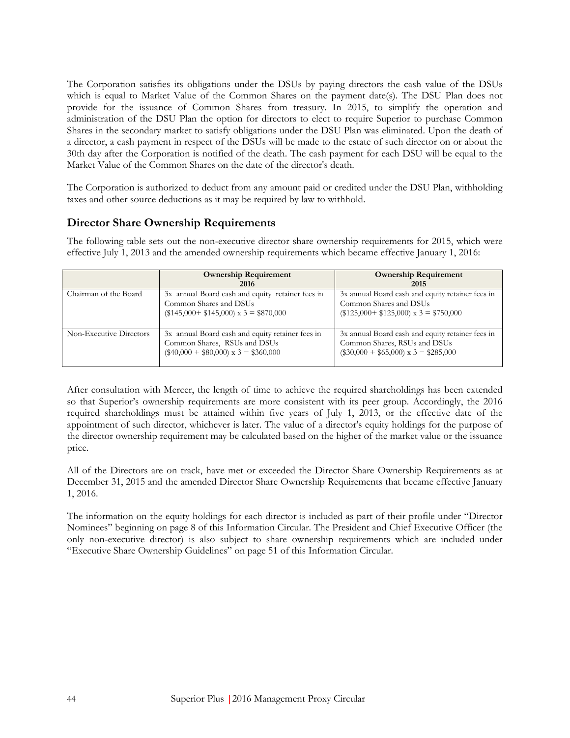The Corporation satisfies its obligations under the DSUs by paying directors the cash value of the DSUs which is equal to Market Value of the Common Shares on the payment date(s). The DSU Plan does not provide for the issuance of Common Shares from treasury. In 2015, to simplify the operation and administration of the DSU Plan the option for directors to elect to require Superior to purchase Common Shares in the secondary market to satisfy obligations under the DSU Plan was eliminated. Upon the death of a director, a cash payment in respect of the DSUs will be made to the estate of such director on or about the 30th day after the Corporation is notified of the death. The cash payment for each DSU will be equal to the Market Value of the Common Shares on the date of the director's death.

The Corporation is authorized to deduct from any amount paid or credited under the DSU Plan, withholding taxes and other source deductions as it may be required by law to withhold.

## Director Share Ownership Requirements

The following table sets out the non-executive director share ownership requirements for 2015, which were effective July 1, 2013 and the amended ownership requirements which became effective January 1, 2016:

| | Ownership Requirement 2016 | Ownership Requirement 2015 |
|---|---|---|
| Chairman of the Board | 3x annual Board cash and equity retainer fees in Common Shares and DSUs ($145,000+ $145,000) x 3 = $870,000 | 3x annual Board cash and equity retainer fees in Common Shares and DSUs ($125,000+ $125,000) x 3 = $750,000 |
| Non-Executive Directors | 3x annual Board cash and equity retainer fees in Common Shares, RSUs and DSUs ($40,000 + $80,000) x 3 = $360,000 | 3x annual Board cash and equity retainer fees in Common Shares, RSUs and DSUs ($30,000 + $65,000) x 3 = $285,000 |

After consultation with Mercer, the length of time to achieve the required shareholdings has been extended so that Superior's ownership requirements are more consistent with its peer group. Accordingly, the 2016 required shareholdings must be attained within five years of July 1, 2013, or the effective date of the appointment of such director, whichever is later. The value of a director's equity holdings for the purpose of the director ownership requirement may be calculated based on the higher of the market value or the issuance price.

All of the Directors are on track, have met or exceeded the Director Share Ownership Requirements as at December 31, 2015 and the amended Director Share Ownership Requirements that became effective January 1, 2016.

The information on the equity holdings for each director is included as part of their profile under "Director Nominees" beginning on page 8 of this Information Circular. The President and Chief Executive Officer (the only non-executive director) is also subject to share ownership requirements which are included under "Executive Share Ownership Guidelines" on page 51 of this Information Circular.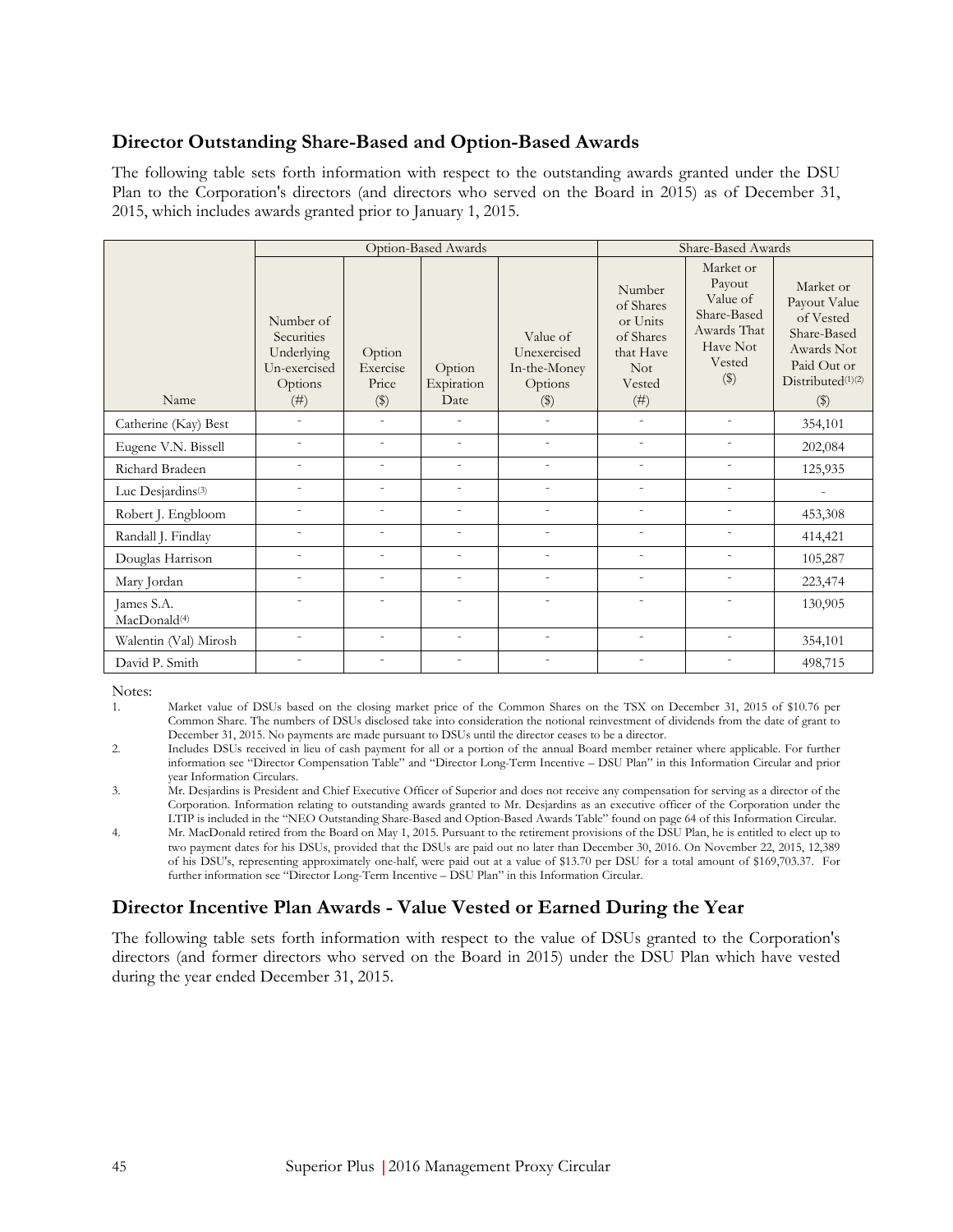## Director Outstanding Share-Based and Option-Based Awards

The following table sets forth information with respect to the outstanding awards granted under the DSU Plan to the Corporation's directors (and directors who served on the Board in 2015) as of December 31, 2015, which includes awards granted prior to January 1, 2015.

| | Option-Based Awards | | | | Share-Based Awards | | |
|---|---|---|---|---|---|---|---|
| Name | Number of Securities Underlying Un-exercised Options (#) | Option Exercise Price ($) | Option Expiration Date | Value of Unexercised In-the-Money Options ($) | Number of Shares or Units of Shares that Have Not Vested (#) | Market or Payout Value of Share-Based Awards That Have Not Vested ($) | Market or Payout Value of Vested Share-Based Awards Not Paid Out or Distributed(1)(2) ($) |
| Catherine (Kay) Best | - | - | - | - | - | - | 354,101 |
| Eugene V.N. Bissell | - | - | - | - | - | - | 202,084 |
| Richard Bradeen | - | - | - | - | - | - | 125,935 |
| Luc Desjardins(3) | - | - | - | - | - | - | - |
| Robert J. Engbloom | - | - | - | - | - | - | 453,308 |
| Randall J. Findlay | - | - | - | - | - | - | 414,421 |
| Douglas Harrison | - | - | - | - | - | - | 105,287 |
| Mary Jordan | - | - | - | - | - | - | 223,474 |
| James S.A. MacDonald(4) | - | - | - | - | - | - | 130,905 |
| Walentin (Val) Mirosh | - | - | - | - | - | - | 354,101 |
| David P. Smith | - | - | - | - | - | - | 498,715 |

Notes:

1. Market value of DSUs based on the closing market price of the Common Shares on the TSX on December 31, 2015 of $10.76 per Common Share. The numbers of DSUs disclosed take into consideration the notional reinvestment of dividends from the date of grant to December 31, 2015. No payments are made pursuant to DSUs until the director ceases to be a director.
2. Includes DSUs received in lieu of cash payment for all or a portion of the annual Board member retainer where applicable. For further information see "Director Compensation Table" and "Director Long-Term Incentive – DSU Plan" in this Information Circular and prior year Information Circulars.
3. Mr. Desjardins is President and Chief Executive Officer of Superior and does not receive any compensation for serving as a director of the Corporation. Information relating to outstanding awards granted to Mr. Desjardins as an executive officer of the Corporation under the LTIP is included in the "NEO Outstanding Share-Based and Option-Based Awards Table" found on page 64 of this Information Circular.
4. Mr. MacDonald retired from the Board on May 1, 2015. Pursuant to the retirement provisions of the DSU Plan, he is entitled to elect up to two payment dates for his DSUs, provided that the DSUs are paid out no later than December 30, 2016. On November 22, 2015, 12,389 of his DSU's, representing approximately one-half, were paid out at a value of $13.70 per DSU for a total amount of $169,703.37. For further information see "Director Long-Term Incentive – DSU Plan" in this Information Circular.

## Director Incentive Plan Awards - Value Vested or Earned During the Year

The following table sets forth information with respect to the value of DSUs granted to the Corporation's directors (and former directors who served on the Board in 2015) under the DSU Plan which have vested during the year ended December 31, 2015.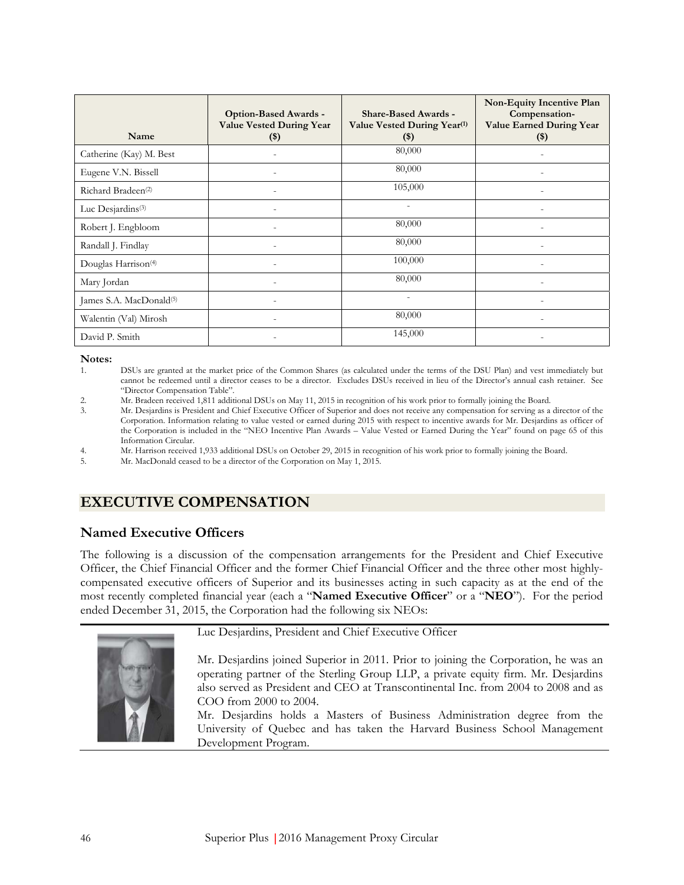| Name | Option-Based Awards - Value Vested During Year ($) | Share-Based Awards - Value Vested During Year[(1)] ($) | Non-Equity Incentive Plan Compensation- Value Earned During Year ($) |
|---|---|---|---|
| Catherine (Kay) M. Best | - | 80,000 | - |
| Eugene V.N. Bissell | - | 80,000 | - |
| Richard Bradeen[(2)] | - | 105,000 | - |
| Luc Desjardins[(3)] | - | - | - |
| Robert J. Engbloom | - | 80,000 | - |
| Randall J. Findlay | - | 80,000 | - |
| Douglas Harrison[(4)] | - | 100,000 | - |
| Mary Jordan | - | 80,000 | - |
| James S.A. MacDonald[(5)] | - | - | - |
| Walentin (Val) Mirosh | - | 80,000 | - |
| David P. Smith | - | 145,000 | - |

**Notes:**

1. DSUs are granted at the market price of the Common Shares (as calculated under the terms of the DSU Plan) and vest immediately but cannot be redeemed until a director ceases to be a director. Excludes DSUs received in lieu of the Director's annual cash retainer. See "Director Compensation Table".
2. Mr. Bradeen received 1,811 additional DSUs on May 11, 2015 in recognition of his work prior to formally joining the Board.
3. Mr. Desjardins is President and Chief Executive Officer of Superior and does not receive any compensation for serving as a director of the Corporation. Information relating to value vested or earned during 2015 with respect to incentive awards for Mr. Desjardins as officer of the Corporation is included in the "NEO Incentive Plan Awards – Value Vested or Earned During the Year" found on page 65 of this Information Circular.
4. Mr. Harrison received 1,933 additional DSUs on October 29, 2015 in recognition of his work prior to formally joining the Board.
5. Mr. MacDonald ceased to be a director of the Corporation on May 1, 2015.

# EXECUTIVE COMPENSATION

## Named Executive Officers

The following is a discussion of the compensation arrangements for the President and Chief Executive Officer, the Chief Financial Officer and the former Chief Financial Officer and the three other most highly-compensated executive officers of Superior and its businesses acting in such capacity as at the end of the most recently completed financial year (each a "**Named Executive Officer**" or a "**NEO**"). For the period ended December 31, 2015, the Corporation had the following six NEOs:

Luc Desjardins, President and Chief Executive Officer

Mr. Desjardins joined Superior in 2011. Prior to joining the Corporation, he was an operating partner of the Sterling Group LLP, a private equity firm. Mr. Desjardins also served as President and CEO at Transcontinental Inc. from 2004 to 2008 and as COO from 2000 to 2004.

Mr. Desjardins holds a Masters of Business Administration degree from the University of Quebec and has taken the Harvard Business School Management Development Program.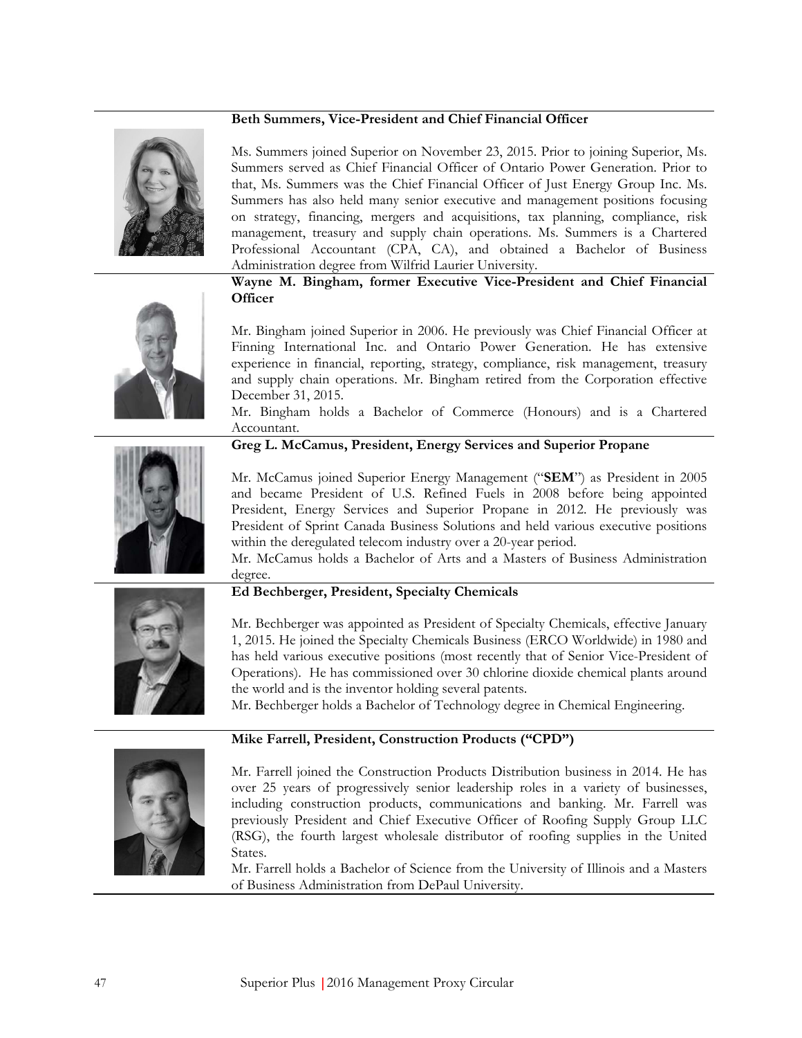**Beth Summers, Vice-President and Chief Financial Officer**

Ms. Summers joined Superior on November 23, 2015. Prior to joining Superior, Ms. Summers served as Chief Financial Officer of Ontario Power Generation. Prior to that, Ms. Summers was the Chief Financial Officer of Just Energy Group Inc. Ms. Summers has also held many senior executive and management positions focusing on strategy, financing, mergers and acquisitions, tax planning, compliance, risk management, treasury and supply chain operations. Ms. Summers is a Chartered Professional Accountant (CPA, CA), and obtained a Bachelor of Business Administration degree from Wilfrid Laurier University.

**Wayne M. Bingham, former Executive Vice-President and Chief Financial Officer**

Mr. Bingham joined Superior in 2006. He previously was Chief Financial Officer at Finning International Inc. and Ontario Power Generation. He has extensive experience in financial, reporting, strategy, compliance, risk management, treasury and supply chain operations. Mr. Bingham retired from the Corporation effective December 31, 2015.

Mr. Bingham holds a Bachelor of Commerce (Honours) and is a Chartered Accountant.

**Greg L. McCamus, President, Energy Services and Superior Propane**

Mr. McCamus joined Superior Energy Management ("**SEM**") as President in 2005 and became President of U.S. Refined Fuels in 2008 before being appointed President, Energy Services and Superior Propane in 2012. He previously was President of Sprint Canada Business Solutions and held various executive positions within the deregulated telecom industry over a 20-year period.

Mr. McCamus holds a Bachelor of Arts and a Masters of Business Administration degree.

**Ed Bechberger, President, Specialty Chemicals**

Mr. Bechberger was appointed as President of Specialty Chemicals, effective January 1, 2015. He joined the Specialty Chemicals Business (ERCO Worldwide) in 1980 and has held various executive positions (most recently that of Senior Vice-President of Operations). He has commissioned over 30 chlorine dioxide chemical plants around the world and is the inventor holding several patents.

Mr. Bechberger holds a Bachelor of Technology degree in Chemical Engineering.

**Mike Farrell, President, Construction Products ("CPD")**

Mr. Farrell joined the Construction Products Distribution business in 2014. He has over 25 years of progressively senior leadership roles in a variety of businesses, including construction products, communications and banking. Mr. Farrell was previously President and Chief Executive Officer of Roofing Supply Group LLC (RSG), the fourth largest wholesale distributor of roofing supplies in the United States.

Mr. Farrell holds a Bachelor of Science from the University of Illinois and a Masters of Business Administration from DePaul University.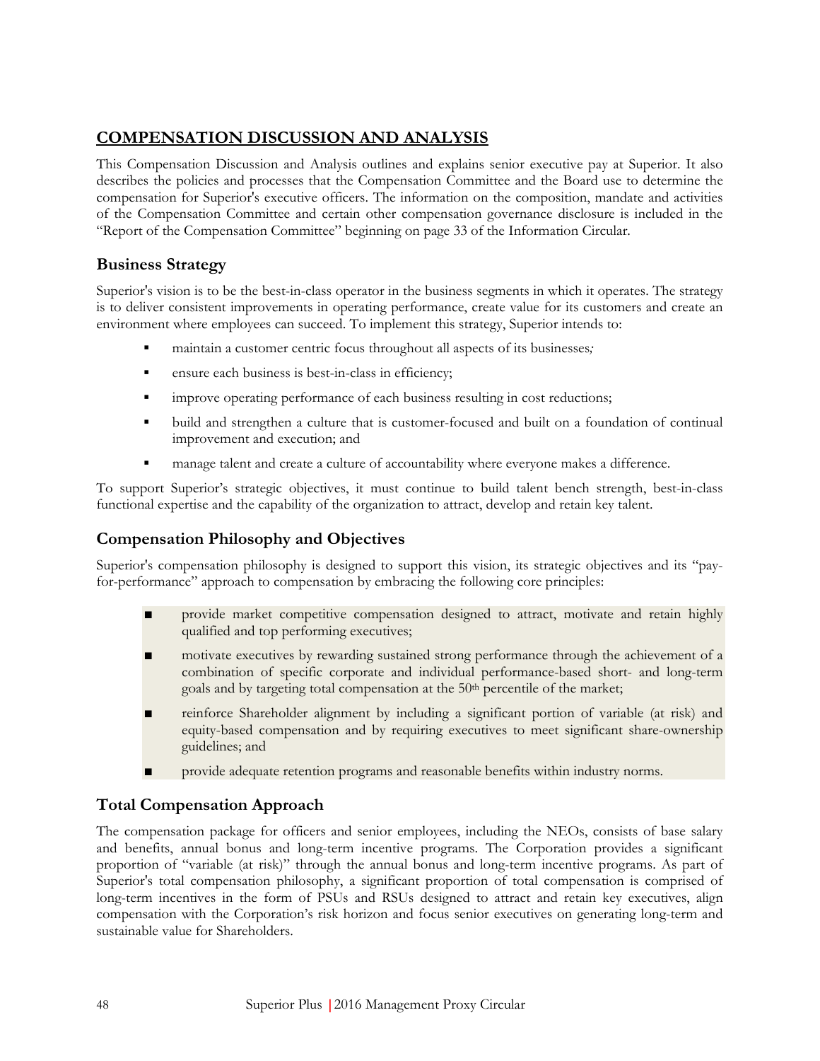## COMPENSATION DISCUSSION AND ANALYSIS

This Compensation Discussion and Analysis outlines and explains senior executive pay at Superior. It also describes the policies and processes that the Compensation Committee and the Board use to determine the compensation for Superior's executive officers. The information on the composition, mandate and activities of the Compensation Committee and certain other compensation governance disclosure is included in the "Report of the Compensation Committee" beginning on page 33 of the Information Circular.

### Business Strategy

Superior's vision is to be the best-in-class operator in the business segments in which it operates. The strategy is to deliver consistent improvements in operating performance, create value for its customers and create an environment where employees can succeed. To implement this strategy, Superior intends to:

- maintain a customer centric focus throughout all aspects of its businesses*;*
- ensure each business is best-in-class in efficiency;
- improve operating performance of each business resulting in cost reductions;
- build and strengthen a culture that is customer-focused and built on a foundation of continual improvement and execution; and
- manage talent and create a culture of accountability where everyone makes a difference.

To support Superior's strategic objectives, it must continue to build talent bench strength, best-in-class functional expertise and the capability of the organization to attract, develop and retain key talent.

### Compensation Philosophy and Objectives

Superior's compensation philosophy is designed to support this vision, its strategic objectives and its "pay-for-performance" approach to compensation by embracing the following core principles:

- provide market competitive compensation designed to attract, motivate and retain highly qualified and top performing executives;
- motivate executives by rewarding sustained strong performance through the achievement of a combination of specific corporate and individual performance-based short- and long-term goals and by targeting total compensation at the 50th percentile of the market;
- reinforce Shareholder alignment by including a significant portion of variable (at risk) and equity-based compensation and by requiring executives to meet significant share-ownership guidelines; and
- provide adequate retention programs and reasonable benefits within industry norms.

### Total Compensation Approach

The compensation package for officers and senior employees, including the NEOs, consists of base salary and benefits, annual bonus and long-term incentive programs. The Corporation provides a significant proportion of "variable (at risk)" through the annual bonus and long-term incentive programs. As part of Superior's total compensation philosophy, a significant proportion of total compensation is comprised of long-term incentives in the form of PSUs and RSUs designed to attract and retain key executives, align compensation with the Corporation's risk horizon and focus senior executives on generating long-term and sustainable value for Shareholders.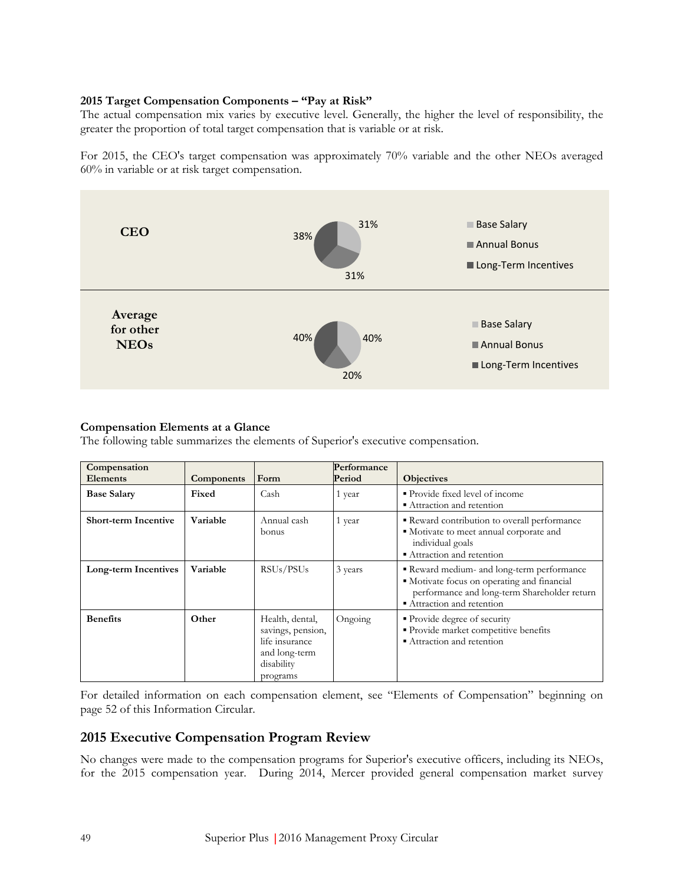**2015 Target Compensation Components – "Pay at Risk"**
The actual compensation mix varies by executive level. Generally, the higher the level of responsibility, the greater the proportion of total target compensation that is variable or at risk.

For 2015, the CEO's target compensation was approximately 70% variable and the other NEOs averaged 60% in variable or at risk target compensation.

| | Base Salary | Annual Bonus | Long-Term Incentives |
|---|---|---|---|
| **CEO** | 31% | 31% | 38% |
| **Average for other NEOs** | 40% | 20% | 40% |

**Compensation Elements at a Glance**
The following table summarizes the elements of Superior's executive compensation.

| Compensation Elements | Components | Form | Performance Period | Objectives |
|---|---|---|---|---|
| **Base Salary** | **Fixed** | Cash | 1 year | ▪ Provide fixed level of income<br>▪ Attraction and retention |
| **Short-term Incentive** | **Variable** | Annual cash bonus | 1 year | ▪ Reward contribution to overall performance<br>▪ Motivate to meet annual corporate and individual goals<br>▪ Attraction and retention |
| **Long-term Incentives** | **Variable** | RSUs/PSUs | 3 years | ▪ Reward medium- and long-term performance<br>▪ Motivate focus on operating and financial performance and long-term Shareholder return<br>▪ Attraction and retention |
| **Benefits** | **Other** | Health, dental, savings, pension, life insurance and long-term disability programs | Ongoing | ▪ Provide degree of security<br>▪ Provide market competitive benefits<br>▪ Attraction and retention |

For detailed information on each compensation element, see "Elements of Compensation" beginning on page 52 of this Information Circular.

## 2015 Executive Compensation Program Review

No changes were made to the compensation programs for Superior's executive officers, including its NEOs, for the 2015 compensation year. During 2014, Mercer provided general compensation market survey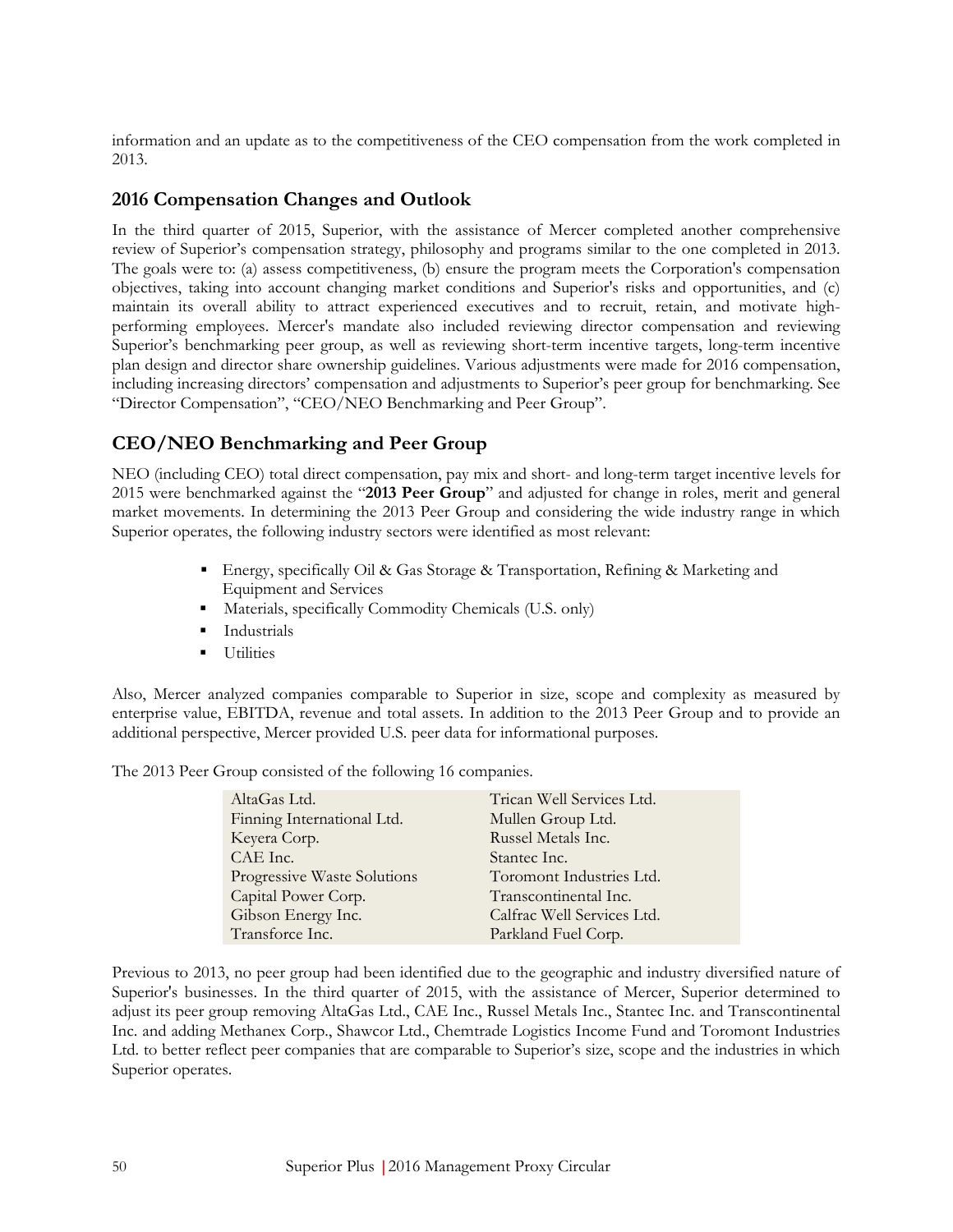information and an update as to the competitiveness of the CEO compensation from the work completed in 2013.

## 2016 Compensation Changes and Outlook

In the third quarter of 2015, Superior, with the assistance of Mercer completed another comprehensive review of Superior's compensation strategy, philosophy and programs similar to the one completed in 2013. The goals were to: (a) assess competitiveness, (b) ensure the program meets the Corporation's compensation objectives, taking into account changing market conditions and Superior's risks and opportunities, and (c) maintain its overall ability to attract experienced executives and to recruit, retain, and motivate high-performing employees. Mercer's mandate also included reviewing director compensation and reviewing Superior's benchmarking peer group, as well as reviewing short-term incentive targets, long-term incentive plan design and director share ownership guidelines. Various adjustments were made for 2016 compensation, including increasing directors' compensation and adjustments to Superior's peer group for benchmarking. See "Director Compensation", "CEO/NEO Benchmarking and Peer Group".

## CEO/NEO Benchmarking and Peer Group

NEO (including CEO) total direct compensation, pay mix and short- and long-term target incentive levels for 2015 were benchmarked against the "**2013 Peer Group**" and adjusted for change in roles, merit and general market movements. In determining the 2013 Peer Group and considering the wide industry range in which Superior operates, the following industry sectors were identified as most relevant:

- Energy, specifically Oil & Gas Storage & Transportation, Refining & Marketing and Equipment and Services
- Materials, specifically Commodity Chemicals (U.S. only)
- Industrials
- Utilities

Also, Mercer analyzed companies comparable to Superior in size, scope and complexity as measured by enterprise value, EBITDA, revenue and total assets. In addition to the 2013 Peer Group and to provide an additional perspective, Mercer provided U.S. peer data for informational purposes.

The 2013 Peer Group consisted of the following 16 companies.

| | |
|---|---|
| AltaGas Ltd. | Trican Well Services Ltd. |
| Finning International Ltd. | Mullen Group Ltd. |
| Keyera Corp. | Russel Metals Inc. |
| CAE Inc. | Stantec Inc. |
| Progressive Waste Solutions | Toromont Industries Ltd. |
| Capital Power Corp. | Transcontinental Inc. |
| Gibson Energy Inc. | Calfrac Well Services Ltd. |
| Transforce Inc. | Parkland Fuel Corp. |

Previous to 2013, no peer group had been identified due to the geographic and industry diversified nature of Superior's businesses. In the third quarter of 2015, with the assistance of Mercer, Superior determined to adjust its peer group removing AltaGas Ltd., CAE Inc., Russel Metals Inc., Stantec Inc. and Transcontinental Inc. and adding Methanex Corp., Shawcor Ltd., Chemtrade Logistics Income Fund and Toromont Industries Ltd. to better reflect peer companies that are comparable to Superior's size, scope and the industries in which Superior operates.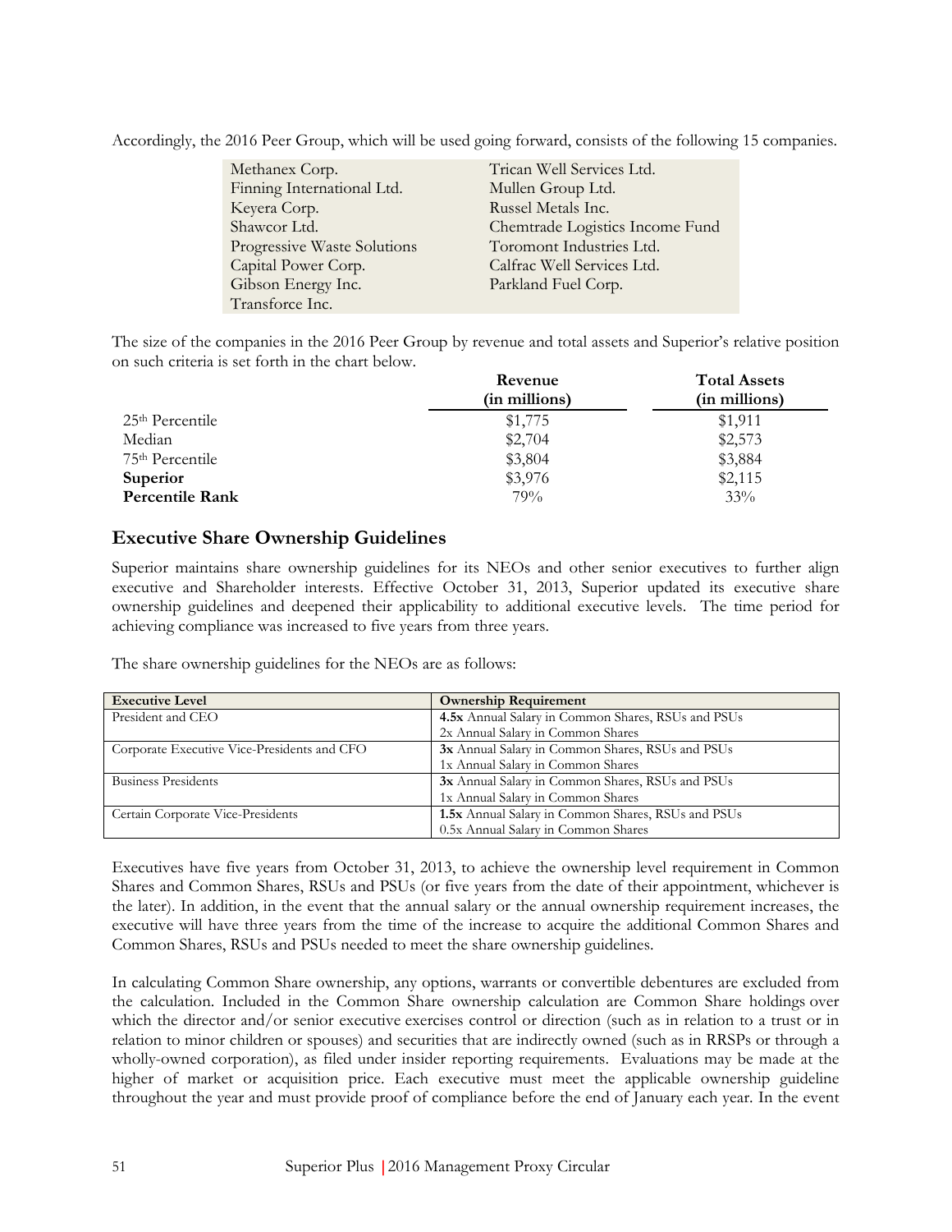Accordingly, the 2016 Peer Group, which will be used going forward, consists of the following 15 companies.

| | |
|---|---|
| Methanex Corp. | Trican Well Services Ltd. |
| Finning International Ltd. | Mullen Group Ltd. |
| Keyera Corp. | Russel Metals Inc. |
| Shawcor Ltd. | Chemtrade Logistics Income Fund |
| Progressive Waste Solutions | Toromont Industries Ltd. |
| Capital Power Corp. | Calfrac Well Services Ltd. |
| Gibson Energy Inc. | Parkland Fuel Corp. |
| Transforce Inc. | |

The size of the companies in the 2016 Peer Group by revenue and total assets and Superior's relative position on such criteria is set forth in the chart below.

| | Revenue (in millions) | Total Assets (in millions) |
|---|---|---|
| 25th Percentile | $1,775 | $1,911 |
| Median | $2,704 | $2,573 |
| 75th Percentile | $3,804 | $3,884 |
| **Superior** | $3,976 | $2,115 |
| **Percentile Rank** | 79% | 33% |

## Executive Share Ownership Guidelines

Superior maintains share ownership guidelines for its NEOs and other senior executives to further align executive and Shareholder interests. Effective October 31, 2013, Superior updated its executive share ownership guidelines and deepened their applicability to additional executive levels. The time period for achieving compliance was increased to five years from three years.

The share ownership guidelines for the NEOs are as follows:

| Executive Level | Ownership Requirement |
|---|---|
| President and CEO | **4.5x** Annual Salary in Common Shares, RSUs and PSUs<br>2x Annual Salary in Common Shares |
| Corporate Executive Vice-Presidents and CFO | **3x** Annual Salary in Common Shares, RSUs and PSUs<br>1x Annual Salary in Common Shares |
| Business Presidents | **3x** Annual Salary in Common Shares, RSUs and PSUs<br>1x Annual Salary in Common Shares |
| Certain Corporate Vice-Presidents | **1.5x** Annual Salary in Common Shares, RSUs and PSUs<br>0.5x Annual Salary in Common Shares |

Executives have five years from October 31, 2013, to achieve the ownership level requirement in Common Shares and Common Shares, RSUs and PSUs (or five years from the date of their appointment, whichever is the later). In addition, in the event that the annual salary or the annual ownership requirement increases, the executive will have three years from the time of the increase to acquire the additional Common Shares and Common Shares, RSUs and PSUs needed to meet the share ownership guidelines.

In calculating Common Share ownership, any options, warrants or convertible debentures are excluded from the calculation. Included in the Common Share ownership calculation are Common Share holdings over which the director and/or senior executive exercises control or direction (such as in relation to a trust or in relation to minor children or spouses) and securities that are indirectly owned (such as in RRSPs or through a wholly-owned corporation), as filed under insider reporting requirements. Evaluations may be made at the higher of market or acquisition price. Each executive must meet the applicable ownership guideline throughout the year and must provide proof of compliance before the end of January each year. In the event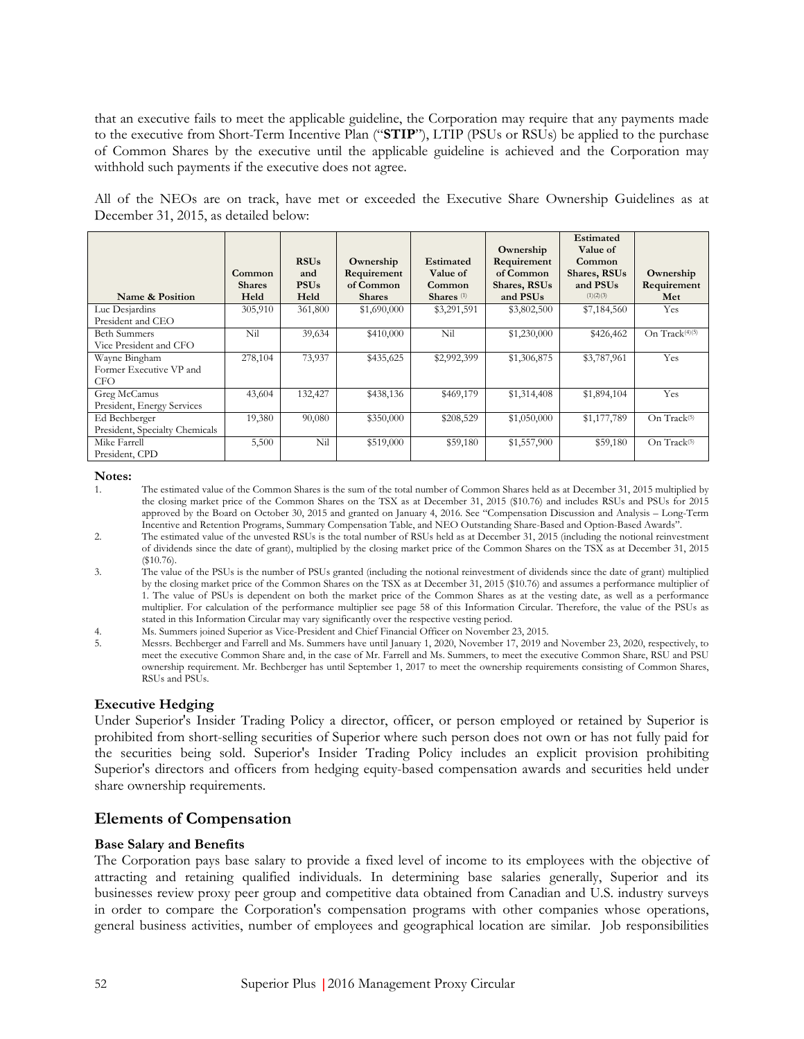that an executive fails to meet the applicable guideline, the Corporation may require that any payments made to the executive from Short-Term Incentive Plan ("**STIP**"), LTIP (PSUs or RSUs) be applied to the purchase of Common Shares by the executive until the applicable guideline is achieved and the Corporation may withhold such payments if the executive does not agree.

All of the NEOs are on track, have met or exceeded the Executive Share Ownership Guidelines as at December 31, 2015, as detailed below:

| Name & Position | Common Shares Held | RSUs and PSUs Held | Ownership Requirement of Common Shares | Estimated Value of Common Shares (1) | Ownership Requirement of Common Shares, RSUs and PSUs | Estimated Value of Common Shares, RSUs and PSUs (1)(2)(3) | Ownership Requirement Met |
|---|---|---|---|---|---|---|---|
| Luc Desjardins<br>President and CEO | 305,910 | 361,800 | $1,690,000 | $3,291,591 | $3,802,500 | $7,184,560 | Yes |
| Beth Summers<br>Vice President and CFO | Nil | 39,634 | $410,000 | Nil | $1,230,000 | $426,462 | On Track(4)(5) |
| Wayne Bingham<br>Former Executive VP and CFO | 278,104 | 73,937 | $435,625 | $2,992,399 | $1,306,875 | $3,787,961 | Yes |
| Greg McCamus<br>President, Energy Services | 43,604 | 132,427 | $438,136 | $469,179 | $1,314,408 | $1,894,104 | Yes |
| Ed Bechberger<br>President, Specialty Chemicals | 19,380 | 90,080 | $350,000 | $208,529 | $1,050,000 | $1,177,789 | On Track(5) |
| Mike Farrell<br>President, CPD | 5,500 | Nil | $519,000 | $59,180 | $1,557,900 | $59,180 | On Track(5) |

**Notes:**

1. The estimated value of the Common Shares is the sum of the total number of Common Shares held as at December 31, 2015 multiplied by the closing market price of the Common Shares on the TSX as at December 31, 2015 ($10.76) and includes RSUs and PSUs for 2015 approved by the Board on October 30, 2015 and granted on January 4, 2016. See "Compensation Discussion and Analysis – Long-Term Incentive and Retention Programs, Summary Compensation Table, and NEO Outstanding Share-Based and Option-Based Awards".
2. The estimated value of the unvested RSUs is the total number of RSUs held as at December 31, 2015 (including the notional reinvestment of dividends since the date of grant), multiplied by the closing market price of the Common Shares on the TSX as at December 31, 2015 ($10.76).
3. The value of the PSUs is the number of PSUs granted (including the notional reinvestment of dividends since the date of grant) multiplied by the closing market price of the Common Shares on the TSX as at December 31, 2015 ($10.76) and assumes a performance multiplier of 1. The value of PSUs is dependent on both the market price of the Common Shares as at the vesting date, as well as a performance multiplier. For calculation of the performance multiplier see page 58 of this Information Circular. Therefore, the value of the PSUs as stated in this Information Circular may vary significantly over the respective vesting period.
4. Ms. Summers joined Superior as Vice-President and Chief Financial Officer on November 23, 2015.
5. Messrs. Bechberger and Farrell and Ms. Summers have until January 1, 2020, November 17, 2019 and November 23, 2020, respectively, to meet the executive Common Share and, in the case of Mr. Farrell and Ms. Summers, to meet the executive Common Share, RSU and PSU ownership requirement. Mr. Bechberger has until September 1, 2017 to meet the ownership requirements consisting of Common Shares, RSUs and PSUs.

### Executive Hedging

Under Superior's Insider Trading Policy a director, officer, or person employed or retained by Superior is prohibited from short-selling securities of Superior where such person does not own or has not fully paid for the securities being sold. Superior's Insider Trading Policy includes an explicit provision prohibiting Superior's directors and officers from hedging equity-based compensation awards and securities held under share ownership requirements.

## Elements of Compensation

### Base Salary and Benefits

The Corporation pays base salary to provide a fixed level of income to its employees with the objective of attracting and retaining qualified individuals. In determining base salaries generally, Superior and its businesses review proxy peer group and competitive data obtained from Canadian and U.S. industry surveys in order to compare the Corporation's compensation programs with other companies whose operations, general business activities, number of employees and geographical location are similar. Job responsibilities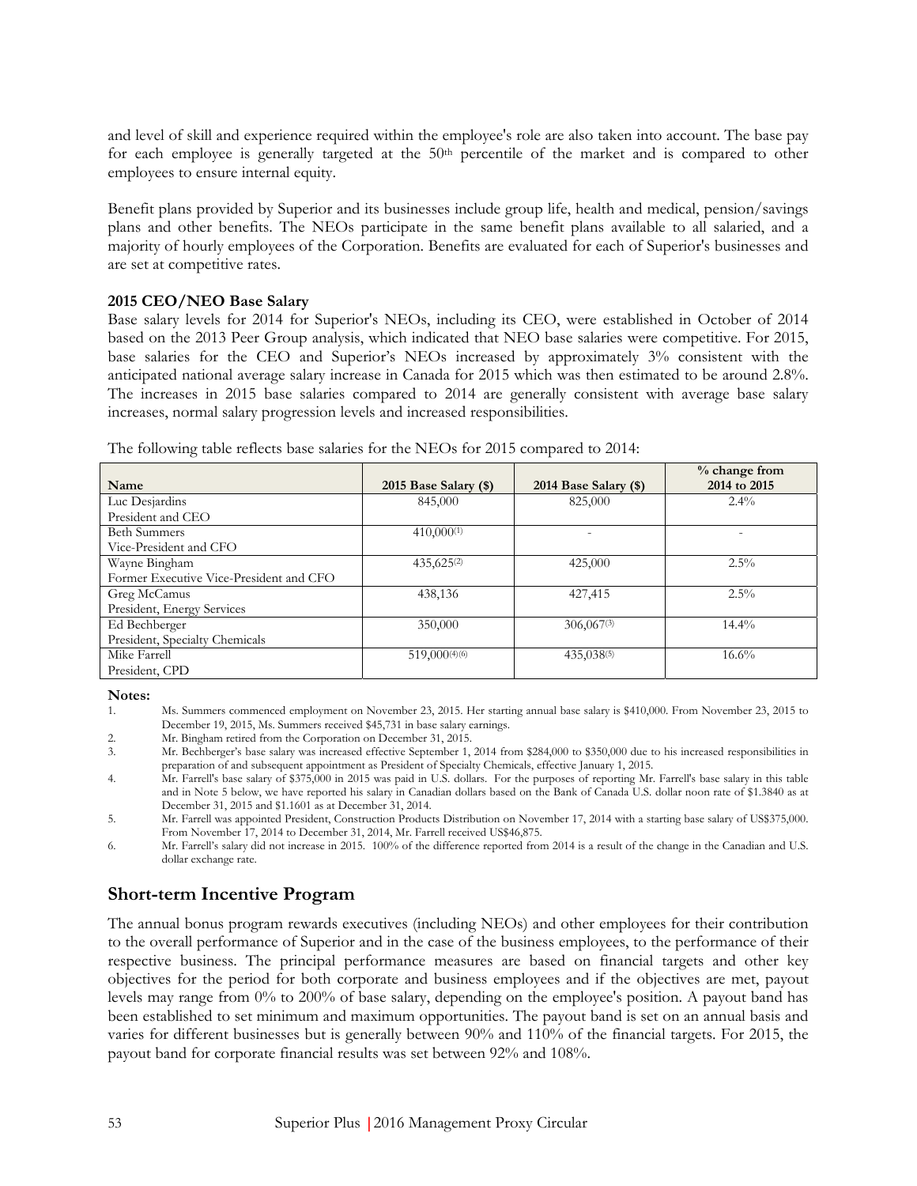and level of skill and experience required within the employee's role are also taken into account. The base pay for each employee is generally targeted at the 50th percentile of the market and is compared to other employees to ensure internal equity.

Benefit plans provided by Superior and its businesses include group life, health and medical, pension/savings plans and other benefits. The NEOs participate in the same benefit plans available to all salaried, and a majority of hourly employees of the Corporation. Benefits are evaluated for each of Superior's businesses and are set at competitive rates.

**2015 CEO/NEO Base Salary**

Base salary levels for 2014 for Superior's NEOs, including its CEO, were established in October of 2014 based on the 2013 Peer Group analysis, which indicated that NEO base salaries were competitive. For 2015, base salaries for the CEO and Superior's NEOs increased by approximately 3% consistent with the anticipated national average salary increase in Canada for 2015 which was then estimated to be around 2.8%. The increases in 2015 base salaries compared to 2014 are generally consistent with average base salary increases, normal salary progression levels and increased responsibilities.

The following table reflects base salaries for the NEOs for 2015 compared to 2014:

| Name | 2015 Base Salary ($) | 2014 Base Salary ($) | % change from 2014 to 2015 |
|---|---|---|---|
| Luc Desjardins<br>President and CEO | 845,000 | 825,000 | 2.4% |
| Beth Summers<br>Vice-President and CFO | 410,000(1) | - | - |
| Wayne Bingham<br>Former Executive Vice-President and CFO | 435,625(2) | 425,000 | 2.5% |
| Greg McCamus<br>President, Energy Services | 438,136 | 427,415 | 2.5% |
| Ed Bechberger<br>President, Specialty Chemicals | 350,000 | 306,067(3) | 14.4% |
| Mike Farrell<br>President, CPD | 519,000(4)(6) | 435,038(5) | 16.6% |

**Notes:**

1. Ms. Summers commenced employment on November 23, 2015. Her starting annual base salary is $410,000. From November 23, 2015 to December 19, 2015, Ms. Summers received $45,731 in base salary earnings.
2. Mr. Bingham retired from the Corporation on December 31, 2015.
3. Mr. Bechberger's base salary was increased effective September 1, 2014 from $284,000 to $350,000 due to his increased responsibilities in preparation of and subsequent appointment as President of Specialty Chemicals, effective January 1, 2015.
4. Mr. Farrell's base salary of $375,000 in 2015 was paid in U.S. dollars. For the purposes of reporting Mr. Farrell's base salary in this table and in Note 5 below, we have reported his salary in Canadian dollars based on the Bank of Canada U.S. dollar noon rate of $1.3840 as at December 31, 2015 and $1.1601 as at December 31, 2014.
5. Mr. Farrell was appointed President, Construction Products Distribution on November 17, 2014 with a starting base salary of US$375,000. From November 17, 2014 to December 31, 2014, Mr. Farrell received US$46,875.
6. Mr. Farrell's salary did not increase in 2015. 100% of the difference reported from 2014 is a result of the change in the Canadian and U.S. dollar exchange rate.

## Short-term Incentive Program

The annual bonus program rewards executives (including NEOs) and other employees for their contribution to the overall performance of Superior and in the case of the business employees, to the performance of their respective business. The principal performance measures are based on financial targets and other key objectives for the period for both corporate and business employees and if the objectives are met, payout levels may range from 0% to 200% of base salary, depending on the employee's position. A payout band has been established to set minimum and maximum opportunities. The payout band is set on an annual basis and varies for different businesses but is generally between 90% and 110% of the financial targets. For 2015, the payout band for corporate financial results was set between 92% and 108%.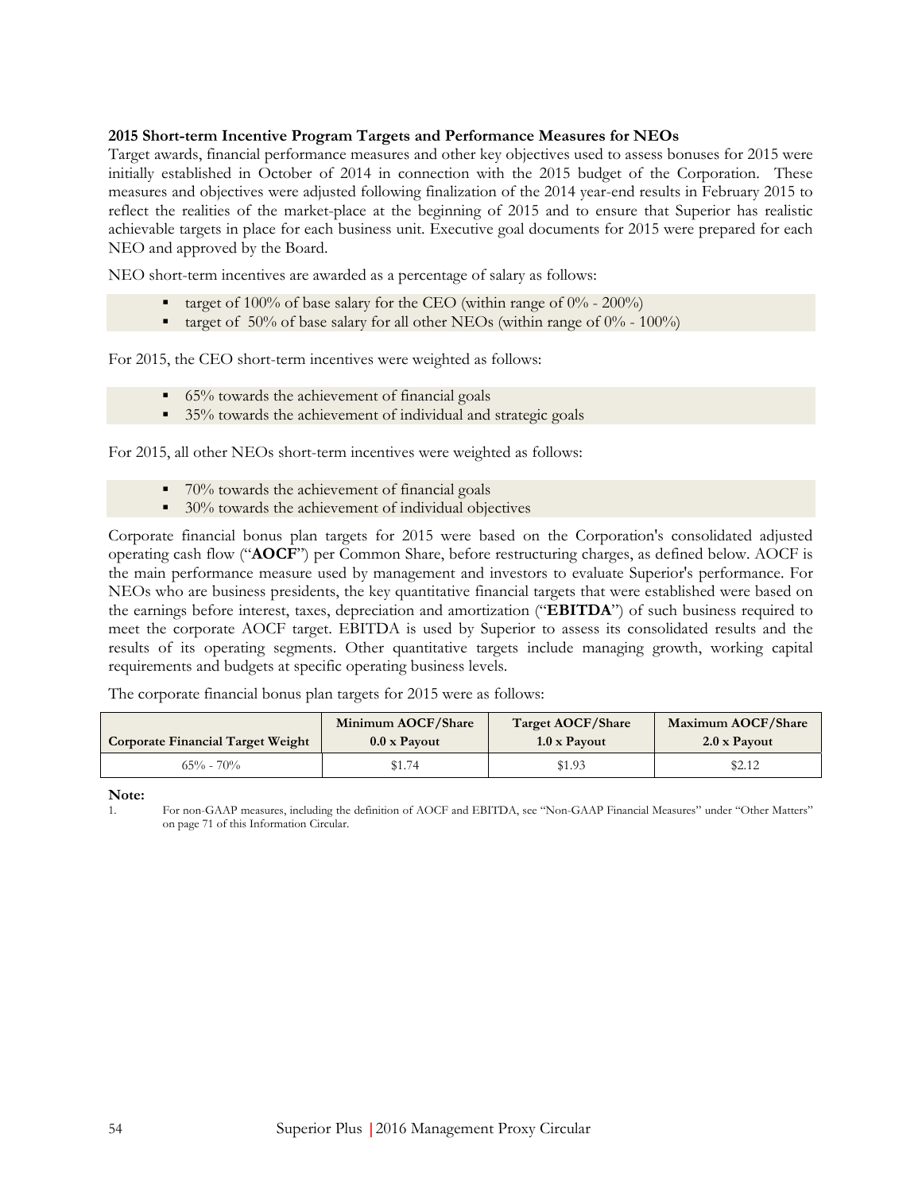**2015 Short-term Incentive Program Targets and Performance Measures for NEOs**

Target awards, financial performance measures and other key objectives used to assess bonuses for 2015 were initially established in October of 2014 in connection with the 2015 budget of the Corporation. These measures and objectives were adjusted following finalization of the 2014 year-end results in February 2015 to reflect the realities of the market-place at the beginning of 2015 and to ensure that Superior has realistic achievable targets in place for each business unit. Executive goal documents for 2015 were prepared for each NEO and approved by the Board.

NEO short-term incentives are awarded as a percentage of salary as follows:

- target of 100% of base salary for the CEO (within range of 0% - 200%)
- target of 50% of base salary for all other NEOs (within range of 0% - 100%)

For 2015, the CEO short-term incentives were weighted as follows:

- 65% towards the achievement of financial goals
- 35% towards the achievement of individual and strategic goals

For 2015, all other NEOs short-term incentives were weighted as follows:

- 70% towards the achievement of financial goals
- 30% towards the achievement of individual objectives

Corporate financial bonus plan targets for 2015 were based on the Corporation's consolidated adjusted operating cash flow ("**AOCF**") per Common Share, before restructuring charges, as defined below. AOCF is the main performance measure used by management and investors to evaluate Superior's performance. For NEOs who are business presidents, the key quantitative financial targets that were established were based on the earnings before interest, taxes, depreciation and amortization ("**EBITDA**") of such business required to meet the corporate AOCF target. EBITDA is used by Superior to assess its consolidated results and the results of its operating segments. Other quantitative targets include managing growth, working capital requirements and budgets at specific operating business levels.

The corporate financial bonus plan targets for 2015 were as follows:

| Corporate Financial Target Weight | Minimum AOCF/Share 0.0 x Payout | Target AOCF/Share 1.0 x Payout | Maximum AOCF/Share 2.0 x Payout |
|---|---|---|---|
| 65% - 70% | $1.74 | $1.93 | $2.12 |

**Note:**

1. For non-GAAP measures, including the definition of AOCF and EBITDA, see "Non-GAAP Financial Measures" under "Other Matters" on page 71 of this Information Circular.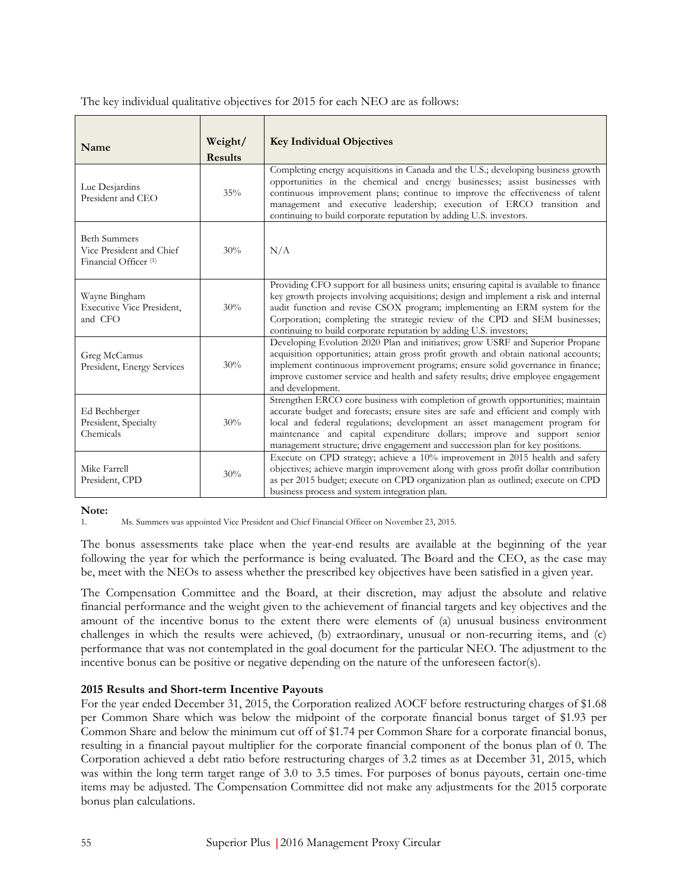The key individual qualitative objectives for 2015 for each NEO are as follows:

| Name | Weight/ Results | Key Individual Objectives |
|---|---|---|
| Luc Desjardins President and CEO | 35% | Completing energy acquisitions in Canada and the U.S.; developing business growth opportunities in the chemical and energy businesses; assist businesses with continuous improvement plans; continue to improve the effectiveness of talent management and executive leadership; execution of ERCO transition and continuing to build corporate reputation by adding U.S. investors. |
| Beth Summers Vice President and Chief Financial Officer [1] | 30% | N/A |
| Wayne Bingham Executive Vice President, and CFO | 30% | Providing CFO support for all business units; ensuring capital is available to finance key growth projects involving acquisitions; design and implement a risk and internal audit function and revise CSOX program; implementing an ERM system for the Corporation; completing the strategic review of the CPD and SEM businesses; continuing to build corporate reputation by adding U.S. investors; |
| Greg McCamus President, Energy Services | 30% | Developing Evolution 2020 Plan and initiatives; grow USRF and Superior Propane acquisition opportunities; attain gross profit growth and obtain national accounts; implement continuous improvement programs; ensure solid governance in finance; improve customer service and health and safety results; drive employee engagement and development. |
| Ed Bechberger President, Specialty Chemicals | 30% | Strengthen ERCO core business with completion of growth opportunities; maintain accurate budget and forecasts; ensure sites are safe and efficient and comply with local and federal regulations; development an asset management program for maintenance and capital expenditure dollars; improve and support senior management structure; drive engagement and succession plan for key positions. |
| Mike Farrell President, CPD | 30% | Execute on CPD strategy; achieve a 10% improvement in 2015 health and safety objectives; achieve margin improvement along with gross profit dollar contribution as per 2015 budget; execute on CPD organization plan as outlined; execute on CPD business process and system integration plan. |

**Note:**

1. Ms. Summers was appointed Vice President and Chief Financial Officer on November 23, 2015.

The bonus assessments take place when the year-end results are available at the beginning of the year following the year for which the performance is being evaluated. The Board and the CEO, as the case may be, meet with the NEOs to assess whether the prescribed key objectives have been satisfied in a given year.

The Compensation Committee and the Board, at their discretion, may adjust the absolute and relative financial performance and the weight given to the achievement of financial targets and key objectives and the amount of the incentive bonus to the extent there were elements of (a) unusual business environment challenges in which the results were achieved, (b) extraordinary, unusual or non-recurring items, and (c) performance that was not contemplated in the goal document for the particular NEO. The adjustment to the incentive bonus can be positive or negative depending on the nature of the unforeseen factor(s).

### 2015 Results and Short-term Incentive Payouts

For the year ended December 31, 2015, the Corporation realized AOCF before restructuring charges of $1.68 per Common Share which was below the midpoint of the corporate financial bonus target of $1.93 per Common Share and below the minimum cut off of $1.74 per Common Share for a corporate financial bonus, resulting in a financial payout multiplier for the corporate financial component of the bonus plan of 0. The Corporation achieved a debt ratio before restructuring charges of 3.2 times as at December 31, 2015, which was within the long term target range of 3.0 to 3.5 times. For purposes of bonus payouts, certain one-time items may be adjusted. The Compensation Committee did not make any adjustments for the 2015 corporate bonus plan calculations.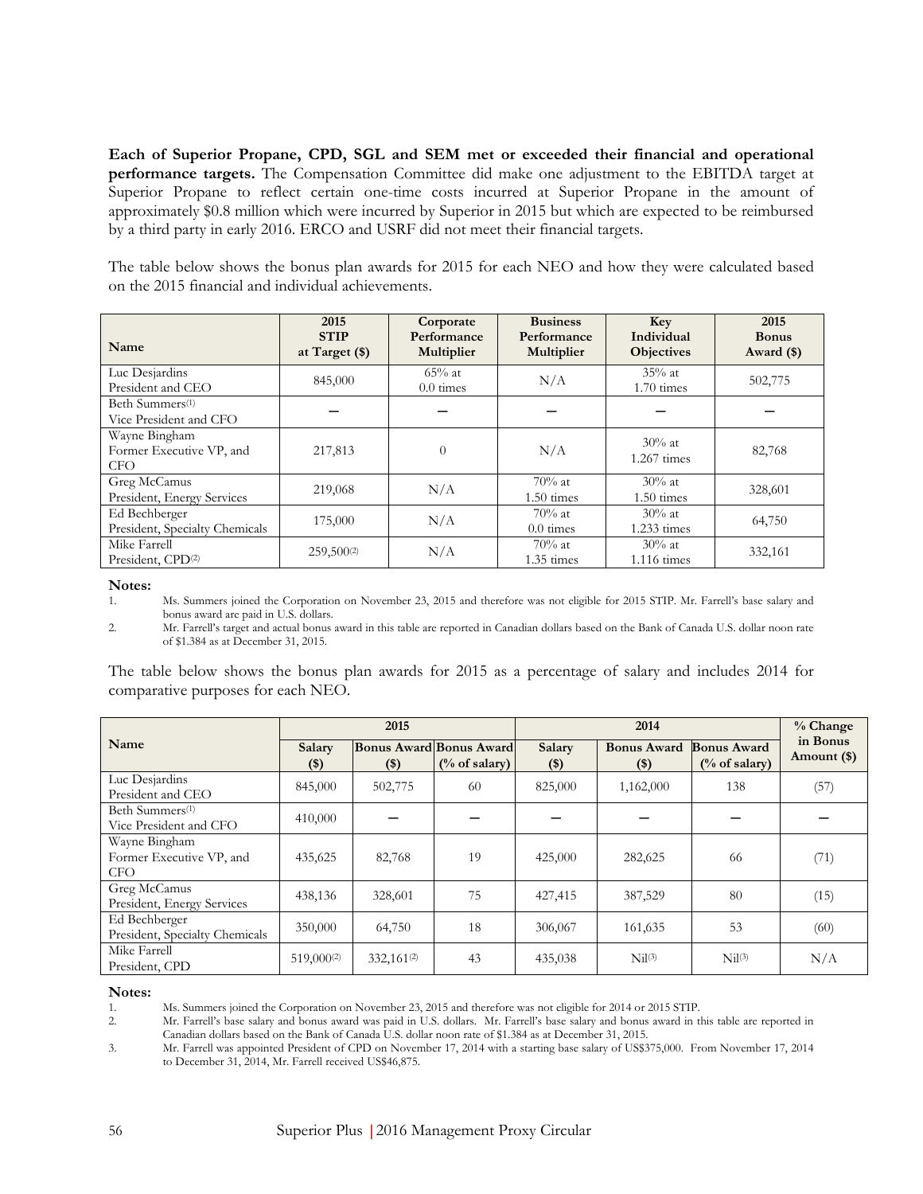**Each of Superior Propane, CPD, SGL and SEM met or exceeded their financial and operational performance targets.** The Compensation Committee did make one adjustment to the EBITDA target at Superior Propane to reflect certain one-time costs incurred at Superior Propane in the amount of approximately $0.8 million which were incurred by Superior in 2015 but which are expected to be reimbursed by a third party in early 2016. ERCO and USRF did not meet their financial targets.

The table below shows the bonus plan awards for 2015 for each NEO and how they were calculated based on the 2015 financial and individual achievements.

| Name | 2015 STIP at Target ($) | Corporate Performance Multiplier | Business Performance Multiplier | Key Individual Objectives | 2015 Bonus Award ($) |
|---|---|---|---|---|---|
| Luc Desjardins President and CEO | 845,000 | 65% at 0.0 times | N/A | 35% at 1.70 times | 502,775 |
| Beth Summers[1] Vice President and CFO | – | – | – | – | – |
| Wayne Bingham Former Executive VP, and CFO | 217,813 | 0 | N/A | 30% at 1.267 times | 82,768 |
| Greg McCamus President, Energy Services | 219,068 | N/A | 70% at 1.50 times | 30% at 1.50 times | 328,601 |
| Ed Bechberger President, Specialty Chemicals | 175,000 | N/A | 70% at 0.0 times | 30% at 1.233 times | 64,750 |
| Mike Farrell President, CPD[2] | 259,500[2] | N/A | 70% at 1.35 times | 30% at 1.116 times | 332,161 |

**Notes:**

1. Ms. Summers joined the Corporation on November 23, 2015 and therefore was not eligible for 2015 STIP. Mr. Farrell's base salary and bonus award are paid in U.S. dollars.
2. Mr. Farrell's target and actual bonus award in this table are reported in Canadian dollars based on the Bank of Canada U.S. dollar noon rate of $1.384 as at December 31, 2015.

The table below shows the bonus plan awards for 2015 as a percentage of salary and includes 2014 for comparative purposes for each NEO.

| Name | 2015 | | | 2014 | | | % Change in Bonus Amount ($) |
|---|---|---|---|---|---|---|---|
| | Salary ($) | Bonus Award ($) | Bonus Award (% of salary) | Salary ($) | Bonus Award ($) | Bonus Award (% of salary) | |
| Luc Desjardins President and CEO | 845,000 | 502,775 | 60 | 825,000 | 1,162,000 | 138 | (57) |
| Beth Summers[1] Vice President and CFO | 410,000 | – | – | – | – | – | – |
| Wayne Bingham Former Executive VP, and CFO | 435,625 | 82,768 | 19 | 425,000 | 282,625 | 66 | (71) |
| Greg McCamus President, Energy Services | 438,136 | 328,601 | 75 | 427,415 | 387,529 | 80 | (15) |
| Ed Bechberger President, Specialty Chemicals | 350,000 | 64,750 | 18 | 306,067 | 161,635 | 53 | (60) |
| Mike Farrell President, CPD | 519,000[2] | 332,161[2] | 43 | 435,038 | Nil[3] | Nil[3] | N/A |

**Notes:**

1. Ms. Summers joined the Corporation on November 23, 2015 and therefore was not eligible for 2014 or 2015 STIP.
2. Mr. Farrell's base salary and bonus award was paid in U.S. dollars. Mr. Farrell's base salary and bonus award in this table are reported in Canadian dollars based on the Bank of Canada U.S. dollar noon rate of $1.384 as at December 31, 2015.
3. Mr. Farrell was appointed President of CPD on November 17, 2014 with a starting base salary of US$375,000. From November 17, 2014 to December 31, 2014, Mr. Farrell received US$46,875.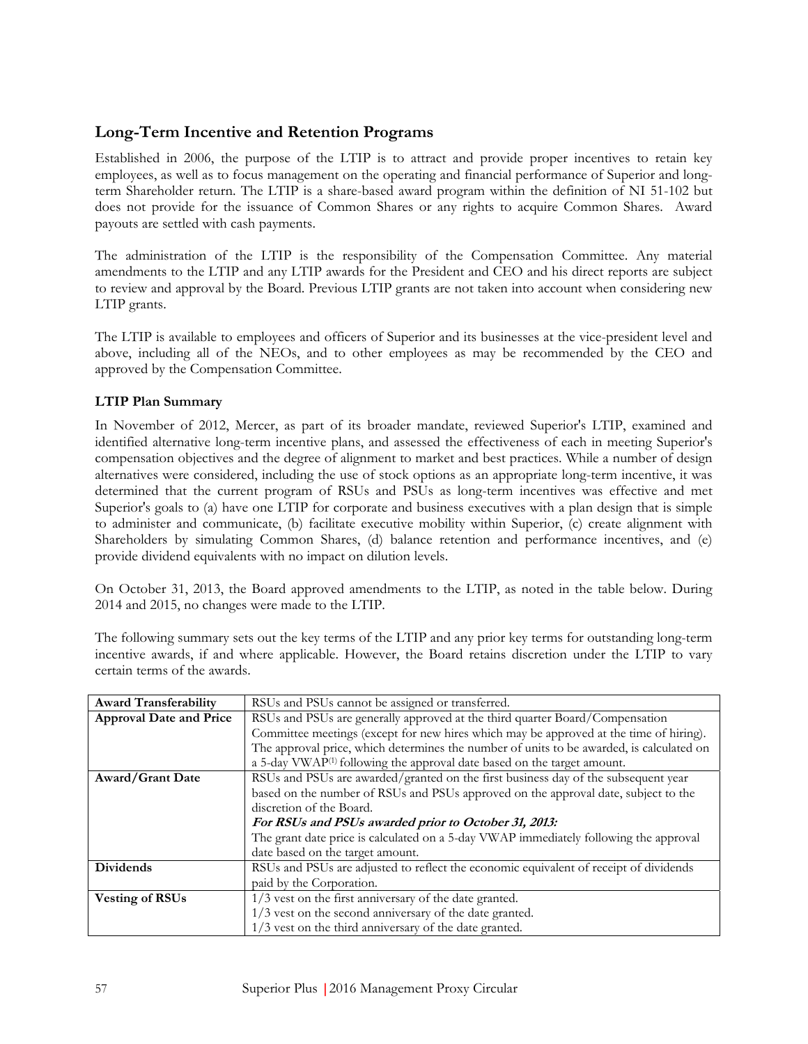## Long-Term Incentive and Retention Programs

Established in 2006, the purpose of the LTIP is to attract and provide proper incentives to retain key employees, as well as to focus management on the operating and financial performance of Superior and long-term Shareholder return. The LTIP is a share-based award program within the definition of NI 51-102 but does not provide for the issuance of Common Shares or any rights to acquire Common Shares. Award payouts are settled with cash payments.

The administration of the LTIP is the responsibility of the Compensation Committee. Any material amendments to the LTIP and any LTIP awards for the President and CEO and his direct reports are subject to review and approval by the Board. Previous LTIP grants are not taken into account when considering new LTIP grants.

The LTIP is available to employees and officers of Superior and its businesses at the vice-president level and above, including all of the NEOs, and to other employees as may be recommended by the CEO and approved by the Compensation Committee.

### LTIP Plan Summary

In November of 2012, Mercer, as part of its broader mandate, reviewed Superior's LTIP, examined and identified alternative long-term incentive plans, and assessed the effectiveness of each in meeting Superior's compensation objectives and the degree of alignment to market and best practices. While a number of design alternatives were considered, including the use of stock options as an appropriate long-term incentive, it was determined that the current program of RSUs and PSUs as long-term incentives was effective and met Superior's goals to (a) have one LTIP for corporate and business executives with a plan design that is simple to administer and communicate, (b) facilitate executive mobility within Superior, (c) create alignment with Shareholders by simulating Common Shares, (d) balance retention and performance incentives, and (e) provide dividend equivalents with no impact on dilution levels.

On October 31, 2013, the Board approved amendments to the LTIP, as noted in the table below. During 2014 and 2015, no changes were made to the LTIP.

The following summary sets out the key terms of the LTIP and any prior key terms for outstanding long-term incentive awards, if and where applicable. However, the Board retains discretion under the LTIP to vary certain terms of the awards.

| | |
|---|---|
| **Award Transferability** | RSUs and PSUs cannot be assigned or transferred. |
| **Approval Date and Price** | RSUs and PSUs are generally approved at the third quarter Board/Compensation Committee meetings (except for new hires which may be approved at the time of hiring). The approval price, which determines the number of units to be awarded, is calculated on a 5-day VWAP[1] following the approval date based on the target amount. |
| **Award/Grant Date** | RSUs and PSUs are awarded/granted on the first business day of the subsequent year based on the number of RSUs and PSUs approved on the approval date, subject to the discretion of the Board.<br>***For RSUs and PSUs awarded prior to October 31, 2013:***<br>The grant date price is calculated on a 5-day VWAP immediately following the approval date based on the target amount. |
| **Dividends** | RSUs and PSUs are adjusted to reflect the economic equivalent of receipt of dividends paid by the Corporation. |
| **Vesting of RSUs** | 1/3 vest on the first anniversary of the date granted.<br>1/3 vest on the second anniversary of the date granted.<br>1/3 vest on the third anniversary of the date granted. |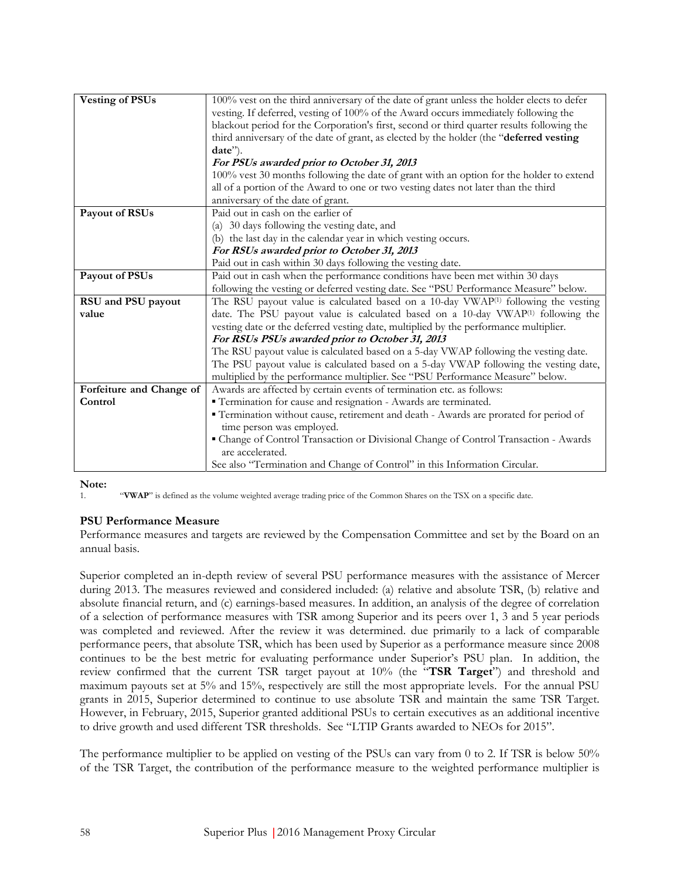| | |
|---|---|
| **Vesting of PSUs** | 100% vest on the third anniversary of the date of grant unless the holder elects to defer vesting. If deferred, vesting of 100% of the Award occurs immediately following the blackout period for the Corporation's first, second or third quarter results following the third anniversary of the date of grant, as elected by the holder (the "**deferred vesting date**").<br>***For PSUs awarded prior to October 31, 2013***<br>100% vest 30 months following the date of grant with an option for the holder to extend all of a portion of the Award to one or two vesting dates not later than the third anniversary of the date of grant. |
| **Payout of RSUs** | Paid out in cash on the earlier of<br>(a) 30 days following the vesting date, and<br>(b) the last day in the calendar year in which vesting occurs.<br>***For RSUs awarded prior to October 31, 2013***<br>Paid out in cash within 30 days following the vesting date. |
| **Payout of PSUs** | Paid out in cash when the performance conditions have been met within 30 days following the vesting or deferred vesting date. See "PSU Performance Measure" below. |
| **RSU and PSU payout value** | The RSU payout value is calculated based on a 10-day VWAP[1] following the vesting date. The PSU payout value is calculated based on a 10-day VWAP[1] following the vesting date or the deferred vesting date, multiplied by the performance multiplier.<br>***For RSUs PSUs awarded prior to October 31, 2013***<br>The RSU payout value is calculated based on a 5-day VWAP following the vesting date. The PSU payout value is calculated based on a 5-day VWAP following the vesting date, multiplied by the performance multiplier. See "PSU Performance Measure" below. |
| **Forfeiture and Change of Control** | Awards are affected by certain events of termination etc. as follows:<br>▪ Termination for cause and resignation - Awards are terminated.<br>▪ Termination without cause, retirement and death - Awards are prorated for period of time person was employed.<br>▪ Change of Control Transaction or Divisional Change of Control Transaction - Awards are accelerated.<br>See also "Termination and Change of Control" in this Information Circular. |

**Note:**
1. "**VWAP**" is defined as the volume weighted average trading price of the Common Shares on the TSX on a specific date.

### PSU Performance Measure

Performance measures and targets are reviewed by the Compensation Committee and set by the Board on an annual basis.

Superior completed an in-depth review of several PSU performance measures with the assistance of Mercer during 2013. The measures reviewed and considered included: (a) relative and absolute TSR, (b) relative and absolute financial return, and (c) earnings-based measures. In addition, an analysis of the degree of correlation of a selection of performance measures with TSR among Superior and its peers over 1, 3 and 5 year periods was completed and reviewed. After the review it was determined. due primarily to a lack of comparable performance peers, that absolute TSR, which has been used by Superior as a performance measure since 2008 continues to be the best metric for evaluating performance under Superior's PSU plan. In addition, the review confirmed that the current TSR target payout at 10% (the "**TSR Target**") and threshold and maximum payouts set at 5% and 15%, respectively are still the most appropriate levels. For the annual PSU grants in 2015, Superior determined to continue to use absolute TSR and maintain the same TSR Target. However, in February, 2015, Superior granted additional PSUs to certain executives as an additional incentive to drive growth and used different TSR thresholds. See "LTIP Grants awarded to NEOs for 2015".

The performance multiplier to be applied on vesting of the PSUs can vary from 0 to 2. If TSR is below 50% of the TSR Target, the contribution of the performance measure to the weighted performance multiplier is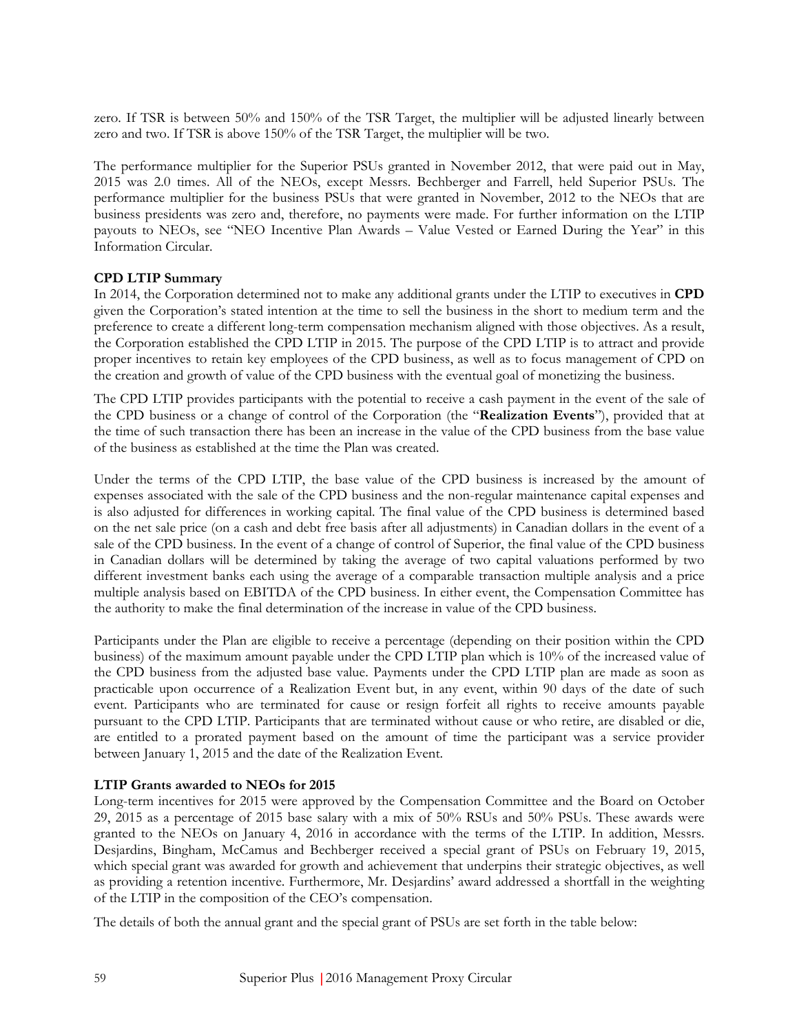zero. If TSR is between 50% and 150% of the TSR Target, the multiplier will be adjusted linearly between zero and two. If TSR is above 150% of the TSR Target, the multiplier will be two.

The performance multiplier for the Superior PSUs granted in November 2012, that were paid out in May, 2015 was 2.0 times. All of the NEOs, except Messrs. Bechberger and Farrell, held Superior PSUs. The performance multiplier for the business PSUs that were granted in November, 2012 to the NEOs that are business presidents was zero and, therefore, no payments were made. For further information on the LTIP payouts to NEOs, see "NEO Incentive Plan Awards – Value Vested or Earned During the Year" in this Information Circular.

**CPD LTIP Summary**

In 2014, the Corporation determined not to make any additional grants under the LTIP to executives in **CPD** given the Corporation's stated intention at the time to sell the business in the short to medium term and the preference to create a different long-term compensation mechanism aligned with those objectives. As a result, the Corporation established the CPD LTIP in 2015. The purpose of the CPD LTIP is to attract and provide proper incentives to retain key employees of the CPD business, as well as to focus management of CPD on the creation and growth of value of the CPD business with the eventual goal of monetizing the business.

The CPD LTIP provides participants with the potential to receive a cash payment in the event of the sale of the CPD business or a change of control of the Corporation (the "**Realization Events**"), provided that at the time of such transaction there has been an increase in the value of the CPD business from the base value of the business as established at the time the Plan was created.

Under the terms of the CPD LTIP, the base value of the CPD business is increased by the amount of expenses associated with the sale of the CPD business and the non-regular maintenance capital expenses and is also adjusted for differences in working capital. The final value of the CPD business is determined based on the net sale price (on a cash and debt free basis after all adjustments) in Canadian dollars in the event of a sale of the CPD business. In the event of a change of control of Superior, the final value of the CPD business in Canadian dollars will be determined by taking the average of two capital valuations performed by two different investment banks each using the average of a comparable transaction multiple analysis and a price multiple analysis based on EBITDA of the CPD business. In either event, the Compensation Committee has the authority to make the final determination of the increase in value of the CPD business.

Participants under the Plan are eligible to receive a percentage (depending on their position within the CPD business) of the maximum amount payable under the CPD LTIP plan which is 10% of the increased value of the CPD business from the adjusted base value. Payments under the CPD LTIP plan are made as soon as practicable upon occurrence of a Realization Event but, in any event, within 90 days of the date of such event. Participants who are terminated for cause or resign forfeit all rights to receive amounts payable pursuant to the CPD LTIP. Participants that are terminated without cause or who retire, are disabled or die, are entitled to a prorated payment based on the amount of time the participant was a service provider between January 1, 2015 and the date of the Realization Event.

**LTIP Grants awarded to NEOs for 2015**

Long-term incentives for 2015 were approved by the Compensation Committee and the Board on October 29, 2015 as a percentage of 2015 base salary with a mix of 50% RSUs and 50% PSUs. These awards were granted to the NEOs on January 4, 2016 in accordance with the terms of the LTIP. In addition, Messrs. Desjardins, Bingham, McCamus and Bechberger received a special grant of PSUs on February 19, 2015, which special grant was awarded for growth and achievement that underpins their strategic objectives, as well as providing a retention incentive. Furthermore, Mr. Desjardins' award addressed a shortfall in the weighting of the LTIP in the composition of the CEO's compensation.

The details of both the annual grant and the special grant of PSUs are set forth in the table below: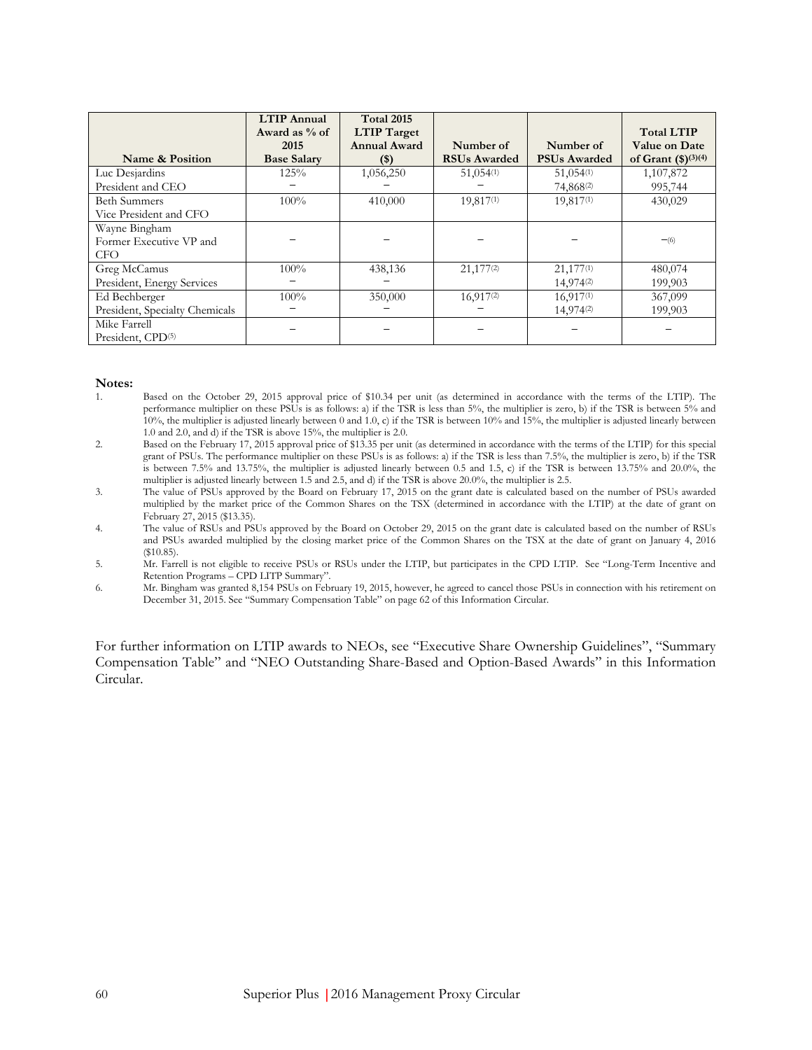| Name & Position | LTIP Annual Award as % of 2015 Base Salary | Total 2015 LTIP Target Annual Award ($) | Number of RSUs Awarded | Number of PSUs Awarded | Total LTIP Value on Date of Grant ($)[(3)(4)] |
|---|---|---|---|---|---|
| Luc Desjardins<br>President and CEO | 125%<br>– | 1,056,250<br>– | 51,054[(1)]<br>– | 51,054[(1)]<br>74,868[(2)] | 1,107,872<br>995,744 |
| Beth Summers<br>Vice President and CFO | 100% | 410,000 | 19,817[(1)] | 19,817[(1)] | 430,029 |
| Wayne Bingham<br>Former Executive VP and CFO | – | – | – | – | –[(6)] |
| Greg McCamus<br>President, Energy Services | 100%<br>– | 438,136<br>– | 21,177[(2)]<br>– | 21,177[(1)]<br>14,974[(2)] | 480,074<br>199,903 |
| Ed Bechberger<br>President, Specialty Chemicals | 100%<br>– | 350,000<br>– | 16,917[(2)]<br>– | 16,917[(1)]<br>14,974[(2)] | 367,099<br>199,903 |
| Mike Farrell<br>President, CPD[(5)] | – | – | – | – | – |

**Notes:**

1. Based on the October 29, 2015 approval price of $10.34 per unit (as determined in accordance with the terms of the LTIP). The performance multiplier on these PSUs is as follows: a) if the TSR is less than 5%, the multiplier is zero, b) if the TSR is between 5% and 10%, the multiplier is adjusted linearly between 0 and 1.0, c) if the TSR is between 10% and 15%, the multiplier is adjusted linearly between 1.0 and 2.0, and d) if the TSR is above 15%, the multiplier is 2.0.
2. Based on the February 17, 2015 approval price of $13.35 per unit (as determined in accordance with the terms of the LTIP) for this special grant of PSUs. The performance multiplier on these PSUs is as follows: a) if the TSR is less than 7.5%, the multiplier is zero, b) if the TSR is between 7.5% and 13.75%, the multiplier is adjusted linearly between 0.5 and 1.5, c) if the TSR is between 13.75% and 20.0%, the multiplier is adjusted linearly between 1.5 and 2.5, and d) if the TSR is above 20.0%, the multiplier is 2.5.
3. The value of PSUs approved by the Board on February 17, 2015 on the grant date is calculated based on the number of PSUs awarded multiplied by the market price of the Common Shares on the TSX (determined in accordance with the LTIP) at the date of grant on February 27, 2015 ($13.35).
4. The value of RSUs and PSUs approved by the Board on October 29, 2015 on the grant date is calculated based on the number of RSUs and PSUs awarded multiplied by the closing market price of the Common Shares on the TSX at the date of grant on January 4, 2016 ($10.85).
5. Mr. Farrell is not eligible to receive PSUs or RSUs under the LTIP, but participates in the CPD LTIP. See "Long-Term Incentive and Retention Programs – CPD LITP Summary".
6. Mr. Bingham was granted 8,154 PSUs on February 19, 2015, however, he agreed to cancel those PSUs in connection with his retirement on December 31, 2015. See "Summary Compensation Table" on page 62 of this Information Circular.

For further information on LTIP awards to NEOs, see "Executive Share Ownership Guidelines", "Summary Compensation Table" and "NEO Outstanding Share-Based and Option-Based Awards" in this Information Circular.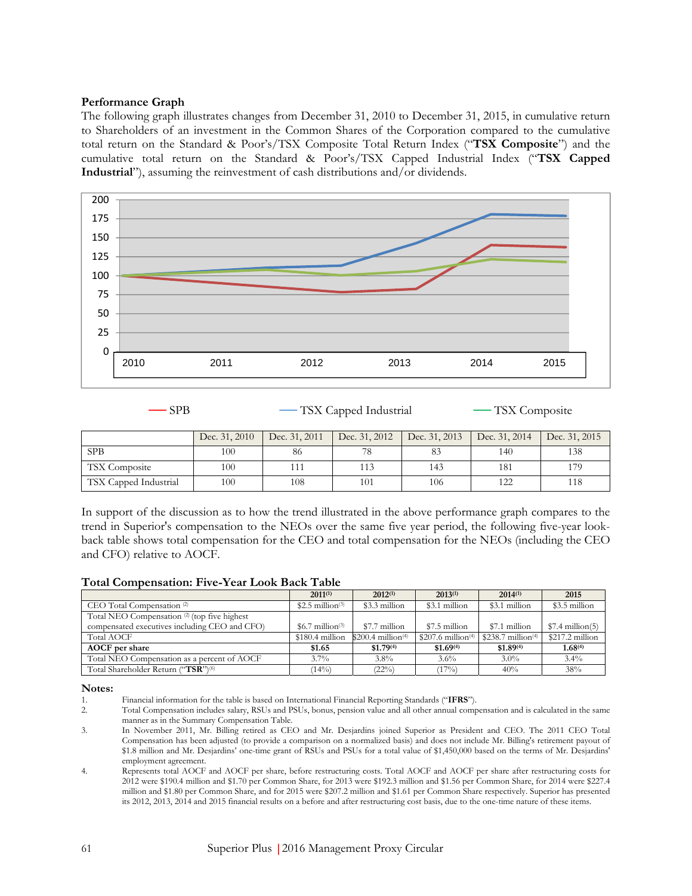### Performance Graph

The following graph illustrates changes from December 31, 2010 to December 31, 2015, in cumulative return to Shareholders of an investment in the Common Shares of the Corporation compared to the cumulative total return on the Standard & Poor's/TSX Composite Total Return Index ("**TSX Composite**") and the cumulative total return on the Standard & Poor's/TSX Capped Industrial Index ("**TSX Capped Industrial**"), assuming the reinvestment of cash distributions and/or dividends.

| | Dec. 31, 2010 | Dec. 31, 2011 | Dec. 31, 2012 | Dec. 31, 2013 | Dec. 31, 2014 | Dec. 31, 2015 |
|---|---|---|---|---|---|---|
| SPB | 100 | 86 | 78 | 83 | 140 | 138 |
| TSX Composite | 100 | 111 | 113 | 143 | 181 | 179 |
| TSX Capped Industrial | 100 | 108 | 101 | 106 | 122 | 118 |

In support of the discussion as to how the trend illustrated in the above performance graph compares to the trend in Superior's compensation to the NEOs over the same five year period, the following five-year look-back table shows total compensation for the CEO and total compensation for the NEOs (including the CEO and CFO) relative to AOCF.

### Total Compensation: Five-Year Look Back Table

| | 2011[(1)] | 2012[(1)] | 2013[(1)] | 2014[(1)] | 2015 |
|---|---|---|---|---|---|
| CEO Total Compensation [(2)] | $2.5 million[(3)] | $3.3 million | $3.1 million | $3.1 million | $3.5 million |
| Total NEO Compensation [(2)] (top five highest compensated executives including CEO and CFO) | $6.7 million[(3)] | $7.7 million | $7.5 million | $7.1 million | $7.4 million(5) |
| Total AOCF | $180.4 million | $200.4 million[(4)] | $207.6 million[(4)] | $238.7 million[(4)] | $217.2 million |
| **AOCF per share** | **$1.65** | **$1.79[(4)]** | **$1.69[(4)]** | **$1.89[(4)]** | **1.68[(4)]** |
| Total NEO Compensation as a percent of AOCF | 3.7% | 3.8% | 3.6% | 3.0% | 3.4% |
| Total Shareholder Return ("**TSR**")[(6)] | (14%) | (22%) | (17%) | 40% | 38% |

**Notes:**

1. Financial information for the table is based on International Financial Reporting Standards ("**IFRS**").
2. Total Compensation includes salary, RSUs and PSUs, bonus, pension value and all other annual compensation and is calculated in the same manner as in the Summary Compensation Table.
3. In November 2011, Mr. Billing retired as CEO and Mr. Desjardins joined Superior as President and CEO. The 2011 CEO Total Compensation has been adjusted (to provide a comparison on a normalized basis) and does not include Mr. Billing's retirement payout of $1.8 million and Mr. Desjardins' one-time grant of RSUs and PSUs for a total value of $1,450,000 based on the terms of Mr. Desjardins' employment agreement.
4. Represents total AOCF and AOCF per share, before restructuring costs. Total AOCF and AOCF per share after restructuring costs for 2012 were $190.4 million and $1.70 per Common Share, for 2013 were $192.3 million and $1.56 per Common Share, for 2014 were $227.4 million and $1.80 per Common Share, and for 2015 were $207.2 million and $1.61 per Common Share respectively. Superior has presented its 2012, 2013, 2014 and 2015 financial results on a before and after restructuring cost basis, due to the one-time nature of these items.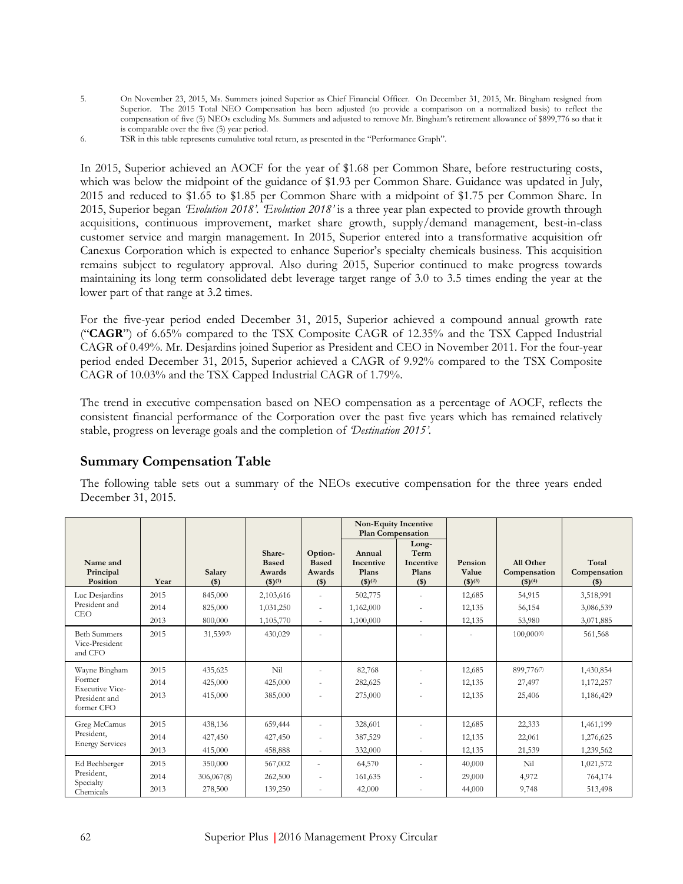5. On November 23, 2015, Ms. Summers joined Superior as Chief Financial Officer. On December 31, 2015, Mr. Bingham resigned from Superior. The 2015 Total NEO Compensation has been adjusted (to provide a comparison on a normalized basis) to reflect the compensation of five (5) NEOs excluding Ms. Summers and adjusted to remove Mr. Bingham's retirement allowance of $899,776 so that it is comparable over the five (5) year period.
6. TSR in this table represents cumulative total return, as presented in the "Performance Graph".

In 2015, Superior achieved an AOCF for the year of $1.68 per Common Share, before restructuring costs, which was below the midpoint of the guidance of $1.93 per Common Share. Guidance was updated in July, 2015 and reduced to $1.65 to $1.85 per Common Share with a midpoint of $1.75 per Common Share. In 2015, Superior began *'Evolution 2018'*. *'Evolution 2018'* is a three year plan expected to provide growth through acquisitions, continuous improvement, market share growth, supply/demand management, best-in-class customer service and margin management. In 2015, Superior entered into a transformative acquisition ofr Canexus Corporation which is expected to enhance Superior's specialty chemicals business. This acquisition remains subject to regulatory approval. Also during 2015, Superior continued to make progress towards maintaining its long term consolidated debt leverage target range of 3.0 to 3.5 times ending the year at the lower part of that range at 3.2 times.

For the five-year period ended December 31, 2015, Superior achieved a compound annual growth rate ("**CAGR**") of 6.65% compared to the TSX Composite CAGR of 12.35% and the TSX Capped Industrial CAGR of 0.49%. Mr. Desjardins joined Superior as President and CEO in November 2011. For the four-year period ended December 31, 2015, Superior achieved a CAGR of 9.92% compared to the TSX Composite CAGR of 10.03% and the TSX Capped Industrial CAGR of 1.79%.

The trend in executive compensation based on NEO compensation as a percentage of AOCF, reflects the consistent financial performance of the Corporation over the past five years which has remained relatively stable, progress on leverage goals and the completion of *'Destination 2015'*.

## Summary Compensation Table

The following table sets out a summary of the NEOs executive compensation for the three years ended December 31, 2015.

| Name and Principal Position | Year | Salary ($) | Share-Based Awards ($)(1) | Option-Based Awards ($) | Non-Equity Incentive Plan Compensation: Annual Incentive Plans ($)(2) | Non-Equity Incentive Plan Compensation: Long-Term Incentive Plans ($) | Pension Value ($)(3) | All Other Compensation ($)(4) | Total Compensation ($) |
|---|---|---|---|---|---|---|---|---|---|
| Luc Desjardins President and CEO | 2015 | 845,000 | 2,103,616 | - | 502,775 | - | 12,685 | 54,915 | 3,518,991 |
| | 2014 | 825,000 | 1,031,250 | - | 1,162,000 | - | 12,135 | 56,154 | 3,086,539 |
| | 2013 | 800,000 | 1,105,770 | - | 1,100,000 | - | 12,135 | 53,980 | 3,071,885 |
| Beth Summers Vice-President and CFO | 2015 | 31,539(5) | 430,029 | - | | - | - | 100,000(6) | 561,568 |
| Wayne Bingham Former Executive Vice-President and former CFO | 2015 | 435,625 | Nil | - | 82,768 | - | 12,685 | 899,776(7) | 1,430,854 |
| | 2014 | 425,000 | 425,000 | - | 282,625 | - | 12,135 | 27,497 | 1,172,257 |
| | 2013 | 415,000 | 385,000 | - | 275,000 | - | 12,135 | 25,406 | 1,186,429 |
| Greg McCamus President, Energy Services | 2015 | 438,136 | 659,444 | - | 328,601 | - | 12,685 | 22,333 | 1,461,199 |
| | 2014 | 427,450 | 427,450 | - | 387,529 | - | 12,135 | 22,061 | 1,276,625 |
| | 2013 | 415,000 | 458,888 | - | 332,000 | - | 12,135 | 21,539 | 1,239,562 |
| Ed Bechberger President, Specialty Chemicals | 2015 | 350,000 | 567,002 | - | 64,570 | - | 40,000 | Nil | 1,021,572 |
| | 2014 | 306,067(8) | 262,500 | - | 161,635 | - | 29,000 | 4,972 | 764,174 |
| | 2013 | 278,500 | 139,250 | - | 42,000 | - | 44,000 | 9,748 | 513,498 |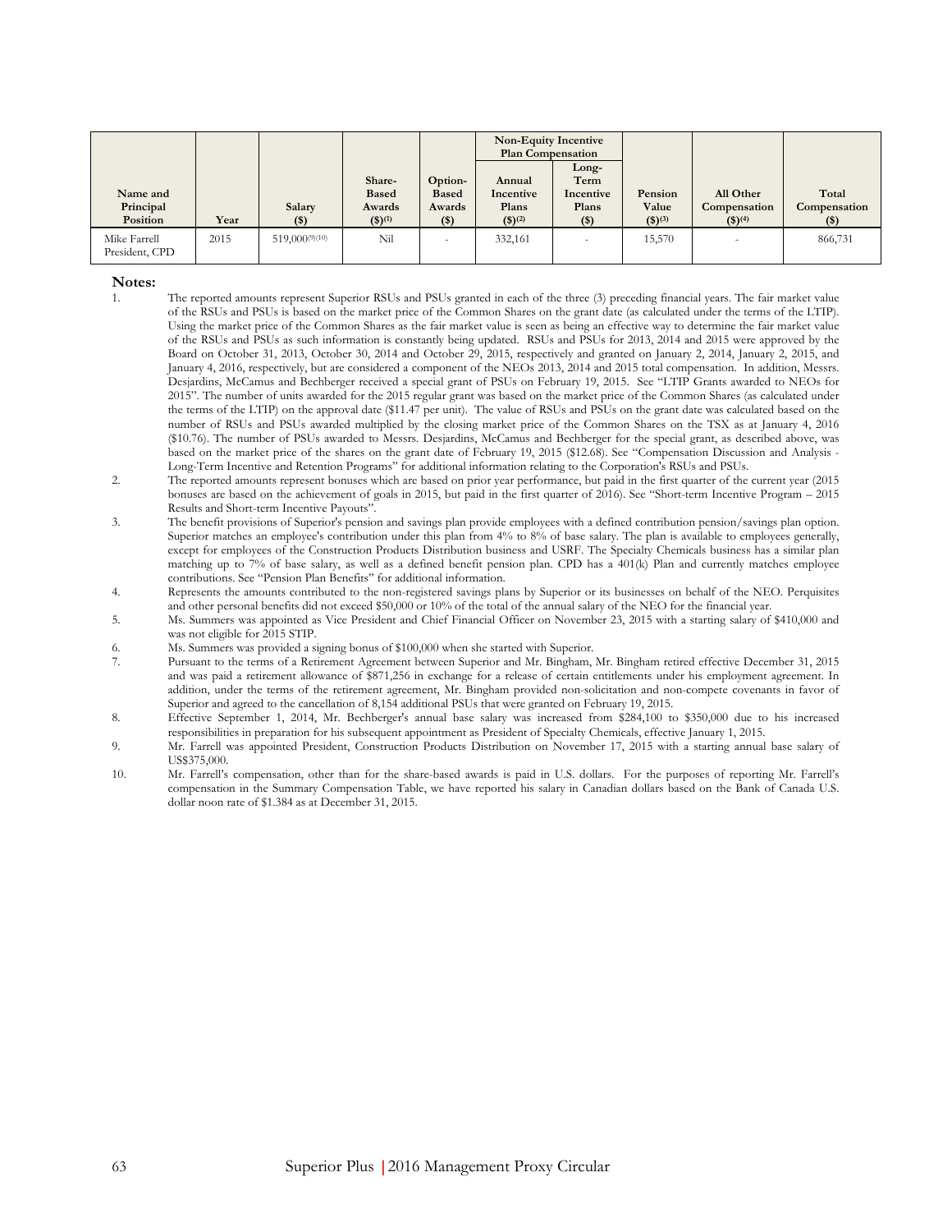| Name and Principal Position | Year | Salary ($) | Share-Based Awards ($)[1] | Option-Based Awards ($) | Non-Equity Incentive Plan Compensation | | Pension Value ($)[3] | All Other Compensation ($)[4] | Total Compensation ($) |
|---|---|---|---|---|---|---|---|---|---|
| | | | | | Annual Incentive Plans ($)[2] | Long-Term Incentive Plans ($) | | | |
| Mike Farrell President, CPD | 2015 | 519,000[9][10] | Nil | - | 332,161 | - | 15,570 | - | 866,731 |

**Notes:**

1. The reported amounts represent Superior RSUs and PSUs granted in each of the three (3) preceding financial years. The fair market value of the RSUs and PSUs is based on the market price of the Common Shares on the grant date (as calculated under the terms of the LTIP). Using the market price of the Common Shares as the fair market value is seen as being an effective way to determine the fair market value of the RSUs and PSUs as such information is constantly being updated. RSUs and PSUs for 2013, 2014 and 2015 were approved by the Board on October 31, 2013, October 30, 2014 and October 29, 2015, respectively and granted on January 2, 2014, January 2, 2015, and January 4, 2016, respectively, but are considered a component of the NEOs 2013, 2014 and 2015 total compensation. In addition, Messrs. Desjardins, McCamus and Bechberger received a special grant of PSUs on February 19, 2015. See "LTIP Grants awarded to NEOs for 2015". The number of units awarded for the 2015 regular grant was based on the market price of the Common Shares (as calculated under the terms of the LTIP) on the approval date ($11.47 per unit). The value of RSUs and PSUs on the grant date was calculated based on the number of RSUs and PSUs awarded multiplied by the closing market price of the Common Shares on the TSX as at January 4, 2016 ($10.76). The number of PSUs awarded to Messrs. Desjardins, McCamus and Bechberger for the special grant, as described above, was based on the market price of the shares on the grant date of February 19, 2015 ($12.68). See "Compensation Discussion and Analysis - Long-Term Incentive and Retention Programs" for additional information relating to the Corporation's RSUs and PSUs.
2. The reported amounts represent bonuses which are based on prior year performance, but paid in the first quarter of the current year (2015 bonuses are based on the achievement of goals in 2015, but paid in the first quarter of 2016). See "Short-term Incentive Program – 2015 Results and Short-term Incentive Payouts".
3. The benefit provisions of Superior's pension and savings plan provide employees with a defined contribution pension/savings plan option. Superior matches an employee's contribution under this plan from 4% to 8% of base salary. The plan is available to employees generally, except for employees of the Construction Products Distribution business and USRF. The Specialty Chemicals business has a similar plan matching up to 7% of base salary, as well as a defined benefit pension plan. CPD has a 401(k) Plan and currently matches employee contributions. See "Pension Plan Benefits" for additional information.
4. Represents the amounts contributed to the non-registered savings plans by Superior or its businesses on behalf of the NEO. Perquisites and other personal benefits did not exceed $50,000 or 10% of the total of the annual salary of the NEO for the financial year.
5. Ms. Summers was appointed as Vice President and Chief Financial Officer on November 23, 2015 with a starting salary of $410,000 and was not eligible for 2015 STIP.
6. Ms. Summers was provided a signing bonus of $100,000 when she started with Superior.
7. Pursuant to the terms of a Retirement Agreement between Superior and Mr. Bingham, Mr. Bingham retired effective December 31, 2015 and was paid a retirement allowance of $871,256 in exchange for a release of certain entitlements under his employment agreement. In addition, under the terms of the retirement agreement, Mr. Bingham provided non-solicitation and non-compete covenants in favor of Superior and agreed to the cancellation of 8,154 additional PSUs that were granted on February 19, 2015.
8. Effective September 1, 2014, Mr. Bechberger's annual base salary was increased from $284,100 to $350,000 due to his increased responsibilities in preparation for his subsequent appointment as President of Specialty Chemicals, effective January 1, 2015.
9. Mr. Farrell was appointed President, Construction Products Distribution on November 17, 2015 with a starting annual base salary of US$375,000.
10. Mr. Farrell's compensation, other than for the share-based awards is paid in U.S. dollars. For the purposes of reporting Mr. Farrell's compensation in the Summary Compensation Table, we have reported his salary in Canadian dollars based on the Bank of Canada U.S. dollar noon rate of $1.384 as at December 31, 2015.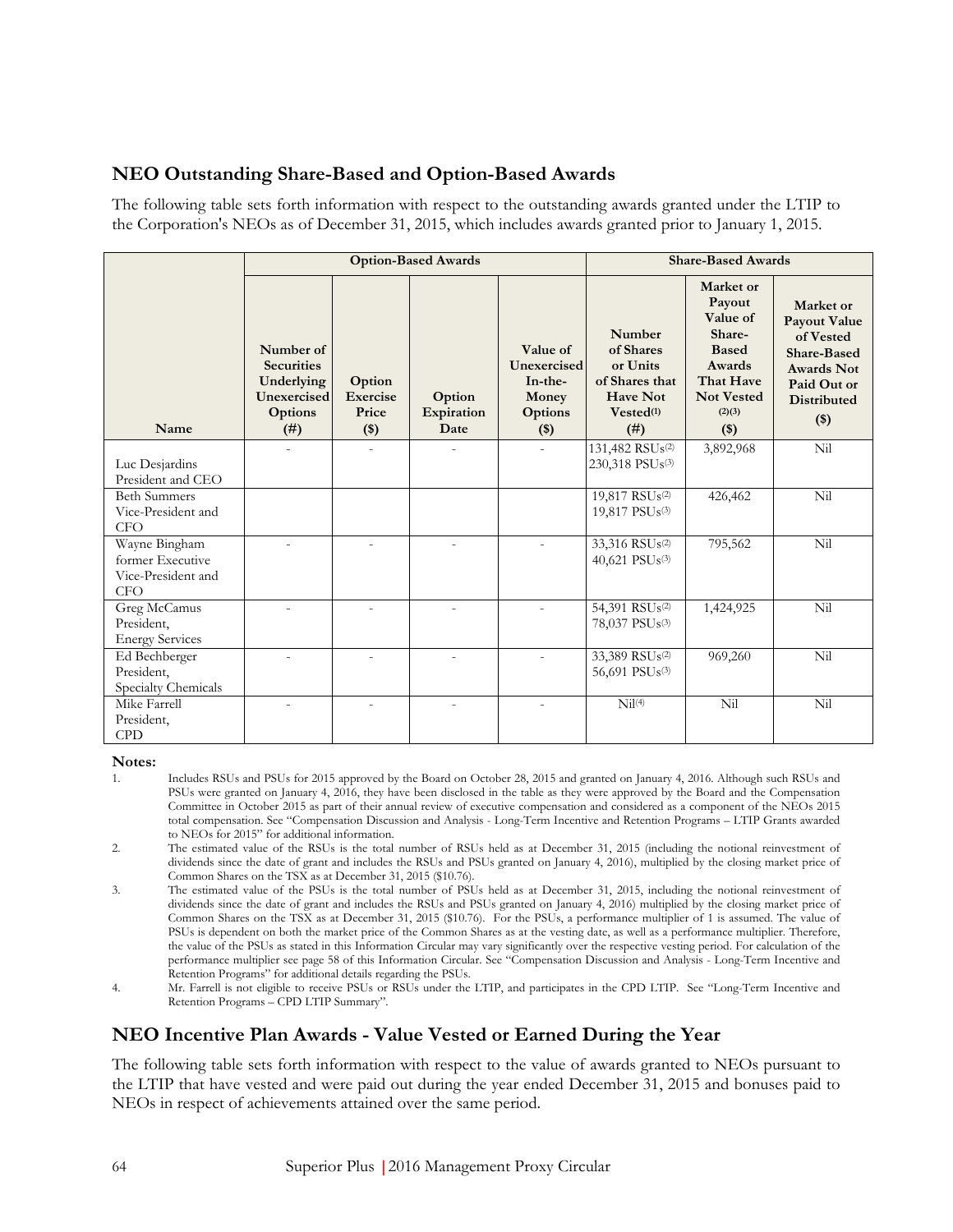## NEO Outstanding Share-Based and Option-Based Awards

The following table sets forth information with respect to the outstanding awards granted under the LTIP to the Corporation's NEOs as of December 31, 2015, which includes awards granted prior to January 1, 2015.

| | Option-Based Awards | | | | Share-Based Awards | | |
|---|---|---|---|---|---|---|---|
| Name | Number of Securities Underlying Unexercised Options (#) | Option Exercise Price ($) | Option Expiration Date | Value of Unexercised In-the-Money Options ($) | Number of Shares or Units of Shares that Have Not Vested[1] (#) | Market or Payout Value of Share-Based Awards That Have Not Vested [(2)(3)] ($) | Market or Payout Value of Vested Share-Based Awards Not Paid Out or Distributed ($) |
| Luc Desjardins President and CEO | - | - | - | - | 131,482 RSUs[(2)] 230,318 PSUs[(3)] | 3,892,968 | Nil |
| Beth Summers Vice-President and CFO | | | | | 19,817 RSUs[(2)] 19,817 PSUs[(3)] | 426,462 | Nil |
| Wayne Bingham former Executive Vice-President and CFO | - | - | - | - | 33,316 RSUs[(2)] 40,621 PSUs[(3)] | 795,562 | Nil |
| Greg McCamus President, Energy Services | - | - | - | - | 54,391 RSUs[(2)] 78,037 PSUs[(3)] | 1,424,925 | Nil |
| Ed Bechberger President, Specialty Chemicals | - | - | - | - | 33,389 RSUs[(2)] 56,691 PSUs[(3)] | 969,260 | Nil |
| Mike Farrell President, CPD | - | - | - | - | Nil[(4)] | Nil | Nil |

**Notes:**

1. Includes RSUs and PSUs for 2015 approved by the Board on October 28, 2015 and granted on January 4, 2016. Although such RSUs and PSUs were granted on January 4, 2016, they have been disclosed in the table as they were approved by the Board and the Compensation Committee in October 2015 as part of their annual review of executive compensation and considered as a component of the NEOs 2015 total compensation. See "Compensation Discussion and Analysis - Long-Term Incentive and Retention Programs – LTIP Grants awarded to NEOs for 2015" for additional information.
2. The estimated value of the RSUs is the total number of RSUs held as at December 31, 2015 (including the notional reinvestment of dividends since the date of grant and includes the RSUs and PSUs granted on January 4, 2016), multiplied by the closing market price of Common Shares on the TSX as at December 31, 2015 ($10.76).
3. The estimated value of the PSUs is the total number of PSUs held as at December 31, 2015, including the notional reinvestment of dividends since the date of grant and includes the RSUs and PSUs granted on January 4, 2016) multiplied by the closing market price of Common Shares on the TSX as at December 31, 2015 ($10.76). For the PSUs, a performance multiplier of 1 is assumed. The value of PSUs is dependent on both the market price of the Common Shares as at the vesting date, as well as a performance multiplier. Therefore, the value of the PSUs as stated in this Information Circular may vary significantly over the respective vesting period. For calculation of the performance multiplier see page 58 of this Information Circular. See "Compensation Discussion and Analysis - Long-Term Incentive and Retention Programs" for additional details regarding the PSUs.
4. Mr. Farrell is not eligible to receive PSUs or RSUs under the LTIP, and participates in the CPD LTIP. See "Long-Term Incentive and Retention Programs – CPD LTIP Summary".

## NEO Incentive Plan Awards - Value Vested or Earned During the Year

The following table sets forth information with respect to the value of awards granted to NEOs pursuant to the LTIP that have vested and were paid out during the year ended December 31, 2015 and bonuses paid to NEOs in respect of achievements attained over the same period.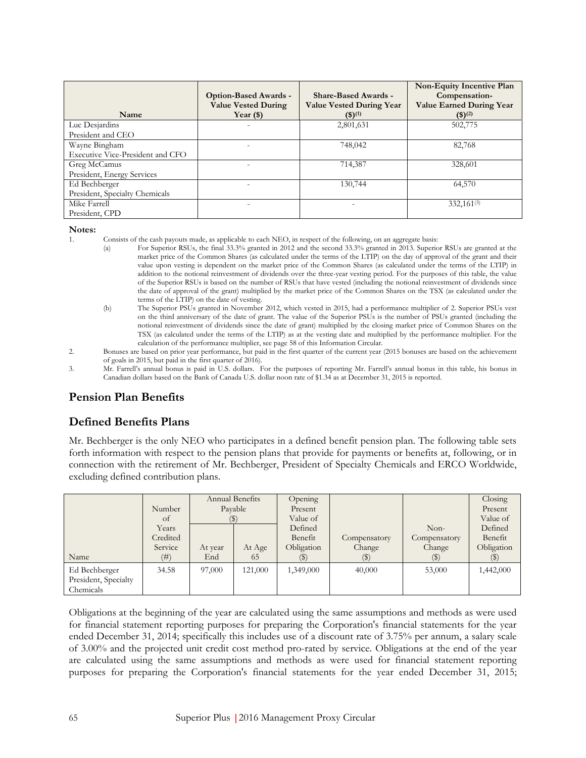| Name | Option-Based Awards - Value Vested During Year ($) | Share-Based Awards - Value Vested During Year ($)[(1)] | Non-Equity Incentive Plan Compensation- Value Earned During Year ($)[(2)] |
|---|---|---|---|
| Luc Desjardins<br>President and CEO | - | 2,801,631 | 502,775 |
| Wayne Bingham<br>Executive Vice-President and CFO | - | 748,042 | 82,768 |
| Greg McCamus<br>President, Energy Services | - | 714,387 | 328,601 |
| Ed Bechberger<br>President, Specialty Chemicals | - | 130,744 | 64,570 |
| Mike Farrell<br>President, CPD | - | - | 332,161[(3)] |

**Notes:**

1. Consists of the cash payouts made, as applicable to each NEO, in respect of the following, on an aggregate basis:
   (a) For Superior RSUs, the final 33.3% granted in 2012 and the second 33.3% granted in 2013. Superior RSUs are granted at the market price of the Common Shares (as calculated under the terms of the LTIP) on the day of approval of the grant and their value upon vesting is dependent on the market price of the Common Shares (as calculated under the terms of the LTIP) in addition to the notional reinvestment of dividends over the three-year vesting period. For the purposes of this table, the value of the Superior RSUs is based on the number of RSUs that have vested (including the notional reinvestment of dividends since the date of approval of the grant) multiplied by the market price of the Common Shares on the TSX (as calculated under the terms of the LTIP) on the date of vesting.
   (b) The Superior PSUs granted in November 2012, which vested in 2015, had a performance multiplier of 2. Superior PSUs vest on the third anniversary of the date of grant. The value of the Superior PSUs is the number of PSUs granted (including the notional reinvestment of dividends since the date of grant) multiplied by the closing market price of Common Shares on the TSX (as calculated under the terms of the LTIP) as at the vesting date and multiplied by the performance multiplier. For the calculation of the performance multiplier, see page 58 of this Information Circular.
2. Bonuses are based on prior year performance, but paid in the first quarter of the current year (2015 bonuses are based on the achievement of goals in 2015, but paid in the first quarter of 2016).
3. Mr. Farrell's annual bonus is paid in U.S. dollars. For the purposes of reporting Mr. Farrell's annual bonus in this table, his bonus in Canadian dollars based on the Bank of Canada U.S. dollar noon rate of $1.34 as at December 31, 2015 is reported.

## Pension Plan Benefits

## Defined Benefits Plans

Mr. Bechberger is the only NEO who participates in a defined benefit pension plan. The following table sets forth information with respect to the pension plans that provide for payments or benefits at, following, or in connection with the retirement of Mr. Bechberger, President of Specialty Chemicals and ERCO Worldwide, excluding defined contribution plans.

| Name | Number of Years Credited Service (#) | Annual Benefits Payable ($) | | Opening Present Value of Defined Benefit Obligation ($) | Compensatory Change ($) | Non-Compensatory Change ($) | Closing Present Value of Defined Benefit Obligation ($) |
|---|---|---|---|---|---|---|---|
| | | At year End | At Age 65 | | | | |
| Ed Bechberger<br>President, Specialty Chemicals | 34.58 | 97,000 | 121,000 | 1,349,000 | 40,000 | 53,000 | 1,442,000 |

Obligations at the beginning of the year are calculated using the same assumptions and methods as were used for financial statement reporting purposes for preparing the Corporation's financial statements for the year ended December 31, 2014; specifically this includes use of a discount rate of 3.75% per annum, a salary scale of 3.00% and the projected unit credit cost method pro-rated by service. Obligations at the end of the year are calculated using the same assumptions and methods as were used for financial statement reporting purposes for preparing the Corporation's financial statements for the year ended December 31, 2015;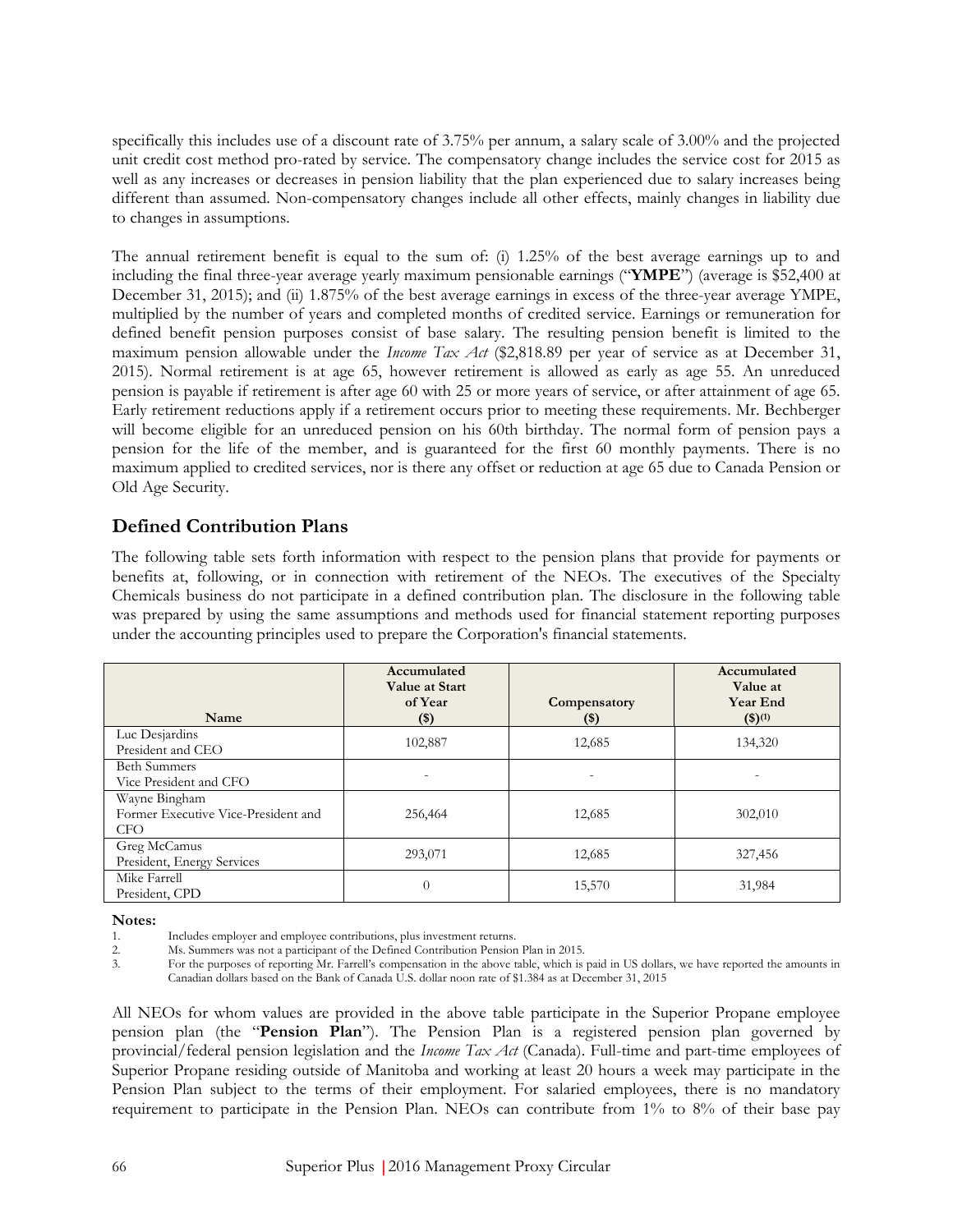specifically this includes use of a discount rate of 3.75% per annum, a salary scale of 3.00% and the projected unit credit cost method pro-rated by service. The compensatory change includes the service cost for 2015 as well as any increases or decreases in pension liability that the plan experienced due to salary increases being different than assumed. Non-compensatory changes include all other effects, mainly changes in liability due to changes in assumptions.

The annual retirement benefit is equal to the sum of: (i) 1.25% of the best average earnings up to and including the final three-year average yearly maximum pensionable earnings ("**YMPE**") (average is $52,400 at December 31, 2015); and (ii) 1.875% of the best average earnings in excess of the three-year average YMPE, multiplied by the number of years and completed months of credited service. Earnings or remuneration for defined benefit pension purposes consist of base salary. The resulting pension benefit is limited to the maximum pension allowable under the *Income Tax Act* ($2,818.89 per year of service as at December 31, 2015). Normal retirement is at age 65, however retirement is allowed as early as age 55. An unreduced pension is payable if retirement is after age 60 with 25 or more years of service, or after attainment of age 65. Early retirement reductions apply if a retirement occurs prior to meeting these requirements. Mr. Bechberger will become eligible for an unreduced pension on his 60th birthday. The normal form of pension pays a pension for the life of the member, and is guaranteed for the first 60 monthly payments. There is no maximum applied to credited services, nor is there any offset or reduction at age 65 due to Canada Pension or Old Age Security.

## Defined Contribution Plans

The following table sets forth information with respect to the pension plans that provide for payments or benefits at, following, or in connection with retirement of the NEOs. The executives of the Specialty Chemicals business do not participate in a defined contribution plan. The disclosure in the following table was prepared by using the same assumptions and methods used for financial statement reporting purposes under the accounting principles used to prepare the Corporation's financial statements.

| Name | Accumulated Value at Start of Year ($) | Compensatory ($) | Accumulated Value at Year End ($)[(1)] |
|---|---|---|---|
| Luc Desjardins<br>President and CEO | 102,887 | 12,685 | 134,320 |
| Beth Summers<br>Vice President and CFO | - | - | - |
| Wayne Bingham<br>Former Executive Vice-President and CFO | 256,464 | 12,685 | 302,010 |
| Greg McCamus<br>President, Energy Services | 293,071 | 12,685 | 327,456 |
| Mike Farrell<br>President, CPD | 0 | 15,570 | 31,984 |

**Notes:**

1. Includes employer and employee contributions, plus investment returns.
2. Ms. Summers was not a participant of the Defined Contribution Pension Plan in 2015.
3. For the purposes of reporting Mr. Farrell's compensation in the above table, which is paid in US dollars, we have reported the amounts in Canadian dollars based on the Bank of Canada U.S. dollar noon rate of $1.384 as at December 31, 2015

All NEOs for whom values are provided in the above table participate in the Superior Propane employee pension plan (the "**Pension Plan**"). The Pension Plan is a registered pension plan governed by provincial/federal pension legislation and the *Income Tax Act* (Canada). Full-time and part-time employees of Superior Propane residing outside of Manitoba and working at least 20 hours a week may participate in the Pension Plan subject to the terms of their employment. For salaried employees, there is no mandatory requirement to participate in the Pension Plan. NEOs can contribute from 1% to 8% of their base pay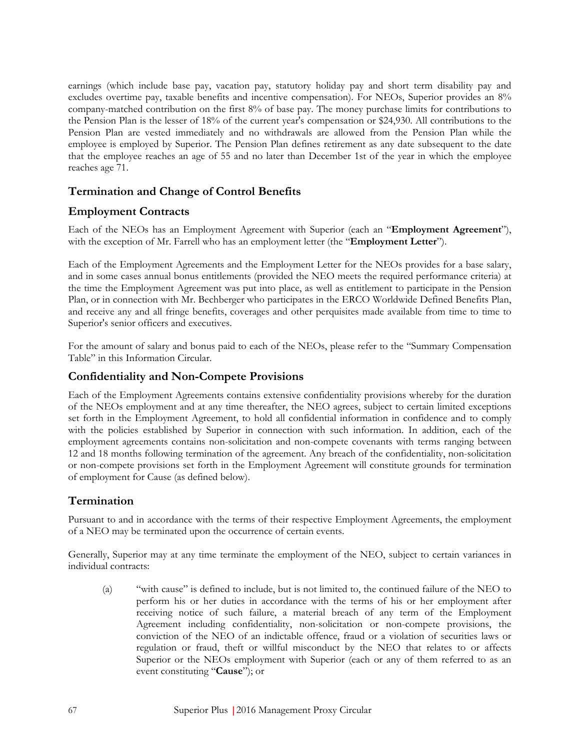earnings (which include base pay, vacation pay, statutory holiday pay and short term disability pay and excludes overtime pay, taxable benefits and incentive compensation). For NEOs, Superior provides an 8% company-matched contribution on the first 8% of base pay. The money purchase limits for contributions to the Pension Plan is the lesser of 18% of the current year's compensation or $24,930. All contributions to the Pension Plan are vested immediately and no withdrawals are allowed from the Pension Plan while the employee is employed by Superior. The Pension Plan defines retirement as any date subsequent to the date that the employee reaches an age of 55 and no later than December 1st of the year in which the employee reaches age 71.

## Termination and Change of Control Benefits

### Employment Contracts

Each of the NEOs has an Employment Agreement with Superior (each an "**Employment Agreement**"), with the exception of Mr. Farrell who has an employment letter (the "**Employment Letter**").

Each of the Employment Agreements and the Employment Letter for the NEOs provides for a base salary, and in some cases annual bonus entitlements (provided the NEO meets the required performance criteria) at the time the Employment Agreement was put into place, as well as entitlement to participate in the Pension Plan, or in connection with Mr. Bechberger who participates in the ERCO Worldwide Defined Benefits Plan, and receive any and all fringe benefits, coverages and other perquisites made available from time to time to Superior's senior officers and executives.

For the amount of salary and bonus paid to each of the NEOs, please refer to the "Summary Compensation Table" in this Information Circular.

### Confidentiality and Non-Compete Provisions

Each of the Employment Agreements contains extensive confidentiality provisions whereby for the duration of the NEOs employment and at any time thereafter, the NEO agrees, subject to certain limited exceptions set forth in the Employment Agreement, to hold all confidential information in confidence and to comply with the policies established by Superior in connection with such information. In addition, each of the employment agreements contains non-solicitation and non-compete covenants with terms ranging between 12 and 18 months following termination of the agreement. Any breach of the confidentiality, non-solicitation or non-compete provisions set forth in the Employment Agreement will constitute grounds for termination of employment for Cause (as defined below).

### Termination

Pursuant to and in accordance with the terms of their respective Employment Agreements, the employment of a NEO may be terminated upon the occurrence of certain events.

Generally, Superior may at any time terminate the employment of the NEO, subject to certain variances in individual contracts:

(a) "with cause" is defined to include, but is not limited to, the continued failure of the NEO to perform his or her duties in accordance with the terms of his or her employment after receiving notice of such failure, a material breach of any term of the Employment Agreement including confidentiality, non-solicitation or non-compete provisions, the conviction of the NEO of an indictable offence, fraud or a violation of securities laws or regulation or fraud, theft or willful misconduct by the NEO that relates to or affects Superior or the NEOs employment with Superior (each or any of them referred to as an event constituting "**Cause**"); or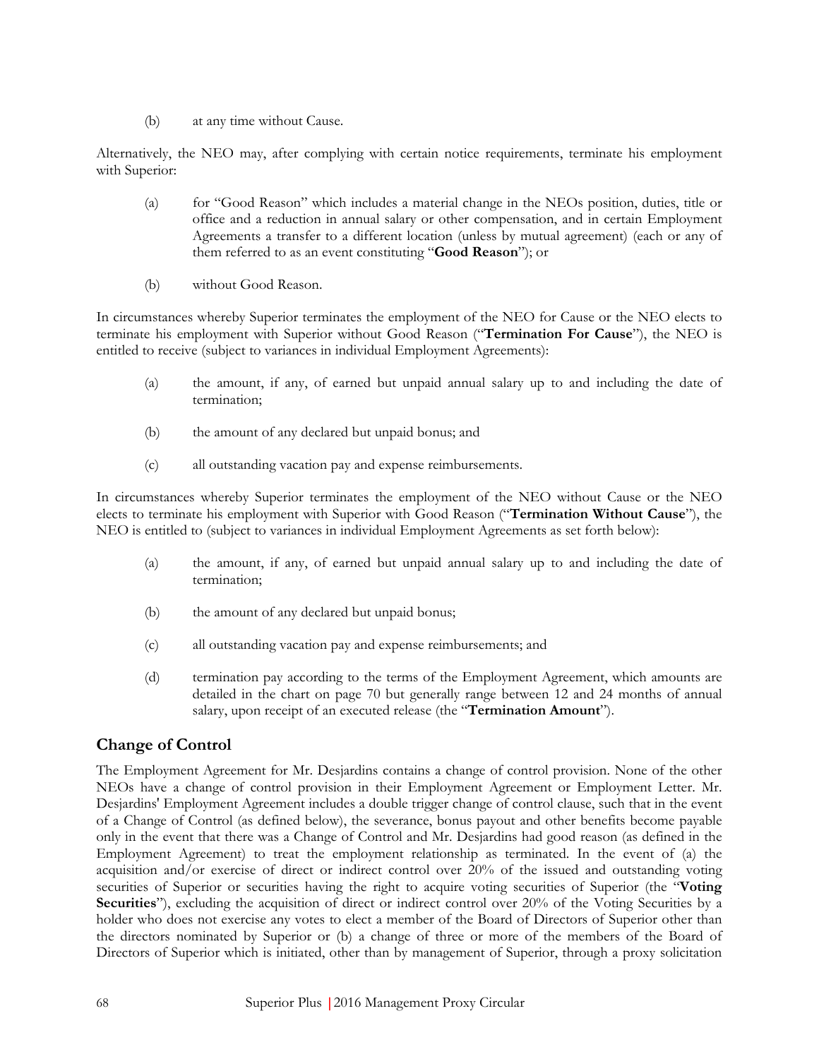(b) at any time without Cause.

Alternatively, the NEO may, after complying with certain notice requirements, terminate his employment with Superior:

(a) for "Good Reason" which includes a material change in the NEOs position, duties, title or office and a reduction in annual salary or other compensation, and in certain Employment Agreements a transfer to a different location (unless by mutual agreement) (each or any of them referred to as an event constituting "**Good Reason**"); or

(b) without Good Reason.

In circumstances whereby Superior terminates the employment of the NEO for Cause or the NEO elects to terminate his employment with Superior without Good Reason ("**Termination For Cause**"), the NEO is entitled to receive (subject to variances in individual Employment Agreements):

(a) the amount, if any, of earned but unpaid annual salary up to and including the date of termination;

(b) the amount of any declared but unpaid bonus; and

(c) all outstanding vacation pay and expense reimbursements.

In circumstances whereby Superior terminates the employment of the NEO without Cause or the NEO elects to terminate his employment with Superior with Good Reason ("**Termination Without Cause**"), the NEO is entitled to (subject to variances in individual Employment Agreements as set forth below):

(a) the amount, if any, of earned but unpaid annual salary up to and including the date of termination;

(b) the amount of any declared but unpaid bonus;

(c) all outstanding vacation pay and expense reimbursements; and

(d) termination pay according to the terms of the Employment Agreement, which amounts are detailed in the chart on page 70 but generally range between 12 and 24 months of annual salary, upon receipt of an executed release (the "**Termination Amount**").

## Change of Control

The Employment Agreement for Mr. Desjardins contains a change of control provision. None of the other NEOs have a change of control provision in their Employment Agreement or Employment Letter. Mr. Desjardins' Employment Agreement includes a double trigger change of control clause, such that in the event of a Change of Control (as defined below), the severance, bonus payout and other benefits become payable only in the event that there was a Change of Control and Mr. Desjardins had good reason (as defined in the Employment Agreement) to treat the employment relationship as terminated. In the event of (a) the acquisition and/or exercise of direct or indirect control over 20% of the issued and outstanding voting securities of Superior or securities having the right to acquire voting securities of Superior (the "**Voting Securities**"), excluding the acquisition of direct or indirect control over 20% of the Voting Securities by a holder who does not exercise any votes to elect a member of the Board of Directors of Superior other than the directors nominated by Superior or (b) a change of three or more of the members of the Board of Directors of Superior which is initiated, other than by management of Superior, through a proxy solicitation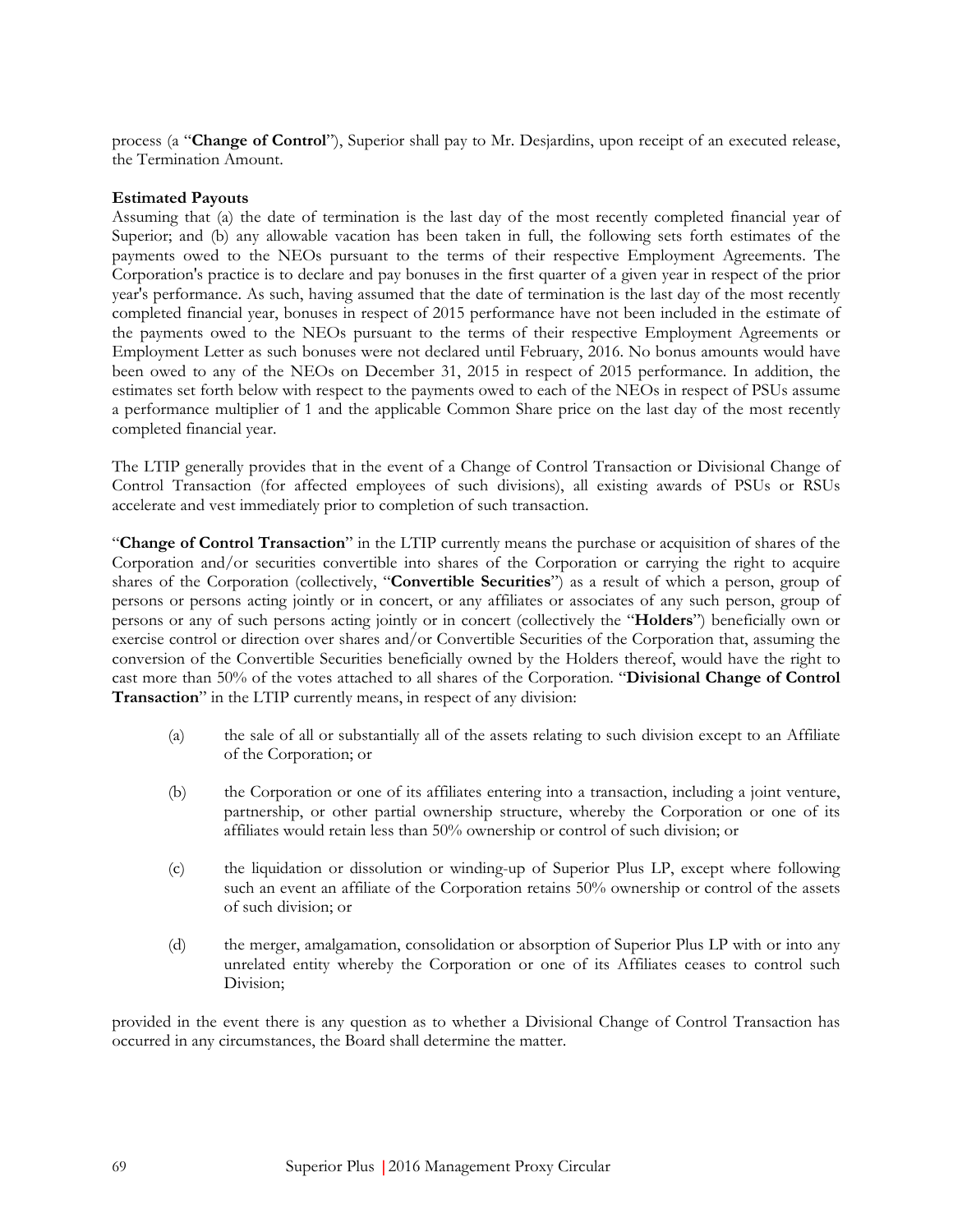process (a "**Change of Control**"), Superior shall pay to Mr. Desjardins, upon receipt of an executed release, the Termination Amount.

**Estimated Payouts**

Assuming that (a) the date of termination is the last day of the most recently completed financial year of Superior; and (b) any allowable vacation has been taken in full, the following sets forth estimates of the payments owed to the NEOs pursuant to the terms of their respective Employment Agreements. The Corporation's practice is to declare and pay bonuses in the first quarter of a given year in respect of the prior year's performance. As such, having assumed that the date of termination is the last day of the most recently completed financial year, bonuses in respect of 2015 performance have not been included in the estimate of the payments owed to the NEOs pursuant to the terms of their respective Employment Agreements or Employment Letter as such bonuses were not declared until February, 2016. No bonus amounts would have been owed to any of the NEOs on December 31, 2015 in respect of 2015 performance. In addition, the estimates set forth below with respect to the payments owed to each of the NEOs in respect of PSUs assume a performance multiplier of 1 and the applicable Common Share price on the last day of the most recently completed financial year.

The LTIP generally provides that in the event of a Change of Control Transaction or Divisional Change of Control Transaction (for affected employees of such divisions), all existing awards of PSUs or RSUs accelerate and vest immediately prior to completion of such transaction.

"**Change of Control Transaction**" in the LTIP currently means the purchase or acquisition of shares of the Corporation and/or securities convertible into shares of the Corporation or carrying the right to acquire shares of the Corporation (collectively, "**Convertible Securities**") as a result of which a person, group of persons or persons acting jointly or in concert, or any affiliates or associates of any such person, group of persons or any of such persons acting jointly or in concert (collectively the "**Holders**") beneficially own or exercise control or direction over shares and/or Convertible Securities of the Corporation that, assuming the conversion of the Convertible Securities beneficially owned by the Holders thereof, would have the right to cast more than 50% of the votes attached to all shares of the Corporation. "**Divisional Change of Control Transaction**" in the LTIP currently means, in respect of any division:

(a) the sale of all or substantially all of the assets relating to such division except to an Affiliate of the Corporation; or

(b) the Corporation or one of its affiliates entering into a transaction, including a joint venture, partnership, or other partial ownership structure, whereby the Corporation or one of its affiliates would retain less than 50% ownership or control of such division; or

(c) the liquidation or dissolution or winding-up of Superior Plus LP, except where following such an event an affiliate of the Corporation retains 50% ownership or control of the assets of such division; or

(d) the merger, amalgamation, consolidation or absorption of Superior Plus LP with or into any unrelated entity whereby the Corporation or one of its Affiliates ceases to control such Division;

provided in the event there is any question as to whether a Divisional Change of Control Transaction has occurred in any circumstances, the Board shall determine the matter.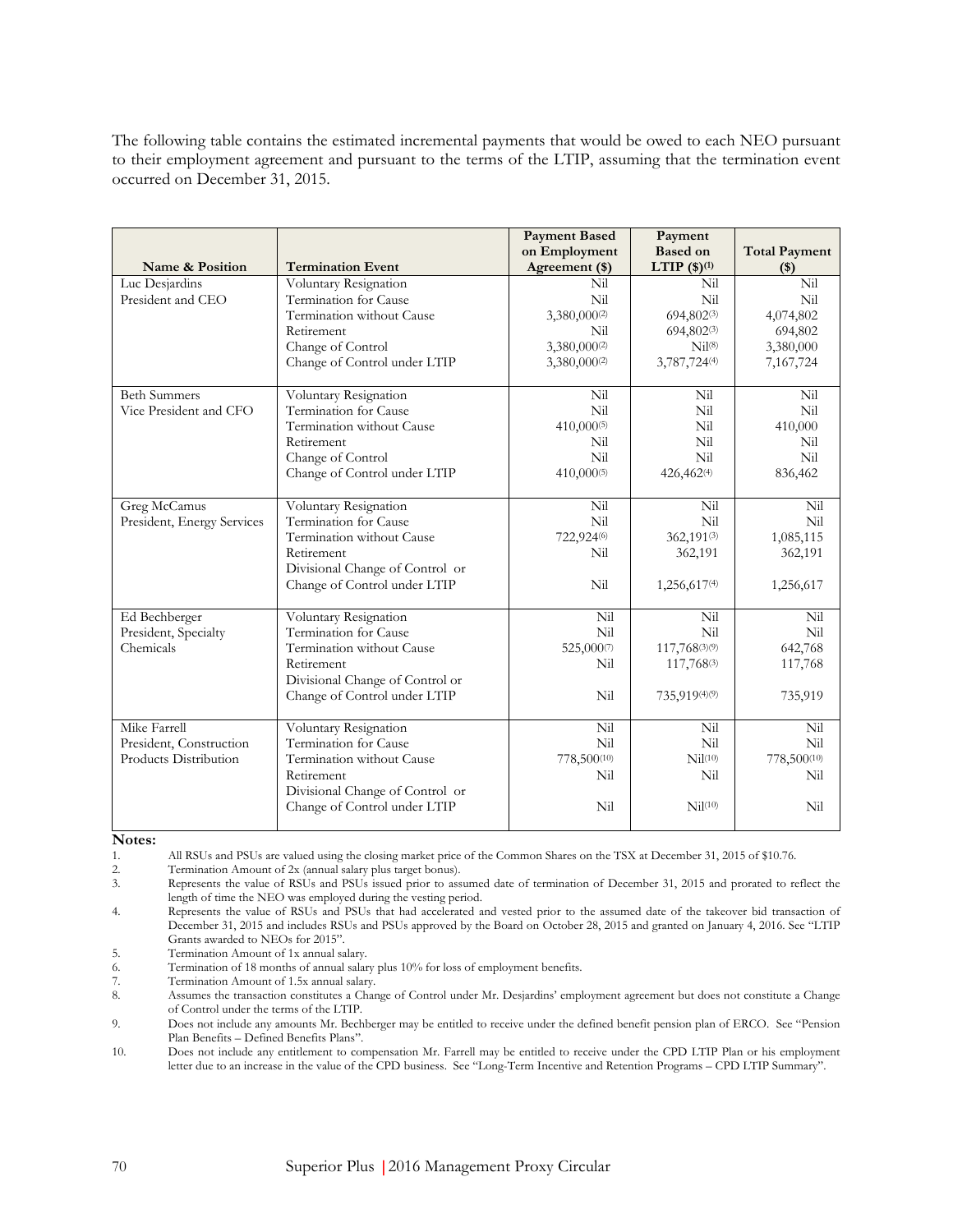The following table contains the estimated incremental payments that would be owed to each NEO pursuant to their employment agreement and pursuant to the terms of the LTIP, assuming that the termination event occurred on December 31, 2015.

| Name & Position | Termination Event | Payment Based on Employment Agreement ($) | Payment Based on LTIP ($)[(1)] | Total Payment ($) |
|---|---|---|---|---|
| Luc Desjardins<br>President and CEO | Voluntary Resignation | Nil | Nil | Nil |
| | Termination for Cause | Nil | Nil | Nil |
| | Termination without Cause | 3,380,000[(2)] | 694,802[(3)] | 4,074,802 |
| | Retirement | Nil | 694,802[(3)] | 694,802 |
| | Change of Control | 3,380,000[(2)] | Nil[(8)] | 3,380,000 |
| | Change of Control under LTIP | 3,380,000[(2)] | 3,787,724[(4)] | 7,167,724 |
| Beth Summers<br>Vice President and CFO | Voluntary Resignation | Nil | Nil | Nil |
| | Termination for Cause | Nil | Nil | Nil |
| | Termination without Cause | 410,000[(5)] | Nil | 410,000 |
| | Retirement | Nil | Nil | Nil |
| | Change of Control | Nil | Nil | Nil |
| | Change of Control under LTIP | 410,000[(5)] | 426,462[(4)] | 836,462 |
| Greg McCamus<br>President, Energy Services | Voluntary Resignation | Nil | Nil | Nil |
| | Termination for Cause | Nil | Nil | Nil |
| | Termination without Cause | 722,924[(6)] | 362,191[(3)] | 1,085,115 |
| | Retirement | Nil | 362,191 | 362,191 |
| | Divisional Change of Control or Change of Control under LTIP | Nil | 1,256,617[(4)] | 1,256,617 |
| Ed Bechberger<br>President, Specialty Chemicals | Voluntary Resignation | Nil | Nil | Nil |
| | Termination for Cause | Nil | Nil | Nil |
| | Termination without Cause | 525,000[(7)] | 117,768[(3)(9)] | 642,768 |
| | Retirement | Nil | 117,768[(3)] | 117,768 |
| | Divisional Change of Control or Change of Control under LTIP | Nil | 735,919[(4)(9)] | 735,919 |
| Mike Farrell<br>President, Construction Products Distribution | Voluntary Resignation | Nil | Nil | Nil |
| | Termination for Cause | Nil | Nil | Nil |
| | Termination without Cause | 778,500[(10)] | Nil[(10)] | 778,500[(10)] |
| | Retirement | Nil | Nil | Nil |
| | Divisional Change of Control or Change of Control under LTIP | Nil | Nil[(10)] | Nil |

**Notes:**

1. All RSUs and PSUs are valued using the closing market price of the Common Shares on the TSX at December 31, 2015 of $10.76.
2. Termination Amount of 2x (annual salary plus target bonus).
3. Represents the value of RSUs and PSUs issued prior to assumed date of termination of December 31, 2015 and prorated to reflect the length of time the NEO was employed during the vesting period.
4. Represents the value of RSUs and PSUs that had accelerated and vested prior to the assumed date of the takeover bid transaction of December 31, 2015 and includes RSUs and PSUs approved by the Board on October 28, 2015 and granted on January 4, 2016. See "LTIP Grants awarded to NEOs for 2015".
5. Termination Amount of 1x annual salary.
6. Termination of 18 months of annual salary plus 10% for loss of employment benefits.
7. Termination Amount of 1.5x annual salary.
8. Assumes the transaction constitutes a Change of Control under Mr. Desjardins' employment agreement but does not constitute a Change of Control under the terms of the LTIP.
9. Does not include any amounts Mr. Bechberger may be entitled to receive under the defined benefit pension plan of ERCO. See "Pension Plan Benefits – Defined Benefits Plans".
10. Does not include any entitlement to compensation Mr. Farrell may be entitled to receive under the CPD LTIP Plan or his employment letter due to an increase in the value of the CPD business. See "Long-Term Incentive and Retention Programs – CPD LTIP Summary".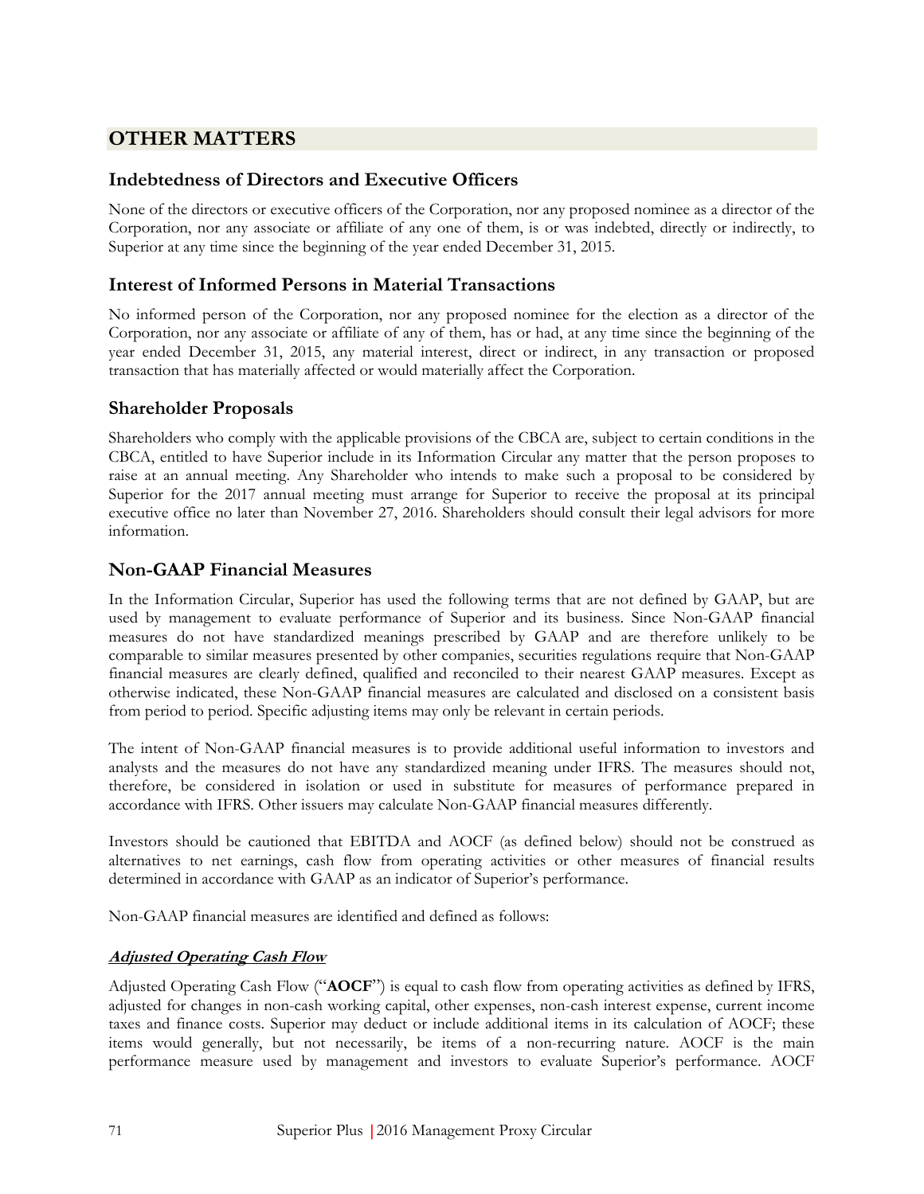## OTHER MATTERS

### Indebtedness of Directors and Executive Officers

None of the directors or executive officers of the Corporation, nor any proposed nominee as a director of the Corporation, nor any associate or affiliate of any one of them, is or was indebted, directly or indirectly, to Superior at any time since the beginning of the year ended December 31, 2015.

### Interest of Informed Persons in Material Transactions

No informed person of the Corporation, nor any proposed nominee for the election as a director of the Corporation, nor any associate or affiliate of any of them, has or had, at any time since the beginning of the year ended December 31, 2015, any material interest, direct or indirect, in any transaction or proposed transaction that has materially affected or would materially affect the Corporation.

### Shareholder Proposals

Shareholders who comply with the applicable provisions of the CBCA are, subject to certain conditions in the CBCA, entitled to have Superior include in its Information Circular any matter that the person proposes to raise at an annual meeting. Any Shareholder who intends to make such a proposal to be considered by Superior for the 2017 annual meeting must arrange for Superior to receive the proposal at its principal executive office no later than November 27, 2016. Shareholders should consult their legal advisors for more information.

### Non-GAAP Financial Measures

In the Information Circular, Superior has used the following terms that are not defined by GAAP, but are used by management to evaluate performance of Superior and its business. Since Non-GAAP financial measures do not have standardized meanings prescribed by GAAP and are therefore unlikely to be comparable to similar measures presented by other companies, securities regulations require that Non-GAAP financial measures are clearly defined, qualified and reconciled to their nearest GAAP measures. Except as otherwise indicated, these Non-GAAP financial measures are calculated and disclosed on a consistent basis from period to period. Specific adjusting items may only be relevant in certain periods.

The intent of Non-GAAP financial measures is to provide additional useful information to investors and analysts and the measures do not have any standardized meaning under IFRS. The measures should not, therefore, be considered in isolation or used in substitute for measures of performance prepared in accordance with IFRS. Other issuers may calculate Non-GAAP financial measures differently.

Investors should be cautioned that EBITDA and AOCF (as defined below) should not be construed as alternatives to net earnings, cash flow from operating activities or other measures of financial results determined in accordance with GAAP as an indicator of Superior's performance.

Non-GAAP financial measures are identified and defined as follows:

***Adjusted Operating Cash Flow***

Adjusted Operating Cash Flow ("**AOCF**") is equal to cash flow from operating activities as defined by IFRS, adjusted for changes in non-cash working capital, other expenses, non-cash interest expense, current income taxes and finance costs. Superior may deduct or include additional items in its calculation of AOCF; these items would generally, but not necessarily, be items of a non-recurring nature. AOCF is the main performance measure used by management and investors to evaluate Superior's performance. AOCF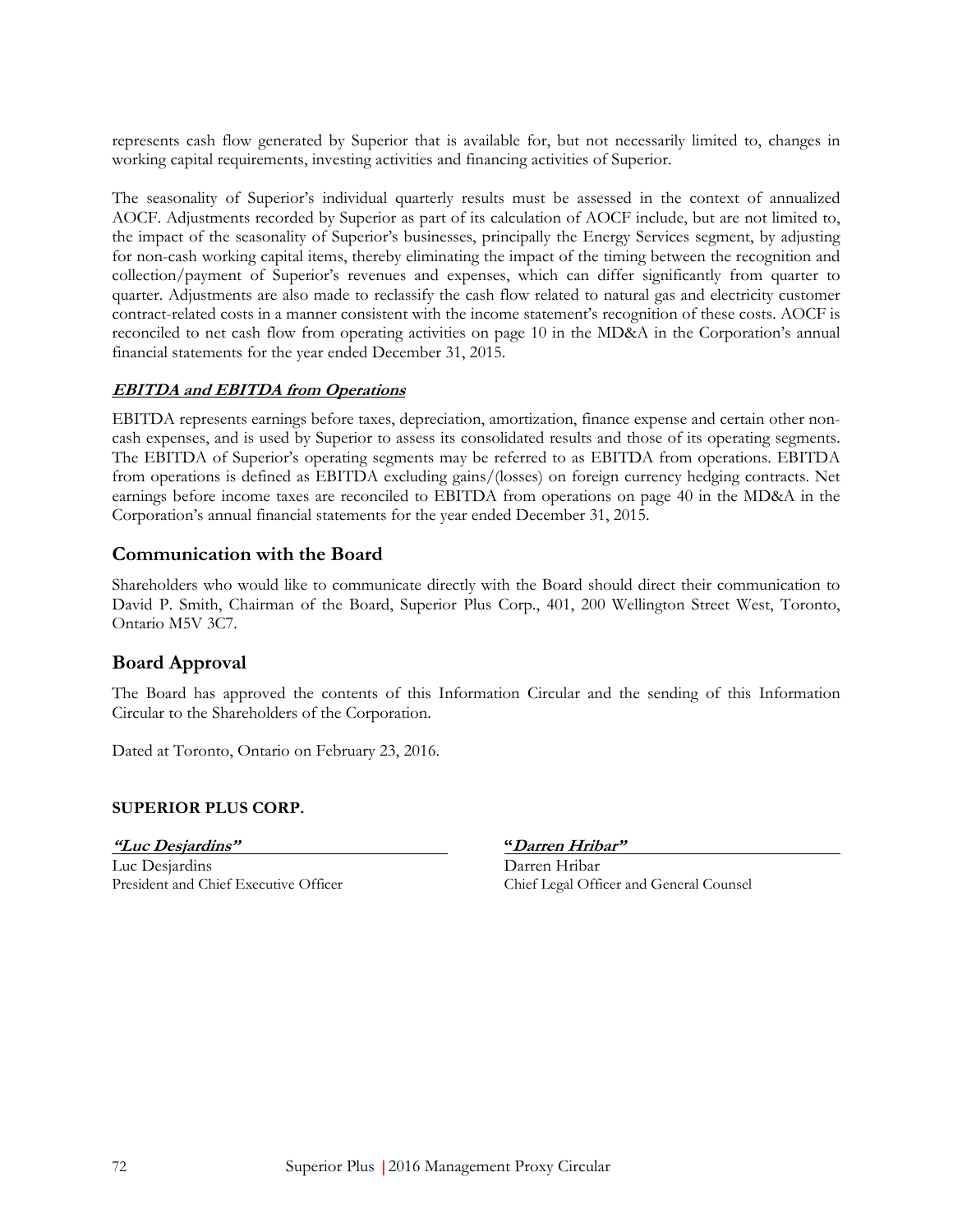represents cash flow generated by Superior that is available for, but not necessarily limited to, changes in working capital requirements, investing activities and financing activities of Superior.

The seasonality of Superior's individual quarterly results must be assessed in the context of annualized AOCF. Adjustments recorded by Superior as part of its calculation of AOCF include, but are not limited to, the impact of the seasonality of Superior's businesses, principally the Energy Services segment, by adjusting for non-cash working capital items, thereby eliminating the impact of the timing between the recognition and collection/payment of Superior's revenues and expenses, which can differ significantly from quarter to quarter. Adjustments are also made to reclassify the cash flow related to natural gas and electricity customer contract-related costs in a manner consistent with the income statement's recognition of these costs. AOCF is reconciled to net cash flow from operating activities on page 10 in the MD&A in the Corporation's annual financial statements for the year ended December 31, 2015.

### ***EBITDA and EBITDA from Operations***

EBITDA represents earnings before taxes, depreciation, amortization, finance expense and certain other non-cash expenses, and is used by Superior to assess its consolidated results and those of its operating segments. The EBITDA of Superior's operating segments may be referred to as EBITDA from operations. EBITDA from operations is defined as EBITDA excluding gains/(losses) on foreign currency hedging contracts. Net earnings before income taxes are reconciled to EBITDA from operations on page 40 in the MD&A in the Corporation's annual financial statements for the year ended December 31, 2015.

## Communication with the Board

Shareholders who would like to communicate directly with the Board should direct their communication to David P. Smith, Chairman of the Board, Superior Plus Corp., 401, 200 Wellington Street West, Toronto, Ontario M5V 3C7.

## Board Approval

The Board has approved the contents of this Information Circular and the sending of this Information Circular to the Shareholders of the Corporation.

Dated at Toronto, Ontario on February 23, 2016.

**SUPERIOR PLUS CORP.**

***"Luc Desjardins"***
Luc Desjardins
President and Chief Executive Officer

***"Darren Hribar"***
Darren Hribar
Chief Legal Officer and General Counsel